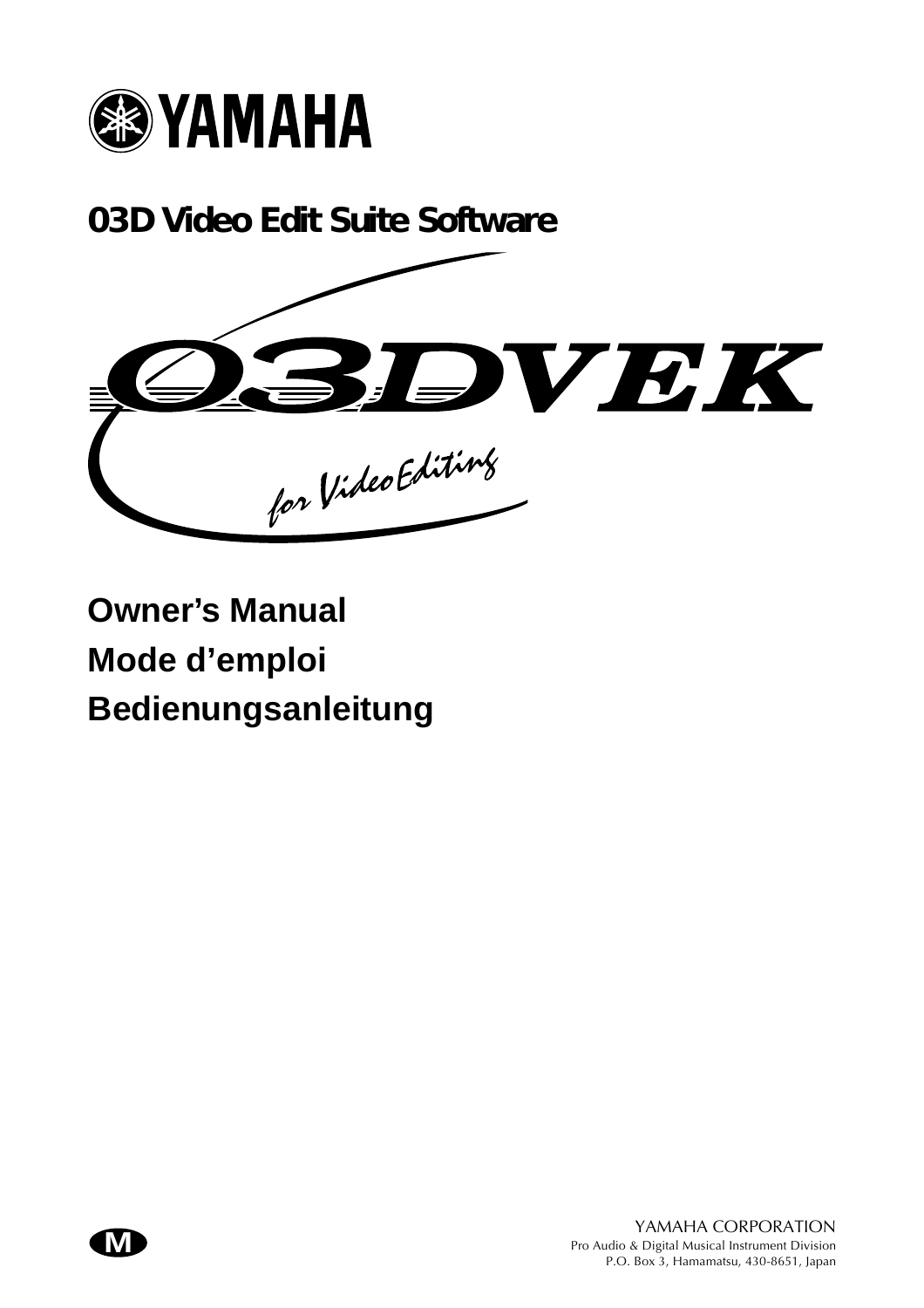YAMAHA

# 03D Video Edit Suite Software

03DVEK

for Video Editing

## Owner's Manual

## Mode d'emploi

## Bedienungsanleitung

M

YAMAHA CORPORATION
Pro Audio & Digital Musical Instrument Division
P.O. Box 3, Hamamatsu, 430-8651, Japan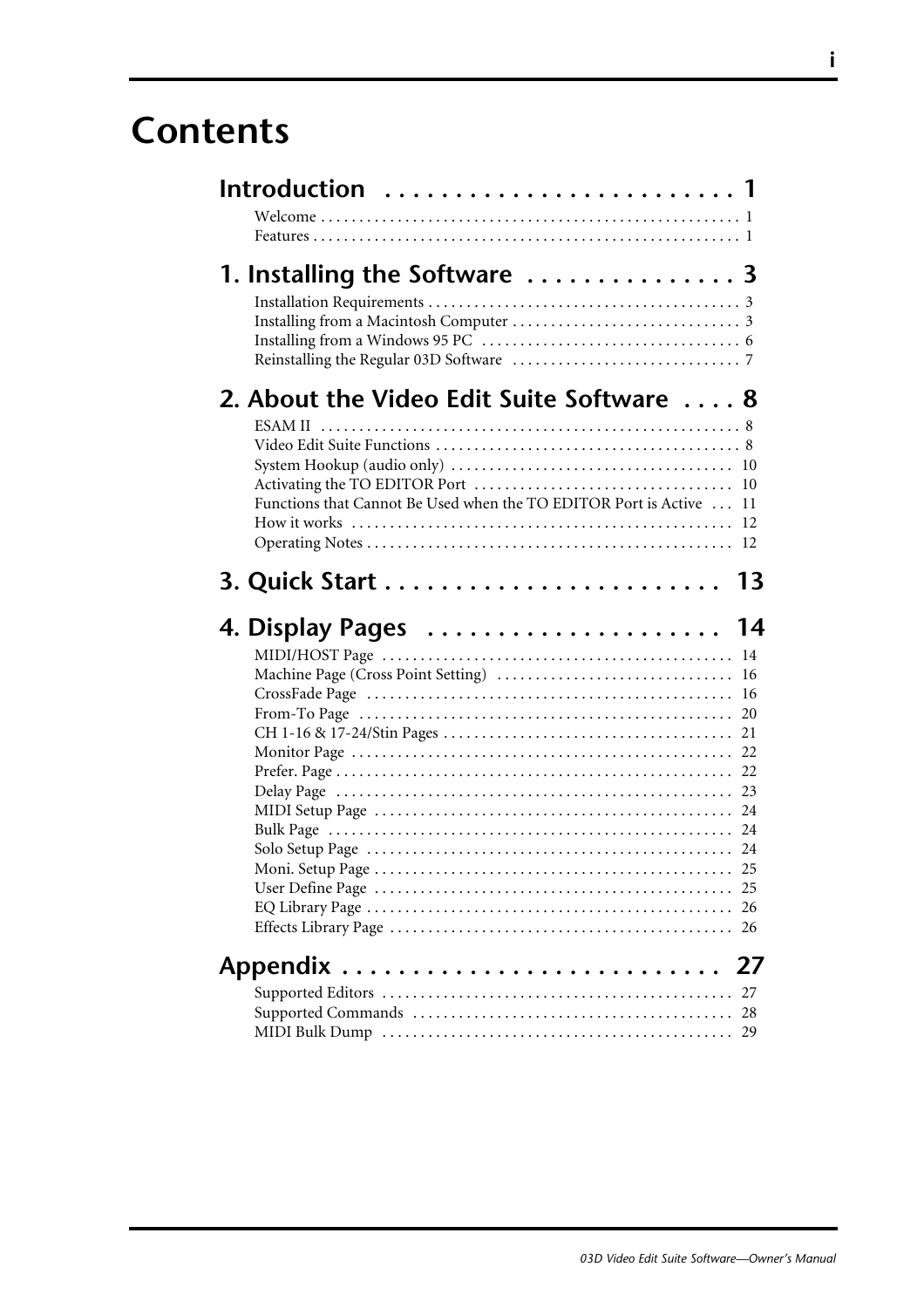# Contents

## Introduction . . . . . . . . . . . . . . . . . . . . . . . . 1

Welcome . . . . . . . . . . . . . . . . . . . . . . . . . . . . . . . . . . . . . . . . . . . . . . . . . . . . . . 1
Features . . . . . . . . . . . . . . . . . . . . . . . . . . . . . . . . . . . . . . . . . . . . . . . . . . . . . . 1

## 1. Installing the Software . . . . . . . . . . . . . . . 3

Installation Requirements . . . . . . . . . . . . . . . . . . . . . . . . . . . . . . . . . . . . . . . . 3
Installing from a Macintosh Computer . . . . . . . . . . . . . . . . . . . . . . . . . . . . . 3
Installing from a Windows 95 PC . . . . . . . . . . . . . . . . . . . . . . . . . . . . . . . . . 6
Reinstalling the Regular 03D Software . . . . . . . . . . . . . . . . . . . . . . . . . . . . . 7

## 2. About the Video Edit Suite Software . . . . 8

ESAM II . . . . . . . . . . . . . . . . . . . . . . . . . . . . . . . . . . . . . . . . . . . . . . . . . . . . . 8
Video Edit Suite Functions . . . . . . . . . . . . . . . . . . . . . . . . . . . . . . . . . . . . . . . 8
System Hookup (audio only) . . . . . . . . . . . . . . . . . . . . . . . . . . . . . . . . . . . . 10
Activating the TO EDITOR Port . . . . . . . . . . . . . . . . . . . . . . . . . . . . . . . . . 10
Functions that Cannot Be Used when the TO EDITOR Port is Active . . . 11
How it works . . . . . . . . . . . . . . . . . . . . . . . . . . . . . . . . . . . . . . . . . . . . . . . . . 12
Operating Notes . . . . . . . . . . . . . . . . . . . . . . . . . . . . . . . . . . . . . . . . . . . . . . . 12

## 3. Quick Start . . . . . . . . . . . . . . . . . . . . . . . . 13

## 4. Display Pages . . . . . . . . . . . . . . . . . . . . . 14

MIDI/HOST Page . . . . . . . . . . . . . . . . . . . . . . . . . . . . . . . . . . . . . . . . . . . . . 14
Machine Page (Cross Point Setting) . . . . . . . . . . . . . . . . . . . . . . . . . . . . . . 16
CrossFade Page . . . . . . . . . . . . . . . . . . . . . . . . . . . . . . . . . . . . . . . . . . . . . . . 16
From-To Page . . . . . . . . . . . . . . . . . . . . . . . . . . . . . . . . . . . . . . . . . . . . . . . . 20
CH 1-16 & 17-24/Stin Pages . . . . . . . . . . . . . . . . . . . . . . . . . . . . . . . . . . . . . 21
Monitor Page . . . . . . . . . . . . . . . . . . . . . . . . . . . . . . . . . . . . . . . . . . . . . . . . . 22
Prefer. Page . . . . . . . . . . . . . . . . . . . . . . . . . . . . . . . . . . . . . . . . . . . . . . . . . . 22
Delay Page . . . . . . . . . . . . . . . . . . . . . . . . . . . . . . . . . . . . . . . . . . . . . . . . . . . 23
MIDI Setup Page . . . . . . . . . . . . . . . . . . . . . . . . . . . . . . . . . . . . . . . . . . . . . . 24
Bulk Page . . . . . . . . . . . . . . . . . . . . . . . . . . . . . . . . . . . . . . . . . . . . . . . . . . . . 24
Solo Setup Page . . . . . . . . . . . . . . . . . . . . . . . . . . . . . . . . . . . . . . . . . . . . . . . 24
Moni. Setup Page . . . . . . . . . . . . . . . . . . . . . . . . . . . . . . . . . . . . . . . . . . . . . . 25
User Define Page . . . . . . . . . . . . . . . . . . . . . . . . . . . . . . . . . . . . . . . . . . . . . . 25
EQ Library Page . . . . . . . . . . . . . . . . . . . . . . . . . . . . . . . . . . . . . . . . . . . . . . . 26
Effects Library Page . . . . . . . . . . . . . . . . . . . . . . . . . . . . . . . . . . . . . . . . . . . . 26

## Appendix . . . . . . . . . . . . . . . . . . . . . . . . . . 27

Supported Editors . . . . . . . . . . . . . . . . . . . . . . . . . . . . . . . . . . . . . . . . . . . . . 27
Supported Commands . . . . . . . . . . . . . . . . . . . . . . . . . . . . . . . . . . . . . . . . . . 28
MIDI Bulk Dump . . . . . . . . . . . . . . . . . . . . . . . . . . . . . . . . . . . . . . . . . . . . . 29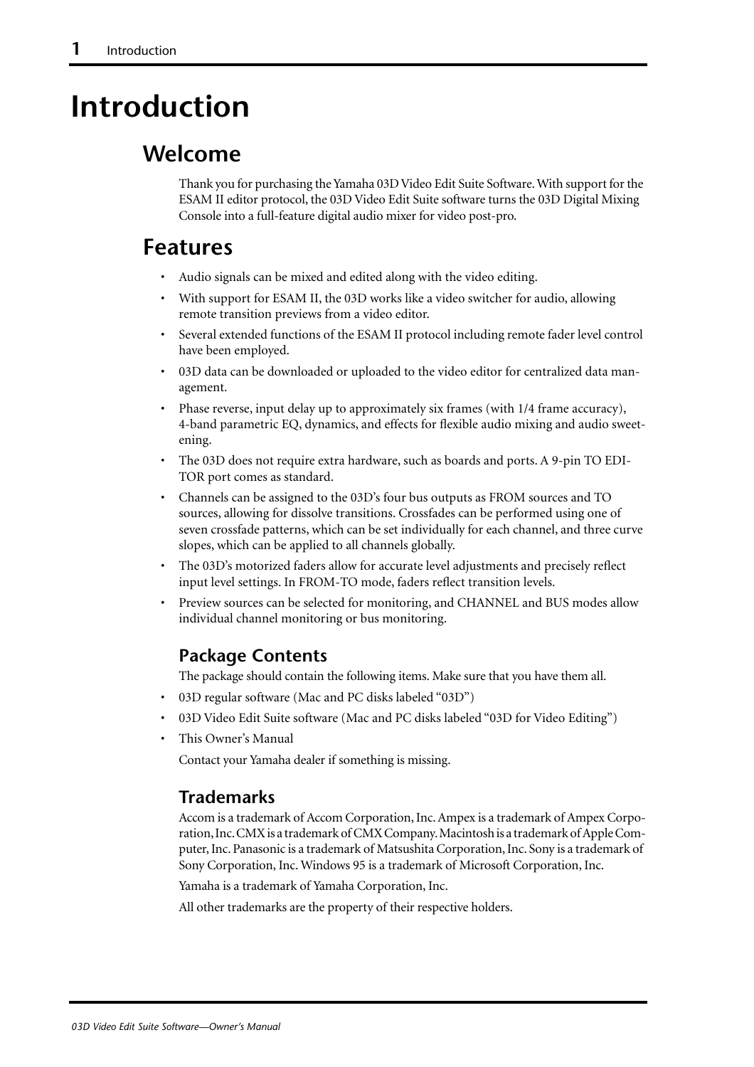# Introduction

## Welcome

Thank you for purchasing the Yamaha 03D Video Edit Suite Software. With support for the ESAM II editor protocol, the 03D Video Edit Suite software turns the 03D Digital Mixing Console into a full-feature digital audio mixer for video post-pro.

## Features

- Audio signals can be mixed and edited along with the video editing.
- With support for ESAM II, the 03D works like a video switcher for audio, allowing remote transition previews from a video editor.
- Several extended functions of the ESAM II protocol including remote fader level control have been employed.
- 03D data can be downloaded or uploaded to the video editor for centralized data management.
- Phase reverse, input delay up to approximately six frames (with 1/4 frame accuracy), 4-band parametric EQ, dynamics, and effects for flexible audio mixing and audio sweetening.
- The 03D does not require extra hardware, such as boards and ports. A 9-pin TO EDITOR port comes as standard.
- Channels can be assigned to the 03D's four bus outputs as FROM sources and TO sources, allowing for dissolve transitions. Crossfades can be performed using one of seven crossfade patterns, which can be set individually for each channel, and three curve slopes, which can be applied to all channels globally.
- The 03D's motorized faders allow for accurate level adjustments and precisely reflect input level settings. In FROM-TO mode, faders reflect transition levels.
- Preview sources can be selected for monitoring, and CHANNEL and BUS modes allow individual channel monitoring or bus monitoring.

### Package Contents

The package should contain the following items. Make sure that you have them all.

- 03D regular software (Mac and PC disks labeled "03D")
- 03D Video Edit Suite software (Mac and PC disks labeled "03D for Video Editing")
- This Owner's Manual

Contact your Yamaha dealer if something is missing.

### Trademarks

Accom is a trademark of Accom Corporation, Inc. Ampex is a trademark of Ampex Corporation, Inc. CMX is a trademark of CMX Company. Macintosh is a trademark of Apple Computer, Inc. Panasonic is a trademark of Matsushita Corporation, Inc. Sony is a trademark of Sony Corporation, Inc. Windows 95 is a trademark of Microsoft Corporation, Inc.

Yamaha is a trademark of Yamaha Corporation, Inc.

All other trademarks are the property of their respective holders.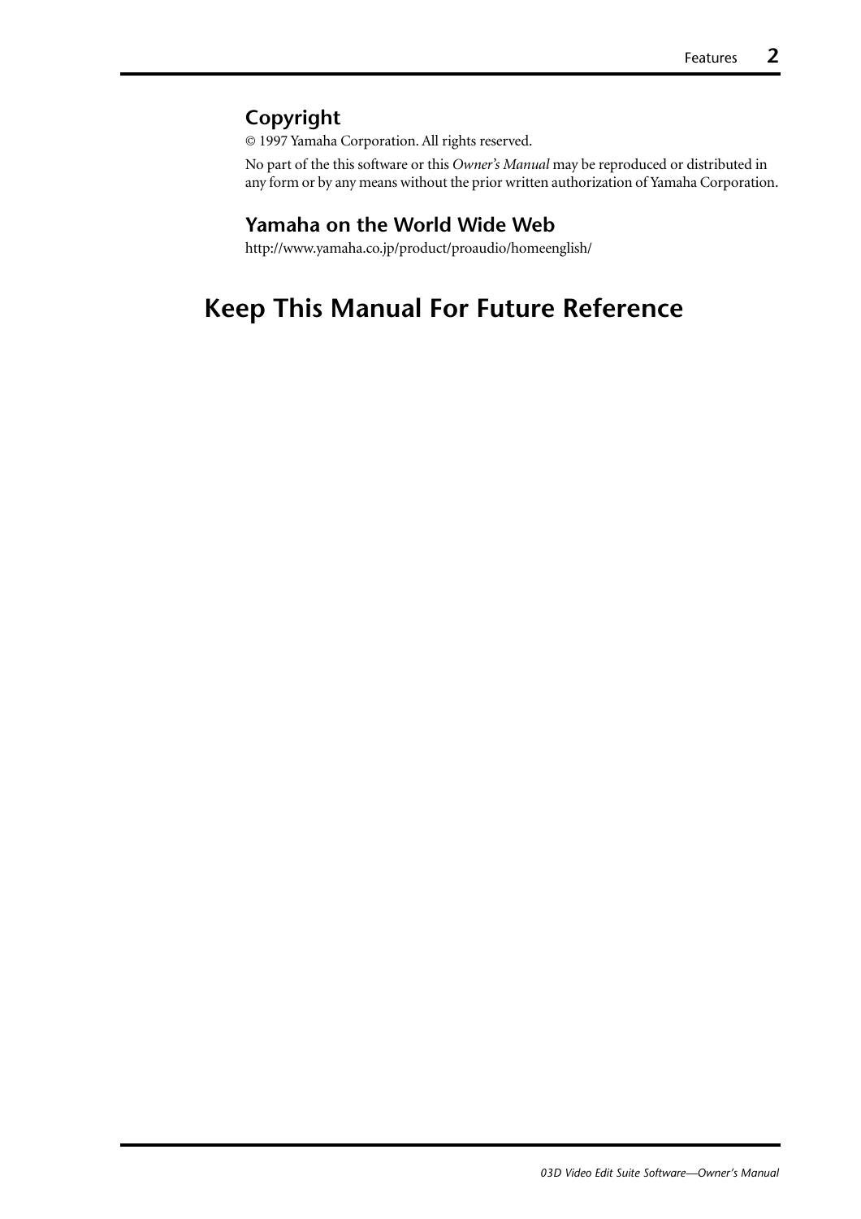### Copyright

© 1997 Yamaha Corporation. All rights reserved.

No part of the this software or this *Owner's Manual* may be reproduced or distributed in any form or by any means without the prior written authorization of Yamaha Corporation.

### Yamaha on the World Wide Web

http://www.yamaha.co.jp/product/proaudio/homeenglish/

## Keep This Manual For Future Reference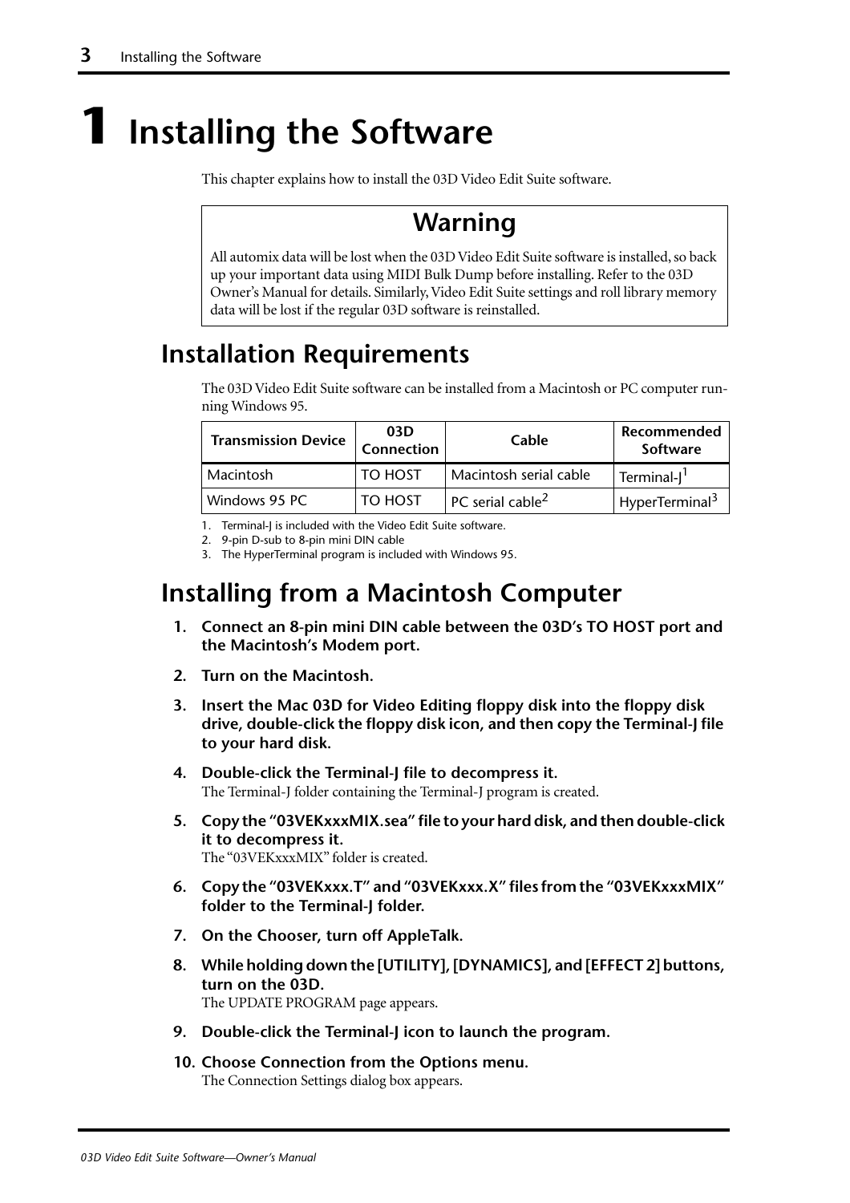# 1 Installing the Software

This chapter explains how to install the 03D Video Edit Suite software.

> **Warning**
>
> All automix data will be lost when the 03D Video Edit Suite software is installed, so back up your important data using MIDI Bulk Dump before installing. Refer to the 03D Owner's Manual for details. Similarly, Video Edit Suite settings and roll library memory data will be lost if the regular 03D software is reinstalled.

## Installation Requirements

The 03D Video Edit Suite software can be installed from a Macintosh or PC computer running Windows 95.

| Transmission Device | 03D Connection | Cable | Recommended Software |
|---|---|---|---|
| Macintosh | TO HOST | Macintosh serial cable | Terminal-J[1] |
| Windows 95 PC | TO HOST | PC serial cable[2] | HyperTerminal[3] |

1. Terminal-J is included with the Video Edit Suite software.
2. 9-pin D-sub to 8-pin mini DIN cable
3. The HyperTerminal program is included with Windows 95.

## Installing from a Macintosh Computer

1. **Connect an 8-pin mini DIN cable between the 03D's TO HOST port and the Macintosh's Modem port.**
2. **Turn on the Macintosh.**
3. **Insert the Mac 03D for Video Editing floppy disk into the floppy disk drive, double-click the floppy disk icon, and then copy the Terminal-J file to your hard disk.**
4. **Double-click the Terminal-J file to decompress it.**
   The Terminal-J folder containing the Terminal-J program is created.
5. **Copy the "03VEKxxxMIX.sea" file to your hard disk, and then double-click it to decompress it.**
   The "03VEKxxxMIX" folder is created.
6. **Copy the "03VEKxxx.T" and "03VEKxxx.X" files from the "03VEKxxxMIX" folder to the Terminal-J folder.**
7. **On the Chooser, turn off AppleTalk.**
8. **While holding down the [UTILITY], [DYNAMICS], and [EFFECT 2] buttons, turn on the 03D.**
   The UPDATE PROGRAM page appears.
9. **Double-click the Terminal-J icon to launch the program.**
10. **Choose Connection from the Options menu.**
    The Connection Settings dialog box appears.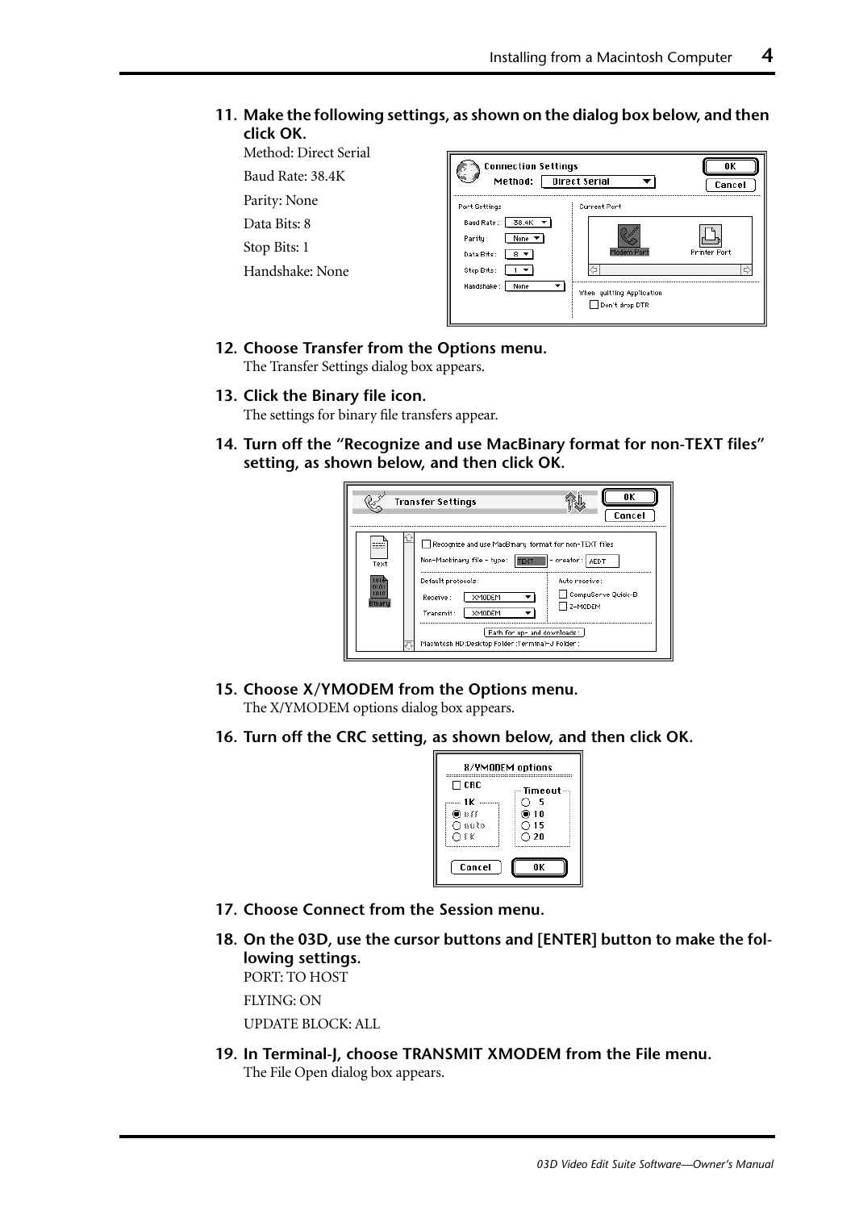11. **Make the following settings, as shown on the dialog box below, and then click OK.**

    Method: Direct Serial

    Baud Rate: 38.4K

    Parity: None

    Data Bits: 8

    Stop Bits: 1

    Handshake: None

12. **Choose Transfer from the Options menu.**

    The Transfer Settings dialog box appears.

13. **Click the Binary file icon.**

    The settings for binary file transfers appear.

14. **Turn off the "Recognize and use MacBinary format for non-TEXT files" setting, as shown below, and then click OK.**

15. **Choose X/YMODEM from the Options menu.**

    The X/YMODEM options dialog box appears.

16. **Turn off the CRC setting, as shown below, and then click OK.**

17. **Choose Connect from the Session menu.**

18. **On the 03D, use the cursor buttons and [ENTER] button to make the following settings.**

    PORT: TO HOST

    FLYING: ON

    UPDATE BLOCK: ALL

19. **In Terminal-J, choose TRANSMIT XMODEM from the File menu.**

    The File Open dialog box appears.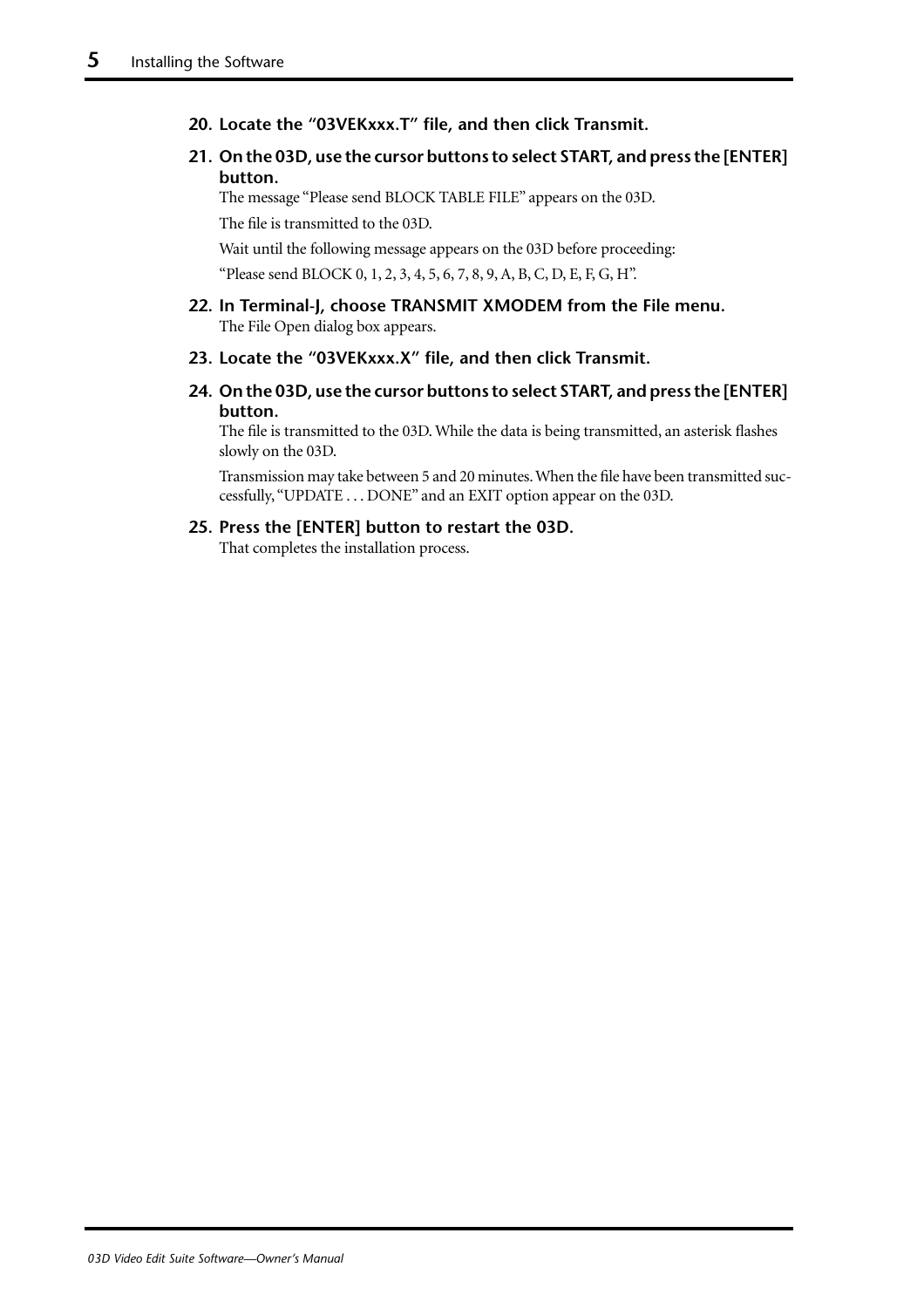**20. Locate the "03VEKxxx.T" file, and then click Transmit.**

**21. On the 03D, use the cursor buttons to select START, and press the [ENTER] button.**

The message "Please send BLOCK TABLE FILE" appears on the 03D.

The file is transmitted to the 03D.

Wait until the following message appears on the 03D before proceeding:

"Please send BLOCK 0, 1, 2, 3, 4, 5, 6, 7, 8, 9, A, B, C, D, E, F, G, H".

**22. In Terminal-J, choose TRANSMIT XMODEM from the File menu.**

The File Open dialog box appears.

**23. Locate the "03VEKxxx.X" file, and then click Transmit.**

**24. On the 03D, use the cursor buttons to select START, and press the [ENTER] button.**

The file is transmitted to the 03D. While the data is being transmitted, an asterisk flashes slowly on the 03D.

Transmission may take between 5 and 20 minutes. When the file have been transmitted successfully, "UPDATE . . . DONE" and an EXIT option appear on the 03D.

**25. Press the [ENTER] button to restart the 03D.**

That completes the installation process.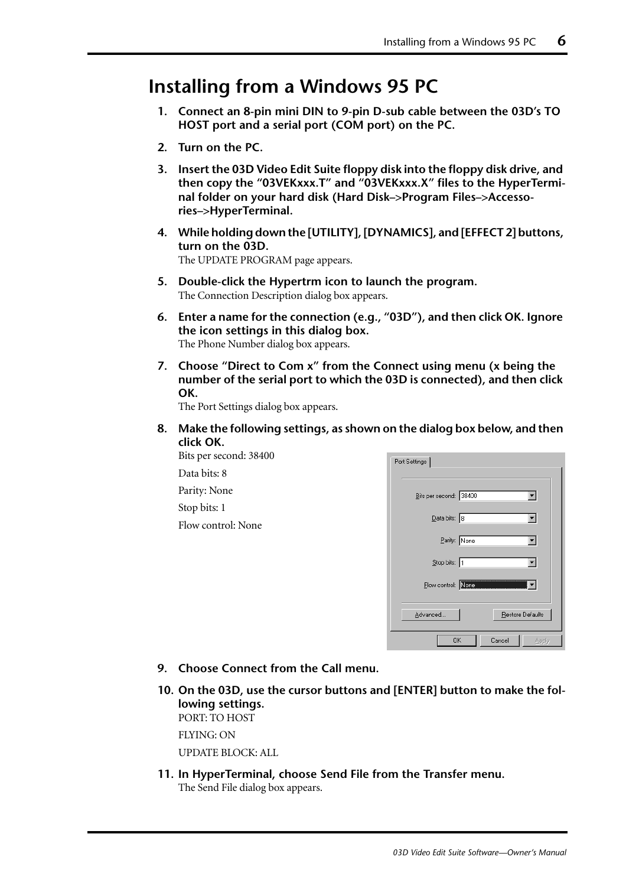# Installing from a Windows 95 PC

1. **Connect an 8-pin mini DIN to 9-pin D-sub cable between the 03D's TO HOST port and a serial port (COM port) on the PC.**

2. **Turn on the PC.**

3. **Insert the 03D Video Edit Suite floppy disk into the floppy disk drive, and then copy the "03VEKxxx.T" and "03VEKxxx.X" files to the HyperTerminal folder on your hard disk (Hard Disk–>Program Files–>Accessories–>HyperTerminal.**

4. **While holding down the [UTILITY], [DYNAMICS], and [EFFECT 2] buttons, turn on the 03D.**
   The UPDATE PROGRAM page appears.

5. **Double-click the Hypertrm icon to launch the program.**
   The Connection Description dialog box appears.

6. **Enter a name for the connection (e.g., "03D"), and then click OK. Ignore the icon settings in this dialog box.**
   The Phone Number dialog box appears.

7. **Choose "Direct to Com x" from the Connect using menu (x being the number of the serial port to which the 03D is connected), and then click OK.**
   The Port Settings dialog box appears.

8. **Make the following settings, as shown on the dialog box below, and then click OK.**
   Bits per second: 38400
   
   Data bits: 8
   
   Parity: None
   
   Stop bits: 1
   
   Flow control: None

9. **Choose Connect from the Call menu.**

10. **On the 03D, use the cursor buttons and [ENTER] button to make the following settings.**
    PORT: TO HOST
    
    FLYING: ON
    
    UPDATE BLOCK: ALL

11. **In HyperTerminal, choose Send File from the Transfer menu.**
    The Send File dialog box appears.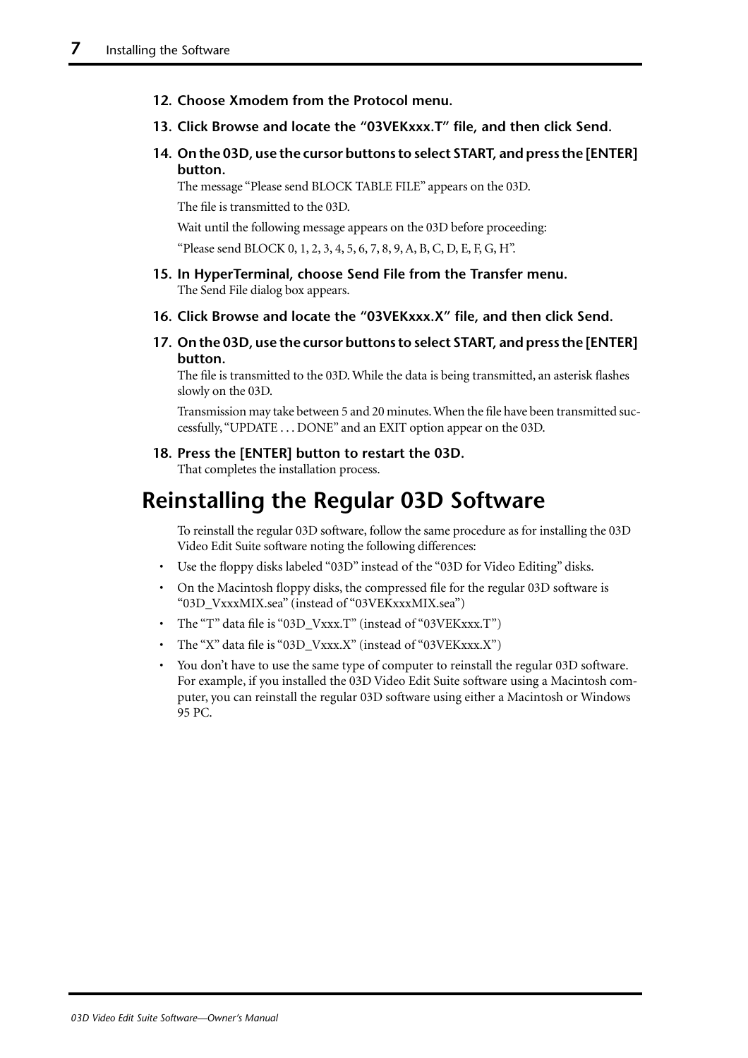12. **Choose Xmodem from the Protocol menu.**

13. **Click Browse and locate the “03VEKxxx.T” file, and then click Send.**

14. **On the 03D, use the cursor buttons to select START, and press the [ENTER] button.**

    The message “Please send BLOCK TABLE FILE” appears on the 03D.

    The file is transmitted to the 03D.

    Wait until the following message appears on the 03D before proceeding:

    “Please send BLOCK 0, 1, 2, 3, 4, 5, 6, 7, 8, 9, A, B, C, D, E, F, G, H”.

15. **In HyperTerminal, choose Send File from the Transfer menu.**

    The Send File dialog box appears.

16. **Click Browse and locate the “03VEKxxx.X” file, and then click Send.**

17. **On the 03D, use the cursor buttons to select START, and press the [ENTER] button.**

    The file is transmitted to the 03D. While the data is being transmitted, an asterisk flashes slowly on the 03D.

    Transmission may take between 5 and 20 minutes. When the file have been transmitted successfully, “UPDATE . . . DONE” and an EXIT option appear on the 03D.

18. **Press the [ENTER] button to restart the 03D.**

    That completes the installation process.

# Reinstalling the Regular 03D Software

To reinstall the regular 03D software, follow the same procedure as for installing the 03D Video Edit Suite software noting the following differences:

- Use the floppy disks labeled “03D” instead of the “03D for Video Editing” disks.
- On the Macintosh floppy disks, the compressed file for the regular 03D software is “03D_VxxxMIX.sea” (instead of “03VEKxxxMIX.sea”)
- The “T” data file is “03D_Vxxx.T” (instead of “03VEKxxx.T”)
- The “X” data file is “03D_Vxxx.X” (instead of “03VEKxxx.X”)
- You don’t have to use the same type of computer to reinstall the regular 03D software. For example, if you installed the 03D Video Edit Suite software using a Macintosh computer, you can reinstall the regular 03D software using either a Macintosh or Windows 95 PC.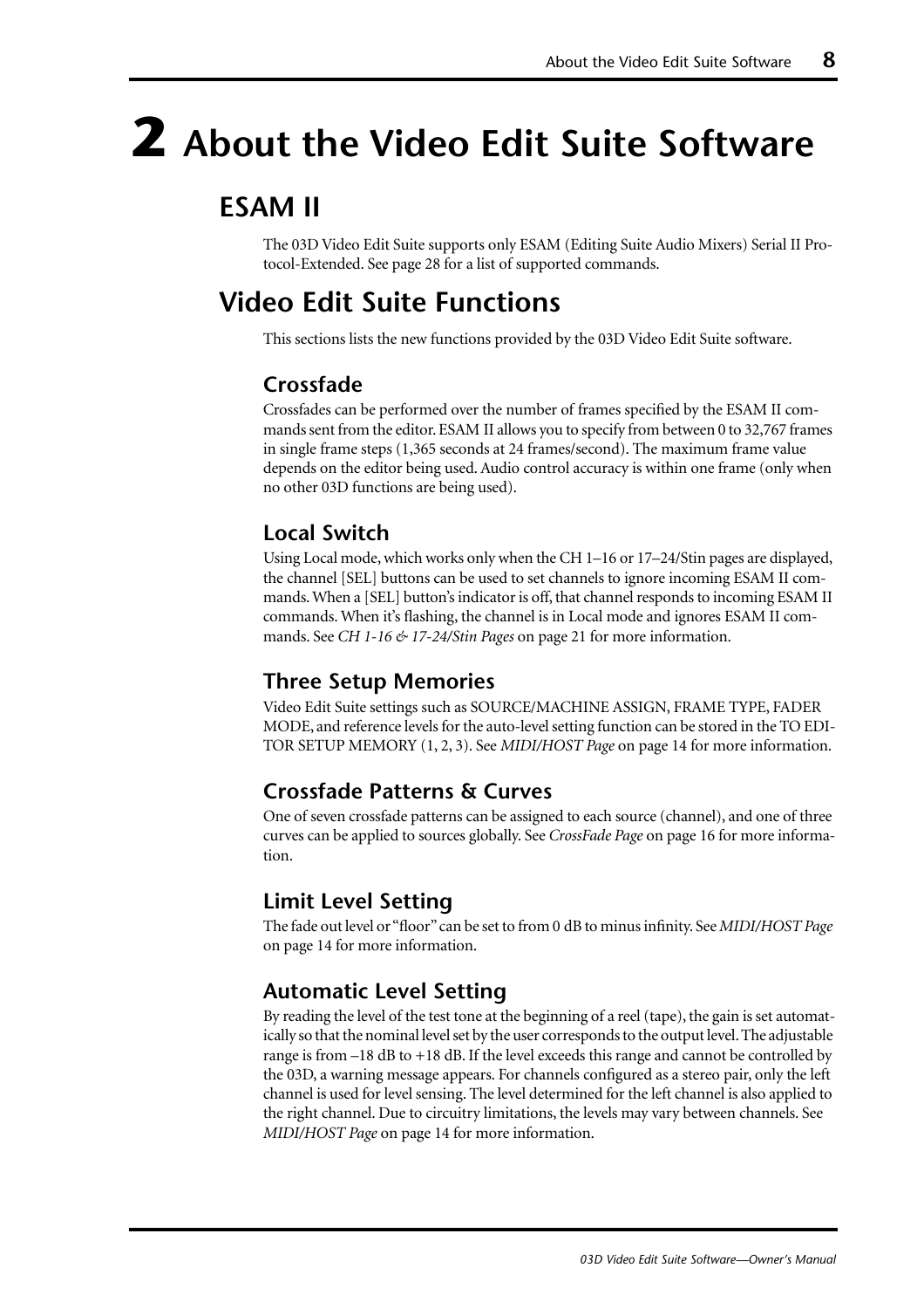# 2 About the Video Edit Suite Software

## ESAM II

The 03D Video Edit Suite supports only ESAM (Editing Suite Audio Mixers) Serial II Protocol-Extended. See page 28 for a list of supported commands.

## Video Edit Suite Functions

This sections lists the new functions provided by the 03D Video Edit Suite software.

### Crossfade

Crossfades can be performed over the number of frames specified by the ESAM II commands sent from the editor. ESAM II allows you to specify from between 0 to 32,767 frames in single frame steps (1,365 seconds at 24 frames/second). The maximum frame value depends on the editor being used. Audio control accuracy is within one frame (only when no other 03D functions are being used).

### Local Switch

Using Local mode, which works only when the CH 1–16 or 17–24/Stin pages are displayed, the channel [SEL] buttons can be used to set channels to ignore incoming ESAM II commands. When a [SEL] button's indicator is off, that channel responds to incoming ESAM II commands. When it's flashing, the channel is in Local mode and ignores ESAM II commands. See *CH 1-16 & 17-24/Stin Pages* on page 21 for more information.

### Three Setup Memories

Video Edit Suite settings such as SOURCE/MACHINE ASSIGN, FRAME TYPE, FADER MODE, and reference levels for the auto-level setting function can be stored in the TO EDITOR SETUP MEMORY (1, 2, 3). See *MIDI/HOST Page* on page 14 for more information.

### Crossfade Patterns & Curves

One of seven crossfade patterns can be assigned to each source (channel), and one of three curves can be applied to sources globally. See *CrossFade Page* on page 16 for more information.

### Limit Level Setting

The fade out level or "floor" can be set to from 0 dB to minus infinity. See *MIDI/HOST Page* on page 14 for more information.

### Automatic Level Setting

By reading the level of the test tone at the beginning of a reel (tape), the gain is set automatically so that the nominal level set by the user corresponds to the output level. The adjustable range is from –18 dB to +18 dB. If the level exceeds this range and cannot be controlled by the 03D, a warning message appears. For channels configured as a stereo pair, only the left channel is used for level sensing. The level determined for the left channel is also applied to the right channel. Due to circuitry limitations, the levels may vary between channels. See *MIDI/HOST Page* on page 14 for more information.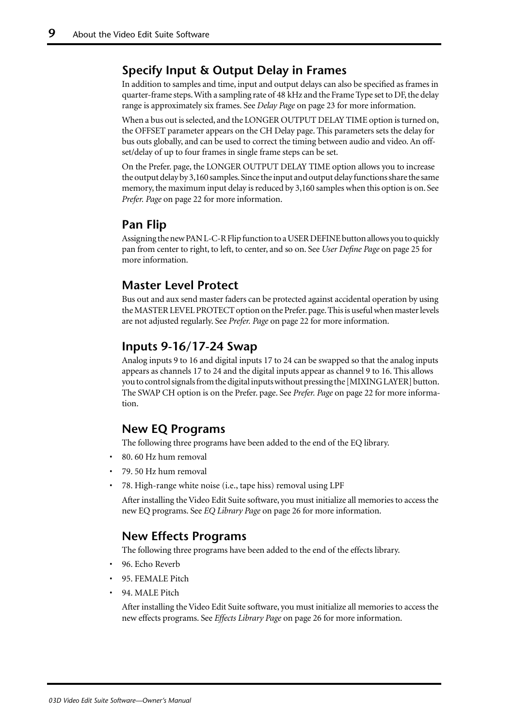## Specify Input & Output Delay in Frames

In addition to samples and time, input and output delays can also be specified as frames in quarter-frame steps. With a sampling rate of 48 kHz and the Frame Type set to DF, the delay range is approximately six frames. See *Delay Page* on page 23 for more information.

When a bus out is selected, and the LONGER OUTPUT DELAY TIME option is turned on, the OFFSET parameter appears on the CH Delay page. This parameters sets the delay for bus outs globally, and can be used to correct the timing between audio and video. An offset/delay of up to four frames in single frame steps can be set.

On the Prefer. page, the LONGER OUTPUT DELAY TIME option allows you to increase the output delay by 3,160 samples. Since the input and output delay functions share the same memory, the maximum input delay is reduced by 3,160 samples when this option is on. See *Prefer. Page* on page 22 for more information.

## Pan Flip

Assigning the new PAN L-C-R Flip function to a USER DEFINE button allows you to quickly pan from center to right, to left, to center, and so on. See *User Define Page* on page 25 for more information.

## Master Level Protect

Bus out and aux send master faders can be protected against accidental operation by using the MASTER LEVEL PROTECT option on the Prefer. page. This is useful when master levels are not adjusted regularly. See *Prefer. Page* on page 22 for more information.

## Inputs 9-16/17-24 Swap

Analog inputs 9 to 16 and digital inputs 17 to 24 can be swapped so that the analog inputs appears as channels 17 to 24 and the digital inputs appear as channel 9 to 16. This allows you to control signals from the digital inputs without pressing the [MIXING LAYER] button. The SWAP CH option is on the Prefer. page. See *Prefer. Page* on page 22 for more information.

## New EQ Programs

The following three programs have been added to the end of the EQ library.

- 80. 60 Hz hum removal
- 79. 50 Hz hum removal
- 78. High-range white noise (i.e., tape hiss) removal using LPF

After installing the Video Edit Suite software, you must initialize all memories to access the new EQ programs. See *EQ Library Page* on page 26 for more information.

## New Effects Programs

The following three programs have been added to the end of the effects library.

- 96. Echo Reverb
- 95. FEMALE Pitch
- 94. MALE Pitch

After installing the Video Edit Suite software, you must initialize all memories to access the new effects programs. See *Effects Library Page* on page 26 for more information.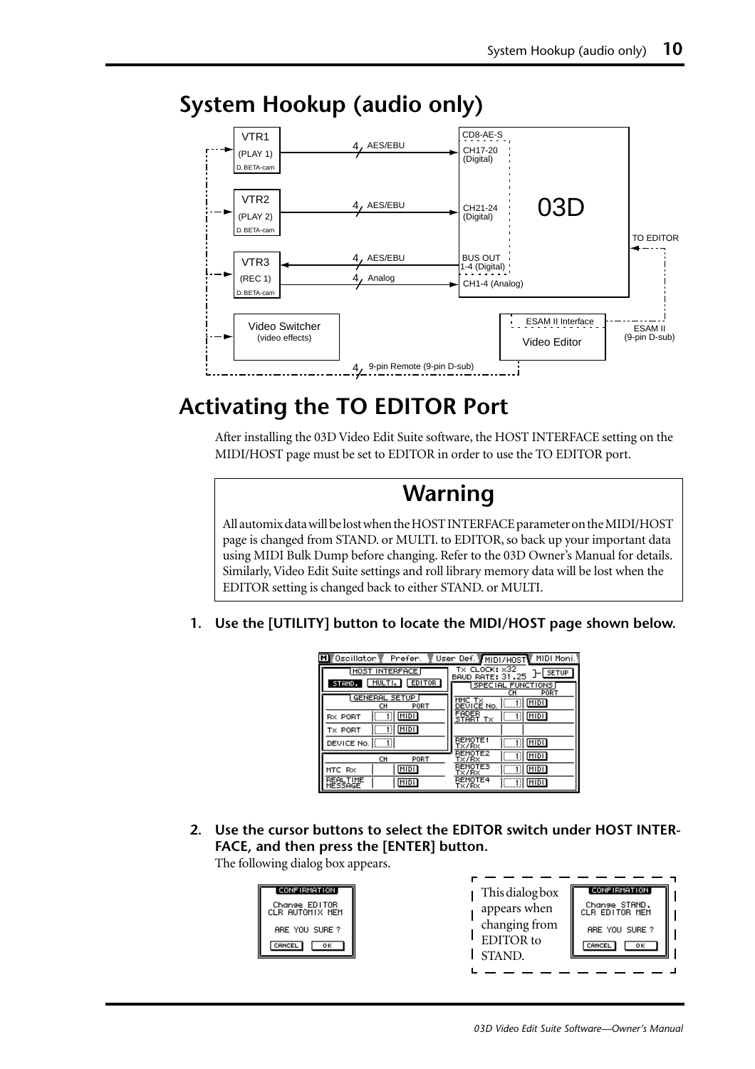# System Hookup (audio only)

# Activating the TO EDITOR Port

After installing the 03D Video Edit Suite software, the HOST INTERFACE setting on the MIDI/HOST page must be set to EDITOR in order to use the TO EDITOR port.

> **Warning**
>
> All automix data will be lost when the HOST INTERFACE parameter on the MIDI/HOST page is changed from STAND. or MULTI. to EDITOR, so back up your important data using MIDI Bulk Dump before changing. Refer to the 03D Owner's Manual for details. Similarly, Video Edit Suite settings and roll library memory data will be lost when the EDITOR setting is changed back to either STAND. or MULTI.

**1. Use the [UTILITY] button to locate the MIDI/HOST page shown below.**

**2. Use the cursor buttons to select the EDITOR switch under HOST INTERFACE, and then press the [ENTER] button.**

The following dialog box appears.

This dialog box appears when changing from EDITOR to STAND.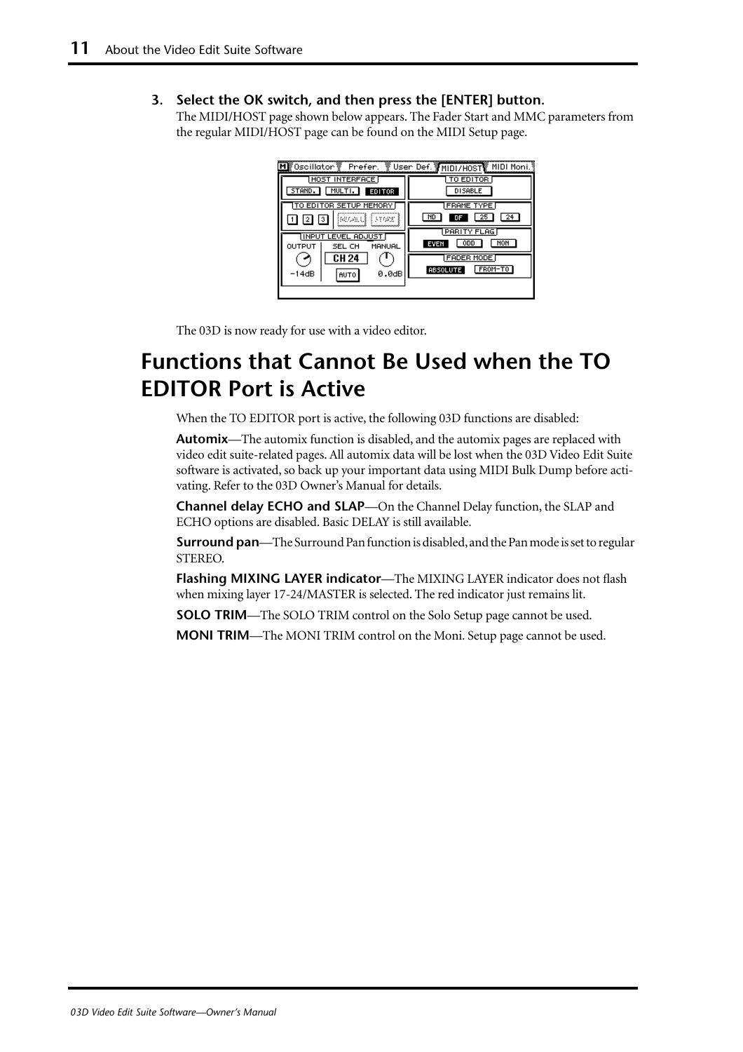3. **Select the OK switch, and then press the [ENTER] button.**
   The MIDI/HOST page shown below appears. The Fader Start and MMC parameters from the regular MIDI/HOST page can be found on the MIDI Setup page.

   The 03D is now ready for use with a video editor.

# Functions that Cannot Be Used when the TO EDITOR Port is Active

When the TO EDITOR port is active, the following 03D functions are disabled:

**Automix**—The automix function is disabled, and the automix pages are replaced with video edit suite-related pages. All automix data will be lost when the 03D Video Edit Suite software is activated, so back up your important data using MIDI Bulk Dump before activating. Refer to the 03D Owner's Manual for details.

**Channel delay ECHO and SLAP**—On the Channel Delay function, the SLAP and ECHO options are disabled. Basic DELAY is still available.

**Surround pan**—The Surround Pan function is disabled, and the Pan mode is set to regular STEREO.

**Flashing MIXING LAYER indicator**—The MIXING LAYER indicator does not flash when mixing layer 17-24/MASTER is selected. The red indicator just remains lit.

**SOLO TRIM**—The SOLO TRIM control on the Solo Setup page cannot be used.

**MONI TRIM**—The MONI TRIM control on the Moni. Setup page cannot be used.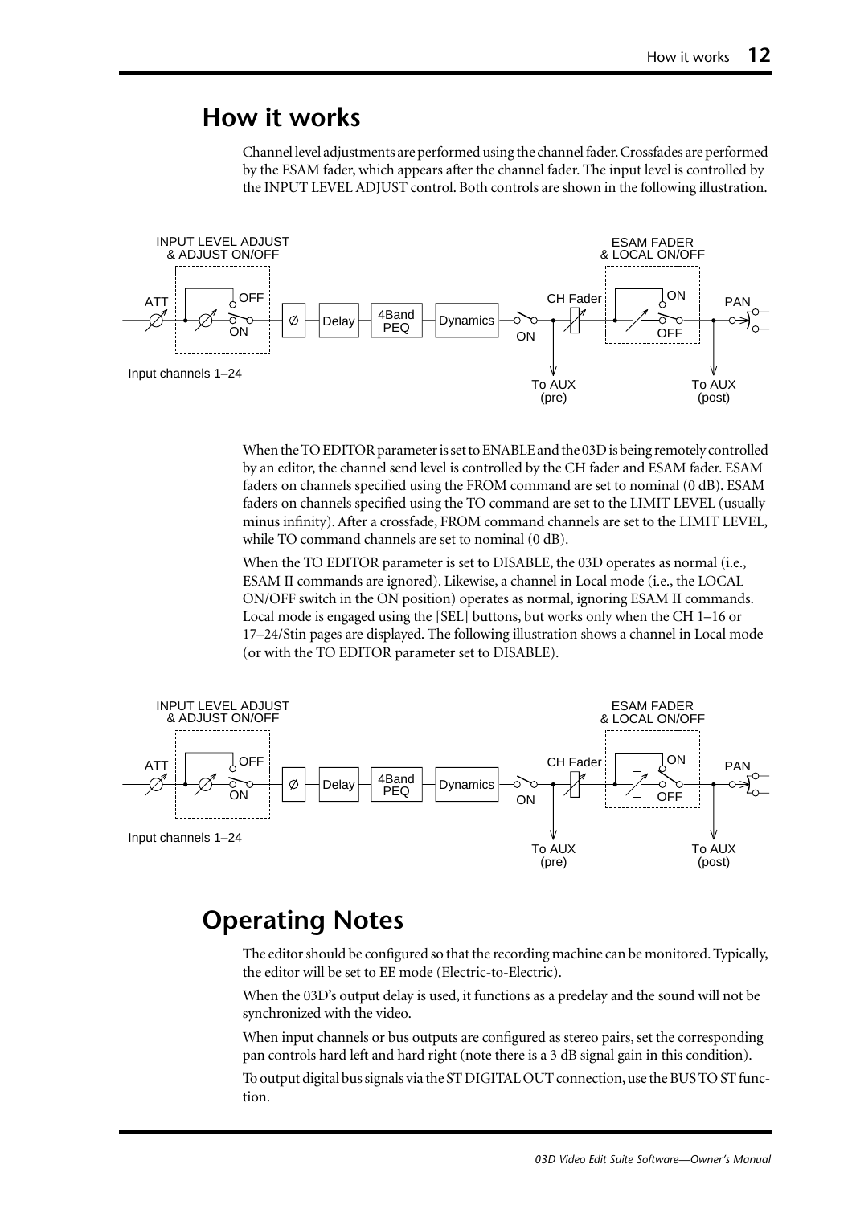## How it works

Channel level adjustments are performed using the channel fader. Crossfades are performed by the ESAM fader, which appears after the channel fader. The input level is controlled by the INPUT LEVEL ADJUST control. Both controls are shown in the following illustration.

When the TO EDITOR parameter is set to ENABLE and the 03D is being remotely controlled by an editor, the channel send level is controlled by the CH fader and ESAM fader. ESAM faders on channels specified using the FROM command are set to nominal (0 dB). ESAM faders on channels specified using the TO command are set to the LIMIT LEVEL (usually minus infinity). After a crossfade, FROM command channels are set to the LIMIT LEVEL, while TO command channels are set to nominal (0 dB).

When the TO EDITOR parameter is set to DISABLE, the 03D operates as normal (i.e., ESAM II commands are ignored). Likewise, a channel in Local mode (i.e., the LOCAL ON/OFF switch in the ON position) operates as normal, ignoring ESAM II commands. Local mode is engaged using the [SEL] buttons, but works only when the CH 1–16 or 17–24/Stin pages are displayed. The following illustration shows a channel in Local mode (or with the TO EDITOR parameter set to DISABLE).

## Operating Notes

The editor should be configured so that the recording machine can be monitored. Typically, the editor will be set to EE mode (Electric-to-Electric).

When the 03D's output delay is used, it functions as a predelay and the sound will not be synchronized with the video.

When input channels or bus outputs are configured as stereo pairs, set the corresponding pan controls hard left and hard right (note there is a 3 dB signal gain in this condition).

To output digital bus signals via the ST DIGITAL OUT connection, use the BUS TO ST function.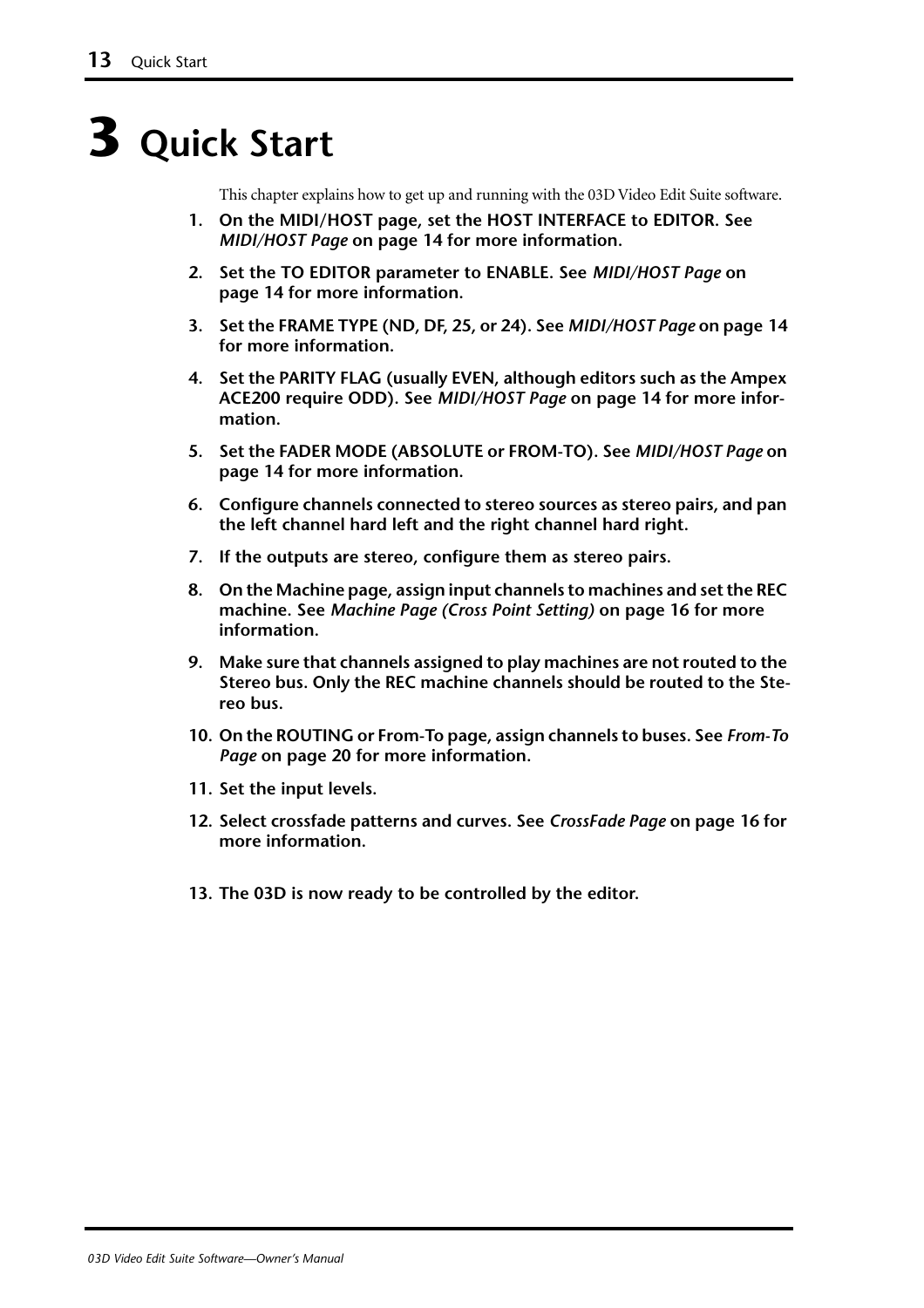# 3 Quick Start

This chapter explains how to get up and running with the 03D Video Edit Suite software.

1. **On the MIDI/HOST page, set the HOST INTERFACE to EDITOR. See *MIDI/HOST Page* on page 14 for more information.**

2. **Set the TO EDITOR parameter to ENABLE. See *MIDI/HOST Page* on page 14 for more information.**

3. **Set the FRAME TYPE (ND, DF, 25, or 24). See *MIDI/HOST Page* on page 14 for more information.**

4. **Set the PARITY FLAG (usually EVEN, although editors such as the Ampex ACE200 require ODD). See *MIDI/HOST Page* on page 14 for more information.**

5. **Set the FADER MODE (ABSOLUTE or FROM-TO). See *MIDI/HOST Page* on page 14 for more information.**

6. **Configure channels connected to stereo sources as stereo pairs, and pan the left channel hard left and the right channel hard right.**

7. **If the outputs are stereo, configure them as stereo pairs.**

8. **On the Machine page, assign input channels to machines and set the REC machine. See *Machine Page (Cross Point Setting)* on page 16 for more information.**

9. **Make sure that channels assigned to play machines are not routed to the Stereo bus. Only the REC machine channels should be routed to the Stereo bus.**

10. **On the ROUTING or From-To page, assign channels to buses. See *From-To Page* on page 20 for more information.**

11. **Set the input levels.**

12. **Select crossfade patterns and curves. See *CrossFade Page* on page 16 for more information.**

13. **The 03D is now ready to be controlled by the editor.**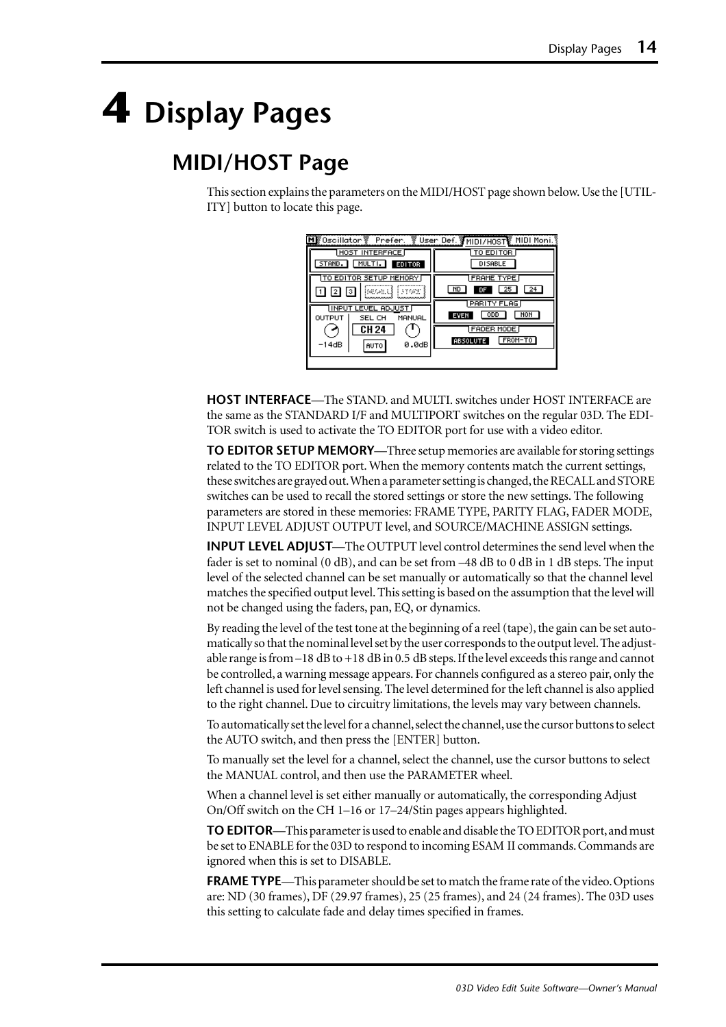# 4 Display Pages

## MIDI/HOST Page

This section explains the parameters on the MIDI/HOST page shown below. Use the [UTILITY] button to locate this page.

**HOST INTERFACE**—The STAND. and MULTI. switches under HOST INTERFACE are the same as the STANDARD I/F and MULTIPORT switches on the regular 03D. The EDITOR switch is used to activate the TO EDITOR port for use with a video editor.

**TO EDITOR SETUP MEMORY**—Three setup memories are available for storing settings related to the TO EDITOR port. When the memory contents match the current settings, these switches are grayed out. When a parameter setting is changed, the RECALL and STORE switches can be used to recall the stored settings or store the new settings. The following parameters are stored in these memories: FRAME TYPE, PARITY FLAG, FADER MODE, INPUT LEVEL ADJUST OUTPUT level, and SOURCE/MACHINE ASSIGN settings.

**INPUT LEVEL ADJUST**—The OUTPUT level control determines the send level when the fader is set to nominal (0 dB), and can be set from –48 dB to 0 dB in 1 dB steps. The input level of the selected channel can be set manually or automatically so that the channel level matches the specified output level. This setting is based on the assumption that the level will not be changed using the faders, pan, EQ, or dynamics.

By reading the level of the test tone at the beginning of a reel (tape), the gain can be set automatically so that the nominal level set by the user corresponds to the output level. The adjustable range is from –18 dB to +18 dB in 0.5 dB steps. If the level exceeds this range and cannot be controlled, a warning message appears. For channels configured as a stereo pair, only the left channel is used for level sensing. The level determined for the left channel is also applied to the right channel. Due to circuitry limitations, the levels may vary between channels.

To automatically set the level for a channel, select the channel, use the cursor buttons to select the AUTO switch, and then press the [ENTER] button.

To manually set the level for a channel, select the channel, use the cursor buttons to select the MANUAL control, and then use the PARAMETER wheel.

When a channel level is set either manually or automatically, the corresponding Adjust On/Off switch on the CH 1–16 or 17–24/Stin pages appears highlighted.

**TO EDITOR**—This parameter is used to enable and disable the TO EDITOR port, and must be set to ENABLE for the 03D to respond to incoming ESAM II commands. Commands are ignored when this is set to DISABLE.

**FRAME TYPE**—This parameter should be set to match the frame rate of the video. Options are: ND (30 frames), DF (29.97 frames), 25 (25 frames), and 24 (24 frames). The 03D uses this setting to calculate fade and delay times specified in frames.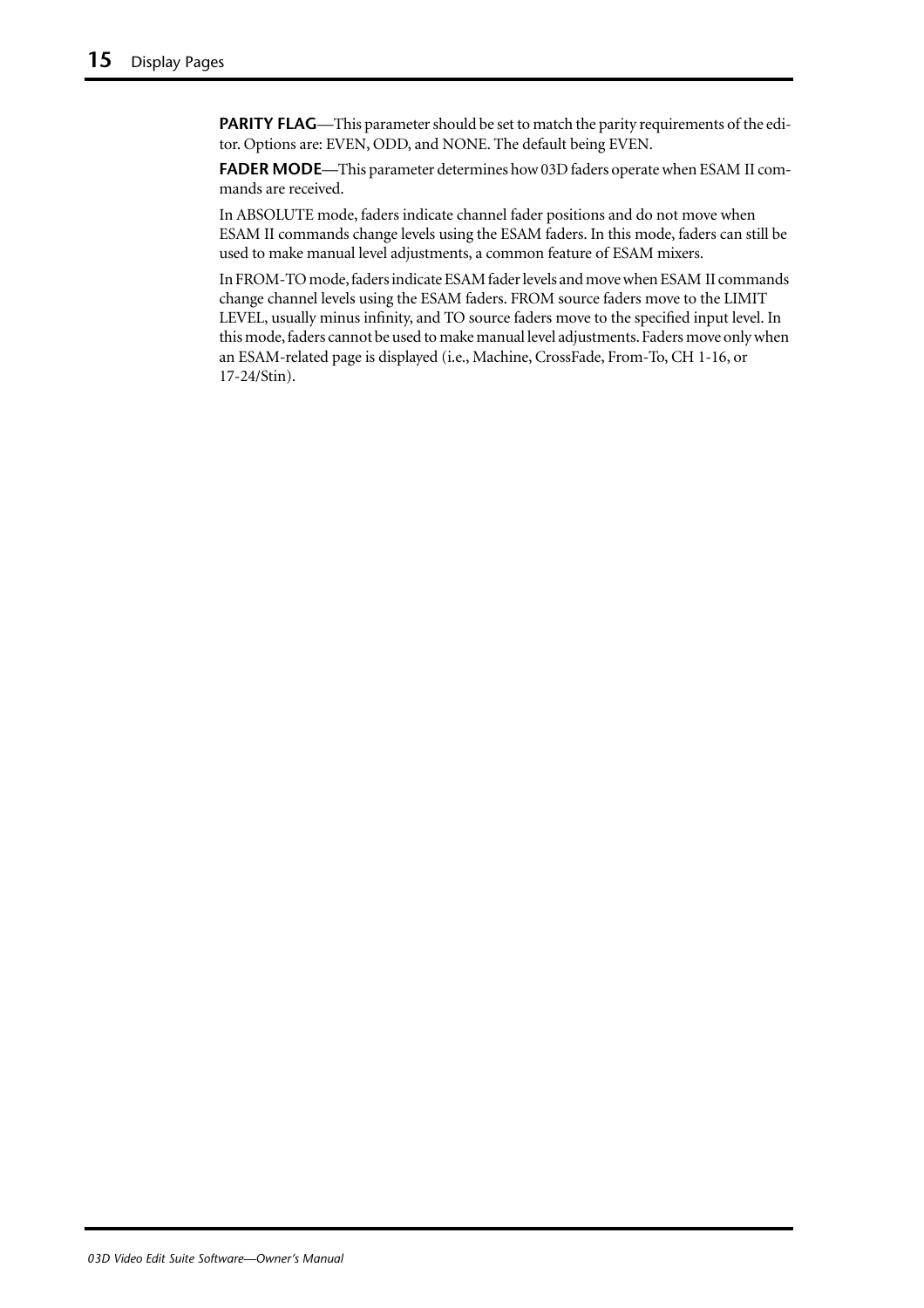**PARITY FLAG**—This parameter should be set to match the parity requirements of the editor. Options are: EVEN, ODD, and NONE. The default being EVEN.

**FADER MODE**—This parameter determines how 03D faders operate when ESAM II commands are received.

In ABSOLUTE mode, faders indicate channel fader positions and do not move when ESAM II commands change levels using the ESAM faders. In this mode, faders can still be used to make manual level adjustments, a common feature of ESAM mixers.

In FROM-TO mode, faders indicate ESAM fader levels and move when ESAM II commands change channel levels using the ESAM faders. FROM source faders move to the LIMIT LEVEL, usually minus infinity, and TO source faders move to the specified input level. In this mode, faders cannot be used to make manual level adjustments. Faders move only when an ESAM-related page is displayed (i.e., Machine, CrossFade, From-To, CH 1-16, or 17-24/Stin).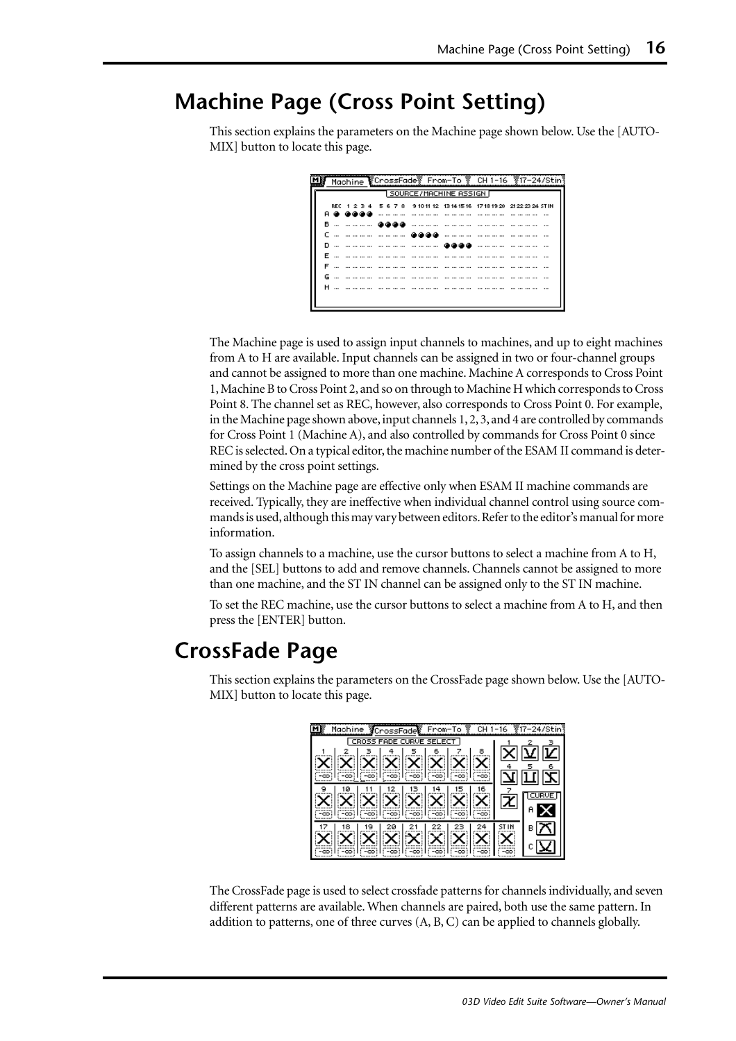# Machine Page (Cross Point Setting)

This section explains the parameters on the Machine page shown below. Use the [AUTO-MIX] button to locate this page.

The Machine page is used to assign input channels to machines, and up to eight machines from A to H are available. Input channels can be assigned in two or four-channel groups and cannot be assigned to more than one machine. Machine A corresponds to Cross Point 1, Machine B to Cross Point 2, and so on through to Machine H which corresponds to Cross Point 8. The channel set as REC, however, also corresponds to Cross Point 0. For example, in the Machine page shown above, input channels 1, 2, 3, and 4 are controlled by commands for Cross Point 1 (Machine A), and also controlled by commands for Cross Point 0 since REC is selected. On a typical editor, the machine number of the ESAM II command is determined by the cross point settings.

Settings on the Machine page are effective only when ESAM II machine commands are received. Typically, they are ineffective when individual channel control using source commands is used, although this may vary between editors. Refer to the editor's manual for more information.

To assign channels to a machine, use the cursor buttons to select a machine from A to H, and the [SEL] buttons to add and remove channels. Channels cannot be assigned to more than one machine, and the ST IN channel can be assigned only to the ST IN machine.

To set the REC machine, use the cursor buttons to select a machine from A to H, and then press the [ENTER] button.

# CrossFade Page

This section explains the parameters on the CrossFade page shown below. Use the [AUTO-MIX] button to locate this page.

The CrossFade page is used to select crossfade patterns for channels individually, and seven different patterns are available. When channels are paired, both use the same pattern. In addition to patterns, one of three curves (A, B, C) can be applied to channels globally.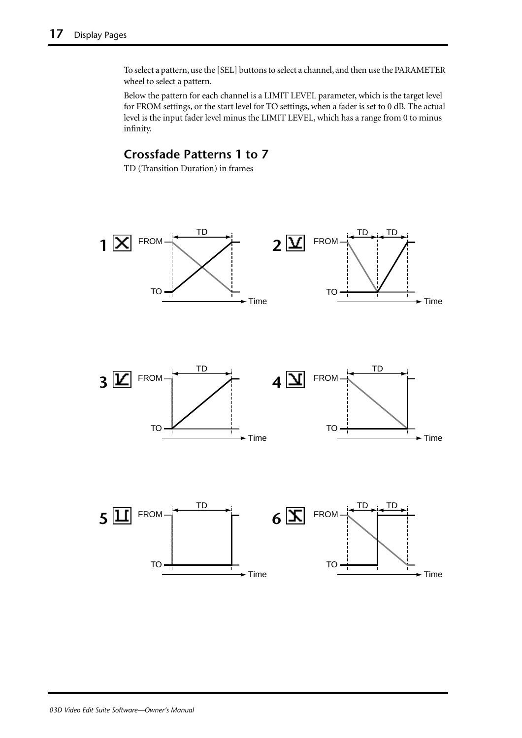To select a pattern, use the [SEL] buttons to select a channel, and then use the PARAMETER wheel to select a pattern.

Below the pattern for each channel is a LIMIT LEVEL parameter, which is the target level for FROM settings, or the start level for TO settings, when a fader is set to 0 dB. The actual level is the input fader level minus the LIMIT LEVEL, which has a range from 0 to minus infinity.

## Crossfade Patterns 1 to 7

TD (Transition Duration) in frames

1 FROM TD TO Time

2 FROM TD TD TO Time

3 FROM TD TO Time

4 FROM TD TO Time

5 FROM TD TO Time

6 FROM TD TD TO Time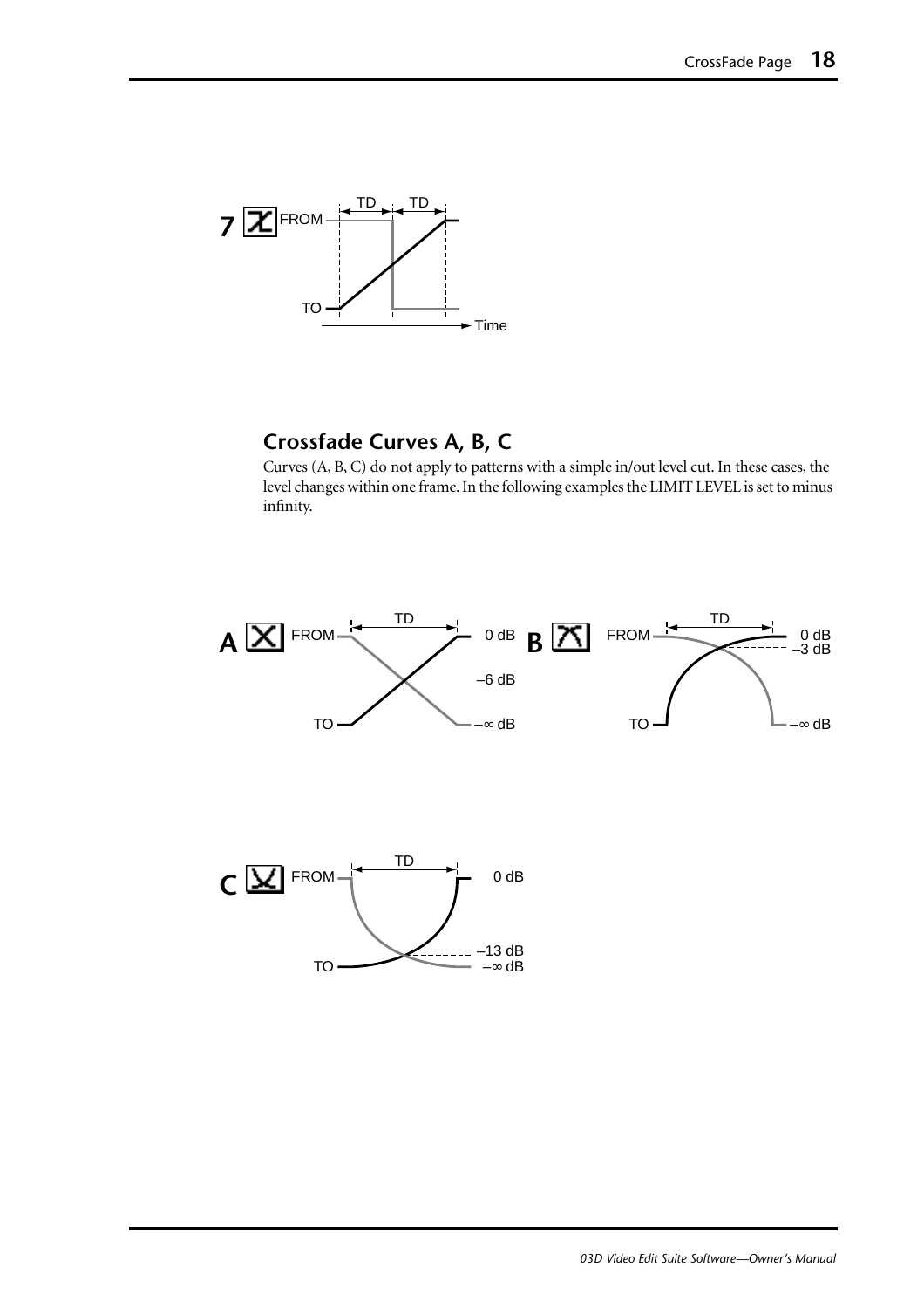7

## Crossfade Curves A, B, C

Curves (A, B, C) do not apply to patterns with a simple in/out level cut. In these cases, the level changes within one frame. In the following examples the LIMIT LEVEL is set to minus infinity.

A

B

C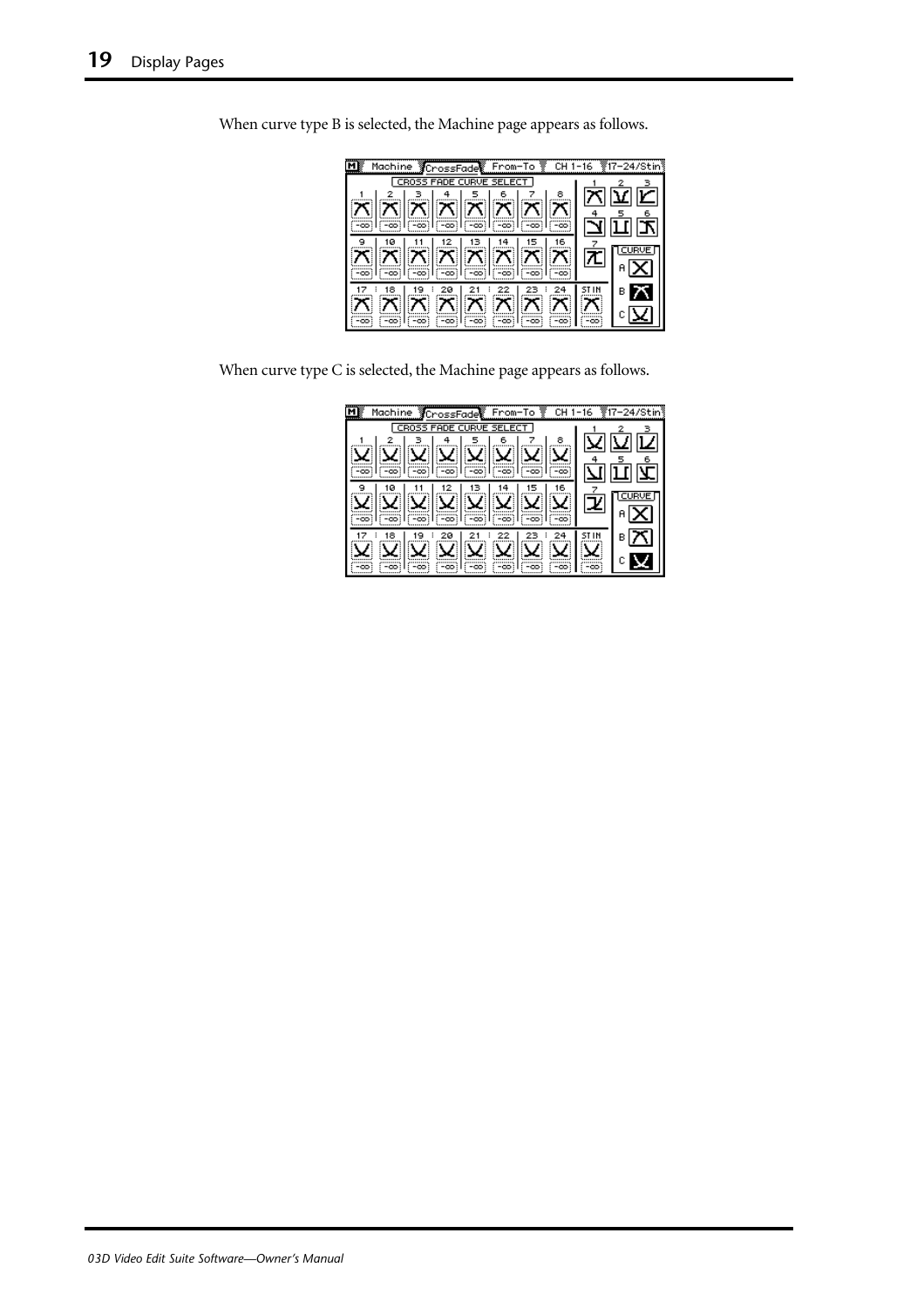When curve type B is selected, the Machine page appears as follows.

When curve type C is selected, the Machine page appears as follows.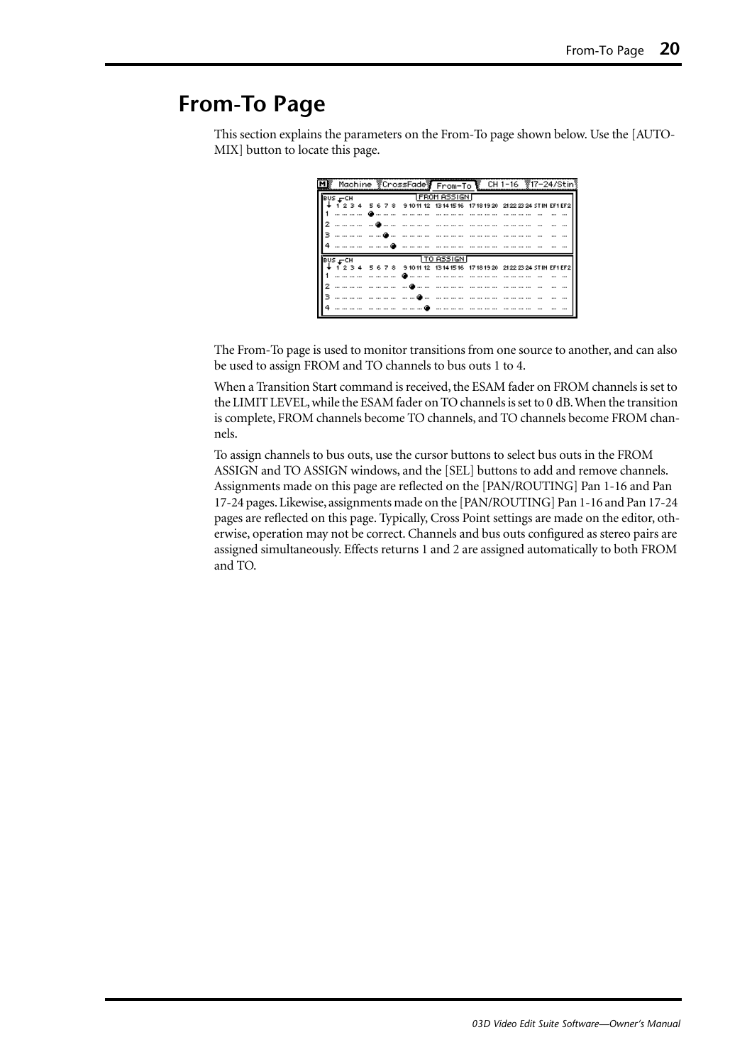# From-To Page

This section explains the parameters on the From-To page shown below. Use the [AUTO-MIX] button to locate this page.

The From-To page is used to monitor transitions from one source to another, and can also be used to assign FROM and TO channels to bus outs 1 to 4.

When a Transition Start command is received, the ESAM fader on FROM channels is set to the LIMIT LEVEL, while the ESAM fader on TO channels is set to 0 dB. When the transition is complete, FROM channels become TO channels, and TO channels become FROM channels.

To assign channels to bus outs, use the cursor buttons to select bus outs in the FROM ASSIGN and TO ASSIGN windows, and the [SEL] buttons to add and remove channels. Assignments made on this page are reflected on the [PAN/ROUTING] Pan 1-16 and Pan 17-24 pages. Likewise, assignments made on the [PAN/ROUTING] Pan 1-16 and Pan 17-24 pages are reflected on this page. Typically, Cross Point settings are made on the editor, otherwise, operation may not be correct. Channels and bus outs configured as stereo pairs are assigned simultaneously. Effects returns 1 and 2 are assigned automatically to both FROM and TO.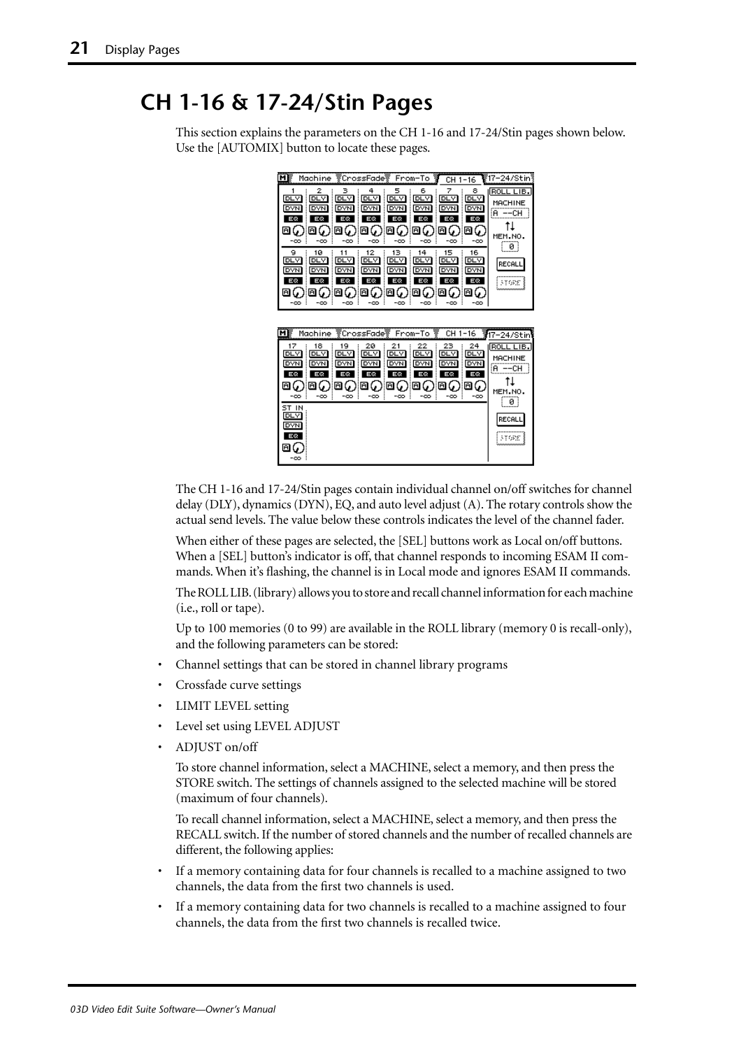# CH 1-16 & 17-24/Stin Pages

This section explains the parameters on the CH 1-16 and 17-24/Stin pages shown below. Use the [AUTOMIX] button to locate these pages.

The CH 1-16 and 17-24/Stin pages contain individual channel on/off switches for channel delay (DLY), dynamics (DYN), EQ, and auto level adjust (A). The rotary controls show the actual send levels. The value below these controls indicates the level of the channel fader.

When either of these pages are selected, the [SEL] buttons work as Local on/off buttons. When a [SEL] button's indicator is off, that channel responds to incoming ESAM II commands. When it's flashing, the channel is in Local mode and ignores ESAM II commands.

The ROLL LIB. (library) allows you to store and recall channel information for each machine (i.e., roll or tape).

Up to 100 memories (0 to 99) are available in the ROLL library (memory 0 is recall-only), and the following parameters can be stored:

- Channel settings that can be stored in channel library programs
- Crossfade curve settings
- LIMIT LEVEL setting
- Level set using LEVEL ADJUST
- ADJUST on/off

To store channel information, select a MACHINE, select a memory, and then press the STORE switch. The settings of channels assigned to the selected machine will be stored (maximum of four channels).

To recall channel information, select a MACHINE, select a memory, and then press the RECALL switch. If the number of stored channels and the number of recalled channels are different, the following applies:

- If a memory containing data for four channels is recalled to a machine assigned to two channels, the data from the first two channels is used.
- If a memory containing data for two channels is recalled to a machine assigned to four channels, the data from the first two channels is recalled twice.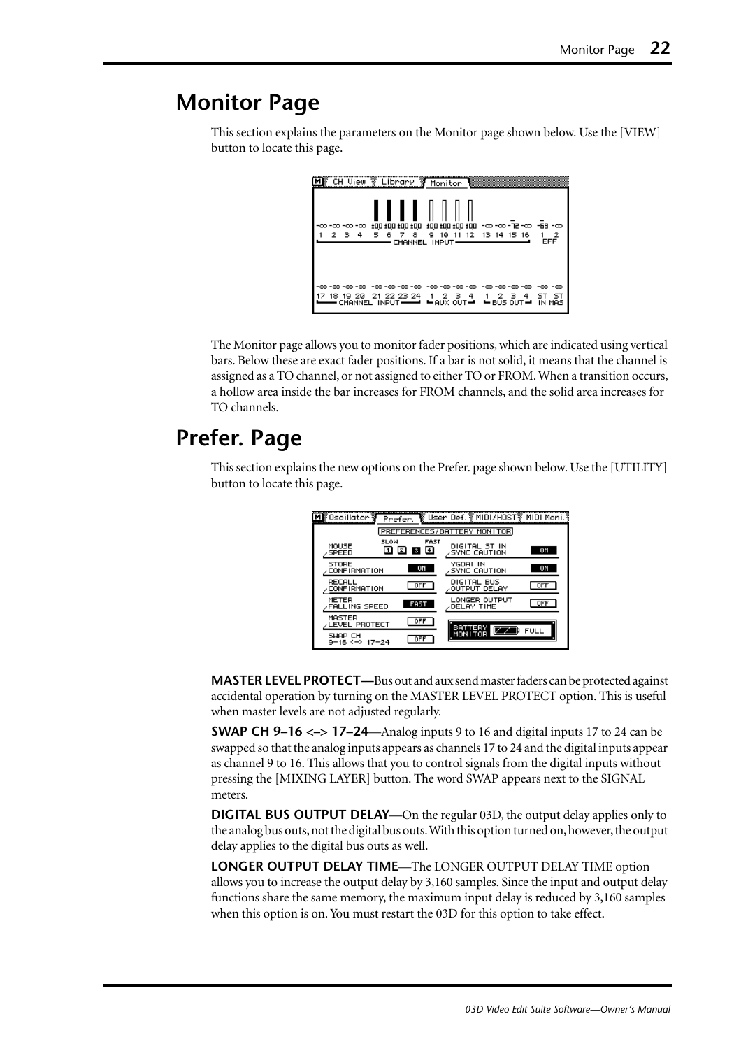# Monitor Page

This section explains the parameters on the Monitor page shown below. Use the [VIEW] button to locate this page.

The Monitor page allows you to monitor fader positions, which are indicated using vertical bars. Below these are exact fader positions. If a bar is not solid, it means that the channel is assigned as a TO channel, or not assigned to either TO or FROM. When a transition occurs, a hollow area inside the bar increases for FROM channels, and the solid area increases for TO channels.

# Prefer. Page

This section explains the new options on the Prefer. page shown below. Use the [UTILITY] button to locate this page.

**MASTER LEVEL PROTECT—**Bus out and aux send master faders can be protected against accidental operation by turning on the MASTER LEVEL PROTECT option. This is useful when master levels are not adjusted regularly.

**SWAP CH 9–16 <–> 17–24**—Analog inputs 9 to 16 and digital inputs 17 to 24 can be swapped so that the analog inputs appears as channels 17 to 24 and the digital inputs appear as channel 9 to 16. This allows that you to control signals from the digital inputs without pressing the [MIXING LAYER] button. The word SWAP appears next to the SIGNAL meters.

**DIGITAL BUS OUTPUT DELAY**—On the regular 03D, the output delay applies only to the analog bus outs, not the digital bus outs. With this option turned on, however, the output delay applies to the digital bus outs as well.

**LONGER OUTPUT DELAY TIME**—The LONGER OUTPUT DELAY TIME option allows you to increase the output delay by 3,160 samples. Since the input and output delay functions share the same memory, the maximum input delay is reduced by 3,160 samples when this option is on. You must restart the 03D for this option to take effect.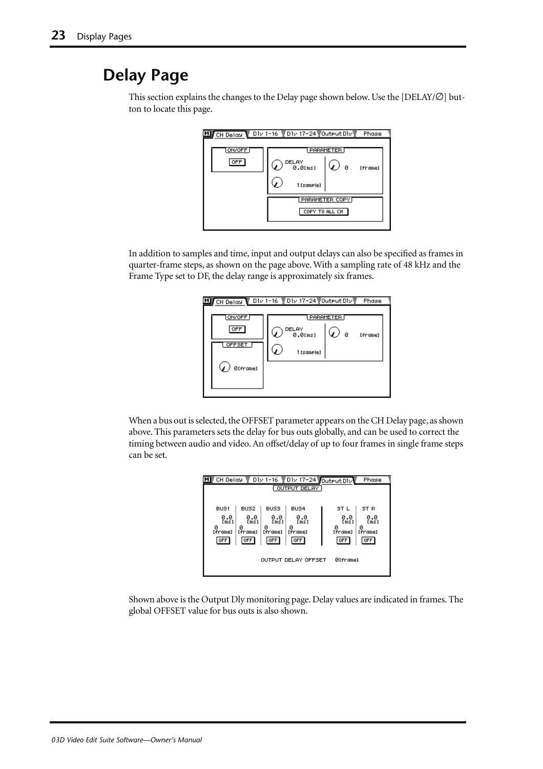# Delay Page

This section explains the changes to the Delay page shown below. Use the [DELAY/∅] button to locate this page.

In addition to samples and time, input and output delays can also be specified as frames in quarter-frame steps, as shown on the page above. With a sampling rate of 48 kHz and the Frame Type set to DF, the delay range is approximately six frames.

When a bus out is selected, the OFFSET parameter appears on the CH Delay page, as shown above. This parameters sets the delay for bus outs globally, and can be used to correct the timing between audio and video. An offset/delay of up to four frames in single frame steps can be set.

Shown above is the Output Dly monitoring page. Delay values are indicated in frames. The global OFFSET value for bus outs is also shown.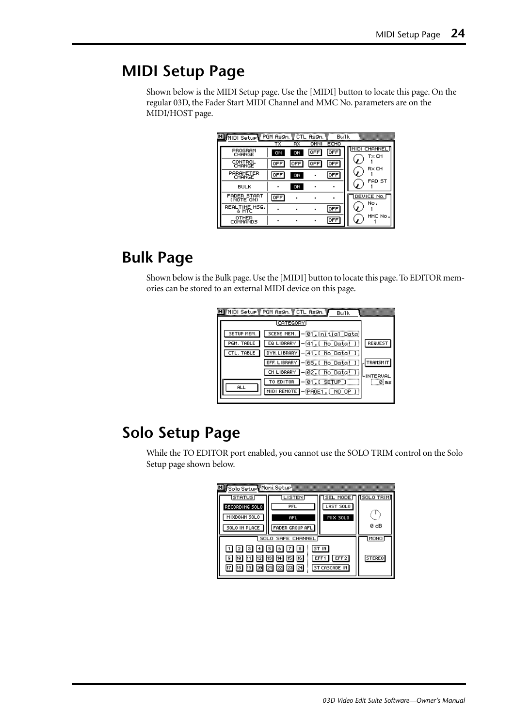# MIDI Setup Page

Shown below is the MIDI Setup page. Use the [MIDI] button to locate this page. On the regular 03D, the Fader Start MIDI Channel and MMC No. parameters are on the MIDI/HOST page.

# Bulk Page

Shown below is the Bulk page. Use the [MIDI] button to locate this page. To EDITOR memories can be stored to an external MIDI device on this page.

# Solo Setup Page

While the TO EDITOR port enabled, you cannot use the SOLO TRIM control on the Solo Setup page shown below.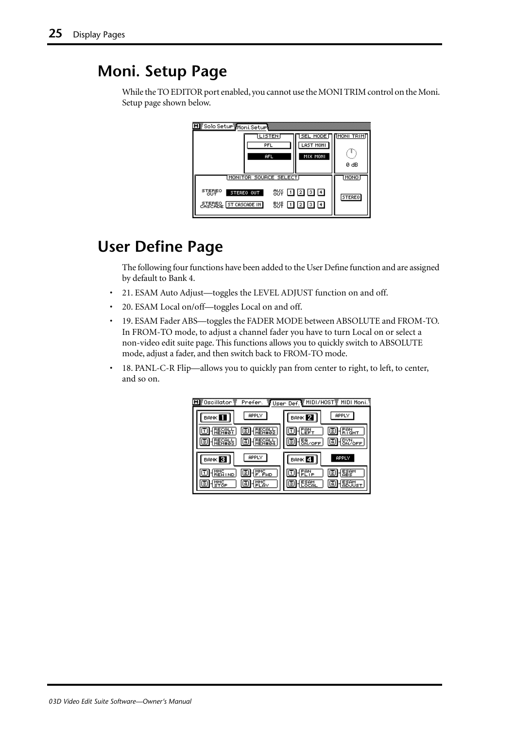## Moni. Setup Page

While the TO EDITOR port enabled, you cannot use the MONI TRIM control on the Moni. Setup page shown below.

## User Define Page

The following four functions have been added to the User Define function and are assigned by default to Bank 4.

- 21. ESAM Auto Adjust—toggles the LEVEL ADJUST function on and off.
- 20. ESAM Local on/off—toggles Local on and off.
- 19. ESAM Fader ABS—toggles the FADER MODE between ABSOLUTE and FROM-TO. In FROM-TO mode, to adjust a channel fader you have to turn Local on or select a non-video edit suite page. This functions allows you to quickly switch to ABSOLUTE mode, adjust a fader, and then switch back to FROM-TO mode.
- 18. PANL-C-R Flip—allows you to quickly pan from center to right, to left, to center, and so on.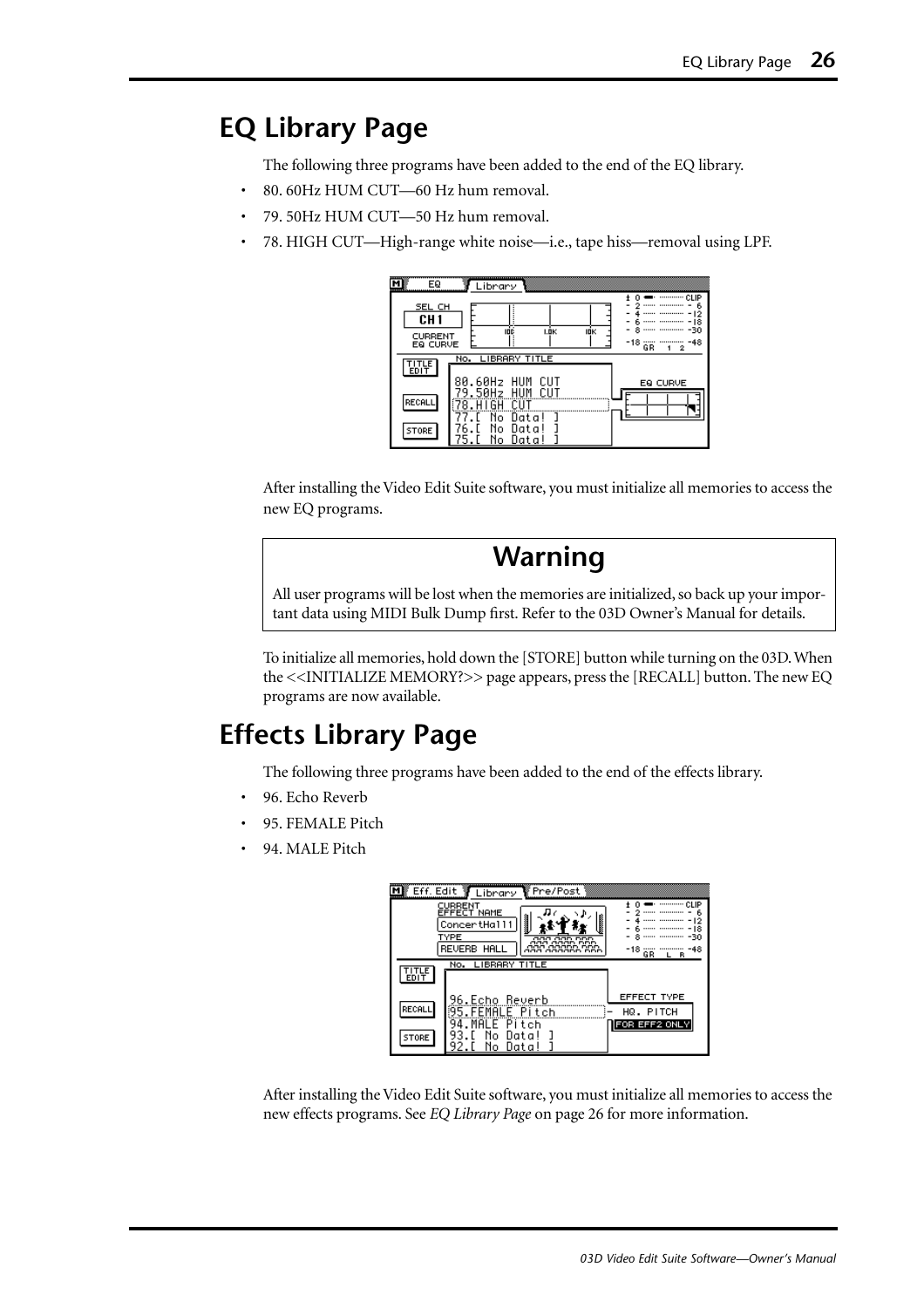# EQ Library Page

The following three programs have been added to the end of the EQ library.

- 80. 60Hz HUM CUT—60 Hz hum removal.
- 79. 50Hz HUM CUT—50 Hz hum removal.
- 78. HIGH CUT—High-range white noise—i.e., tape hiss—removal using LPF.

After installing the Video Edit Suite software, you must initialize all memories to access the new EQ programs.

> **Warning**
>
> All user programs will be lost when the memories are initialized, so back up your important data using MIDI Bulk Dump first. Refer to the 03D Owner's Manual for details.

To initialize all memories, hold down the [STORE] button while turning on the 03D. When the <<INITIALIZE MEMORY?>> page appears, press the [RECALL] button. The new EQ programs are now available.

# Effects Library Page

The following three programs have been added to the end of the effects library.

- 96. Echo Reverb
- 95. FEMALE Pitch
- 94. MALE Pitch

After installing the Video Edit Suite software, you must initialize all memories to access the new effects programs. See *EQ Library Page* on page 26 for more information.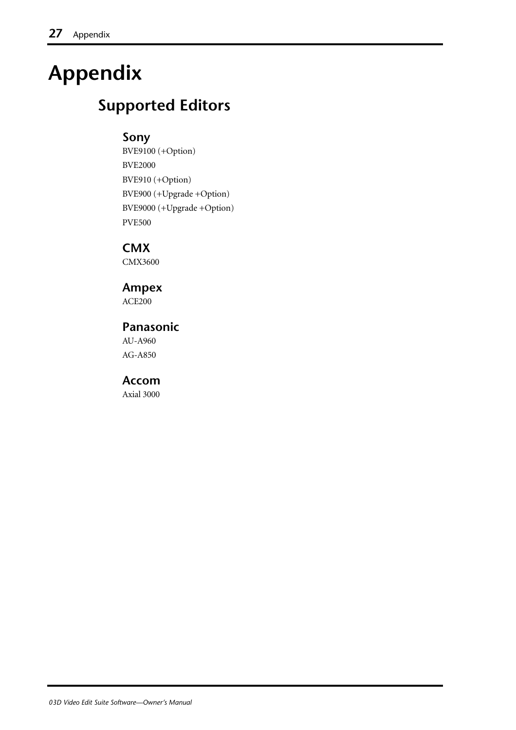# Appendix

## Supported Editors

### Sony

BVE9100 (+Option)

BVE2000

BVE910 (+Option)

BVE900 (+Upgrade +Option)

BVE9000 (+Upgrade +Option)

PVE500

### CMX

CMX3600

### Ampex

ACE200

### Panasonic

AU-A960

AG-A850

### Accom

Axial 3000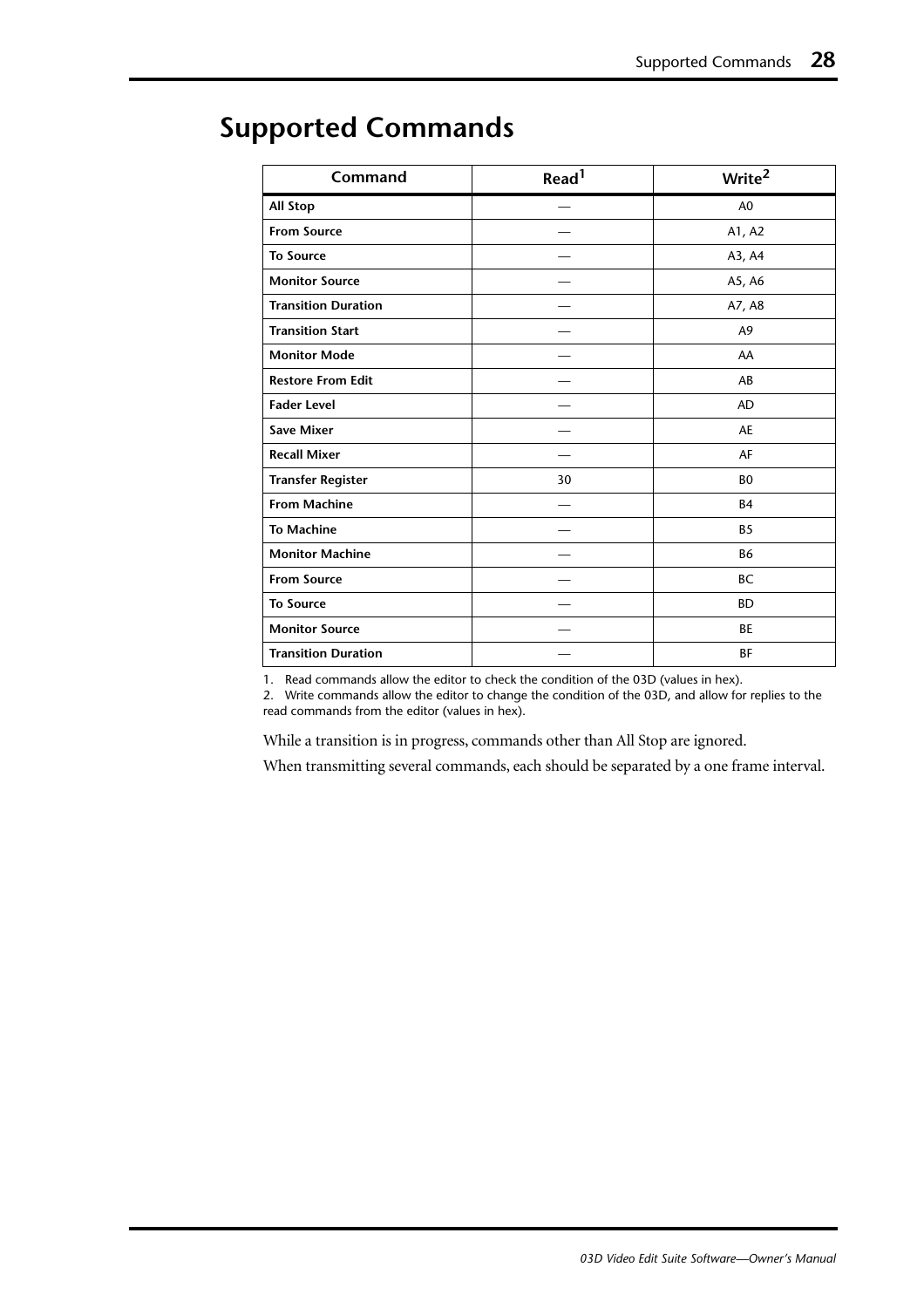# Supported Commands

| Command | Read[1] | Write[2] |
|---|---|---|
| **All Stop** | — | A0 |
| **From Source** | — | A1, A2 |
| **To Source** | — | A3, A4 |
| **Monitor Source** | — | A5, A6 |
| **Transition Duration** | — | A7, A8 |
| **Transition Start** | — | A9 |
| **Monitor Mode** | — | AA |
| **Restore From Edit** | — | AB |
| **Fader Level** | — | AD |
| **Save Mixer** | — | AE |
| **Recall Mixer** | — | AF |
| **Transfer Register** | 30 | B0 |
| **From Machine** | — | B4 |
| **To Machine** | — | B5 |
| **Monitor Machine** | — | B6 |
| **From Source** | — | BC |
| **To Source** | — | BD |
| **Monitor Source** | — | BE |
| **Transition Duration** | — | BF |

1. Read commands allow the editor to check the condition of the 03D (values in hex).
2. Write commands allow the editor to change the condition of the 03D, and allow for replies to the read commands from the editor (values in hex).

While a transition is in progress, commands other than All Stop are ignored.

When transmitting several commands, each should be separated by a one frame interval.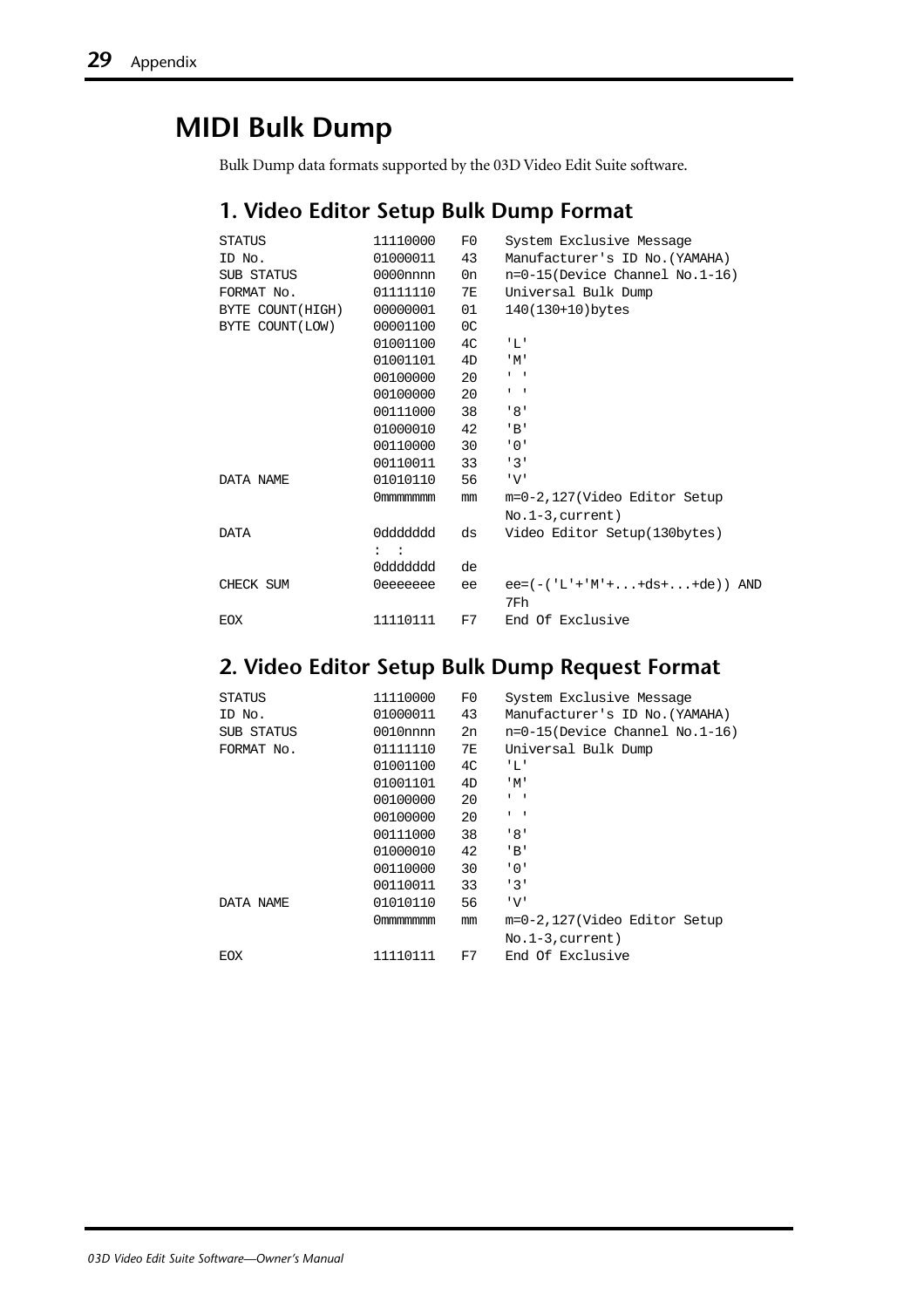# MIDI Bulk Dump

Bulk Dump data formats supported by the 03D Video Edit Suite software.

## 1. Video Editor Setup Bulk Dump Format

| | | | |
|---|---|---|---|
| STATUS | 11110000 | F0 | System Exclusive Message |
| ID No. | 01000011 | 43 | Manufacturer's ID No.(YAMAHA) |
| SUB STATUS | 0000nnnn | 0n | n=0-15(Device Channel No.1-16) |
| FORMAT No. | 01111110 | 7E | Universal Bulk Dump |
| BYTE COUNT(HIGH) | 00000001 | 01 | 140(130+10)bytes |
| BYTE COUNT(LOW) | 00001100 | 0C | |
| | 01001100 | 4C | 'L' |
| | 01001101 | 4D | 'M' |
| | 00100000 | 20 | ' ' |
| | 00100000 | 20 | ' ' |
| | 00111000 | 38 | '8' |
| | 01000010 | 42 | 'B' |
| | 00110000 | 30 | '0' |
| | 00110011 | 33 | '3' |
| DATA NAME | 01010110 | 56 | 'V' |
| | 0mmmmmmm | mm | m=0-2,127(Video Editor Setup No.1-3,current) |
| DATA | 0ddddddd | ds | Video Editor Setup(130bytes) |
| | : : | | |
| | 0ddddddd | de | |
| CHECK SUM | 0eeeeeee | ee | ee=(-('L'+'M'+...+ds+...+de)) AND 7Fh |
| EOX | 11110111 | F7 | End Of Exclusive |

## 2. Video Editor Setup Bulk Dump Request Format

| | | | |
|---|---|---|---|
| STATUS | 11110000 | F0 | System Exclusive Message |
| ID No. | 01000011 | 43 | Manufacturer's ID No.(YAMAHA) |
| SUB STATUS | 0010nnnn | 2n | n=0-15(Device Channel No.1-16) |
| FORMAT No. | 01111110 | 7E | Universal Bulk Dump |
| | 01001100 | 4C | 'L' |
| | 01001101 | 4D | 'M' |
| | 00100000 | 20 | ' ' |
| | 00100000 | 20 | ' ' |
| | 00111000 | 38 | '8' |
| | 01000010 | 42 | 'B' |
| | 00110000 | 30 | '0' |
| | 00110011 | 33 | '3' |
| DATA NAME | 01010110 | 56 | 'V' |
| | 0mmmmmmm | mm | m=0-2,127(Video Editor Setup No.1-3,current) |
| EOX | 11110111 | F7 | End Of Exclusive |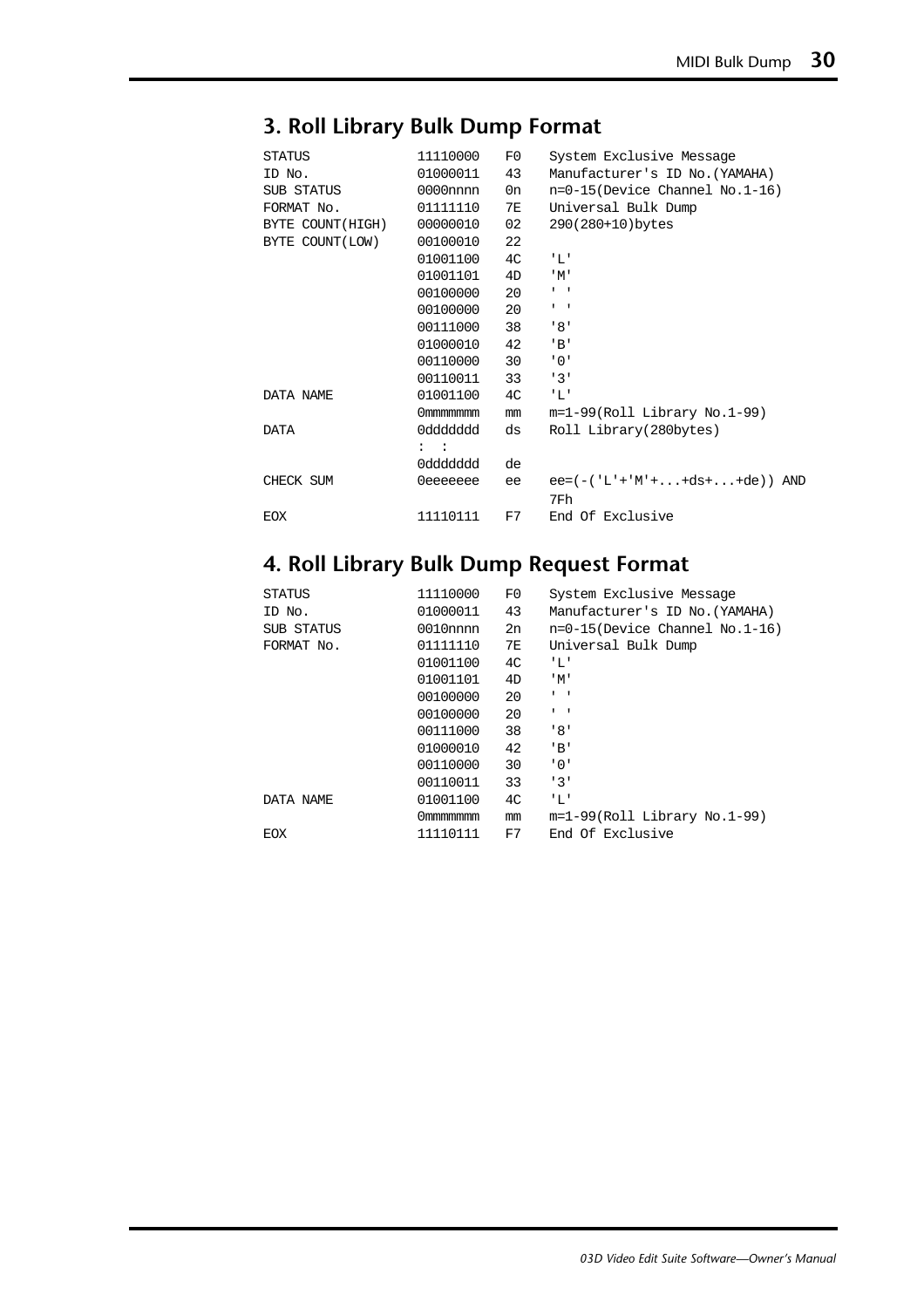## 3. Roll Library Bulk Dump Format

| | | | |
|---|---|---|---|
| STATUS | 11110000 | F0 | System Exclusive Message |
| ID No. | 01000011 | 43 | Manufacturer's ID No.(YAMAHA) |
| SUB STATUS | 0000nnnn | 0n | n=0-15(Device Channel No.1-16) |
| FORMAT No. | 01111110 | 7E | Universal Bulk Dump |
| BYTE COUNT(HIGH) | 00000010 | 02 | 290(280+10)bytes |
| BYTE COUNT(LOW) | 00100010 | 22 | |
| | 01001100 | 4C | 'L' |
| | 01001101 | 4D | 'M' |
| | 00100000 | 20 | ' ' |
| | 00100000 | 20 | ' ' |
| | 00111000 | 38 | '8' |
| | 01000010 | 42 | 'B' |
| | 00110000 | 30 | '0' |
| | 00110011 | 33 | '3' |
| DATA NAME | 01001100 | 4C | 'L' |
| | 0mmmmmmm | mm | m=1-99(Roll Library No.1-99) |
| DATA | 0ddddddd | ds | Roll Library(280bytes) |
| | : : | | |
| | 0ddddddd | de | |
| CHECK SUM | 0eeeeeee | ee | ee=(-('L'+'M'+...+ds+...+de)) AND 7Fh |
| EOX | 11110111 | F7 | End Of Exclusive |

## 4. Roll Library Bulk Dump Request Format

| | | | |
|---|---|---|---|
| STATUS | 11110000 | F0 | System Exclusive Message |
| ID No. | 01000011 | 43 | Manufacturer's ID No.(YAMAHA) |
| SUB STATUS | 0010nnnn | 2n | n=0-15(Device Channel No.1-16) |
| FORMAT No. | 01111110 | 7E | Universal Bulk Dump |
| | 01001100 | 4C | 'L' |
| | 01001101 | 4D | 'M' |
| | 00100000 | 20 | ' ' |
| | 00100000 | 20 | ' ' |
| | 00111000 | 38 | '8' |
| | 01000010 | 42 | 'B' |
| | 00110000 | 30 | '0' |
| | 00110011 | 33 | '3' |
| DATA NAME | 01001100 | 4C | 'L' |
| | 0mmmmmmm | mm | m=1-99(Roll Library No.1-99) |
| EOX | 11110111 | F7 | End Of Exclusive |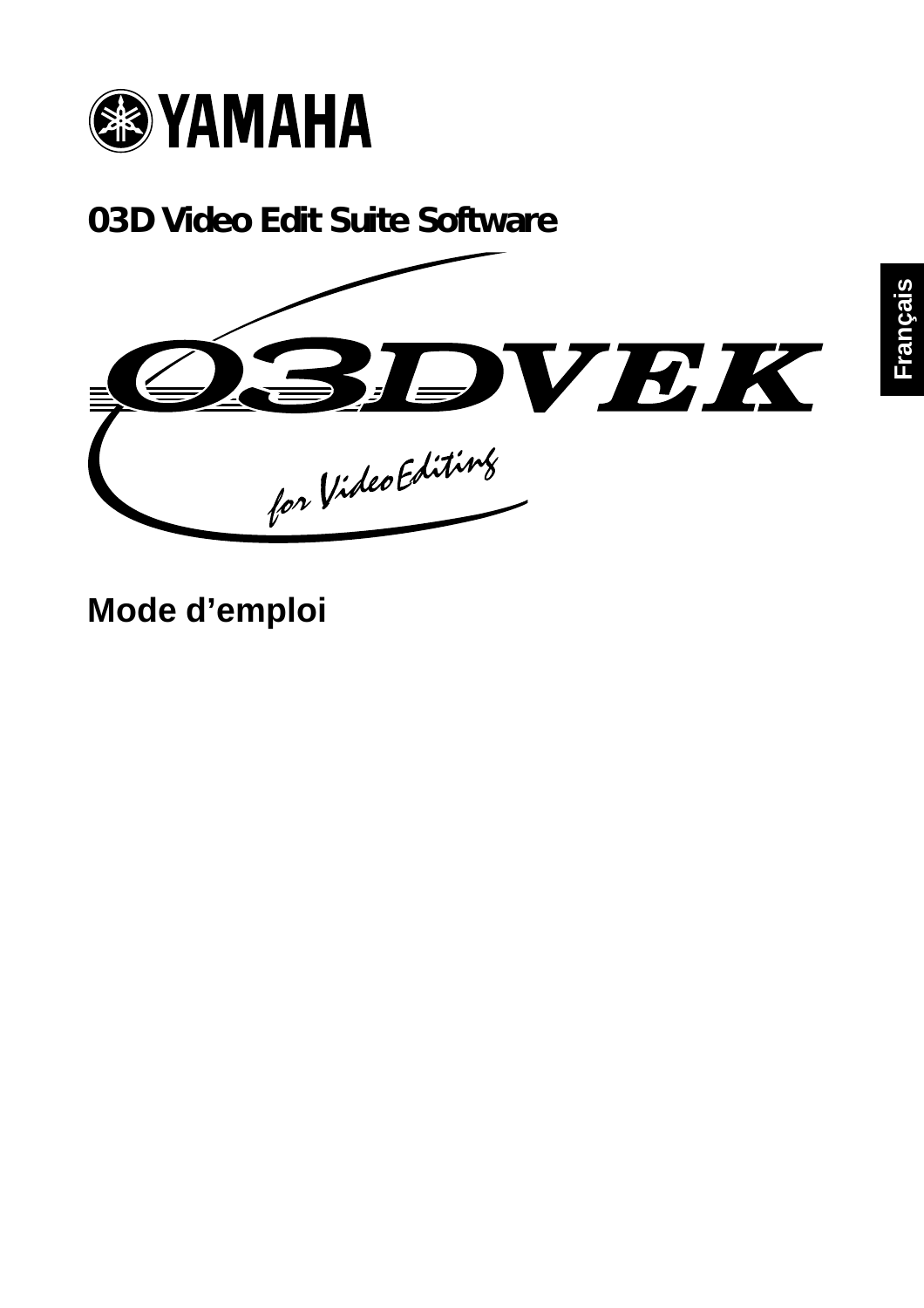YAMAHA

# 03D Video Edit Suite Software

03DVEK

for Video Editing

## Mode d'emploi

Français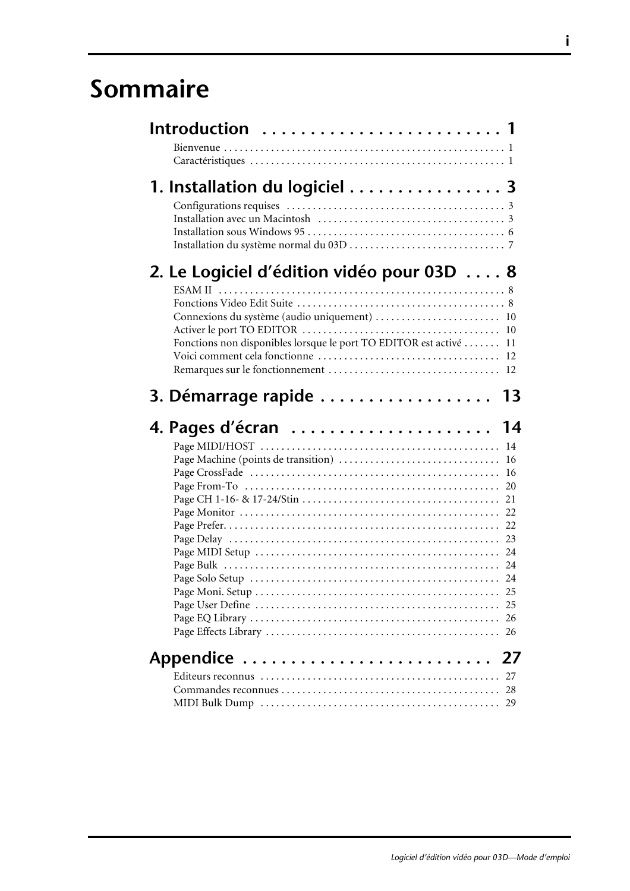# Sommaire

## Introduction . . . . . . . . . . . . . . . . . . . . . . . . 1

Bienvenue . . . . . . . . . . . . . . . . . . . . . . . . . . . . . . . . . . . . . . . . . . . . . . . . . . . . . 1
Caractéristiques . . . . . . . . . . . . . . . . . . . . . . . . . . . . . . . . . . . . . . . . . . . . . . . . . 1

## 1. Installation du logiciel . . . . . . . . . . . . . . . . 3

Configurations requises . . . . . . . . . . . . . . . . . . . . . . . . . . . . . . . . . . . . . . . . . 3
Installation avec un Macintosh . . . . . . . . . . . . . . . . . . . . . . . . . . . . . . . . . . . 3
Installation sous Windows 95 . . . . . . . . . . . . . . . . . . . . . . . . . . . . . . . . . . . . . 6
Installation du système normal du 03D . . . . . . . . . . . . . . . . . . . . . . . . . . . . . 7

## 2. Le Logiciel d'édition vidéo pour 03D . . . . 8

ESAM II . . . . . . . . . . . . . . . . . . . . . . . . . . . . . . . . . . . . . . . . . . . . . . . . . . . . . . 8
Fonctions Video Edit Suite . . . . . . . . . . . . . . . . . . . . . . . . . . . . . . . . . . . . . . . 8
Connexions du système (audio uniquement) . . . . . . . . . . . . . . . . . . . . . . . 10
Activer le port TO EDITOR . . . . . . . . . . . . . . . . . . . . . . . . . . . . . . . . . . . . . 10
Fonctions non disponibles lorsque le port TO EDITOR est activé . . . . . . . 11
Voici comment cela fonctionne . . . . . . . . . . . . . . . . . . . . . . . . . . . . . . . . . . 12
Remarques sur le fonctionnement . . . . . . . . . . . . . . . . . . . . . . . . . . . . . . . . 12

## 3. Démarrage rapide . . . . . . . . . . . . . . . . . . 13

## 4. Pages d'écran . . . . . . . . . . . . . . . . . . . . . 14

Page MIDI/HOST . . . . . . . . . . . . . . . . . . . . . . . . . . . . . . . . . . . . . . . . . . . . . 14
Page Machine (points de transition) . . . . . . . . . . . . . . . . . . . . . . . . . . . . . . 16
Page CrossFade . . . . . . . . . . . . . . . . . . . . . . . . . . . . . . . . . . . . . . . . . . . . . . 16
Page From-To . . . . . . . . . . . . . . . . . . . . . . . . . . . . . . . . . . . . . . . . . . . . . . . 20
Page CH 1-16- & 17-24/Stin . . . . . . . . . . . . . . . . . . . . . . . . . . . . . . . . . . . . . 21
Page Monitor . . . . . . . . . . . . . . . . . . . . . . . . . . . . . . . . . . . . . . . . . . . . . . . . 22
Page Prefer. . . . . . . . . . . . . . . . . . . . . . . . . . . . . . . . . . . . . . . . . . . . . . . . . . 22
Page Delay . . . . . . . . . . . . . . . . . . . . . . . . . . . . . . . . . . . . . . . . . . . . . . . . . . 23
Page MIDI Setup . . . . . . . . . . . . . . . . . . . . . . . . . . . . . . . . . . . . . . . . . . . . . 24
Page Bulk . . . . . . . . . . . . . . . . . . . . . . . . . . . . . . . . . . . . . . . . . . . . . . . . . . . 24
Page Solo Setup . . . . . . . . . . . . . . . . . . . . . . . . . . . . . . . . . . . . . . . . . . . . . . 24
Page Moni. Setup . . . . . . . . . . . . . . . . . . . . . . . . . . . . . . . . . . . . . . . . . . . . . 25
Page User Define . . . . . . . . . . . . . . . . . . . . . . . . . . . . . . . . . . . . . . . . . . . . . 25
Page EQ Library . . . . . . . . . . . . . . . . . . . . . . . . . . . . . . . . . . . . . . . . . . . . . . 26
Page Effects Library . . . . . . . . . . . . . . . . . . . . . . . . . . . . . . . . . . . . . . . . . . . 26

## Appendice . . . . . . . . . . . . . . . . . . . . . . . . . 27

Editeurs reconnus . . . . . . . . . . . . . . . . . . . . . . . . . . . . . . . . . . . . . . . . . . . . 27
Commandes reconnues . . . . . . . . . . . . . . . . . . . . . . . . . . . . . . . . . . . . . . . . 28
MIDI Bulk Dump . . . . . . . . . . . . . . . . . . . . . . . . . . . . . . . . . . . . . . . . . . . . . 29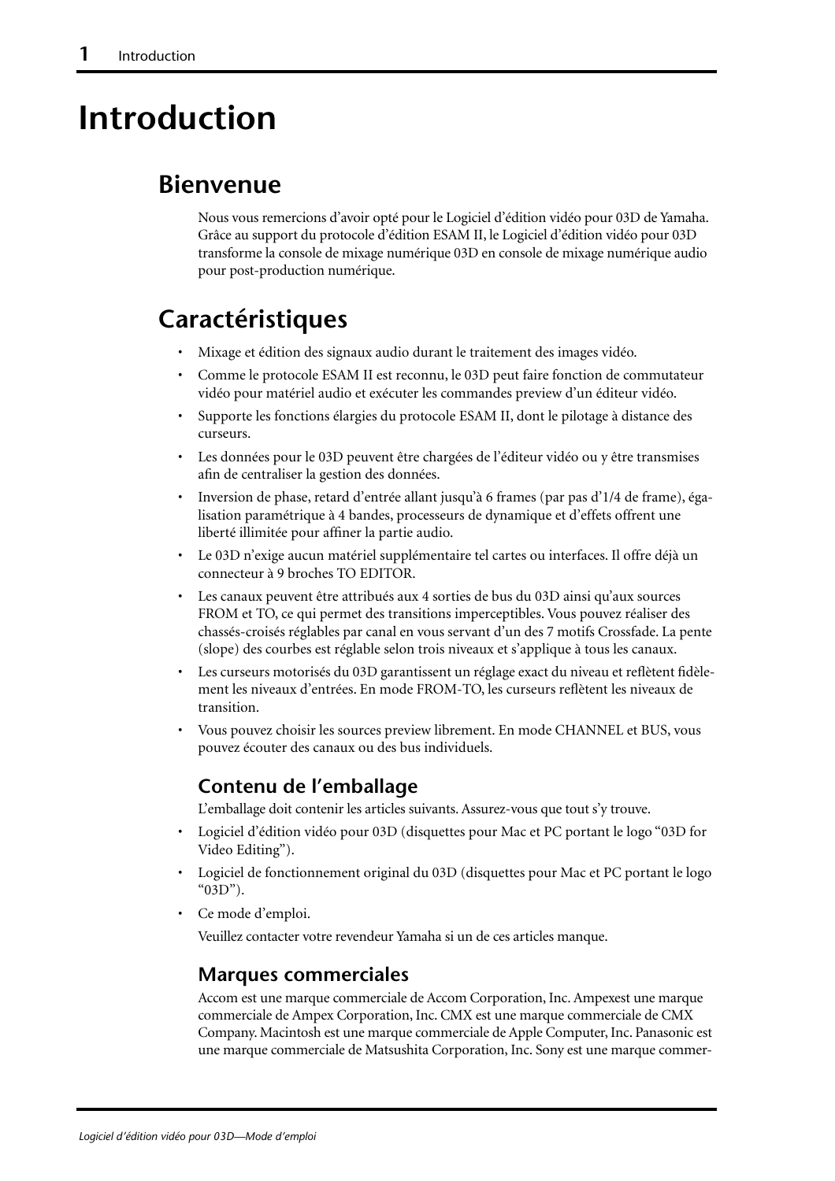# Introduction

## Bienvenue

Nous vous remercions d'avoir opté pour le Logiciel d'édition vidéo pour 03D de Yamaha. Grâce au support du protocole d'édition ESAM II, le Logiciel d'édition vidéo pour 03D transforme la console de mixage numérique 03D en console de mixage numérique audio pour post-production numérique.

## Caractéristiques

- Mixage et édition des signaux audio durant le traitement des images vidéo.
- Comme le protocole ESAM II est reconnu, le 03D peut faire fonction de commutateur vidéo pour matériel audio et exécuter les commandes preview d'un éditeur vidéo.
- Supporte les fonctions élargies du protocole ESAM II, dont le pilotage à distance des curseurs.
- Les données pour le 03D peuvent être chargées de l'éditeur vidéo ou y être transmises afin de centraliser la gestion des données.
- Inversion de phase, retard d'entrée allant jusqu'à 6 frames (par pas d'1/4 de frame), égalisation paramétrique à 4 bandes, processeurs de dynamique et d'effets offrent une liberté illimitée pour affiner la partie audio.
- Le 03D n'exige aucun matériel supplémentaire tel cartes ou interfaces. Il offre déjà un connecteur à 9 broches TO EDITOR.
- Les canaux peuvent être attribués aux 4 sorties de bus du 03D ainsi qu'aux sources FROM et TO, ce qui permet des transitions imperceptibles. Vous pouvez réaliser des chassés-croisés réglables par canal en vous servant d'un des 7 motifs Crossfade. La pente (slope) des courbes est réglable selon trois niveaux et s'applique à tous les canaux.
- Les curseurs motorisés du 03D garantissent un réglage exact du niveau et reflètent fidèlement les niveaux d'entrées. En mode FROM-TO, les curseurs reflètent les niveaux de transition.
- Vous pouvez choisir les sources preview librement. En mode CHANNEL et BUS, vous pouvez écouter des canaux ou des bus individuels.

### Contenu de l'emballage

L'emballage doit contenir les articles suivants. Assurez-vous que tout s'y trouve.

- Logiciel d'édition vidéo pour 03D (disquettes pour Mac et PC portant le logo "03D for Video Editing").
- Logiciel de fonctionnement original du 03D (disquettes pour Mac et PC portant le logo "03D").
- Ce mode d'emploi.

  Veuillez contacter votre revendeur Yamaha si un de ces articles manque.

### Marques commerciales

Accom est une marque commerciale de Accom Corporation, Inc. Ampexest une marque commerciale de Ampex Corporation, Inc. CMX est une marque commerciale de CMX Company. Macintosh est une marque commerciale de Apple Computer, Inc. Panasonic est une marque commerciale de Matsushita Corporation, Inc. Sony est une marque commer-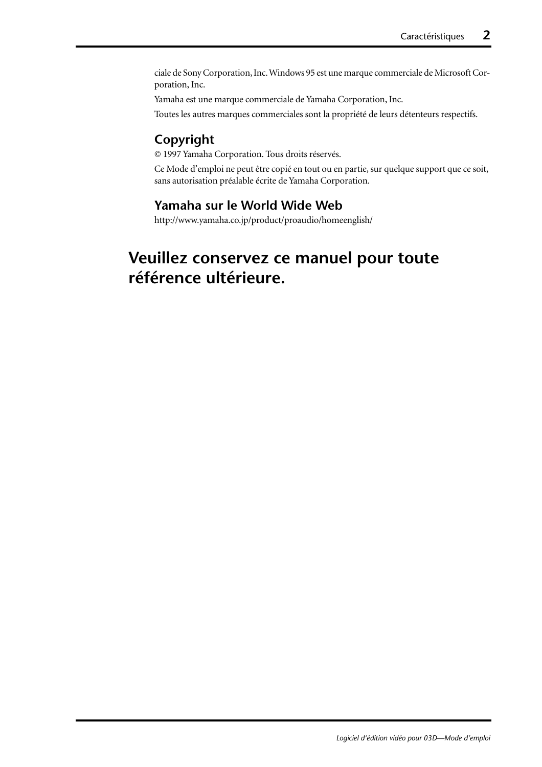ciale de Sony Corporation, Inc. Windows 95 est une marque commerciale de Microsoft Corporation, Inc.

Yamaha est une marque commerciale de Yamaha Corporation, Inc.

Toutes les autres marques commerciales sont la propriété de leurs détenteurs respectifs.

### Copyright

© 1997 Yamaha Corporation. Tous droits réservés.

Ce Mode d'emploi ne peut être copié en tout ou en partie, sur quelque support que ce soit, sans autorisation préalable écrite de Yamaha Corporation.

### Yamaha sur le World Wide Web

http://www.yamaha.co.jp/product/proaudio/homeenglish/

## Veuillez conservez ce manuel pour toute référence ultérieure.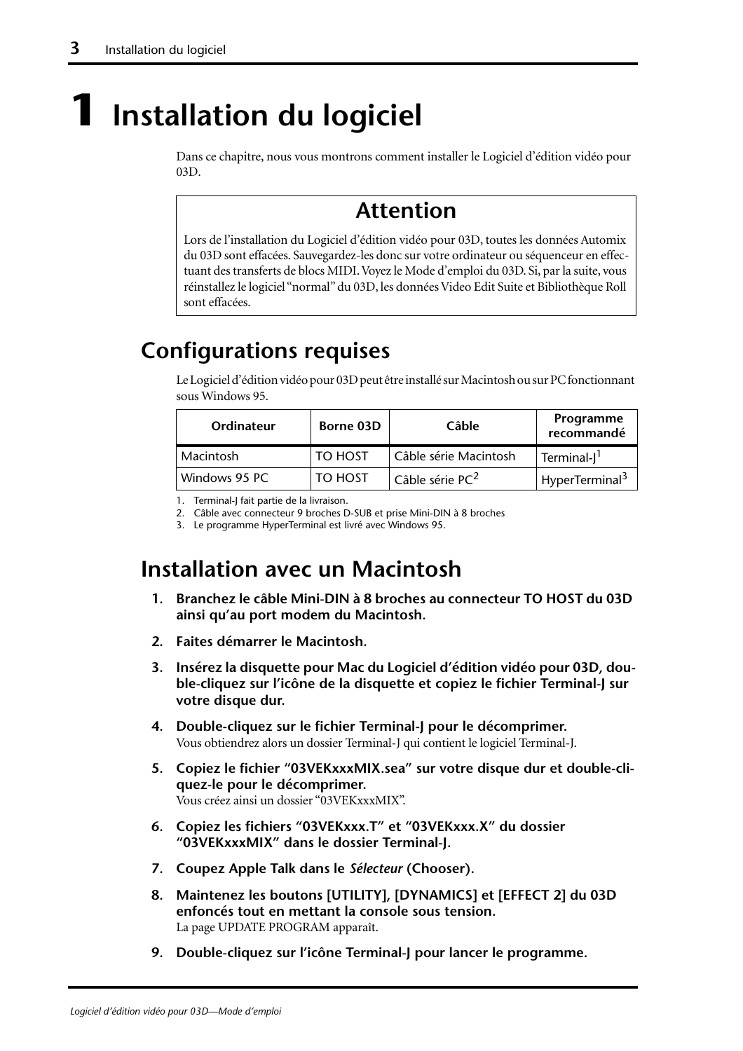# 1 Installation du logiciel

Dans ce chapitre, nous vous montrons comment installer le Logiciel d'édition vidéo pour 03D.

> **Attention**
>
> Lors de l'installation du Logiciel d'édition vidéo pour 03D, toutes les données Automix du 03D sont effacées. Sauvegardez-les donc sur votre ordinateur ou séquenceur en effectuant des transferts de blocs MIDI. Voyez le Mode d'emploi du 03D. Si, par la suite, vous réinstallez le logiciel "normal" du 03D, les données Video Edit Suite et Bibliothèque Roll sont effacées.

## Configurations requises

Le Logiciel d'édition vidéo pour 03D peut être installé sur Macintosh ou sur PC fonctionnant sous Windows 95.

| Ordinateur | Borne 03D | Câble | Programme recommandé |
|---|---|---|---|
| Macintosh | TO HOST | Câble série Macintosh | Terminal-J[1] |
| Windows 95 PC | TO HOST | Câble série PC[2] | HyperTerminal[3] |

1. Terminal-J fait partie de la livraison.
2. Câble avec connecteur 9 broches D-SUB et prise Mini-DIN à 8 broches
3. Le programme HyperTerminal est livré avec Windows 95.

## Installation avec un Macintosh

1. **Branchez le câble Mini-DIN à 8 broches au connecteur TO HOST du 03D ainsi qu'au port modem du Macintosh.**
2. **Faites démarrer le Macintosh.**
3. **Insérez la disquette pour Mac du Logiciel d'édition vidéo pour 03D, double-cliquez sur l'icône de la disquette et copiez le fichier Terminal-J sur votre disque dur.**
4. **Double-cliquez sur le fichier Terminal-J pour le décomprimer.**
   Vous obtiendrez alors un dossier Terminal-J qui contient le logiciel Terminal-J.
5. **Copiez le fichier "03VEKxxxMIX.sea" sur votre disque dur et double-cliquez-le pour le décomprimer.**
   Vous créez ainsi un dossier "03VEKxxxMIX".
6. **Copiez les fichiers "03VEKxxx.T" et "03VEKxxx.X" du dossier "03VEKxxxMIX" dans le dossier Terminal-J.**
7. **Coupez Apple Talk dans le *Sélecteur* (Chooser).**
8. **Maintenez les boutons [UTILITY], [DYNAMICS] et [EFFECT 2] du 03D enfoncés tout en mettant la console sous tension.**
   La page UPDATE PROGRAM apparaît.
9. **Double-cliquez sur l'icône Terminal-J pour lancer le programme.**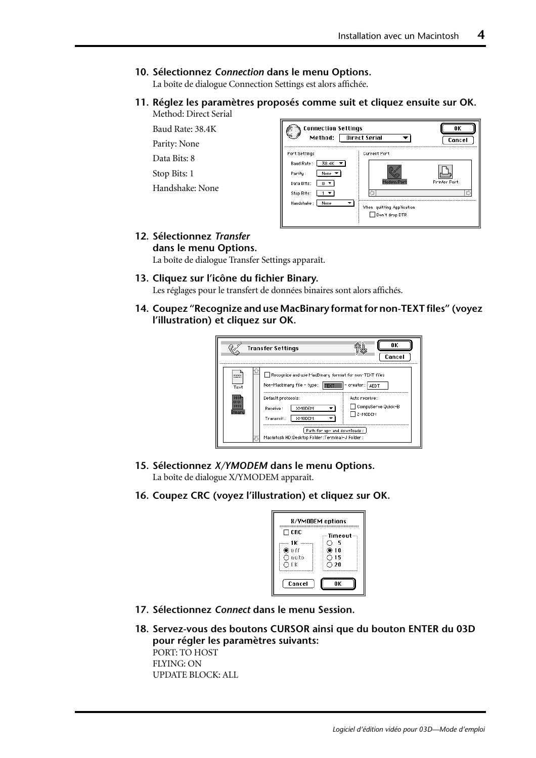**10. Sélectionnez *Connection* dans le menu Options.**

La boîte de dialogue Connection Settings est alors affichée.

**11. Réglez les paramètres proposés comme suit et cliquez ensuite sur OK.**

Method: Direct Serial

Baud Rate: 38.4K

Parity: None

Data Bits: 8

Stop Bits: 1

Handshake: None

**12. Sélectionnez *Transfer* dans le menu Options.**

La boîte de dialogue Transfer Settings apparaît.

**13. Cliquez sur l'icône du fichier Binary.**

Les réglages pour le transfert de données binaires sont alors affichés.

**14. Coupez "Recognize and use MacBinary format for non-TEXT files" (voyez l'illustration) et cliquez sur OK.**

**15. Sélectionnez *X/YMODEM* dans le menu Options.**

La boîte de dialogue X/YMODEM apparaît.

**16. Coupez CRC (voyez l'illustration) et cliquez sur OK.**

**17. Sélectionnez *Connect* dans le menu Session.**

**18. Servez-vous des boutons CURSOR ainsi que du bouton ENTER du 03D pour régler les paramètres suivants:**

PORT: TO HOST

FLYING: ON

UPDATE BLOCK: ALL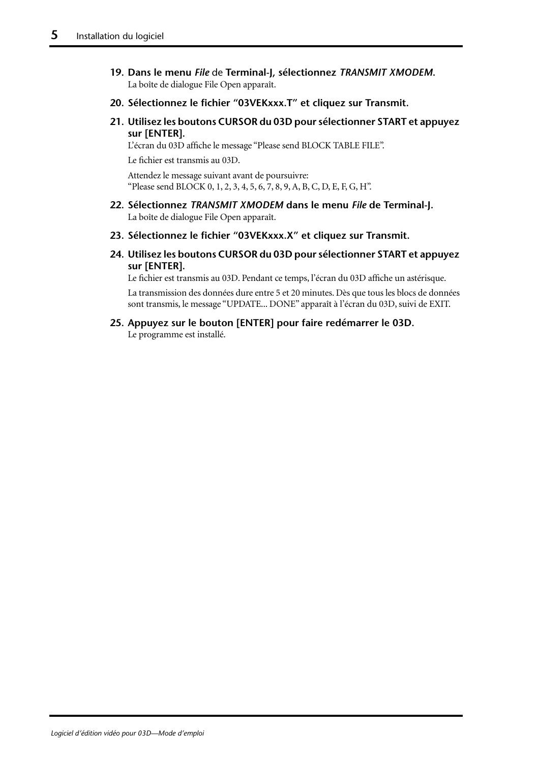19. **Dans le menu *File* de Terminal-J, sélectionnez *TRANSMIT XMODEM*.**
    La boîte de dialogue File Open apparaît.

20. **Sélectionnez le fichier “03VEKxxx.T” et cliquez sur Transmit.**

21. **Utilisez les boutons CURSOR du 03D pour sélectionner START et appuyez sur [ENTER].**
    L’écran du 03D affiche le message “Please send BLOCK TABLE FILE”.

    Le fichier est transmis au 03D.

    Attendez le message suivant avant de poursuivre:
    “Please send BLOCK 0, 1, 2, 3, 4, 5, 6, 7, 8, 9, A, B, C, D, E, F, G, H”.

22. **Sélectionnez *TRANSMIT XMODEM* dans le menu *File* de Terminal-J.**
    La boîte de dialogue File Open apparaît.

23. **Sélectionnez le fichier “03VEKxxx.X” et cliquez sur Transmit.**

24. **Utilisez les boutons CURSOR du 03D pour sélectionner START et appuyez sur [ENTER].**
    Le fichier est transmis au 03D. Pendant ce temps, l’écran du 03D affiche un astérisque.

    La transmission des données dure entre 5 et 20 minutes. Dès que tous les blocs de données sont transmis, le message “UPDATE... DONE” apparaît à l’écran du 03D, suivi de EXIT.

25. **Appuyez sur le bouton [ENTER] pour faire redémarrer le 03D.**
    Le programme est installé.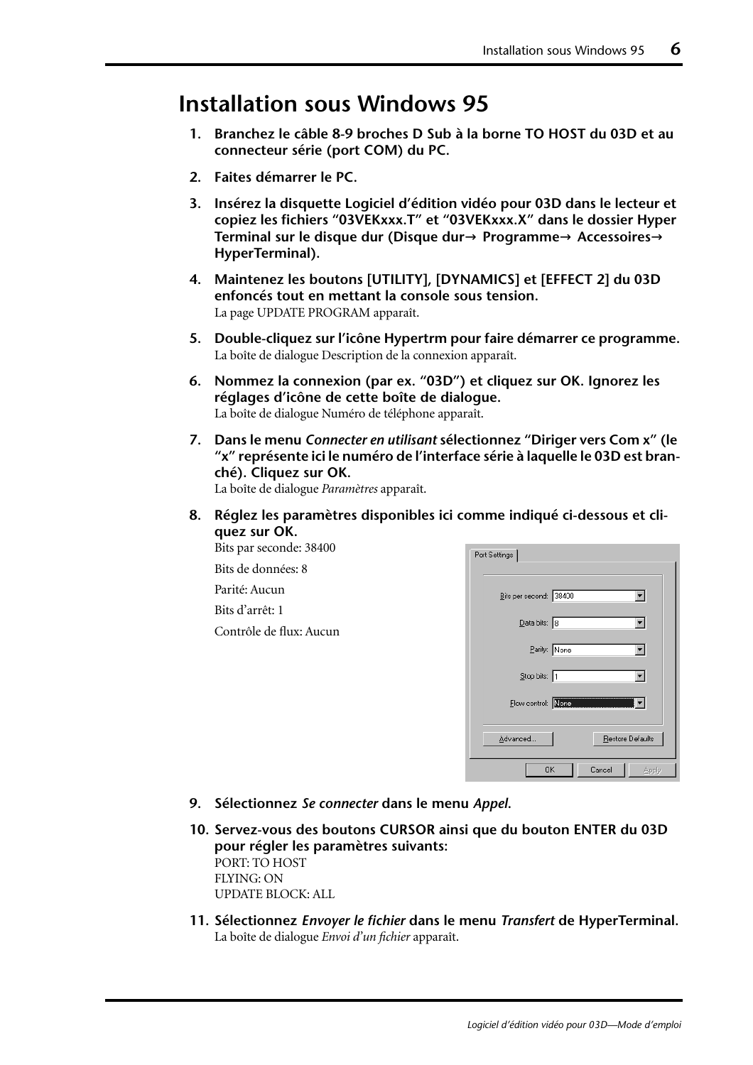# Installation sous Windows 95

1. **Branchez le câble 8-9 broches D Sub à la borne TO HOST du 03D et au connecteur série (port COM) du PC.**

2. **Faites démarrer le PC.**

3. **Insérez la disquette Logiciel d'édition vidéo pour 03D dans le lecteur et copiez les fichiers "03VEKxxx.T" et "03VEKxxx.X" dans le dossier Hyper Terminal sur le disque dur (Disque dur→ Programme→ Accessoires→ HyperTerminal).**

4. **Maintenez les boutons [UTILITY], [DYNAMICS] et [EFFECT 2] du 03D enfoncés tout en mettant la console sous tension.**
   La page UPDATE PROGRAM apparaît.

5. **Double-cliquez sur l'icône Hypertrm pour faire démarrer ce programme.**
   La boîte de dialogue Description de la connexion apparaît.

6. **Nommez la connexion (par ex. "03D") et cliquez sur OK. Ignorez les réglages d'icône de cette boîte de dialogue.**
   La boîte de dialogue Numéro de téléphone apparaît.

7. **Dans le menu *Connecter en utilisant* sélectionnez "Diriger vers Com x" (le "x" représente ici le numéro de l'interface série à laquelle le 03D est branché). Cliquez sur OK.**
   La boîte de dialogue *Paramètres* apparaît.

8. **Réglez les paramètres disponibles ici comme indiqué ci-dessous et cliquez sur OK.**
   Bits par seconde: 38400

   Bits de données: 8

   Parité: Aucun

   Bits d'arrêt: 1

   Contrôle de flux: Aucun

   Port Settings

   Bits per second: 38400
   Data bits: 8
   Parity: None
   Stop bits: 1
   Flow control: None

   Advanced... | Restore Defaults

   OK | Cancel | Apply

9. **Sélectionnez *Se connecter* dans le menu *Appel*.**

10. **Servez-vous des boutons CURSOR ainsi que du bouton ENTER du 03D pour régler les paramètres suivants:**
    PORT: TO HOST
    FLYING: ON
    UPDATE BLOCK: ALL

11. **Sélectionnez *Envoyer le fichier* dans le menu *Transfert* de HyperTerminal.**
    La boîte de dialogue *Envoi d'un fichier* apparaît.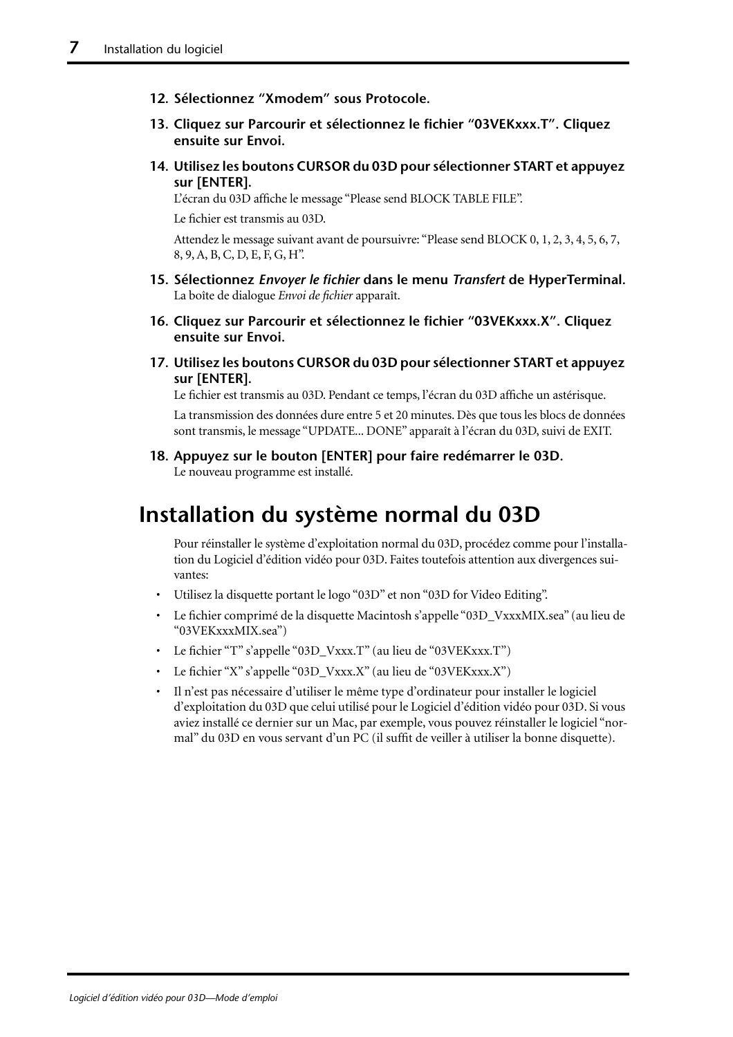12. **Sélectionnez “Xmodem” sous Protocole.**

13. **Cliquez sur Parcourir et sélectionnez le fichier “03VEKxxx.T”. Cliquez ensuite sur Envoi.**

14. **Utilisez les boutons CURSOR du 03D pour sélectionner START et appuyez sur [ENTER].**

    L’écran du 03D affiche le message “Please send BLOCK TABLE FILE”.

    Le fichier est transmis au 03D.

    Attendez le message suivant avant de poursuivre: “Please send BLOCK 0, 1, 2, 3, 4, 5, 6, 7, 8, 9, A, B, C, D, E, F, G, H”.

15. **Sélectionnez *Envoyer le fichier* dans le menu *Transfert* de HyperTerminal.**

    La boîte de dialogue *Envoi de fichier* apparaît.

16. **Cliquez sur Parcourir et sélectionnez le fichier “03VEKxxx.X”. Cliquez ensuite sur Envoi.**

17. **Utilisez les boutons CURSOR du 03D pour sélectionner START et appuyez sur [ENTER].**

    Le fichier est transmis au 03D. Pendant ce temps, l’écran du 03D affiche un astérisque.

    La transmission des données dure entre 5 et 20 minutes. Dès que tous les blocs de données sont transmis, le message “UPDATE... DONE” apparaît à l’écran du 03D, suivi de EXIT.

18. **Appuyez sur le bouton [ENTER] pour faire redémarrer le 03D.**

    Le nouveau programme est installé.

# Installation du système normal du 03D

Pour réinstaller le système d’exploitation normal du 03D, procédez comme pour l’installation du Logiciel d’édition vidéo pour 03D. Faites toutefois attention aux divergences suivantes:

- Utilisez la disquette portant le logo “03D” et non “03D for Video Editing”.
- Le fichier comprimé de la disquette Macintosh s’appelle “03D_VxxxMIX.sea” (au lieu de “03VEKxxxMIX.sea”)
- Le fichier “T” s’appelle “03D_Vxxx.T” (au lieu de “03VEKxxx.T”)
- Le fichier “X” s’appelle “03D_Vxxx.X” (au lieu de “03VEKxxx.X”)
- Il n’est pas nécessaire d’utiliser le même type d’ordinateur pour installer le logiciel d’exploitation du 03D que celui utilisé pour le Logiciel d’édition vidéo pour 03D. Si vous aviez installé ce dernier sur un Mac, par exemple, vous pouvez réinstaller le logiciel “normal” du 03D en vous servant d’un PC (il suffit de veiller à utiliser la bonne disquette).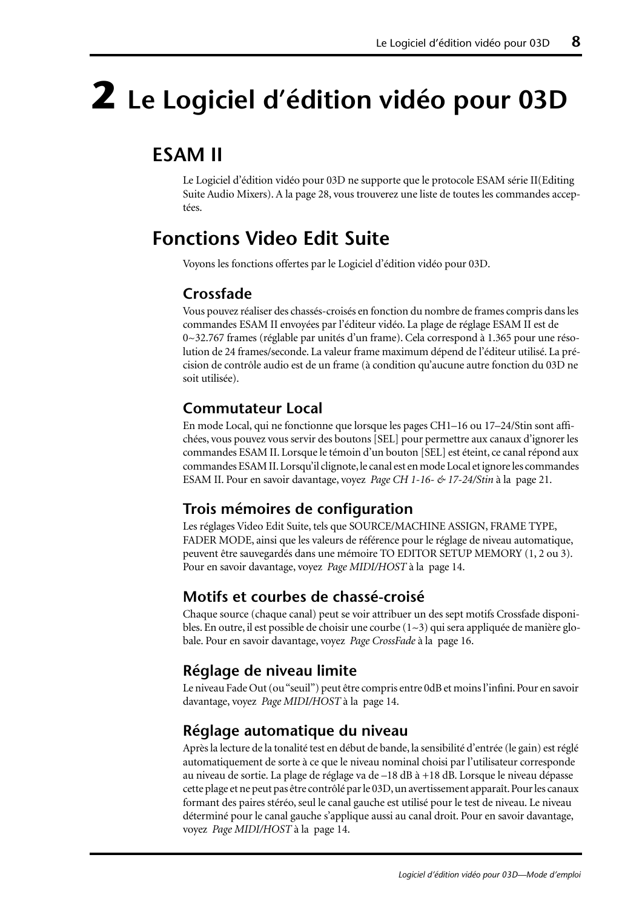# 2 Le Logiciel d'édition vidéo pour 03D

## ESAM II

Le Logiciel d'édition vidéo pour 03D ne supporte que le protocole ESAM série II(Editing Suite Audio Mixers). A la page 28, vous trouverez une liste de toutes les commandes acceptées.

## Fonctions Video Edit Suite

Voyons les fonctions offertes par le Logiciel d'édition vidéo pour 03D.

### Crossfade

Vous pouvez réaliser des chassés-croisés en fonction du nombre de frames compris dans les commandes ESAM II envoyées par l'éditeur vidéo. La plage de réglage ESAM II est de 0~32.767 frames (réglable par unités d'un frame). Cela correspond à 1.365 pour une résolution de 24 frames/seconde. La valeur frame maximum dépend de l'éditeur utilisé. La précision de contrôle audio est de un frame (à condition qu'aucune autre fonction du 03D ne soit utilisée).

### Commutateur Local

En mode Local, qui ne fonctionne que lorsque les pages CH1–16 ou 17–24/Stin sont affichées, vous pouvez vous servir des boutons [SEL] pour permettre aux canaux d'ignorer les commandes ESAM II. Lorsque le témoin d'un bouton [SEL] est éteint, ce canal répond aux commandes ESAM II. Lorsqu'il clignote, le canal est en mode Local et ignore les commandes ESAM II. Pour en savoir davantage, voyez *Page CH 1-16- & 17-24/Stin* à la page 21.

### Trois mémoires de configuration

Les réglages Video Edit Suite, tels que SOURCE/MACHINE ASSIGN, FRAME TYPE, FADER MODE, ainsi que les valeurs de référence pour le réglage de niveau automatique, peuvent être sauvegardés dans une mémoire TO EDITOR SETUP MEMORY (1, 2 ou 3). Pour en savoir davantage, voyez *Page MIDI/HOST* à la page 14.

### Motifs et courbes de chassé-croisé

Chaque source (chaque canal) peut se voir attribuer un des sept motifs Crossfade disponibles. En outre, il est possible de choisir une courbe (1~3) qui sera appliquée de manière globale. Pour en savoir davantage, voyez *Page CrossFade* à la page 16.

### Réglage de niveau limite

Le niveau Fade Out (ou "seuil") peut être compris entre 0dB et moins l'infini. Pour en savoir davantage, voyez *Page MIDI/HOST* à la page 14.

### Réglage automatique du niveau

Après la lecture de la tonalité test en début de bande, la sensibilité d'entrée (le gain) est réglé automatiquement de sorte à ce que le niveau nominal choisi par l'utilisateur corresponde au niveau de sortie. La plage de réglage va de –18 dB à +18 dB. Lorsque le niveau dépasse cette plage et ne peut pas être contrôlé par le 03D, un avertissement apparaît. Pour les canaux formant des paires stéréo, seul le canal gauche est utilisé pour le test de niveau. Le niveau déterminé pour le canal gauche s'applique aussi au canal droit. Pour en savoir davantage, voyez *Page MIDI/HOST* à la page 14.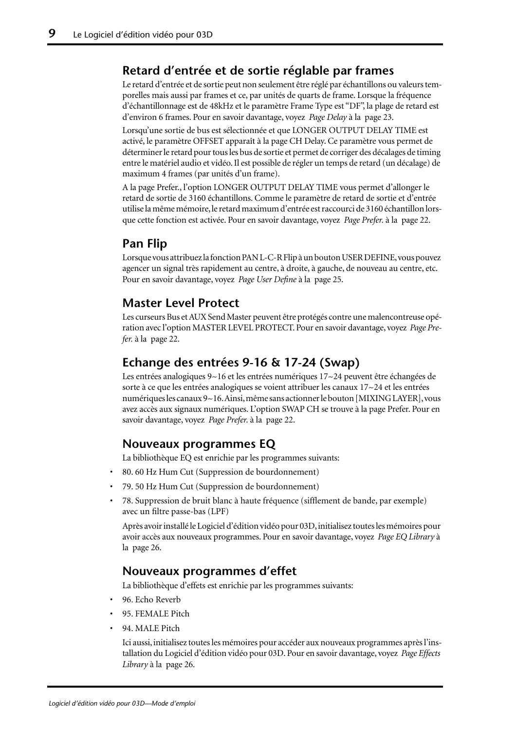## Retard d'entrée et de sortie réglable par frames

Le retard d'entrée et de sortie peut non seulement être réglé par échantillons ou valeurs temporelles mais aussi par frames et ce, par unités de quarts de frame. Lorsque la fréquence d'échantillonnage est de 48kHz et le paramètre Frame Type est "DF", la plage de retard est d'environ 6 frames. Pour en savoir davantage, voyez *Page Delay* à la page 23.

Lorsqu'une sortie de bus est sélectionnée et que LONGER OUTPUT DELAY TIME est activé, le paramètre OFFSET apparaît à la page CH Delay. Ce paramètre vous permet de déterminer le retard pour tous les bus de sortie et permet de corriger des décalages de timing entre le matériel audio et vidéo. Il est possible de régler un temps de retard (un décalage) de maximum 4 frames (par unités d'un frame).

A la page Prefer., l'option LONGER OUTPUT DELAY TIME vous permet d'allonger le retard de sortie de 3160 échantillons. Comme le paramètre de retard de sortie et d'entrée utilise la même mémoire, le retard maximum d'entrée est raccourci de 3160 échantillon lorsque cette fonction est activée. Pour en savoir davantage, voyez *Page Prefer.* à la page 22.

## Pan Flip

Lorsque vous attribuez la fonction PAN L-C-R Flip à un bouton USER DEFINE, vous pouvez agencer un signal très rapidement au centre, à droite, à gauche, de nouveau au centre, etc. Pour en savoir davantage, voyez *Page User Define* à la page 25.

## Master Level Protect

Les curseurs Bus et AUX Send Master peuvent être protégés contre une malencontreuse opération avec l'option MASTER LEVEL PROTECT. Pour en savoir davantage, voyez *Page Prefer.* à la page 22.

## Echange des entrées 9-16 & 17-24 (Swap)

Les entrées analogiques 9~16 et les entrées numériques 17~24 peuvent être échangées de sorte à ce que les entrées analogiques se voient attribuer les canaux 17~24 et les entrées numériques les canaux 9~16. Ainsi, même sans actionner le bouton [MIXING LAYER], vous avez accès aux signaux numériques. L'option SWAP CH se trouve à la page Prefer. Pour en savoir davantage, voyez *Page Prefer.* à la page 22.

## Nouveaux programmes EQ

La bibliothèque EQ est enrichie par les programmes suivants:

- 80. 60 Hz Hum Cut (Suppression de bourdonnement)
- 79. 50 Hz Hum Cut (Suppression de bourdonnement)
- 78. Suppression de bruit blanc à haute fréquence (sifflement de bande, par exemple) avec un filtre passe-bas (LPF)

Après avoir installé le Logiciel d'édition vidéo pour 03D, initialisez toutes les mémoires pour avoir accès aux nouveaux programmes. Pour en savoir davantage, voyez *Page EQ Library* à la page 26.

## Nouveaux programmes d'effet

La bibliothèque d'effets est enrichie par les programmes suivants:

- 96. Echo Reverb
- 95. FEMALE Pitch
- 94. MALE Pitch

Ici aussi, initialisez toutes les mémoires pour accéder aux nouveaux programmes après l'installation du Logiciel d'édition vidéo pour 03D. Pour en savoir davantage, voyez *Page Effects Library* à la page 26.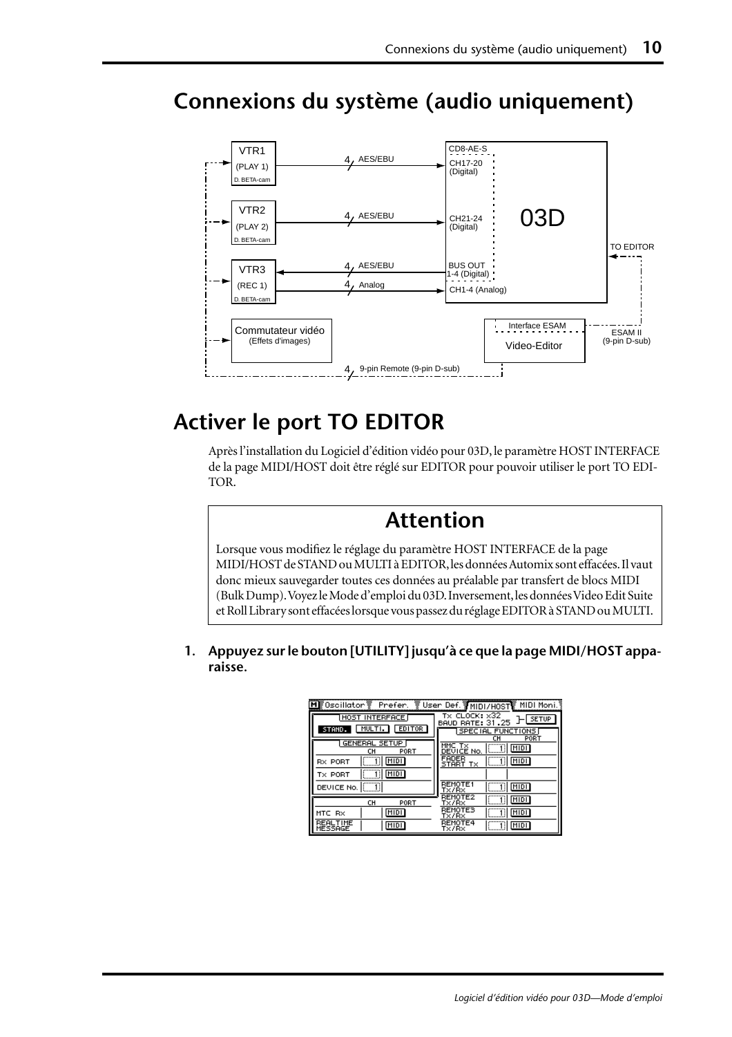# Connexions du système (audio uniquement)

# Activer le port TO EDITOR

Après l'installation du Logiciel d'édition vidéo pour 03D, le paramètre HOST INTERFACE de la page MIDI/HOST doit être réglé sur EDITOR pour pouvoir utiliser le port TO EDITOR.

## Attention

Lorsque vous modifiez le réglage du paramètre HOST INTERFACE de la page MIDI/HOST de STAND ou MULTI à EDITOR, les données Automix sont effacées. Il vaut donc mieux sauvegarder toutes ces données au préalable par transfert de blocs MIDI (Bulk Dump). Voyez le Mode d'emploi du 03D. Inversement, les données Video Edit Suite et Roll Library sont effacées lorsque vous passez du réglage EDITOR à STAND ou MULTI.

**1. Appuyez sur le bouton [UTILITY] jusqu'à ce que la page MIDI/HOST apparaisse.**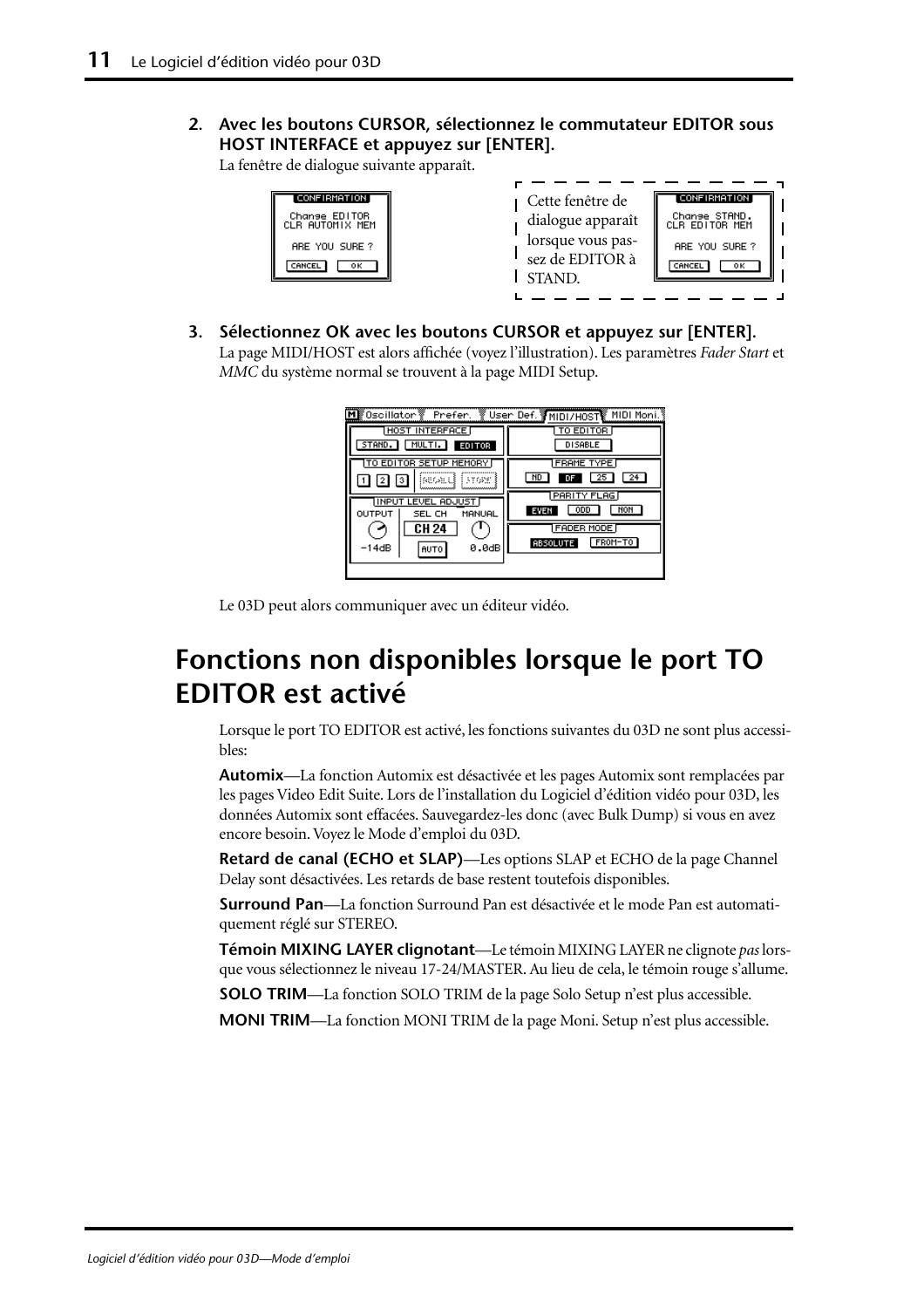2. **Avec les boutons CURSOR, sélectionnez le commutateur EDITOR sous HOST INTERFACE et appuyez sur [ENTER].**

   La fenêtre de dialogue suivante apparaît.

   Cette fenêtre de dialogue apparaît lorsque vous passez de EDITOR à STAND.

3. **Sélectionnez OK avec les boutons CURSOR et appuyez sur [ENTER].**

   La page MIDI/HOST est alors affichée (voyez l'illustration). Les paramètres *Fader Start* et *MMC* du système normal se trouvent à la page MIDI Setup.

   Le 03D peut alors communiquer avec un éditeur vidéo.

# Fonctions non disponibles lorsque le port TO EDITOR est activé

Lorsque le port TO EDITOR est activé, les fonctions suivantes du 03D ne sont plus accessibles:

**Automix**—La fonction Automix est désactivée et les pages Automix sont remplacées par les pages Video Edit Suite. Lors de l'installation du Logiciel d'édition vidéo pour 03D, les données Automix sont effacées. Sauvegardez-les donc (avec Bulk Dump) si vous en avez encore besoin. Voyez le Mode d'emploi du 03D.

**Retard de canal (ECHO et SLAP)**—Les options SLAP et ECHO de la page Channel Delay sont désactivées. Les retards de base restent toutefois disponibles.

**Surround Pan**—La fonction Surround Pan est désactivée et le mode Pan est automatiquement réglé sur STEREO.

**Témoin MIXING LAYER clignotant**—Le témoin MIXING LAYER ne clignote *pas* lorsque vous sélectionnez le niveau 17-24/MASTER. Au lieu de cela, le témoin rouge s'allume.

**SOLO TRIM**—La fonction SOLO TRIM de la page Solo Setup n'est plus accessible.

**MONI TRIM**—La fonction MONI TRIM de la page Moni. Setup n'est plus accessible.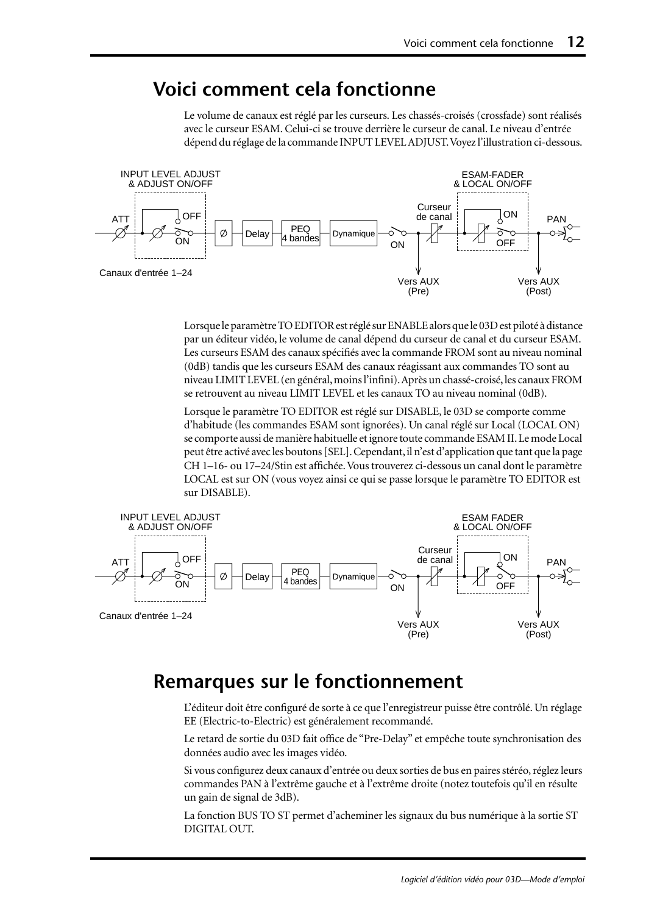# Voici comment cela fonctionne

Le volume de canaux est réglé par les curseurs. Les chassés-croisés (crossfade) sont réalisés avec le curseur ESAM. Celui-ci se trouve derrière le curseur de canal. Le niveau d'entrée dépend du réglage de la commande INPUT LEVEL ADJUST. Voyez l'illustration ci-dessous.

INPUT LEVEL ADJUST & ADJUST ON/OFF — ATT — OFF — ON — Ø — Delay — PEQ 4 bandes — Dynamique — ON — Curseur de canal — ESAM-FADER & LOCAL ON/OFF — ON — OFF — PAN

Canaux d'entrée 1–24 — Vers AUX (Pre) — Vers AUX (Post)

Lorsque le paramètre TO EDITOR est réglé sur ENABLE alors que le 03D est piloté à distance par un éditeur vidéo, le volume de canal dépend du curseur de canal et du curseur ESAM. Les curseurs ESAM des canaux spécifiés avec la commande FROM sont au niveau nominal (0dB) tandis que les curseurs ESAM des canaux réagissant aux commandes TO sont au niveau LIMIT LEVEL (en général, moins l'infini). Après un chassé-croisé, les canaux FROM se retrouvent au niveau LIMIT LEVEL et les canaux TO au niveau nominal (0dB).

Lorsque le paramètre TO EDITOR est réglé sur DISABLE, le 03D se comporte comme d'habitude (les commandes ESAM sont ignorées). Un canal réglé sur Local (LOCAL ON) se comporte aussi de manière habituelle et ignore toute commande ESAM II. Le mode Local peut être activé avec les boutons [SEL]. Cependant, il n'est d'application que tant que la page CH 1–16- ou 17–24/Stin est affichée. Vous trouverez ci-dessous un canal dont le paramètre LOCAL est sur ON (vous voyez ainsi ce qui se passe lorsque le paramètre TO EDITOR est sur DISABLE).

INPUT LEVEL ADJUST & ADJUST ON/OFF — ATT — OFF — ON — Ø — Delay — PEQ 4 bandes — Dynamique — ON — Curseur de canal — ESAM FADER & LOCAL ON/OFF — ON — OFF — PAN

Canaux d'entrée 1–24 — Vers AUX (Pre) — Vers AUX (Post)

# Remarques sur le fonctionnement

L'éditeur doit être configuré de sorte à ce que l'enregistreur puisse être contrôlé. Un réglage EE (Electric-to-Electric) est généralement recommandé.

Le retard de sortie du 03D fait office de "Pre-Delay" et empêche toute synchronisation des données audio avec les images vidéo.

Si vous configurez deux canaux d'entrée ou deux sorties de bus en paires stéréo, réglez leurs commandes PAN à l'extrême gauche et à l'extrême droite (notez toutefois qu'il en résulte un gain de signal de 3dB).

La fonction BUS TO ST permet d'acheminer les signaux du bus numérique à la sortie ST DIGITAL OUT.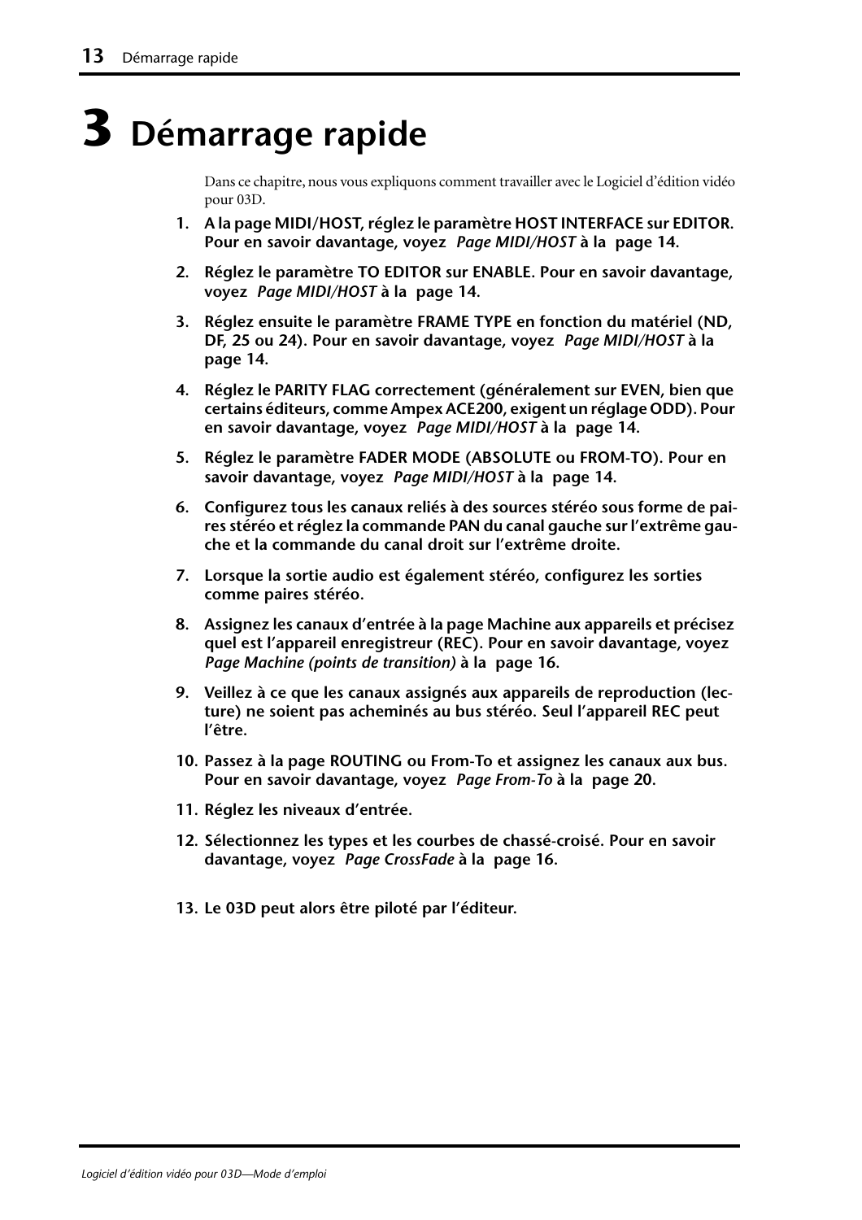# 3 Démarrage rapide

Dans ce chapitre, nous vous expliquons comment travailler avec le Logiciel d'édition vidéo pour 03D.

1. **A la page MIDI/HOST, réglez le paramètre HOST INTERFACE sur EDITOR. Pour en savoir davantage, voyez** *Page MIDI/HOST* **à la page 14.**

2. **Réglez le paramètre TO EDITOR sur ENABLE. Pour en savoir davantage, voyez** *Page MIDI/HOST* **à la page 14.**

3. **Réglez ensuite le paramètre FRAME TYPE en fonction du matériel (ND, DF, 25 ou 24). Pour en savoir davantage, voyez** *Page MIDI/HOST* **à la page 14.**

4. **Réglez le PARITY FLAG correctement (généralement sur EVEN, bien que certains éditeurs, comme Ampex ACE200, exigent un réglage ODD). Pour en savoir davantage, voyez** *Page MIDI/HOST* **à la page 14.**

5. **Réglez le paramètre FADER MODE (ABSOLUTE ou FROM-TO). Pour en savoir davantage, voyez** *Page MIDI/HOST* **à la page 14.**

6. **Configurez tous les canaux reliés à des sources stéréo sous forme de paires stéréo et réglez la commande PAN du canal gauche sur l'extrême gauche et la commande du canal droit sur l'extrême droite.**

7. **Lorsque la sortie audio est également stéréo, configurez les sorties comme paires stéréo.**

8. **Assignez les canaux d'entrée à la page Machine aux appareils et précisez quel est l'appareil enregistreur (REC). Pour en savoir davantage, voyez** *Page Machine (points de transition)* **à la page 16.**

9. **Veillez à ce que les canaux assignés aux appareils de reproduction (lecture) ne soient pas acheminés au bus stéréo. Seul l'appareil REC peut l'être.**

10. **Passez à la page ROUTING ou From-To et assignez les canaux aux bus. Pour en savoir davantage, voyez** *Page From-To* **à la page 20.**

11. **Réglez les niveaux d'entrée.**

12. **Sélectionnez les types et les courbes de chassé-croisé. Pour en savoir davantage, voyez** *Page CrossFade* **à la page 16.**

13. **Le 03D peut alors être piloté par l'éditeur.**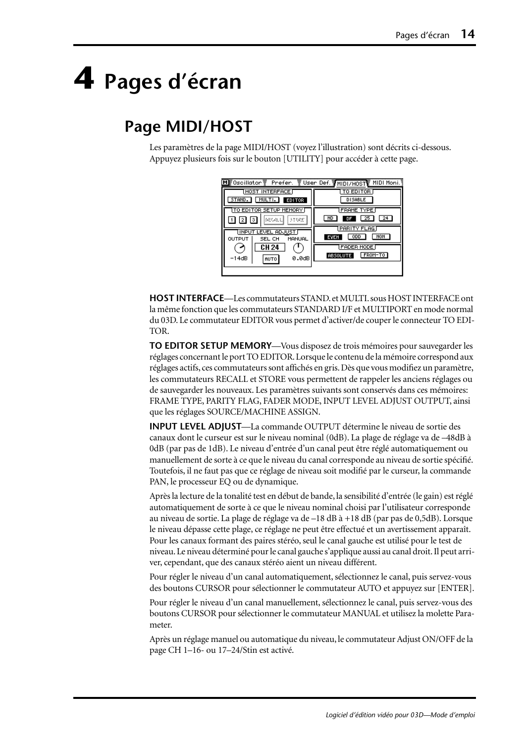# 4 Pages d’écran

## Page MIDI/HOST

Les paramètres de la page MIDI/HOST (voyez l’illustration) sont décrits ci-dessous. Appuyez plusieurs fois sur le bouton [UTILITY] pour accéder à cette page.

**HOST INTERFACE**—Les commutateurs STAND. et MULTI. sous HOST INTERFACE ont la même fonction que les commutateurs STANDARD I/F et MULTIPORT en mode normal du 03D. Le commutateur EDITOR vous permet d’activer/de couper le connecteur TO EDITOR.

**TO EDITOR SETUP MEMORY**—Vous disposez de trois mémoires pour sauvegarder les réglages concernant le port TO EDITOR. Lorsque le contenu de la mémoire correspond aux réglages actifs, ces commutateurs sont affichés en gris. Dès que vous modifiez un paramètre, les commutateurs RECALL et STORE vous permettent de rappeler les anciens réglages ou de sauvegarder les nouveaux. Les paramètres suivants sont conservés dans ces mémoires: FRAME TYPE, PARITY FLAG, FADER MODE, INPUT LEVEL ADJUST OUTPUT, ainsi que les réglages SOURCE/MACHINE ASSIGN.

**INPUT LEVEL ADJUST**—La commande OUTPUT détermine le niveau de sortie des canaux dont le curseur est sur le niveau nominal (0dB). La plage de réglage va de –48dB à 0dB (par pas de 1dB). Le niveau d’entrée d’un canal peut être réglé automatiquement ou manuellement de sorte à ce que le niveau du canal corresponde au niveau de sortie spécifié. Toutefois, il ne faut pas que ce réglage de niveau soit modifié par le curseur, la commande PAN, le processeur EQ ou de dynamique.

Après la lecture de la tonalité test en début de bande, la sensibilité d’entrée (le gain) est réglé automatiquement de sorte à ce que le niveau nominal choisi par l’utilisateur corresponde au niveau de sortie. La plage de réglage va de –18 dB à +18 dB (par pas de 0,5dB). Lorsque le niveau dépasse cette plage, ce réglage ne peut être effectué et un avertissement apparaît. Pour les canaux formant des paires stéréo, seul le canal gauche est utilisé pour le test de niveau. Le niveau déterminé pour le canal gauche s’applique aussi au canal droit. Il peut arriver, cependant, que des canaux stéréo aient un niveau différent.

Pour régler le niveau d’un canal automatiquement, sélectionnez le canal, puis servez-vous des boutons CURSOR pour sélectionner le commutateur AUTO et appuyez sur [ENTER].

Pour régler le niveau d’un canal manuellement, sélectionnez le canal, puis servez-vous des boutons CURSOR pour sélectionner le commutateur MANUAL et utilisez la molette Parameter.

Après un réglage manuel ou automatique du niveau, le commutateur Adjust ON/OFF de la page CH 1–16- ou 17–24/Stin est activé.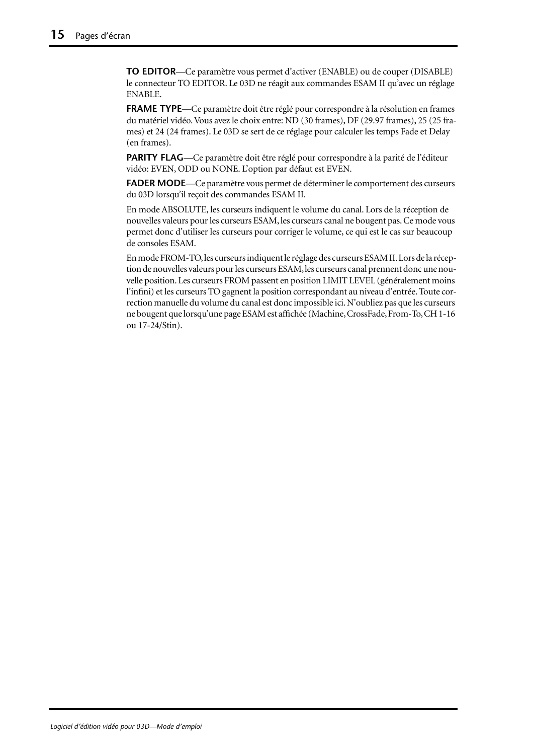**TO EDITOR**—Ce paramètre vous permet d'activer (ENABLE) ou de couper (DISABLE) le connecteur TO EDITOR. Le 03D ne réagit aux commandes ESAM II qu'avec un réglage ENABLE.

**FRAME TYPE**—Ce paramètre doit être réglé pour correspondre à la résolution en frames du matériel vidéo. Vous avez le choix entre: ND (30 frames), DF (29.97 frames), 25 (25 frames) et 24 (24 frames). Le 03D se sert de ce réglage pour calculer les temps Fade et Delay (en frames).

**PARITY FLAG**—Ce paramètre doit être réglé pour correspondre à la parité de l'éditeur vidéo: EVEN, ODD ou NONE. L'option par défaut est EVEN.

**FADER MODE**—Ce paramètre vous permet de déterminer le comportement des curseurs du 03D lorsqu'il reçoit des commandes ESAM II.

En mode ABSOLUTE, les curseurs indiquent le volume du canal. Lors de la réception de nouvelles valeurs pour les curseurs ESAM, les curseurs canal ne bougent pas. Ce mode vous permet donc d'utiliser les curseurs pour corriger le volume, ce qui est le cas sur beaucoup de consoles ESAM.

En mode FROM-TO, les curseurs indiquent le réglage des curseurs ESAM II. Lors de la réception de nouvelles valeurs pour les curseurs ESAM, les curseurs canal prennent donc une nouvelle position. Les curseurs FROM passent en position LIMIT LEVEL (généralement moins l'infini) et les curseurs TO gagnent la position correspondant au niveau d'entrée. Toute correction manuelle du volume du canal est donc impossible ici. N'oubliez pas que les curseurs ne bougent que lorsqu'une page ESAM est affichée (Machine, CrossFade, From-To, CH 1-16 ou 17-24/Stin).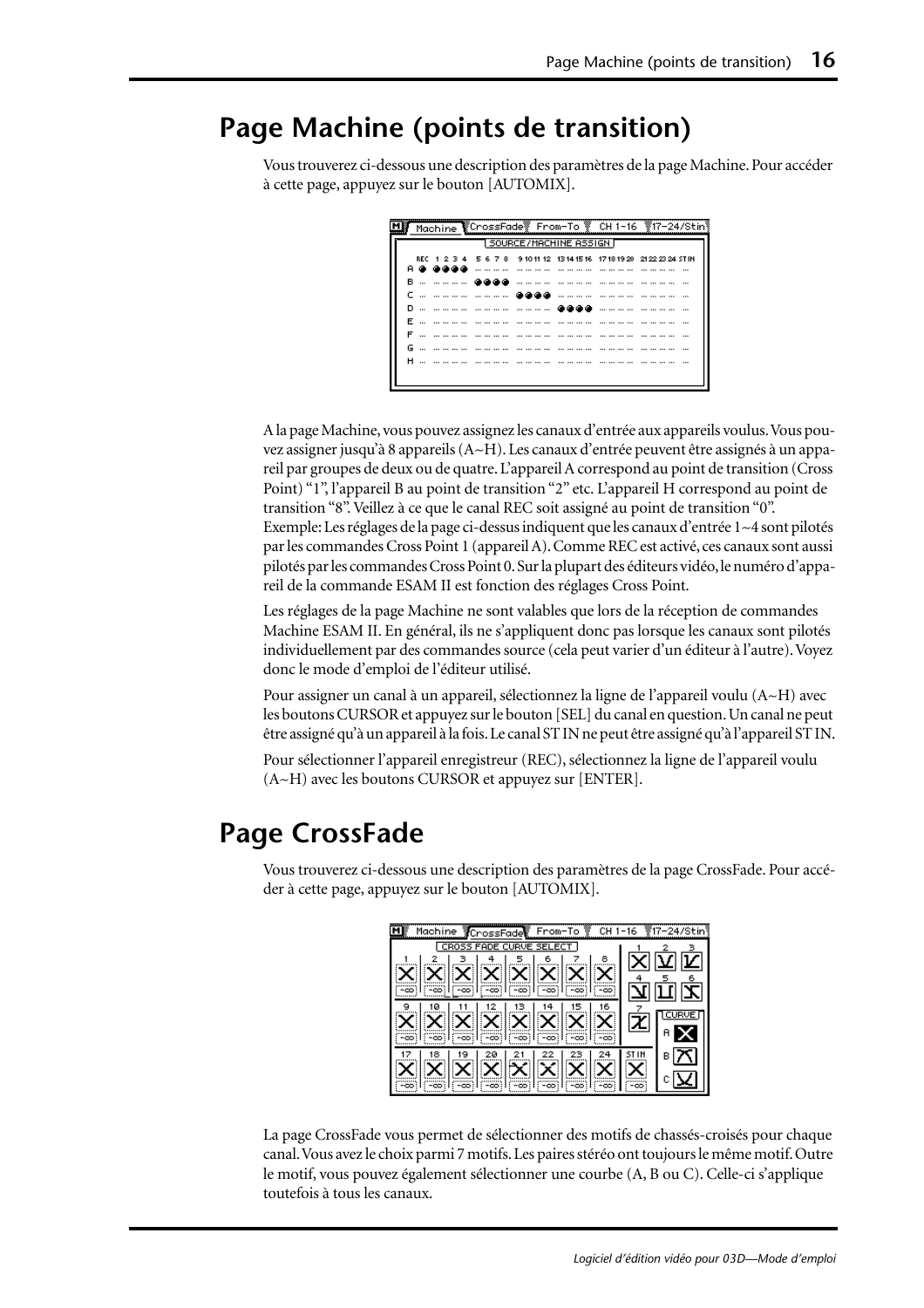# Page Machine (points de transition)

Vous trouverez ci-dessous une description des paramètres de la page Machine. Pour accéder à cette page, appuyez sur le bouton [AUTOMIX].

A la page Machine, vous pouvez assignez les canaux d'entrée aux appareils voulus. Vous pouvez assigner jusqu'à 8 appareils (A~H). Les canaux d'entrée peuvent être assignés à un appareil par groupes de deux ou de quatre. L'appareil A correspond au point de transition (Cross Point) "1", l'appareil B au point de transition "2" etc. L'appareil H correspond au point de transition "8". Veillez à ce que le canal REC soit assigné au point de transition "0".
Exemple: Les réglages de la page ci-dessus indiquent que les canaux d'entrée 1~4 sont pilotés par les commandes Cross Point 1 (appareil A). Comme REC est activé, ces canaux sont aussi pilotés par les commandes Cross Point 0. Sur la plupart des éditeurs vidéo, le numéro d'appareil de la commande ESAM II est fonction des réglages Cross Point.

Les réglages de la page Machine ne sont valables que lors de la réception de commandes Machine ESAM II. En général, ils ne s'appliquent donc pas lorsque les canaux sont pilotés individuellement par des commandes source (cela peut varier d'un éditeur à l'autre). Voyez donc le mode d'emploi de l'éditeur utilisé.

Pour assigner un canal à un appareil, sélectionnez la ligne de l'appareil voulu (A~H) avec les boutons CURSOR et appuyez sur le bouton [SEL] du canal en question. Un canal ne peut être assigné qu'à un appareil à la fois. Le canal ST IN ne peut être assigné qu'à l'appareil ST IN.

Pour sélectionner l'appareil enregistreur (REC), sélectionnez la ligne de l'appareil voulu (A~H) avec les boutons CURSOR et appuyez sur [ENTER].

# Page CrossFade

Vous trouverez ci-dessous une description des paramètres de la page CrossFade. Pour accéder à cette page, appuyez sur le bouton [AUTOMIX].

La page CrossFade vous permet de sélectionner des motifs de chassés-croisés pour chaque canal. Vous avez le choix parmi 7 motifs. Les paires stéréo ont toujours le même motif. Outre le motif, vous pouvez également sélectionner une courbe (A, B ou C). Celle-ci s'applique toutefois à tous les canaux.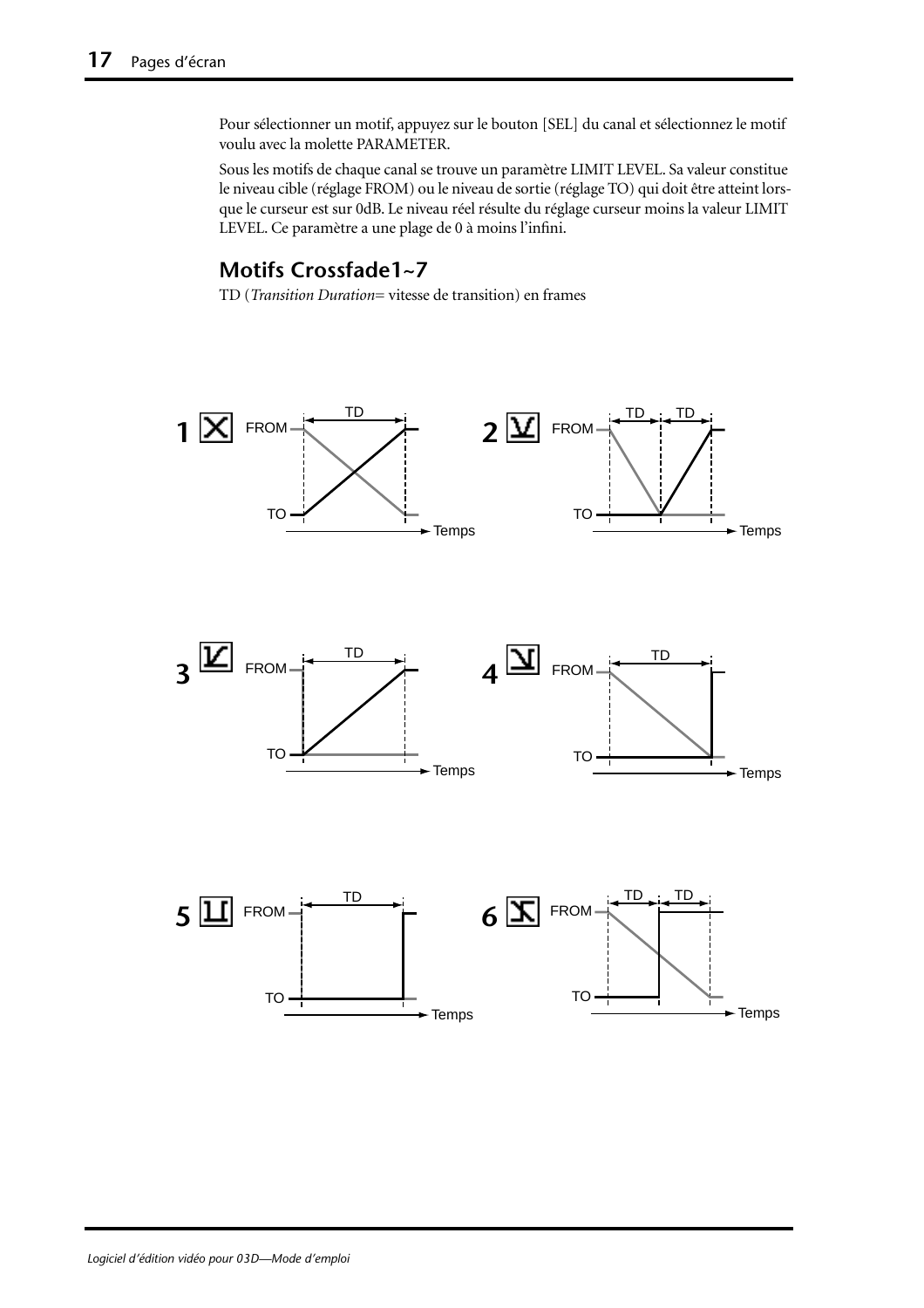Pour sélectionner un motif, appuyez sur le bouton [SEL] du canal et sélectionnez le motif voulu avec la molette PARAMETER.

Sous les motifs de chaque canal se trouve un paramètre LIMIT LEVEL. Sa valeur constitue le niveau cible (réglage FROM) ou le niveau de sortie (réglage TO) qui doit être atteint lorsque le curseur est sur 0dB. Le niveau réel résulte du réglage curseur moins la valeur LIMIT LEVEL. Ce paramètre a une plage de 0 à moins l'infini.

### Motifs Crossfade1~7

TD (*Transition Duration*= vitesse de transition) en frames

1 FROM TO TD Temps

2 FROM TO TD TD Temps

3 FROM TO TD Temps

4 FROM TO TD Temps

5 FROM TO TD Temps

6 FROM TO TD TD Temps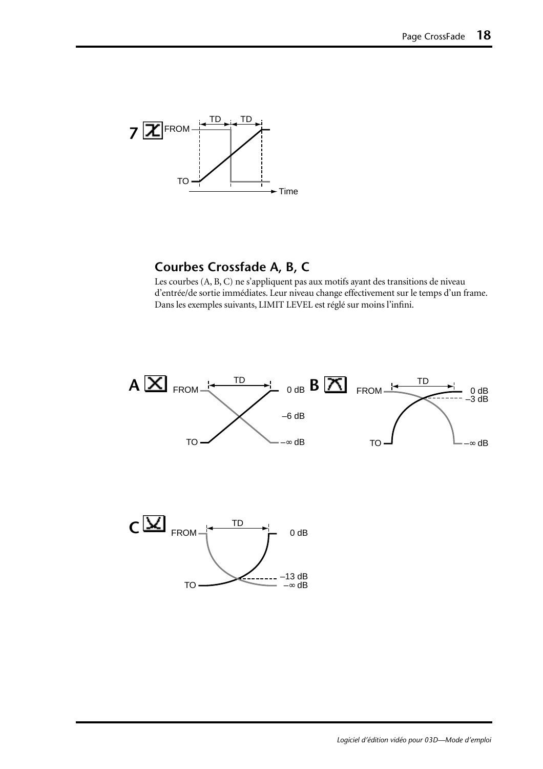## Courbes Crossfade A, B, C

Les courbes (A, B, C) ne s'appliquent pas aux motifs ayant des transitions de niveau d'entrée/de sortie immédiates. Leur niveau change effectivement sur le temps d'un frame. Dans les exemples suivants, LIMIT LEVEL est réglé sur moins l'infini.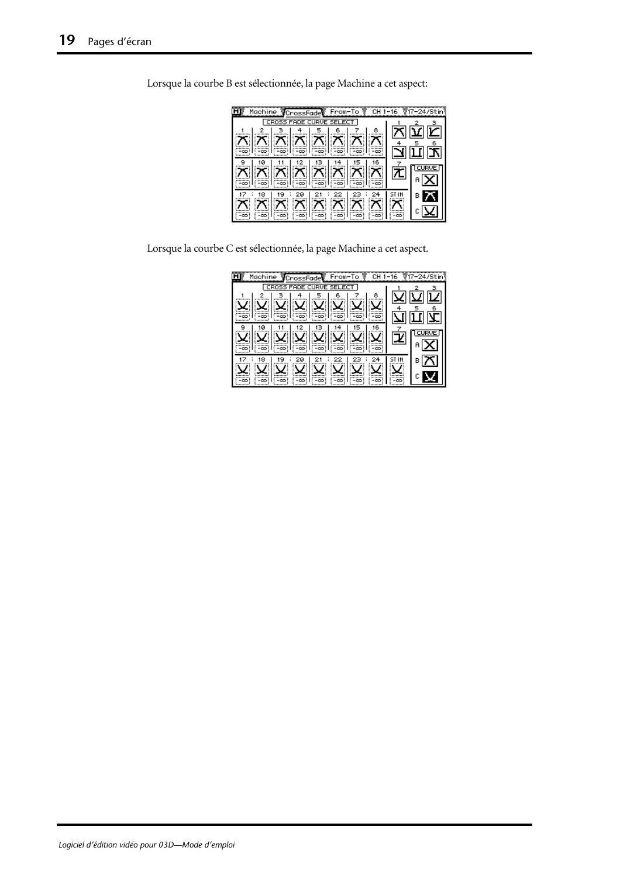Lorsque la courbe B est sélectionnée, la page Machine a cet aspect:

Lorsque la courbe C est sélectionnée, la page Machine a cet aspect.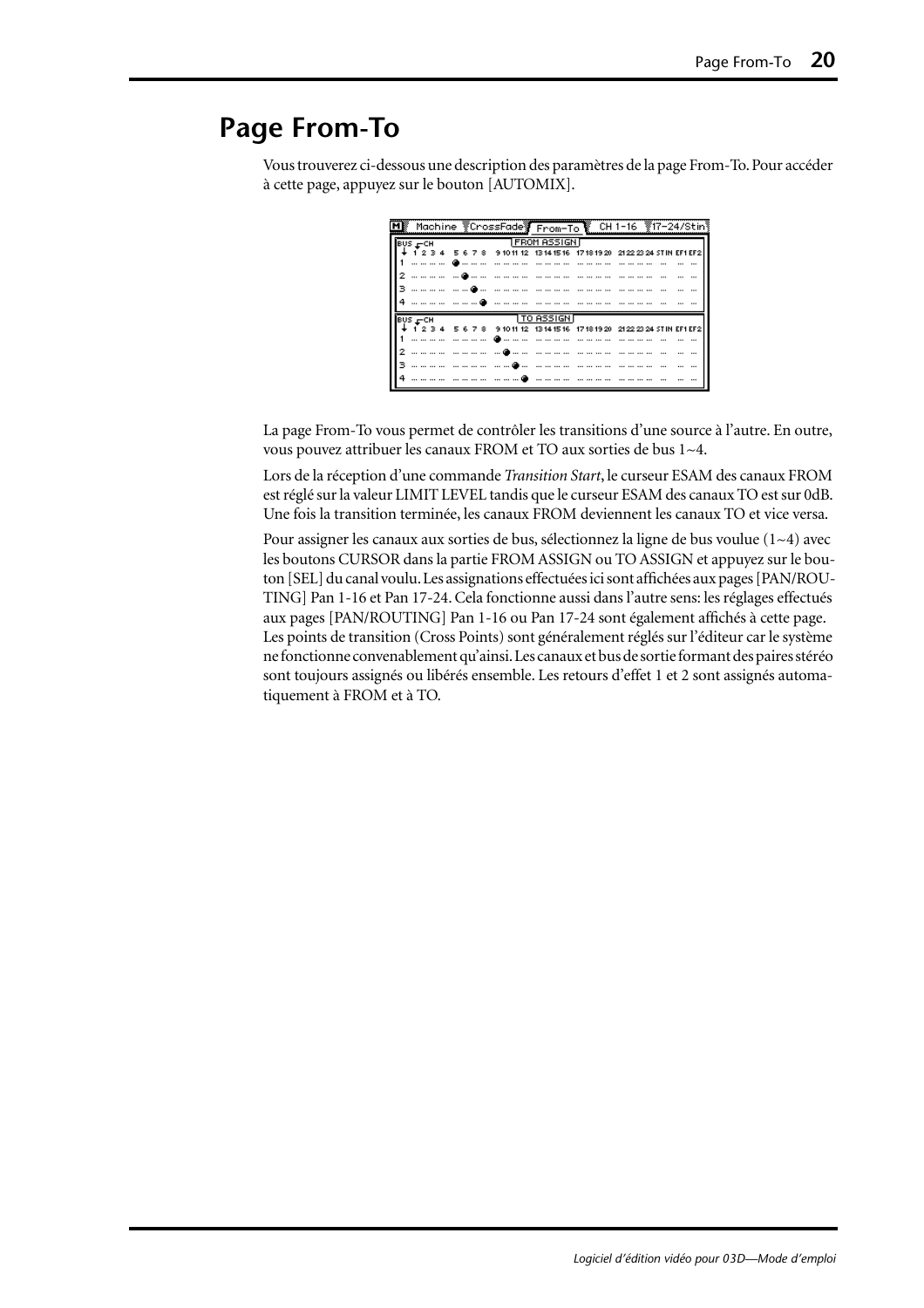# Page From-To

Vous trouverez ci-dessous une description des paramètres de la page From-To. Pour accéder à cette page, appuyez sur le bouton [AUTOMIX].

La page From-To vous permet de contrôler les transitions d'une source à l'autre. En outre, vous pouvez attribuer les canaux FROM et TO aux sorties de bus 1~4.

Lors de la réception d'une commande *Transition Start*, le curseur ESAM des canaux FROM est réglé sur la valeur LIMIT LEVEL tandis que le curseur ESAM des canaux TO est sur 0dB. Une fois la transition terminée, les canaux FROM deviennent les canaux TO et vice versa.

Pour assigner les canaux aux sorties de bus, sélectionnez la ligne de bus voulue (1~4) avec les boutons CURSOR dans la partie FROM ASSIGN ou TO ASSIGN et appuyez sur le bouton [SEL] du canal voulu. Les assignations effectuées ici sont affichées aux pages [PAN/ROUTING] Pan 1-16 et Pan 17-24. Cela fonctionne aussi dans l'autre sens: les réglages effectués aux pages [PAN/ROUTING] Pan 1-16 ou Pan 17-24 sont également affichés à cette page. Les points de transition (Cross Points) sont généralement réglés sur l'éditeur car le système ne fonctionne convenablement qu'ainsi. Les canaux et bus de sortie formant des paires stéréo sont toujours assignés ou libérés ensemble. Les retours d'effet 1 et 2 sont assignés automatiquement à FROM et à TO.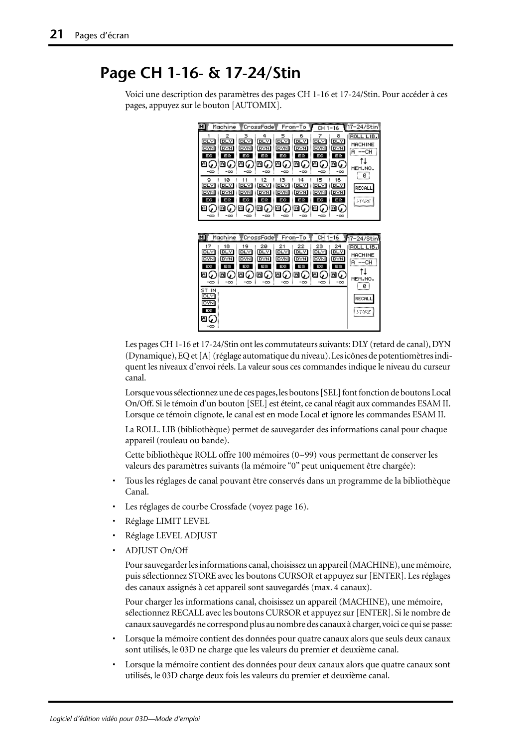# Page CH 1-16- & 17-24/Stin

Voici une description des paramètres des pages CH 1-16 et 17-24/Stin. Pour accéder à ces pages, appuyez sur le bouton [AUTOMIX].

Les pages CH 1-16 et 17-24/Stin ont les commutateurs suivants: DLY (retard de canal), DYN (Dynamique), EQ et [A] (réglage automatique du niveau). Les icônes de potentiomètres indiquent les niveaux d'envoi réels. La valeur sous ces commandes indique le niveau du curseur canal.

Lorsque vous sélectionnez une de ces pages, les boutons [SEL] font fonction de boutons Local On/Off. Si le témoin d'un bouton [SEL] est éteint, ce canal réagit aux commandes ESAM II. Lorsque ce témoin clignote, le canal est en mode Local et ignore les commandes ESAM II.

La ROLL. LIB (bibliothèque) permet de sauvegarder des informations canal pour chaque appareil (rouleau ou bande).

Cette bibliothèque ROLL offre 100 mémoires (0~99) vous permettant de conserver les valeurs des paramètres suivants (la mémoire "0" peut uniquement être chargée):

- Tous les réglages de canal pouvant être conservés dans un programme de la bibliothèque Canal.
- Les réglages de courbe Crossfade (voyez page 16).
- Réglage LIMIT LEVEL
- Réglage LEVEL ADJUST
- ADJUST On/Off

Pour sauvegarder les informations canal, choisissez un appareil (MACHINE), une mémoire, puis sélectionnez STORE avec les boutons CURSOR et appuyez sur [ENTER]. Les réglages des canaux assignés à cet appareil sont sauvegardés (max. 4 canaux).

Pour charger les informations canal, choisissez un appareil (MACHINE), une mémoire, sélectionnez RECALL avec les boutons CURSOR et appuyez sur [ENTER]. Si le nombre de canaux sauvegardés ne correspond plus au nombre des canaux à charger, voici ce qui se passe:

- Lorsque la mémoire contient des données pour quatre canaux alors que seuls deux canaux sont utilisés, le 03D ne charge que les valeurs du premier et deuxième canal.
- Lorsque la mémoire contient des données pour deux canaux alors que quatre canaux sont utilisés, le 03D charge deux fois les valeurs du premier et deuxième canal.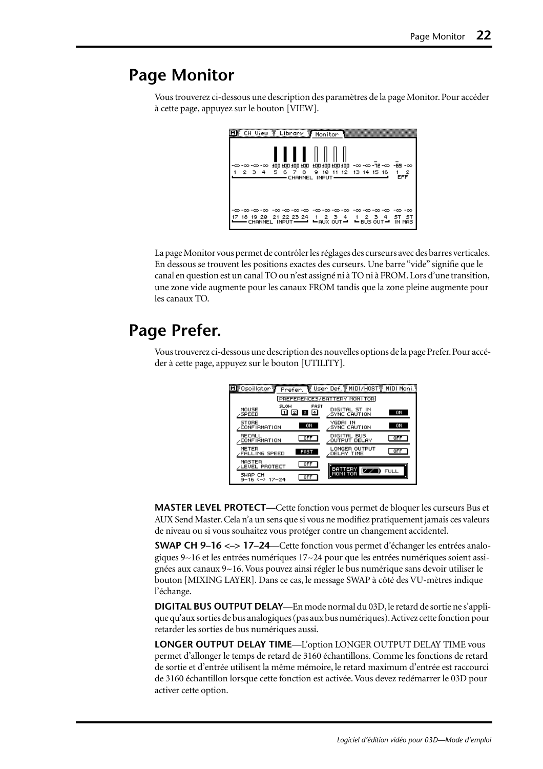# Page Monitor

Vous trouverez ci-dessous une description des paramètres de la page Monitor. Pour accéder à cette page, appuyez sur le bouton [VIEW].

La page Monitor vous permet de contrôler les réglages des curseurs avec des barres verticales. En dessous se trouvent les positions exactes des curseurs. Une barre “vide” signifie que le canal en question est un canal TO ou n’est assigné ni à TO ni à FROM. Lors d’une transition, une zone vide augmente pour les canaux FROM tandis que la zone pleine augmente pour les canaux TO.

# Page Prefer.

Vous trouverez ci-dessous une description des nouvelles options de la page Prefer. Pour accéder à cette page, appuyez sur le bouton [UTILITY].

**MASTER LEVEL PROTECT—**Cette fonction vous permet de bloquer les curseurs Bus et AUX Send Master. Cela n’a un sens que si vous ne modifiez pratiquement jamais ces valeurs de niveau ou si vous souhaitez vous protéger contre un changement accidentel.

**SWAP CH 9–16 <–> 17–24**—Cette fonction vous permet d’échanger les entrées analogiques 9~16 et les entrées numériques 17~24 pour que les entrées numériques soient assignées aux canaux 9~16. Vous pouvez ainsi régler le bus numérique sans devoir utiliser le bouton [MIXING LAYER]. Dans ce cas, le message SWAP à côté des VU-mètres indique l’échange.

**DIGITAL BUS OUTPUT DELAY**—En mode normal du 03D, le retard de sortie ne s’applique qu’aux sorties de bus analogiques (pas aux bus numériques). Activez cette fonction pour retarder les sorties de bus numériques aussi.

**LONGER OUTPUT DELAY TIME**—L’option LONGER OUTPUT DELAY TIME vous permet d’allonger le temps de retard de 3160 échantillons. Comme les fonctions de retard de sortie et d’entrée utilisent la même mémoire, le retard maximum d’entrée est raccourci de 3160 échantillon lorsque cette fonction est activée. Vous devez redémarrer le 03D pour activer cette option.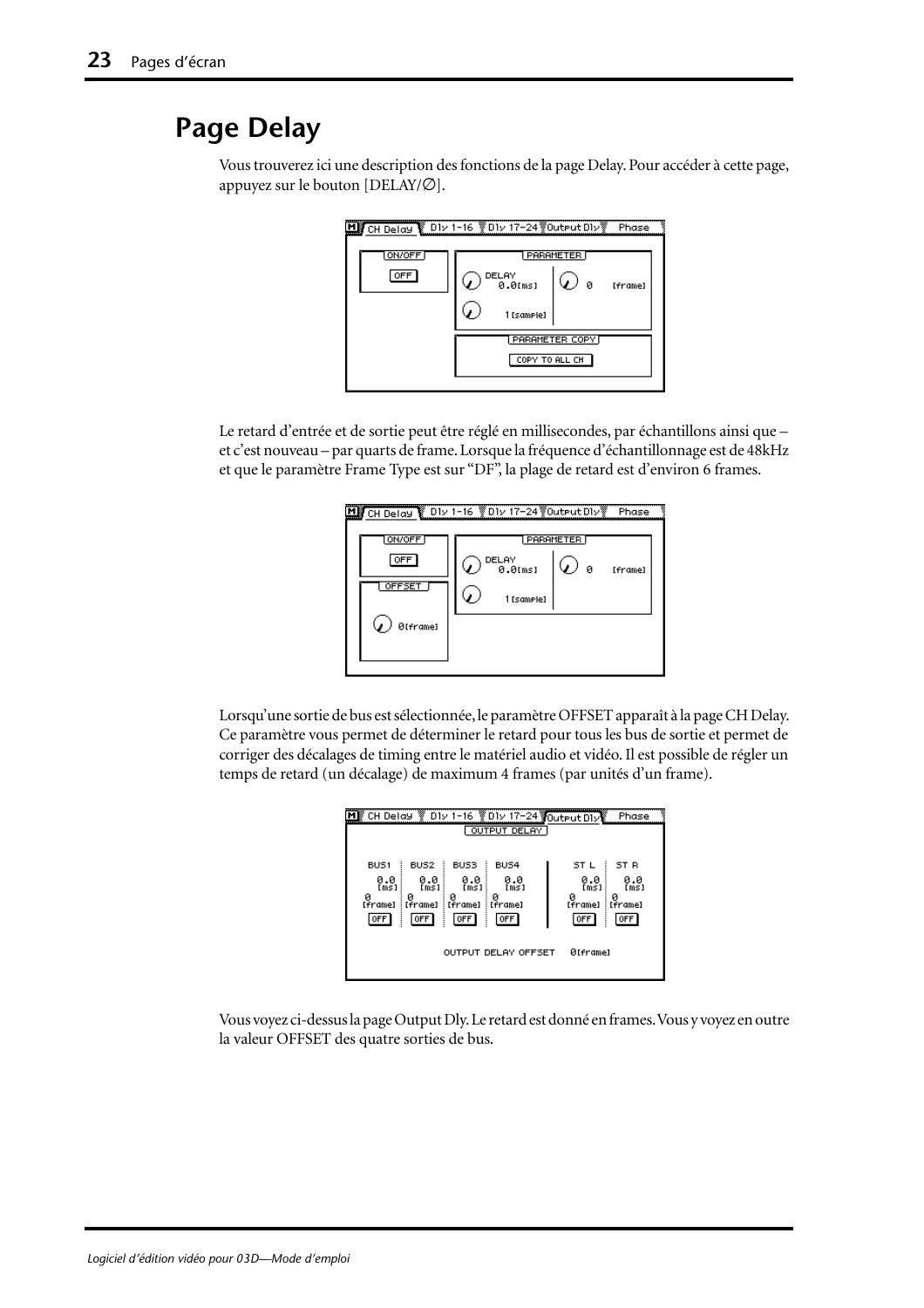# Page Delay

Vous trouverez ici une description des fonctions de la page Delay. Pour accéder à cette page, appuyez sur le bouton [DELAY/∅].

Le retard d'entrée et de sortie peut être réglé en millisecondes, par échantillons ainsi que – et c'est nouveau – par quarts de frame. Lorsque la fréquence d'échantillonnage est de 48kHz et que le paramètre Frame Type est sur "DF", la plage de retard est d'environ 6 frames.

Lorsqu'une sortie de bus est sélectionnée, le paramètre OFFSET apparaît à la page CH Delay. Ce paramètre vous permet de déterminer le retard pour tous les bus de sortie et permet de corriger des décalages de timing entre le matériel audio et vidéo. Il est possible de régler un temps de retard (un décalage) de maximum 4 frames (par unités d'un frame).

Vous voyez ci-dessus la page Output Dly. Le retard est donné en frames. Vous y voyez en outre la valeur OFFSET des quatre sorties de bus.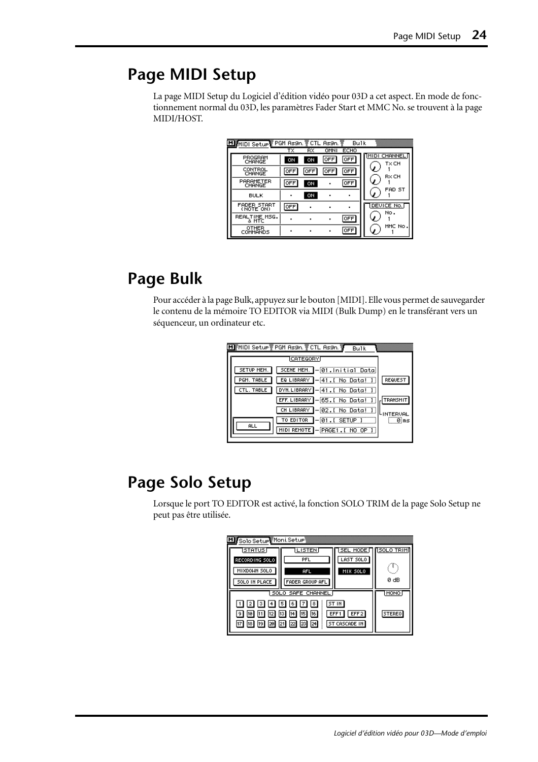## Page MIDI Setup

La page MIDI Setup du Logiciel d'édition vidéo pour 03D a cet aspect. En mode de fonctionnement normal du 03D, les paramètres Fader Start et MMC No. se trouvent à la page MIDI/HOST.

## Page Bulk

Pour accéder à la page Bulk, appuyez sur le bouton [MIDI]. Elle vous permet de sauvegarder le contenu de la mémoire TO EDITOR via MIDI (Bulk Dump) en le transférant vers un séquenceur, un ordinateur etc.

## Page Solo Setup

Lorsque le port TO EDITOR est activé, la fonction SOLO TRIM de la page Solo Setup ne peut pas être utilisée.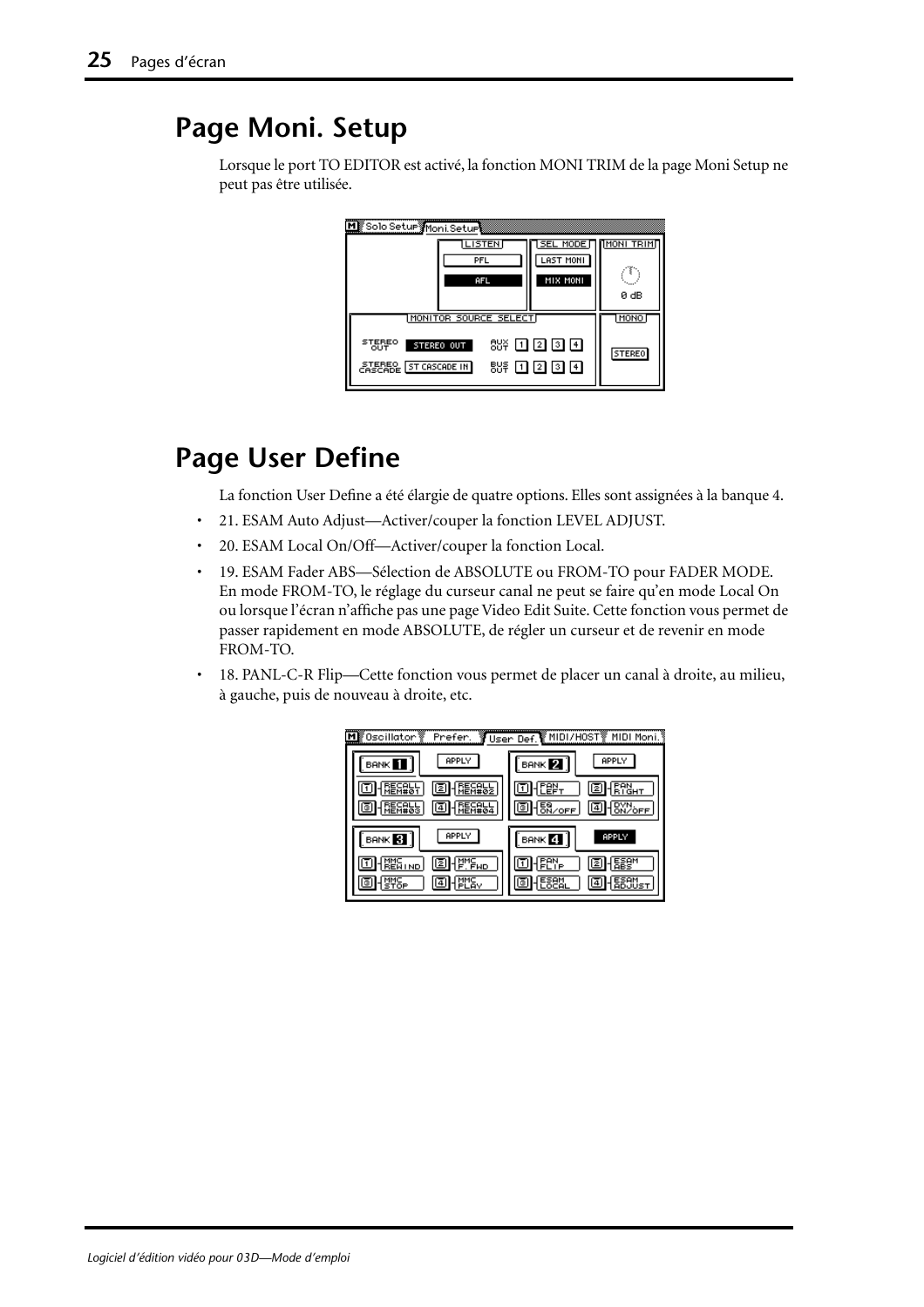# Page Moni. Setup

Lorsque le port TO EDITOR est activé, la fonction MONI TRIM de la page Moni Setup ne peut pas être utilisée.

# Page User Define

La fonction User Define a été élargie de quatre options. Elles sont assignées à la banque 4.

- 21. ESAM Auto Adjust—Activer/couper la fonction LEVEL ADJUST.
- 20. ESAM Local On/Off—Activer/couper la fonction Local.
- 19. ESAM Fader ABS—Sélection de ABSOLUTE ou FROM-TO pour FADER MODE. En mode FROM-TO, le réglage du curseur canal ne peut se faire qu'en mode Local On ou lorsque l'écran n'affiche pas une page Video Edit Suite. Cette fonction vous permet de passer rapidement en mode ABSOLUTE, de régler un curseur et de revenir en mode FROM-TO.
- 18. PANL-C-R Flip—Cette fonction vous permet de placer un canal à droite, au milieu, à gauche, puis de nouveau à droite, etc.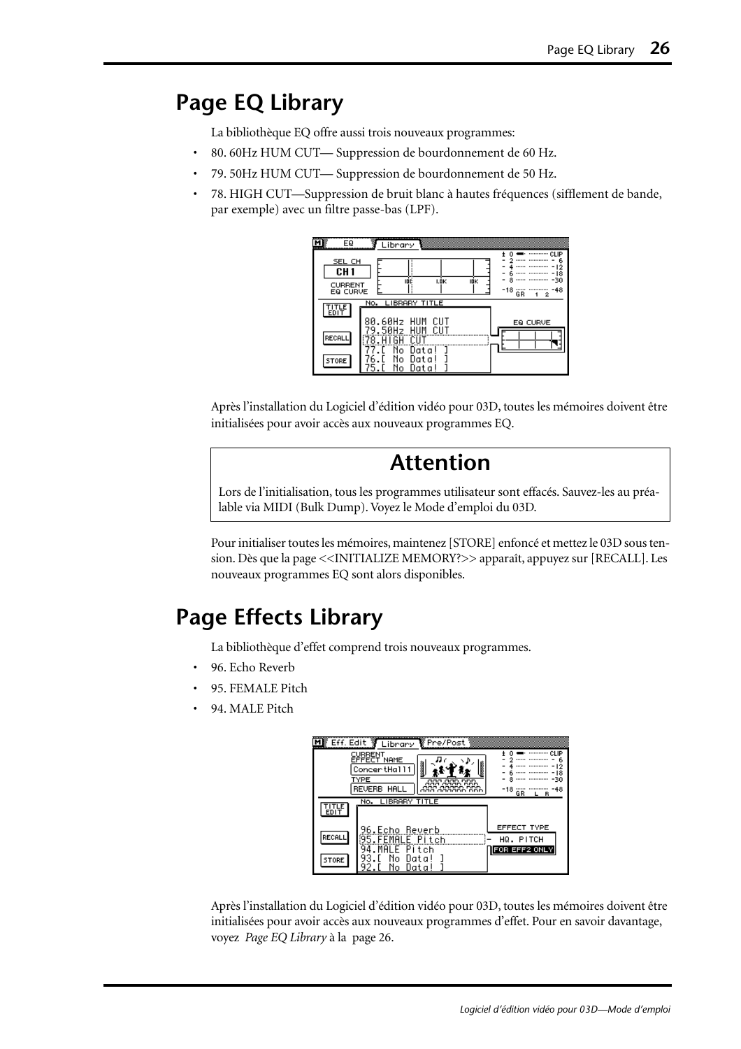## Page EQ Library

La bibliothèque EQ offre aussi trois nouveaux programmes:

- 80. 60Hz HUM CUT— Suppression de bourdonnement de 60 Hz.
- 79. 50Hz HUM CUT— Suppression de bourdonnement de 50 Hz.
- 78. HIGH CUT—Suppression de bruit blanc à hautes fréquences (sifflement de bande, par exemple) avec un filtre passe-bas (LPF).

Après l'installation du Logiciel d'édition vidéo pour 03D, toutes les mémoires doivent être initialisées pour avoir accès aux nouveaux programmes EQ.

> **Attention**
>
> Lors de l'initialisation, tous les programmes utilisateur sont effacés. Sauvez-les au préalable via MIDI (Bulk Dump). Voyez le Mode d'emploi du 03D.

Pour initialiser toutes les mémoires, maintenez [STORE] enfoncé et mettez le 03D sous tension. Dès que la page <<INITIALIZE MEMORY?>> apparaît, appuyez sur [RECALL]. Les nouveaux programmes EQ sont alors disponibles.

## Page Effects Library

La bibliothèque d'effet comprend trois nouveaux programmes.

- 96. Echo Reverb
- 95. FEMALE Pitch
- 94. MALE Pitch

Après l'installation du Logiciel d'édition vidéo pour 03D, toutes les mémoires doivent être initialisées pour avoir accès aux nouveaux programmes d'effet. Pour en savoir davantage, voyez *Page EQ Library* à la page 26.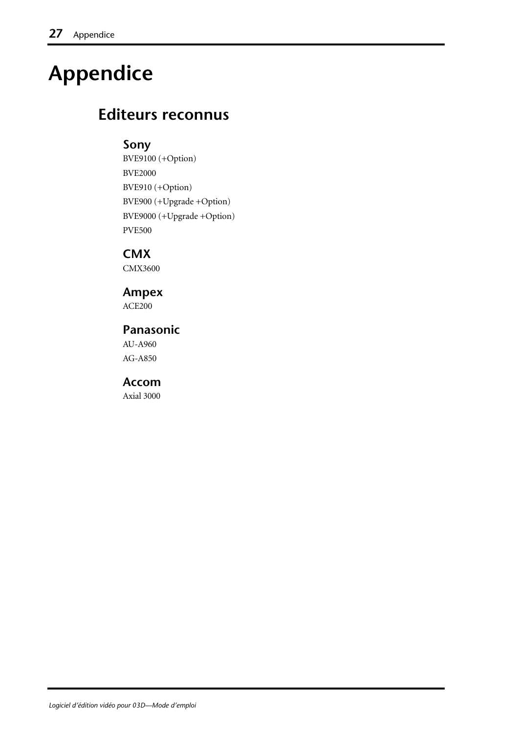# Appendice

## Editeurs reconnus

### Sony

BVE9100 (+Option)

BVE2000

BVE910 (+Option)

BVE900 (+Upgrade +Option)

BVE9000 (+Upgrade +Option)

PVE500

### CMX

CMX3600

### Ampex

ACE200

### Panasonic

AU-A960

AG-A850

### Accom

Axial 3000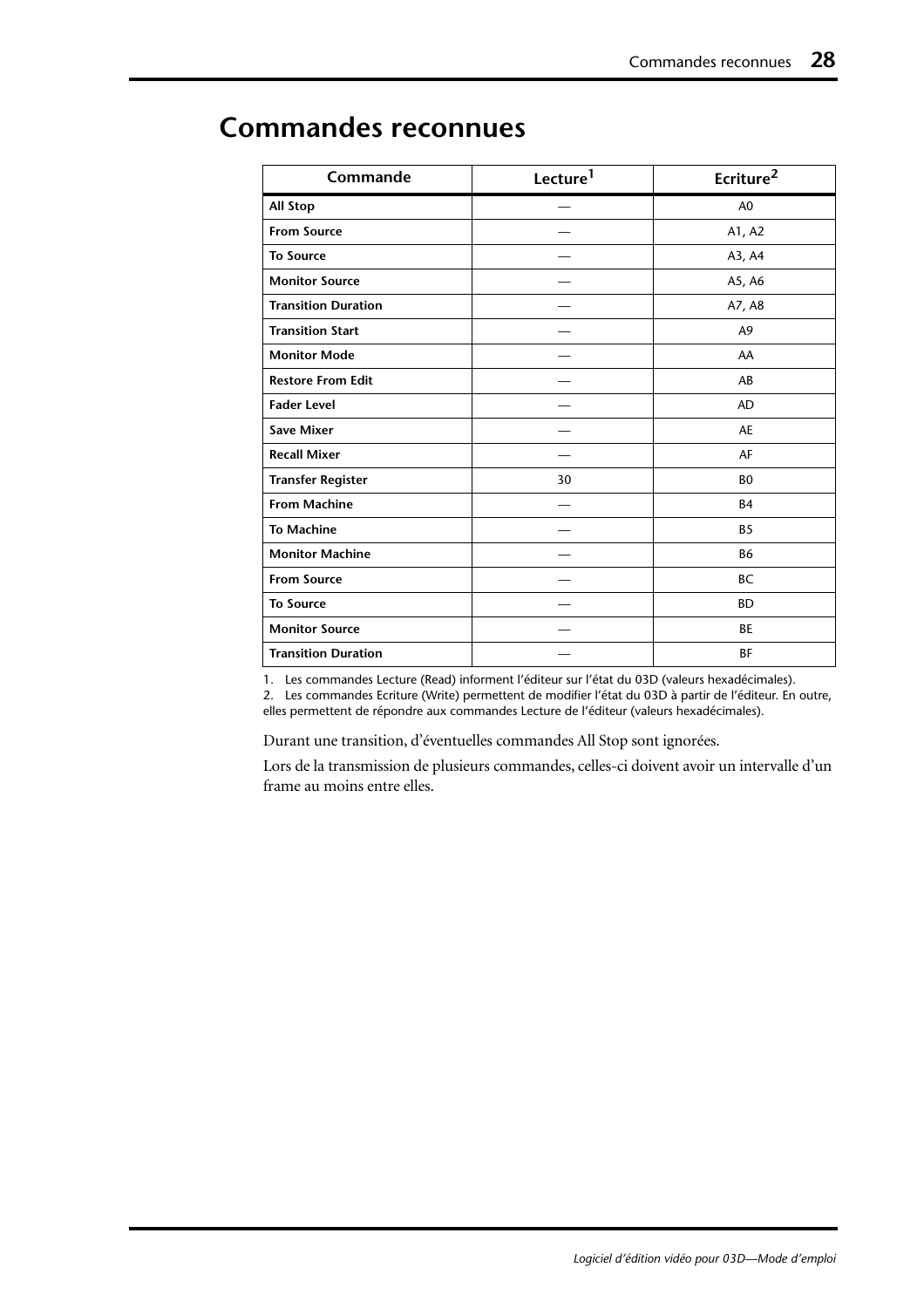# Commandes reconnues

| Commande | Lecture[1] | Ecriture[2] |
|---|---|---|
| **All Stop** | — | A0 |
| **From Source** | — | A1, A2 |
| **To Source** | — | A3, A4 |
| **Monitor Source** | — | A5, A6 |
| **Transition Duration** | — | A7, A8 |
| **Transition Start** | — | A9 |
| **Monitor Mode** | — | AA |
| **Restore From Edit** | — | AB |
| **Fader Level** | — | AD |
| **Save Mixer** | — | AE |
| **Recall Mixer** | — | AF |
| **Transfer Register** | 30 | B0 |
| **From Machine** | — | B4 |
| **To Machine** | — | B5 |
| **Monitor Machine** | — | B6 |
| **From Source** | — | BC |
| **To Source** | — | BD |
| **Monitor Source** | — | BE |
| **Transition Duration** | — | BF |

1. Les commandes Lecture (Read) informent l'éditeur sur l'état du 03D (valeurs hexadécimales).
2. Les commandes Ecriture (Write) permettent de modifier l'état du 03D à partir de l'éditeur. En outre, elles permettent de répondre aux commandes Lecture de l'éditeur (valeurs hexadécimales).

Durant une transition, d'éventuelles commandes All Stop sont ignorées.

Lors de la transmission de plusieurs commandes, celles-ci doivent avoir un intervalle d'un frame au moins entre elles.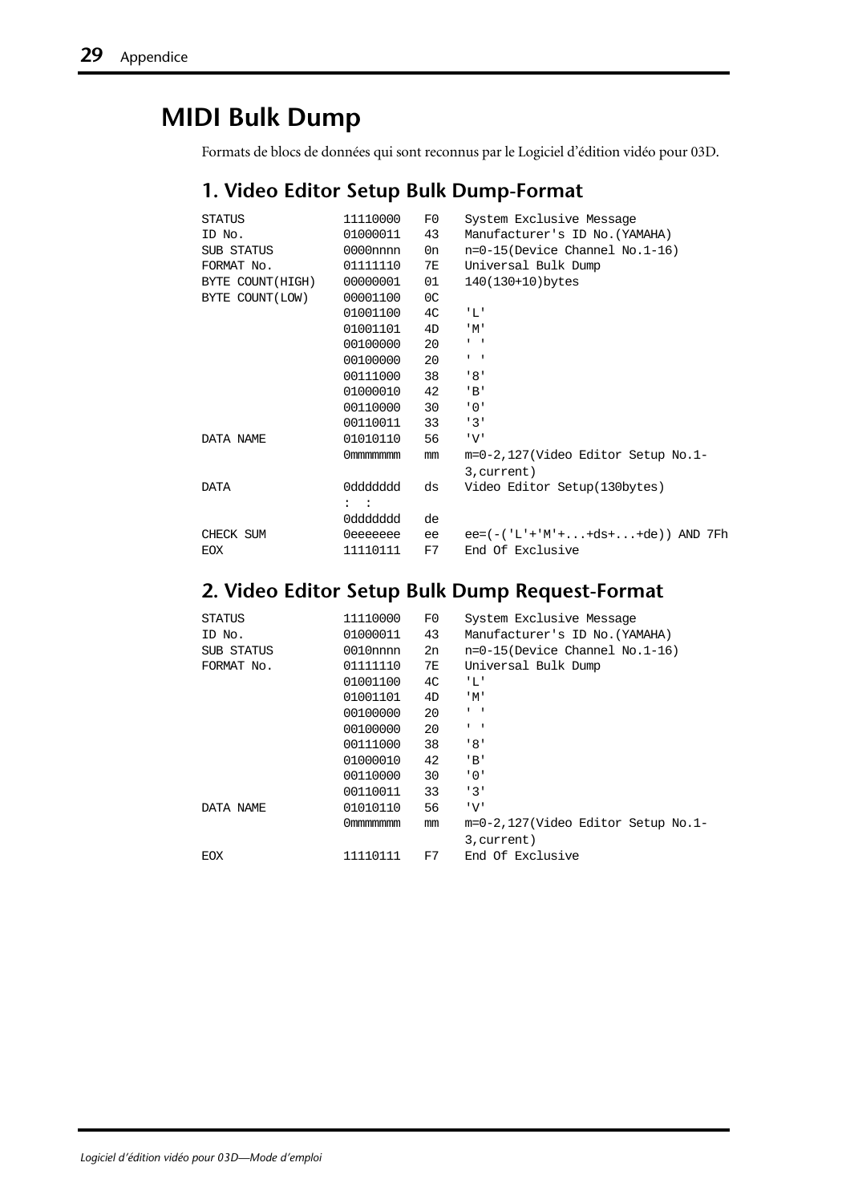# MIDI Bulk Dump

Formats de blocs de données qui sont reconnus par le Logiciel d'édition vidéo pour 03D.

## 1. Video Editor Setup Bulk Dump-Format

```
STATUS            11110000   F0    System Exclusive Message
ID No.            01000011   43    Manufacturer's ID No.(YAMAHA)
SUB STATUS        0000nnnn   0n    n=0-15(Device Channel No.1-16)
FORMAT No.        01111110   7E    Universal Bulk Dump
BYTE COUNT(HIGH)  00000001   01    140(130+10)bytes
BYTE COUNT(LOW)   00001100   0C
                  01001100   4C    'L'
                  01001101   4D    'M'
                  00100000   20    ' '
                  00100000   20    ' '
                  00111000   38    '8'
                  01000010   42    'B'
                  00110000   30    '0'
                  00110011   33    '3'
DATA NAME         01010110   56    'V'
                  0mmmmmmm   mm    m=0-2,127(Video Editor Setup No.1-
                                   3,current)
DATA              0ddddddd   ds    Video Editor Setup(130bytes)
                  :  :
                  0ddddddd   de
CHECK SUM         0eeeeeee   ee    ee=(-('L'+'M'+...+ds+...+de)) AND 7Fh
EOX               11110111   F7    End Of Exclusive
```

## 2. Video Editor Setup Bulk Dump Request-Format

```
STATUS            11110000   F0    System Exclusive Message
ID No.            01000011   43    Manufacturer's ID No.(YAMAHA)
SUB STATUS        0010nnnn   2n    n=0-15(Device Channel No.1-16)
FORMAT No.        01111110   7E    Universal Bulk Dump
                  01001100   4C    'L'
                  01001101   4D    'M'
                  00100000   20    ' '
                  00100000   20    ' '
                  00111000   38    '8'
                  01000010   42    'B'
                  00110000   30    '0'
                  00110011   33    '3'
DATA NAME         01010110   56    'V'
                  0mmmmmmm   mm    m=0-2,127(Video Editor Setup No.1-
                                   3,current)
EOX               11110111   F7    End Of Exclusive
```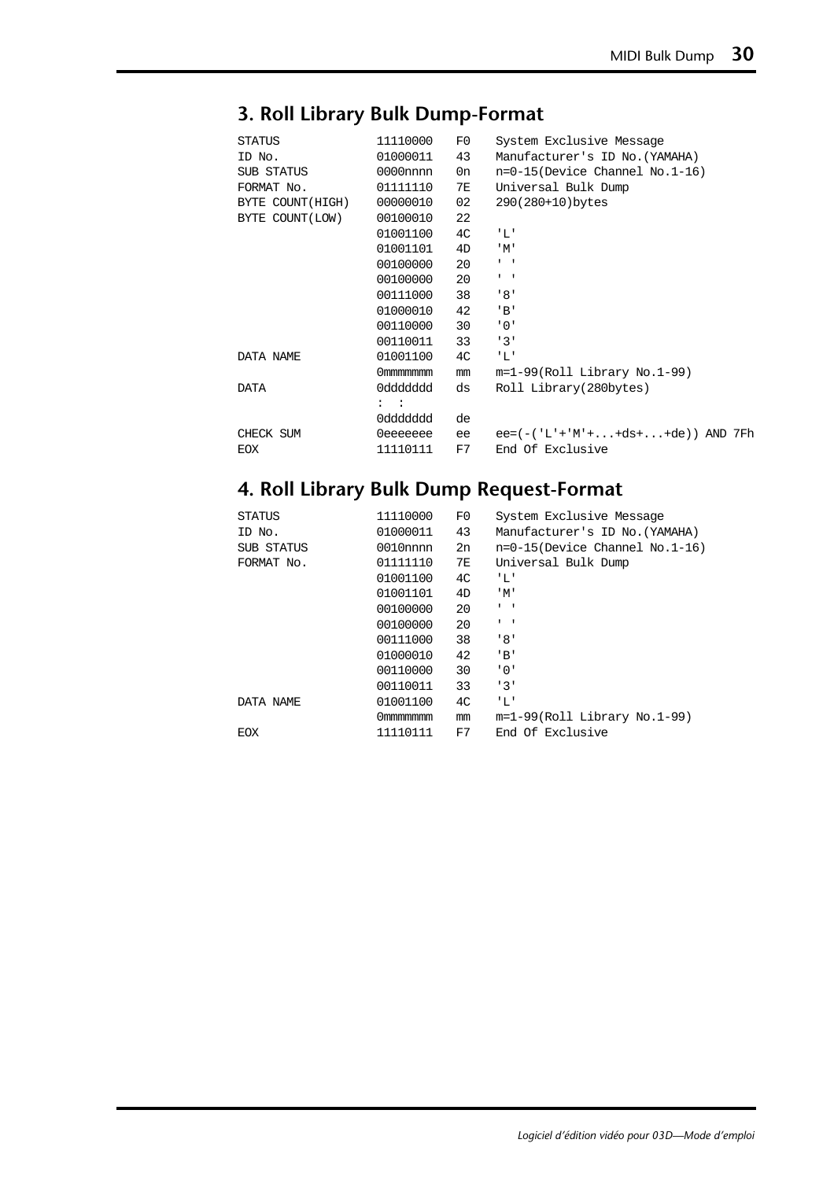## 3. Roll Library Bulk Dump-Format

| | | | |
|---|---|---|---|
| STATUS | 11110000 | F0 | System Exclusive Message |
| ID No. | 01000011 | 43 | Manufacturer's ID No.(YAMAHA) |
| SUB STATUS | 0000nnnn | 0n | n=0-15(Device Channel No.1-16) |
| FORMAT No. | 01111110 | 7E | Universal Bulk Dump |
| BYTE COUNT(HIGH) | 00000010 | 02 | 290(280+10)bytes |
| BYTE COUNT(LOW) | 00100010 | 22 | |
| | 01001100 | 4C | 'L' |
| | 01001101 | 4D | 'M' |
| | 00100000 | 20 | ' ' |
| | 00100000 | 20 | ' ' |
| | 00111000 | 38 | '8' |
| | 01000010 | 42 | 'B' |
| | 00110000 | 30 | '0' |
| | 00110011 | 33 | '3' |
| DATA NAME | 01001100 | 4C | 'L' |
| | 0mmmmmmm | mm | m=1-99(Roll Library No.1-99) |
| DATA | 0ddddddd | ds | Roll Library(280bytes) |
| | : : | | |
| | 0ddddddd | de | |
| CHECK SUM | 0eeeeeee | ee | ee=(-('L'+'M'+...+ds+...+de)) AND 7Fh |
| EOX | 11110111 | F7 | End Of Exclusive |

## 4. Roll Library Bulk Dump Request-Format

| | | | |
|---|---|---|---|
| STATUS | 11110000 | F0 | System Exclusive Message |
| ID No. | 01000011 | 43 | Manufacturer's ID No.(YAMAHA) |
| SUB STATUS | 0010nnnn | 2n | n=0-15(Device Channel No.1-16) |
| FORMAT No. | 01111110 | 7E | Universal Bulk Dump |
| | 01001100 | 4C | 'L' |
| | 01001101 | 4D | 'M' |
| | 00100000 | 20 | ' ' |
| | 00100000 | 20 | ' ' |
| | 00111000 | 38 | '8' |
| | 01000010 | 42 | 'B' |
| | 00110000 | 30 | '0' |
| | 00110011 | 33 | '3' |
| DATA NAME | 01001100 | 4C | 'L' |
| | 0mmmmmmm | mm | m=1-99(Roll Library No.1-99) |
| EOX | 11110111 | F7 | End Of Exclusive |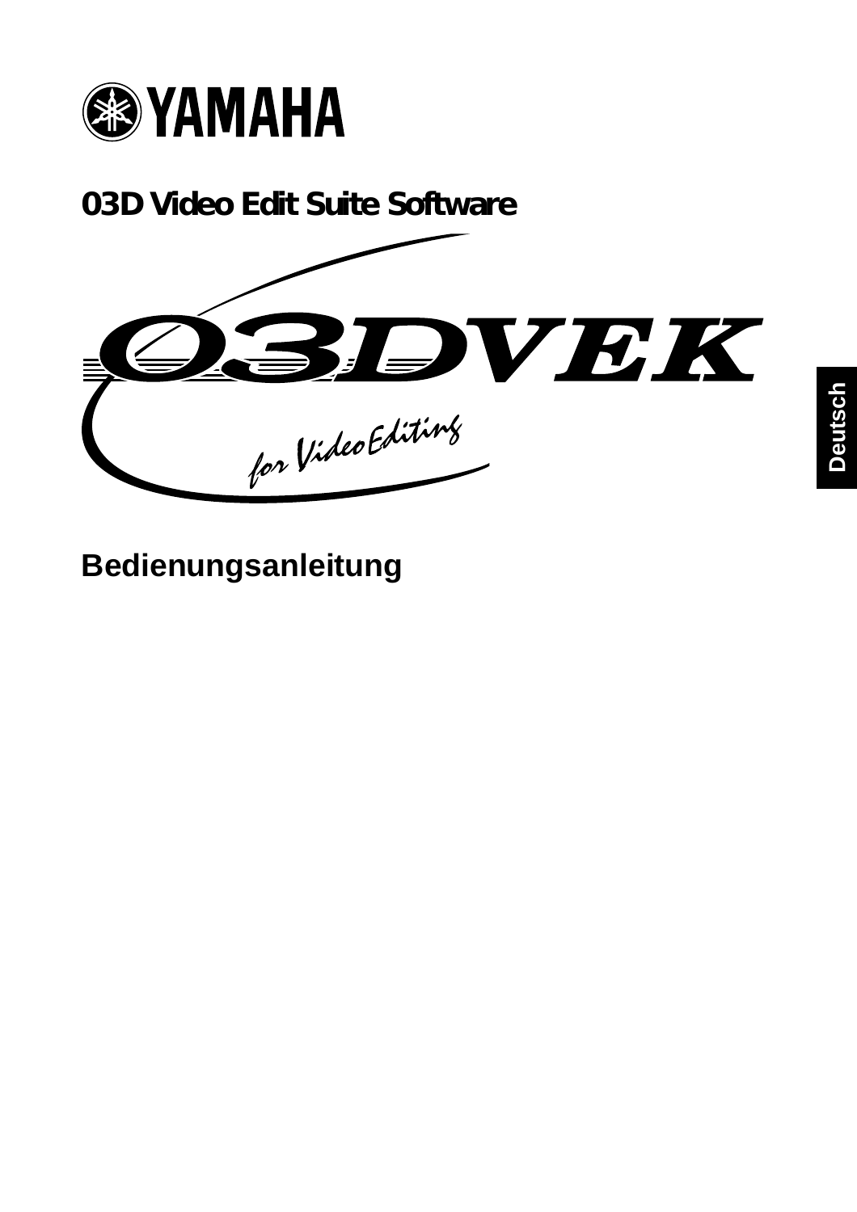YAMAHA

## 03D Video Edit Suite Software

# 03DVEK

for Video Editing

Deutsch

## Bedienungsanleitung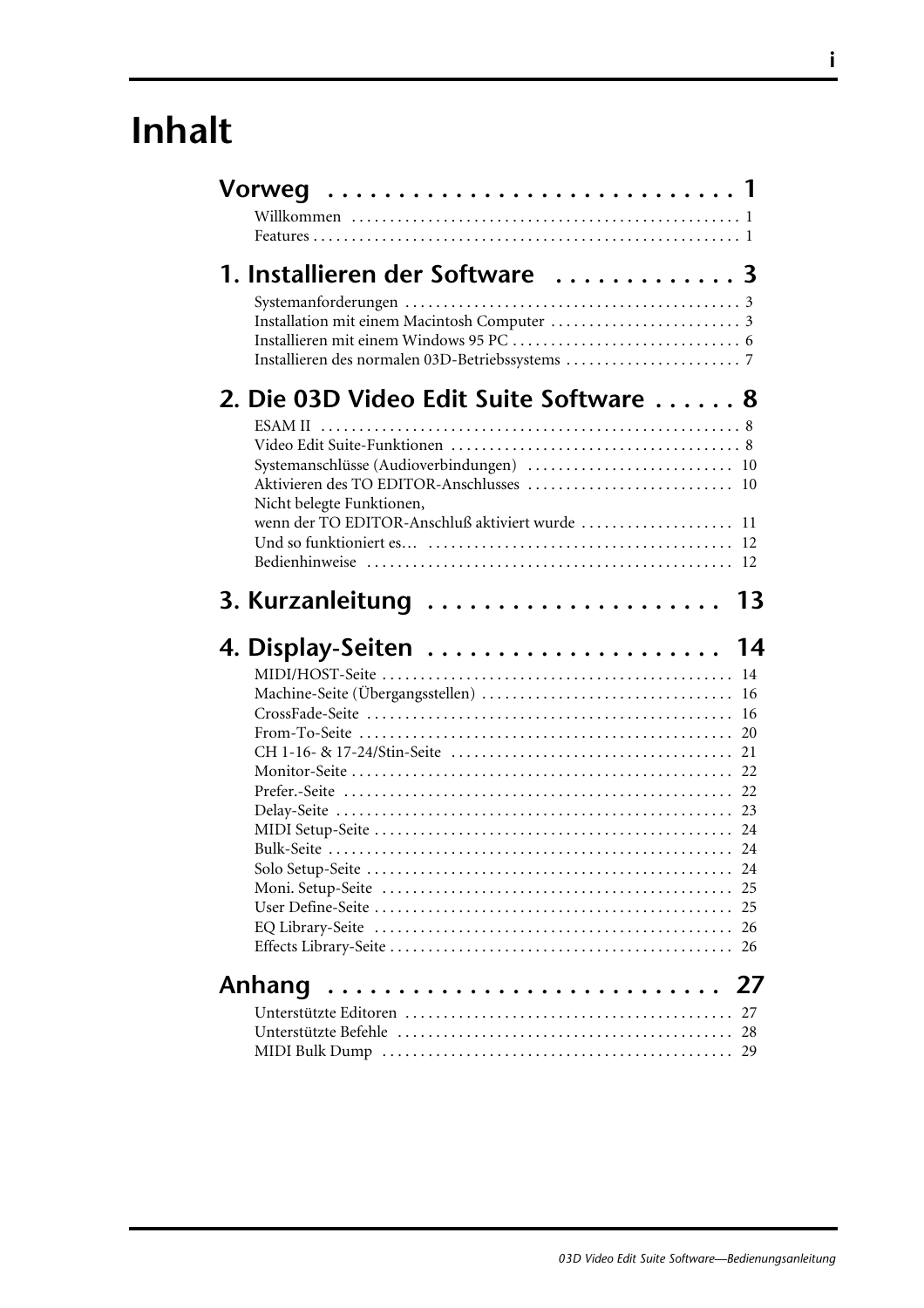# Inhalt

## Vorweg . . . . . . . . . . . . . . . . . . . . . . . . . . . . . 1

Willkommen . . . . . . . . . . . . . . . . . . . . . . . . . . . . . . . . . . . . . . . . . . . . . . . . . . 1
Features . . . . . . . . . . . . . . . . . . . . . . . . . . . . . . . . . . . . . . . . . . . . . . . . . . . . . . 1

## 1. Installieren der Software . . . . . . . . . . . . . 3

Systemanforderungen . . . . . . . . . . . . . . . . . . . . . . . . . . . . . . . . . . . . . . . . . . . 3
Installation mit einem Macintosh Computer . . . . . . . . . . . . . . . . . . . . . . . . . 3
Installieren mit einem Windows 95 PC . . . . . . . . . . . . . . . . . . . . . . . . . . . . . 6
Installieren des normalen 03D-Betriebssystems . . . . . . . . . . . . . . . . . . . . . . 7

## 2. Die 03D Video Edit Suite Software . . . . . . 8

ESAM II . . . . . . . . . . . . . . . . . . . . . . . . . . . . . . . . . . . . . . . . . . . . . . . . . . . . . 8
Video Edit Suite-Funktionen . . . . . . . . . . . . . . . . . . . . . . . . . . . . . . . . . . . . . 8
Systemanschlüsse (Audioverbindungen) . . . . . . . . . . . . . . . . . . . . . . . . . . 10
Aktivieren des TO EDITOR-Anschlusses . . . . . . . . . . . . . . . . . . . . . . . . . . 10
Nicht belegte Funktionen,
wenn der TO EDITOR-Anschluß aktiviert wurde . . . . . . . . . . . . . . . . . . . 11
Und so funktioniert es… . . . . . . . . . . . . . . . . . . . . . . . . . . . . . . . . . . . . . . . 12
Bedienhinweise . . . . . . . . . . . . . . . . . . . . . . . . . . . . . . . . . . . . . . . . . . . . . . 12

## 3. Kurzanleitung . . . . . . . . . . . . . . . . . . . . . 13

## 4. Display-Seiten . . . . . . . . . . . . . . . . . . . . . 14

MIDI/HOST-Seite . . . . . . . . . . . . . . . . . . . . . . . . . . . . . . . . . . . . . . . . . . . . 14
Machine-Seite (Übergangsstellen) . . . . . . . . . . . . . . . . . . . . . . . . . . . . . . . 16
CrossFade-Seite . . . . . . . . . . . . . . . . . . . . . . . . . . . . . . . . . . . . . . . . . . . . . 16
From-To-Seite . . . . . . . . . . . . . . . . . . . . . . . . . . . . . . . . . . . . . . . . . . . . . . 20
CH 1-16- & 17-24/Stin-Seite . . . . . . . . . . . . . . . . . . . . . . . . . . . . . . . . . . . 21
Monitor-Seite . . . . . . . . . . . . . . . . . . . . . . . . . . . . . . . . . . . . . . . . . . . . . . . 22
Prefer.-Seite . . . . . . . . . . . . . . . . . . . . . . . . . . . . . . . . . . . . . . . . . . . . . . . . 22
Delay-Seite . . . . . . . . . . . . . . . . . . . . . . . . . . . . . . . . . . . . . . . . . . . . . . . . . 23
MIDI Setup-Seite . . . . . . . . . . . . . . . . . . . . . . . . . . . . . . . . . . . . . . . . . . . . . 24
Bulk-Seite . . . . . . . . . . . . . . . . . . . . . . . . . . . . . . . . . . . . . . . . . . . . . . . . . . 24
Solo Setup-Seite . . . . . . . . . . . . . . . . . . . . . . . . . . . . . . . . . . . . . . . . . . . . . 24
Moni. Setup-Seite . . . . . . . . . . . . . . . . . . . . . . . . . . . . . . . . . . . . . . . . . . . . 25
User Define-Seite . . . . . . . . . . . . . . . . . . . . . . . . . . . . . . . . . . . . . . . . . . . . . 25
EQ Library-Seite . . . . . . . . . . . . . . . . . . . . . . . . . . . . . . . . . . . . . . . . . . . . . 26
Effects Library-Seite . . . . . . . . . . . . . . . . . . . . . . . . . . . . . . . . . . . . . . . . . . 26

## Anhang . . . . . . . . . . . . . . . . . . . . . . . . . . . 27

Unterstützte Editoren . . . . . . . . . . . . . . . . . . . . . . . . . . . . . . . . . . . . . . . . . 27
Unterstützte Befehle . . . . . . . . . . . . . . . . . . . . . . . . . . . . . . . . . . . . . . . . . . 28
MIDI Bulk Dump . . . . . . . . . . . . . . . . . . . . . . . . . . . . . . . . . . . . . . . . . . . . . 29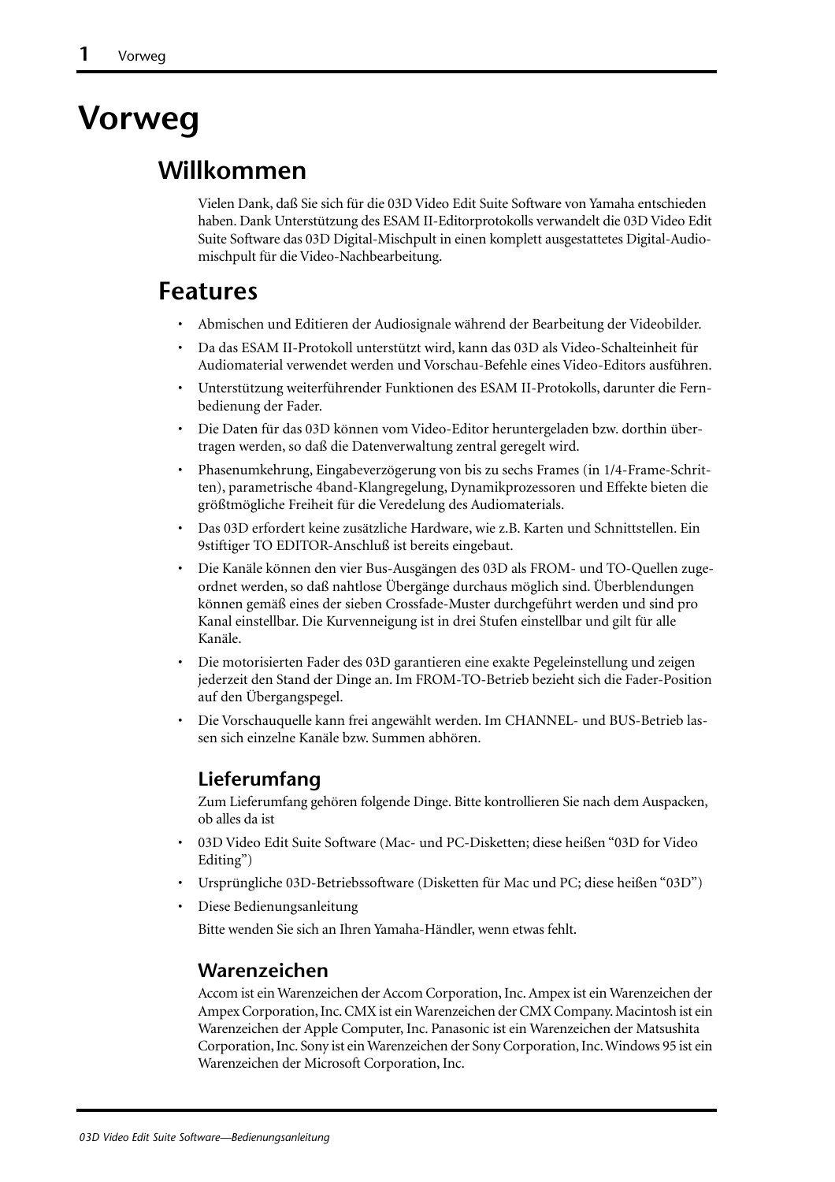# Vorweg

## Willkommen

Vielen Dank, daß Sie sich für die 03D Video Edit Suite Software von Yamaha entschieden haben. Dank Unterstützung des ESAM II-Editorprotokolls verwandelt die 03D Video Edit Suite Software das 03D Digital-Mischpult in einen komplett ausgestattetes Digital-Audiomischpult für die Video-Nachbearbeitung.

## Features

- Abmischen und Editieren der Audiosignale während der Bearbeitung der Videobilder.
- Da das ESAM II-Protokoll unterstützt wird, kann das 03D als Video-Schalteinheit für Audiomaterial verwendet werden und Vorschau-Befehle eines Video-Editors ausführen.
- Unterstützung weiterführender Funktionen des ESAM II-Protokolls, darunter die Fernbedienung der Fader.
- Die Daten für das 03D können vom Video-Editor heruntergeladen bzw. dorthin übertragen werden, so daß die Datenverwaltung zentral geregelt wird.
- Phasenumkehrung, Eingabeverzögerung von bis zu sechs Frames (in 1/4-Frame-Schritten), parametrische 4band-Klangregelung, Dynamikprozessoren und Effekte bieten die größtmögliche Freiheit für die Veredelung des Audiomaterials.
- Das 03D erfordert keine zusätzliche Hardware, wie z.B. Karten und Schnittstellen. Ein 9stiftiger TO EDITOR-Anschluß ist bereits eingebaut.
- Die Kanäle können den vier Bus-Ausgängen des 03D als FROM- und TO-Quellen zugeordnet werden, so daß nahtlose Übergänge durchaus möglich sind. Überblendungen können gemäß eines der sieben Crossfade-Muster durchgeführt werden und sind pro Kanal einstellbar. Die Kurvenneigung ist in drei Stufen einstellbar und gilt für alle Kanäle.
- Die motorisierten Fader des 03D garantieren eine exakte Pegeleinstellung und zeigen jederzeit den Stand der Dinge an. Im FROM-TO-Betrieb bezieht sich die Fader-Position auf den Übergangspegel.
- Die Vorschauquelle kann frei angewählt werden. Im CHANNEL- und BUS-Betrieb lassen sich einzelne Kanäle bzw. Summen abhören.

### Lieferumfang

Zum Lieferumfang gehören folgende Dinge. Bitte kontrollieren Sie nach dem Auspacken, ob alles da ist

- 03D Video Edit Suite Software (Mac- und PC-Disketten; diese heißen “03D for Video Editing”)
- Ursprüngliche 03D-Betriebssoftware (Disketten für Mac und PC; diese heißen “03D”)
- Diese Bedienungsanleitung

Bitte wenden Sie sich an Ihren Yamaha-Händler, wenn etwas fehlt.

### Warenzeichen

Accom ist ein Warenzeichen der Accom Corporation, Inc. Ampex ist ein Warenzeichen der Ampex Corporation, Inc. CMX ist ein Warenzeichen der CMX Company. Macintosh ist ein Warenzeichen der Apple Computer, Inc. Panasonic ist ein Warenzeichen der Matsushita Corporation, Inc. Sony ist ein Warenzeichen der Sony Corporation, Inc. Windows 95 ist ein Warenzeichen der Microsoft Corporation, Inc.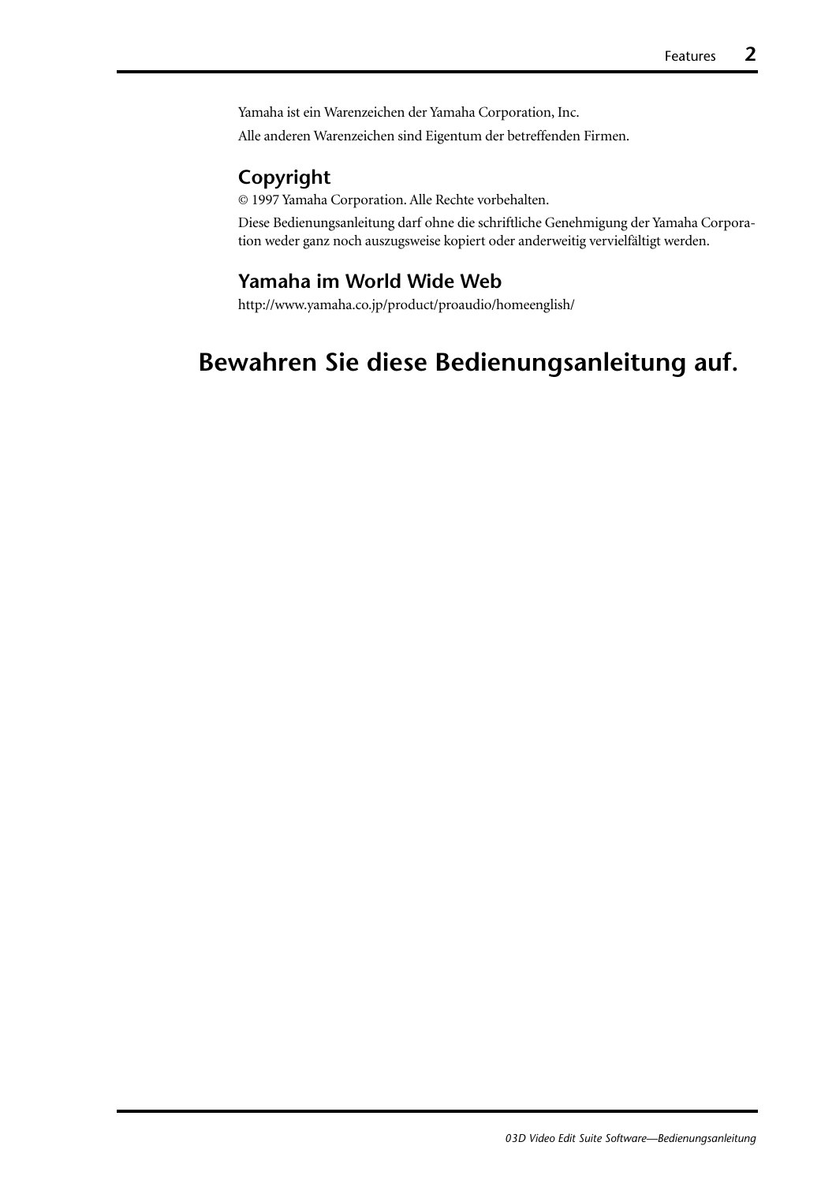Yamaha ist ein Warenzeichen der Yamaha Corporation, Inc.

Alle anderen Warenzeichen sind Eigentum der betreffenden Firmen.

### Copyright

© 1997 Yamaha Corporation. Alle Rechte vorbehalten.

Diese Bedienungsanleitung darf ohne die schriftliche Genehmigung der Yamaha Corporation weder ganz noch auszugsweise kopiert oder anderweitig vervielfältigt werden.

### Yamaha im World Wide Web

http://www.yamaha.co.jp/product/proaudio/homeenglish/

## Bewahren Sie diese Bedienungsanleitung auf.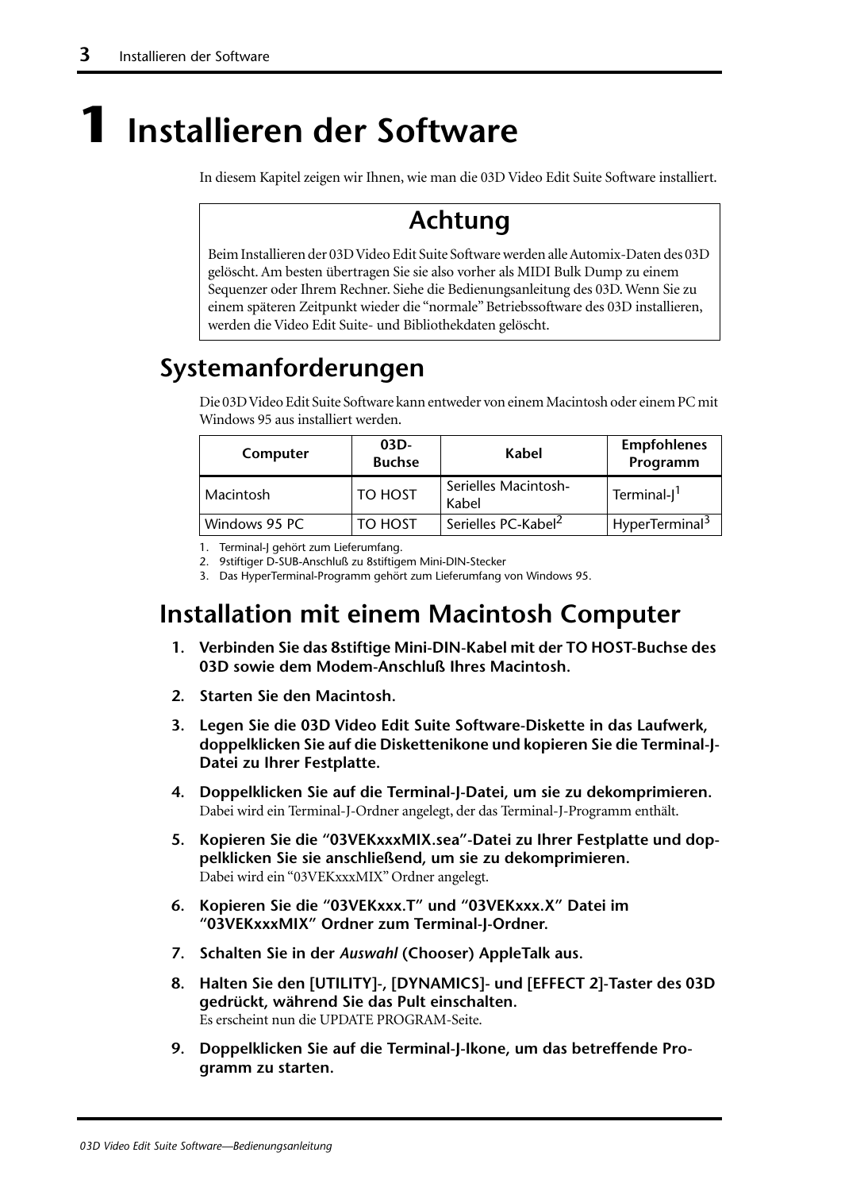# 1 Installieren der Software

In diesem Kapitel zeigen wir Ihnen, wie man die 03D Video Edit Suite Software installiert.

## Achtung

Beim Installieren der 03D Video Edit Suite Software werden alle Automix-Daten des 03D gelöscht. Am besten übertragen Sie sie also vorher als MIDI Bulk Dump zu einem Sequenzer oder Ihrem Rechner. Siehe die Bedienungsanleitung des 03D. Wenn Sie zu einem späteren Zeitpunkt wieder die "normale" Betriebssoftware des 03D installieren, werden die Video Edit Suite- und Bibliothekdaten gelöscht.

## Systemanforderungen

Die 03D Video Edit Suite Software kann entweder von einem Macintosh oder einem PC mit Windows 95 aus installiert werden.

| Computer | 03D-Buchse | Kabel | Empfohlenes Programm |
|---|---|---|---|
| Macintosh | TO HOST | Serielles Macintosh-Kabel | Terminal-J[1] |
| Windows 95 PC | TO HOST | Serielles PC-Kabel[2] | HyperTerminal[3] |

1. Terminal-J gehört zum Lieferumfang.
2. 9stiftiger D-SUB-Anschluß zu 8stiftigem Mini-DIN-Stecker
3. Das HyperTerminal-Programm gehört zum Lieferumfang von Windows 95.

## Installation mit einem Macintosh Computer

1. **Verbinden Sie das 8stiftige Mini-DIN-Kabel mit der TO HOST-Buchse des 03D sowie dem Modem-Anschluß Ihres Macintosh.**

2. **Starten Sie den Macintosh.**

3. **Legen Sie die 03D Video Edit Suite Software-Diskette in das Laufwerk, doppelklicken Sie auf die Diskettenikone und kopieren Sie die Terminal-J-Datei zu Ihrer Festplatte.**

4. **Doppelklicken Sie auf die Terminal-J-Datei, um sie zu dekomprimieren.**
   Dabei wird ein Terminal-J-Ordner angelegt, der das Terminal-J-Programm enthält.

5. **Kopieren Sie die "03VEKxxxMIX.sea"-Datei zu Ihrer Festplatte und doppelklicken Sie sie anschließend, um sie zu dekomprimieren.**
   Dabei wird ein "03VEKxxxMIX" Ordner angelegt.

6. **Kopieren Sie die "03VEKxxx.T" und "03VEKxxx.X" Datei im "03VEKxxxMIX" Ordner zum Terminal-J-Ordner.**

7. **Schalten Sie in der *Auswahl* (Chooser) AppleTalk aus.**

8. **Halten Sie den [UTILITY]-, [DYNAMICS]- und [EFFECT 2]-Taster des 03D gedrückt, während Sie das Pult einschalten.**
   Es erscheint nun die UPDATE PROGRAM-Seite.

9. **Doppelklicken Sie auf die Terminal-J-Ikone, um das betreffende Programm zu starten.**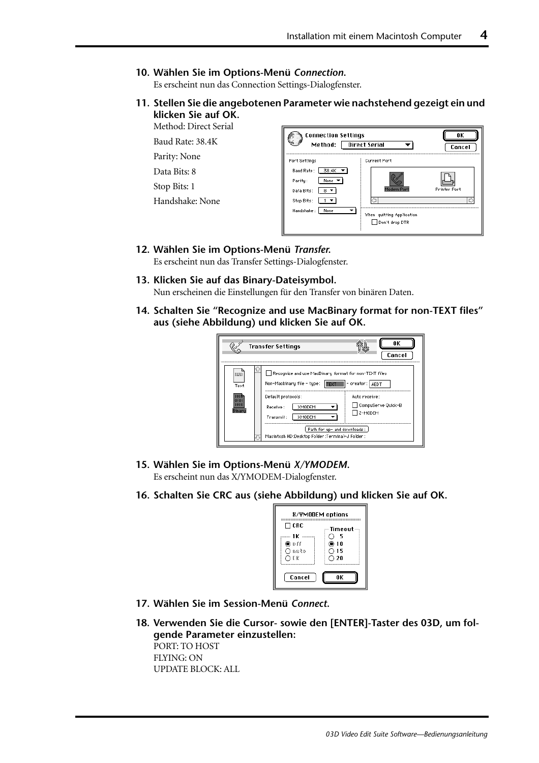**10. Wählen Sie im Options-Menü *Connection*.**
Es erscheint nun das Connection Settings-Dialogfenster.

**11. Stellen Sie die angebotenen Parameter wie nachstehend gezeigt ein und klicken Sie auf OK.**

Method: Direct Serial

Baud Rate: 38.4K

Parity: None

Data Bits: 8

Stop Bits: 1

Handshake: None

**12. Wählen Sie im Options-Menü *Transfer*.**
Es erscheint nun das Transfer Settings-Dialogfenster.

**13. Klicken Sie auf das Binary-Dateisymbol.**
Nun erscheinen die Einstellungen für den Transfer von binären Daten.

**14. Schalten Sie "Recognize and use MacBinary format for non-TEXT files" aus (siehe Abbildung) und klicken Sie auf OK.**

**15. Wählen Sie im Options-Menü *X/YMODEM*.**
Es erscheint nun das X/YMODEM-Dialogfenster.

**16. Schalten Sie CRC aus (siehe Abbildung) und klicken Sie auf OK.**

**17. Wählen Sie im Session-Menü *Connect*.**

**18. Verwenden Sie die Cursor- sowie den [ENTER]-Taster des 03D, um folgende Parameter einzustellen:**
PORT: TO HOST
FLYING: ON
UPDATE BLOCK: ALL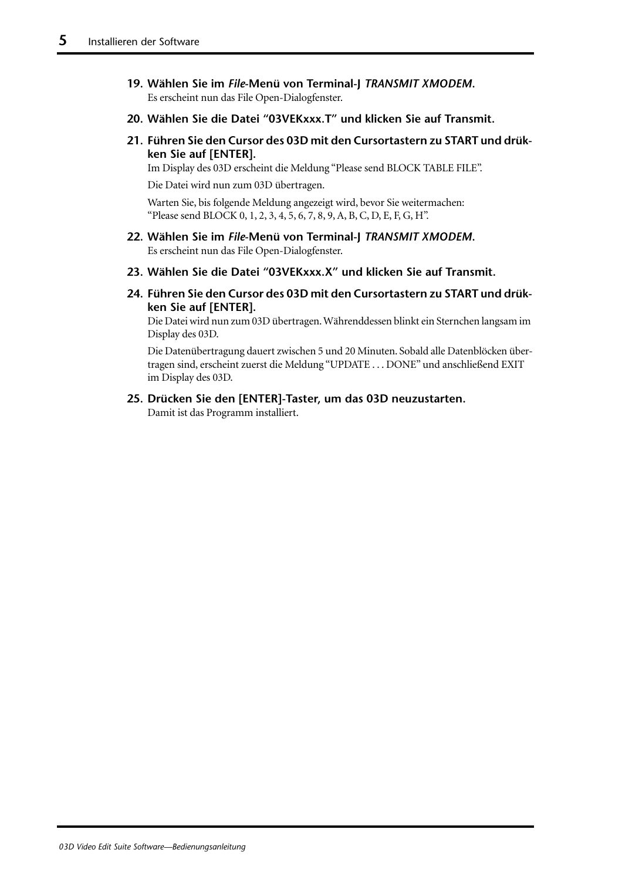**19. Wählen Sie im *File*-Menü von Terminal-J *TRANSMIT XMODEM*.**

Es erscheint nun das File Open-Dialogfenster.

**20. Wählen Sie die Datei “03VEKxxx.T” und klicken Sie auf Transmit.**

**21. Führen Sie den Cursor des 03D mit den Cursortastern zu START und drücken Sie auf [ENTER].**

Im Display des 03D erscheint die Meldung “Please send BLOCK TABLE FILE”.

Die Datei wird nun zum 03D übertragen.

Warten Sie, bis folgende Meldung angezeigt wird, bevor Sie weitermachen: “Please send BLOCK 0, 1, 2, 3, 4, 5, 6, 7, 8, 9, A, B, C, D, E, F, G, H”.

**22. Wählen Sie im *File*-Menü von Terminal-J *TRANSMIT XMODEM*.**

Es erscheint nun das File Open-Dialogfenster.

**23. Wählen Sie die Datei “03VEKxxx.X” und klicken Sie auf Transmit.**

**24. Führen Sie den Cursor des 03D mit den Cursortastern zu START und drücken Sie auf [ENTER].**

Die Datei wird nun zum 03D übertragen. Währenddessen blinkt ein Sternchen langsam im Display des 03D.

Die Datenübertragung dauert zwischen 5 und 20 Minuten. Sobald alle Datenblöcken übertragen sind, erscheint zuerst die Meldung “UPDATE . . . DONE” und anschließend EXIT im Display des 03D.

**25. Drücken Sie den [ENTER]-Taster, um das 03D neuzustarten.**

Damit ist das Programm installiert.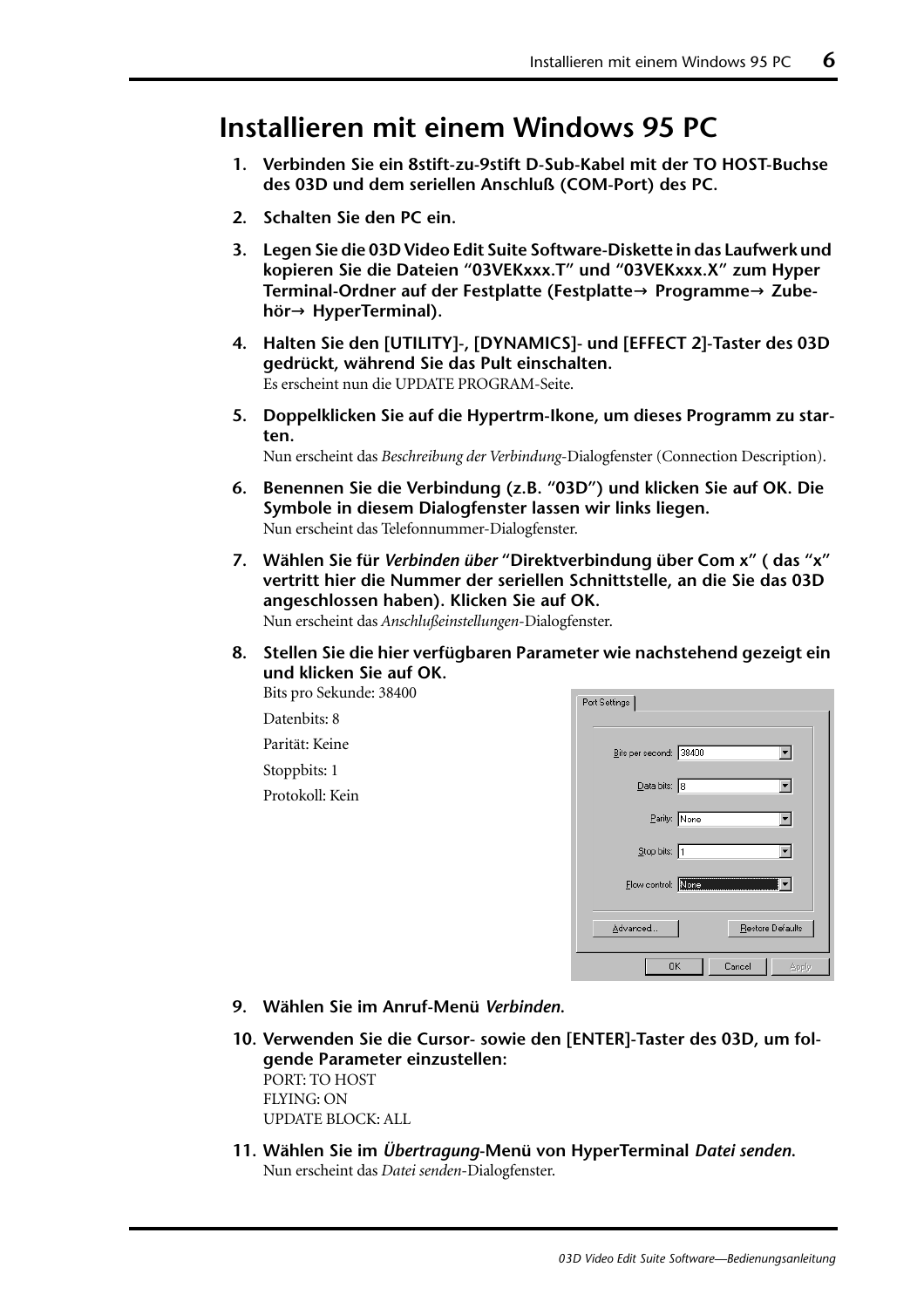# Installieren mit einem Windows 95 PC

1. **Verbinden Sie ein 8stift-zu-9stift D-Sub-Kabel mit der TO HOST-Buchse des 03D und dem seriellen Anschluß (COM-Port) des PC.**

2. **Schalten Sie den PC ein.**

3. **Legen Sie die 03D Video Edit Suite Software-Diskette in das Laufwerk und kopieren Sie die Dateien "03VEKxxx.T" und "03VEKxxx.X" zum Hyper Terminal-Ordner auf der Festplatte (Festplatte→ Programme→ Zubehör→ HyperTerminal).**

4. **Halten Sie den [UTILITY]-, [DYNAMICS]- und [EFFECT 2]-Taster des 03D gedrückt, während Sie das Pult einschalten.**
   Es erscheint nun die UPDATE PROGRAM-Seite.

5. **Doppelklicken Sie auf die Hypertrm-Ikone, um dieses Programm zu starten.**
   Nun erscheint das *Beschreibung der Verbindung*-Dialogfenster (Connection Description).

6. **Benennen Sie die Verbindung (z.B. "03D") und klicken Sie auf OK. Die Symbole in diesem Dialogfenster lassen wir links liegen.**
   Nun erscheint das Telefonnummer-Dialogfenster.

7. **Wählen Sie für *Verbinden über* "Direktverbindung über Com x" ( das "x" vertritt hier die Nummer der seriellen Schnittstelle, an die Sie das 03D angeschlossen haben). Klicken Sie auf OK.**
   Nun erscheint das *Anschlußeinstellungen*-Dialogfenster.

8. **Stellen Sie die hier verfügbaren Parameter wie nachstehend gezeigt ein und klicken Sie auf OK.**
   Bits pro Sekunde: 38400
   
   Datenbits: 8
   
   Parität: Keine
   
   Stoppbits: 1
   
   Protokoll: Kein

9. **Wählen Sie im Anruf-Menü *Verbinden*.**

10. **Verwenden Sie die Cursor- sowie den [ENTER]-Taster des 03D, um folgende Parameter einzustellen:**
    PORT: TO HOST
    FLYING: ON
    UPDATE BLOCK: ALL

11. **Wählen Sie im *Übertragung*-Menü von HyperTerminal *Datei senden*.**
    Nun erscheint das *Datei senden*-Dialogfenster.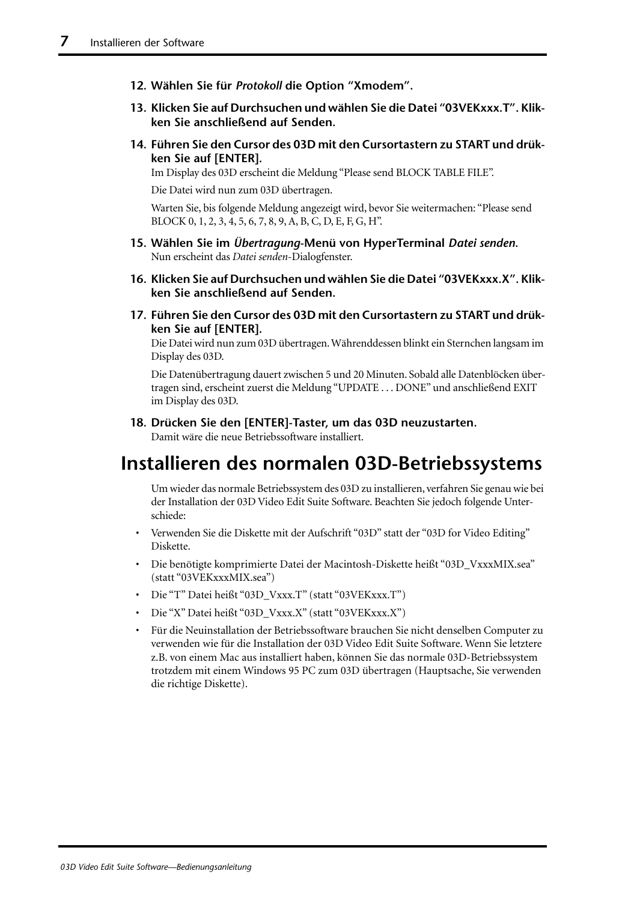12. **Wählen Sie für *Protokoll* die Option “Xmodem”.**

13. **Klicken Sie auf Durchsuchen und wählen Sie die Datei “03VEKxxx.T”. Klicken Sie anschließend auf Senden.**

14. **Führen Sie den Cursor des 03D mit den Cursortastern zu START und drükken Sie auf [ENTER].**
    Im Display des 03D erscheint die Meldung “Please send BLOCK TABLE FILE”.

    Die Datei wird nun zum 03D übertragen.

    Warten Sie, bis folgende Meldung angezeigt wird, bevor Sie weitermachen: “Please send BLOCK 0, 1, 2, 3, 4, 5, 6, 7, 8, 9, A, B, C, D, E, F, G, H”.

15. **Wählen Sie im *Übertragung*-Menü von HyperTerminal *Datei senden*.**
    Nun erscheint das *Datei senden*-Dialogfenster.

16. **Klicken Sie auf Durchsuchen und wählen Sie die Datei “03VEKxxx.X”. Klicken Sie anschließend auf Senden.**

17. **Führen Sie den Cursor des 03D mit den Cursortastern zu START und drükken Sie auf [ENTER].**
    Die Datei wird nun zum 03D übertragen. Währenddessen blinkt ein Sternchen langsam im Display des 03D.

    Die Datenübertragung dauert zwischen 5 und 20 Minuten. Sobald alle Datenblöcken übertragen sind, erscheint zuerst die Meldung “UPDATE . . . DONE” und anschließend EXIT im Display des 03D.

18. **Drücken Sie den [ENTER]-Taster, um das 03D neuzustarten.**
    Damit wäre die neue Betriebssoftware installiert.

# Installieren des normalen 03D-Betriebssystems

Um wieder das normale Betriebssystem des 03D zu installieren, verfahren Sie genau wie bei der Installation der 03D Video Edit Suite Software. Beachten Sie jedoch folgende Unterschiede:

- Verwenden Sie die Diskette mit der Aufschrift “03D” statt der “03D for Video Editing” Diskette.
- Die benötigte komprimierte Datei der Macintosh-Diskette heißt “03D_VxxxMIX.sea” (statt “03VEKxxxMIX.sea”)
- Die “T” Datei heißt “03D_Vxxx.T” (statt “03VEKxxx.T”)
- Die “X” Datei heißt “03D_Vxxx.X” (statt “03VEKxxx.X”)
- Für die Neuinstallation der Betriebssoftware brauchen Sie nicht denselben Computer zu verwenden wie für die Installation der 03D Video Edit Suite Software. Wenn Sie letztere z.B. von einem Mac aus installiert haben, können Sie das normale 03D-Betriebssystem trotzdem mit einem Windows 95 PC zum 03D übertragen (Hauptsache, Sie verwenden die richtige Diskette).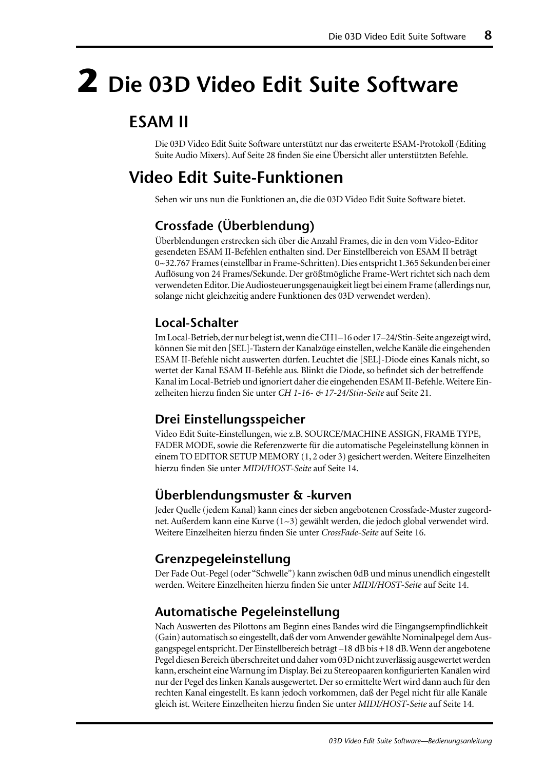# 2 Die 03D Video Edit Suite Software

## ESAM II

Die 03D Video Edit Suite Software unterstützt nur das erweiterte ESAM-Protokoll (Editing Suite Audio Mixers). Auf Seite 28 finden Sie eine Übersicht aller unterstützten Befehle.

## Video Edit Suite-Funktionen

Sehen wir uns nun die Funktionen an, die die 03D Video Edit Suite Software bietet.

### Crossfade (Überblendung)

Überblendungen erstrecken sich über die Anzahl Frames, die in den vom Video-Editor gesendeten ESAM II-Befehlen enthalten sind. Der Einstellbereich von ESAM II beträgt 0~32.767 Frames (einstellbar in Frame-Schritten). Dies entspricht 1.365 Sekunden bei einer Auflösung von 24 Frames/Sekunde. Der größtmögliche Frame-Wert richtet sich nach dem verwendeten Editor. Die Audiosteuerungsgenauigkeit liegt bei einem Frame (allerdings nur, solange nicht gleichzeitig andere Funktionen des 03D verwendet werden).

### Local-Schalter

Im Local-Betrieb, der nur belegt ist, wenn die CH1–16 oder 17–24/Stin-Seite angezeigt wird, können Sie mit den [SEL]-Tastern der Kanalzüge einstellen, welche Kanäle die eingehenden ESAM II-Befehle nicht auswerten dürfen. Leuchtet die [SEL]-Diode eines Kanals nicht, so wertet der Kanal ESAM II-Befehle aus. Blinkt die Diode, so befindet sich der betreffende Kanal im Local-Betrieb und ignoriert daher die eingehenden ESAM II-Befehle. Weitere Einzelheiten hierzu finden Sie unter *CH 1-16- & 17-24/Stin-Seite* auf Seite 21.

### Drei Einstellungsspeicher

Video Edit Suite-Einstellungen, wie z.B. SOURCE/MACHINE ASSIGN, FRAME TYPE, FADER MODE, sowie die Referenzwerte für die automatische Pegeleinstellung können in einem TO EDITOR SETUP MEMORY (1, 2 oder 3) gesichert werden. Weitere Einzelheiten hierzu finden Sie unter *MIDI/HOST-Seite* auf Seite 14.

### Überblendungsmuster & -kurven

Jeder Quelle (jedem Kanal) kann eines der sieben angebotenen Crossfade-Muster zugeordnet. Außerdem kann eine Kurve (1~3) gewählt werden, die jedoch global verwendet wird. Weitere Einzelheiten hierzu finden Sie unter *CrossFade-Seite* auf Seite 16.

### Grenzpegeleinstellung

Der Fade Out-Pegel (oder "Schwelle") kann zwischen 0dB und minus unendlich eingestellt werden. Weitere Einzelheiten hierzu finden Sie unter *MIDI/HOST-Seite* auf Seite 14.

### Automatische Pegeleinstellung

Nach Auswerten des Pilottons am Beginn eines Bandes wird die Eingangsempfindlichkeit (Gain) automatisch so eingestellt, daß der vom Anwender gewählte Nominalpegel dem Ausgangspegel entspricht. Der Einstellbereich beträgt –18 dB bis +18 dB. Wenn der angebotene Pegel diesen Bereich überschreitet und daher vom 03D nicht zuverlässig ausgewertet werden kann, erscheint eine Warnung im Display. Bei zu Stereopaaren konfigurierten Kanälen wird nur der Pegel des linken Kanals ausgewertet. Der so ermittelte Wert wird dann auch für den rechten Kanal eingestellt. Es kann jedoch vorkommen, daß der Pegel nicht für alle Kanäle gleich ist. Weitere Einzelheiten hierzu finden Sie unter *MIDI/HOST-Seite* auf Seite 14.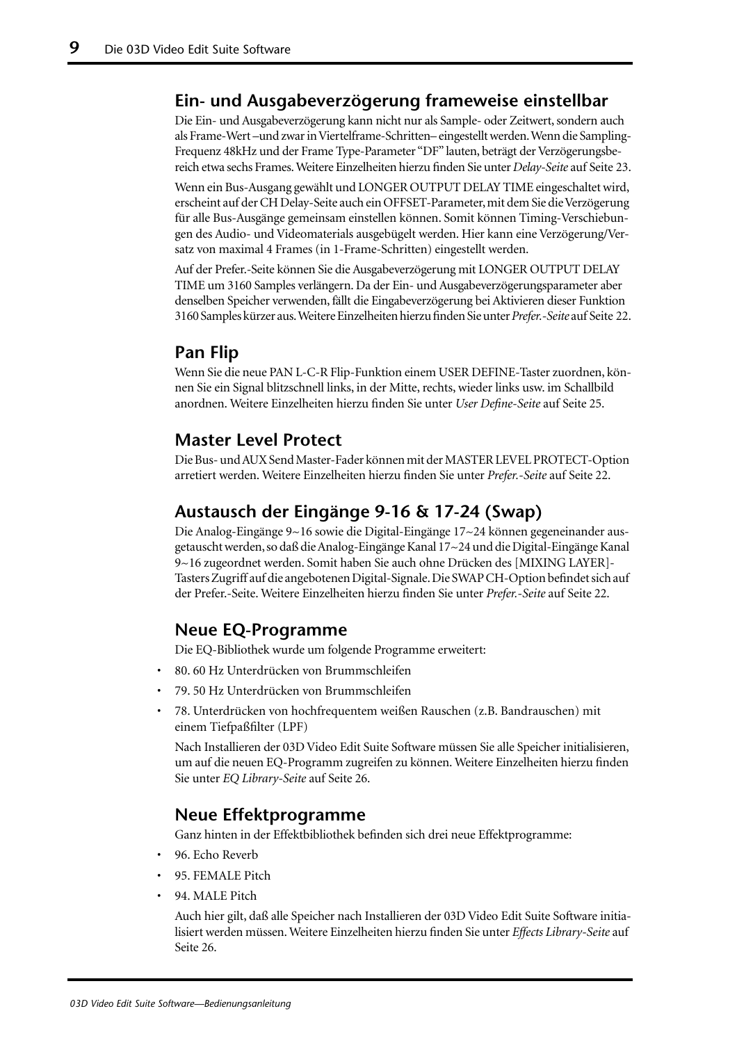## Ein- und Ausgabeverzögerung frameweise einstellbar

Die Ein- und Ausgabeverzögerung kann nicht nur als Sample- oder Zeitwert, sondern auch als Frame-Wert –und zwar in Viertelframe-Schritten– eingestellt werden. Wenn die Sampling-Frequenz 48kHz und der Frame Type-Parameter "DF" lauten, beträgt der Verzögerungsbereich etwa sechs Frames. Weitere Einzelheiten hierzu finden Sie unter *Delay-Seite* auf Seite 23.

Wenn ein Bus-Ausgang gewählt und LONGER OUTPUT DELAY TIME eingeschaltet wird, erscheint auf der CH Delay-Seite auch ein OFFSET-Parameter, mit dem Sie die Verzögerung für alle Bus-Ausgänge gemeinsam einstellen können. Somit können Timing-Verschiebungen des Audio- und Videomaterials ausgebügelt werden. Hier kann eine Verzögerung/Versatz von maximal 4 Frames (in 1-Frame-Schritten) eingestellt werden.

Auf der Prefer.-Seite können Sie die Ausgabeverzögerung mit LONGER OUTPUT DELAY TIME um 3160 Samples verlängern. Da der Ein- und Ausgabeverzögerungsparameter aber denselben Speicher verwenden, fällt die Eingabeverzögerung bei Aktivieren dieser Funktion 3160 Samples kürzer aus. Weitere Einzelheiten hierzu finden Sie unter *Prefer.-Seite* auf Seite 22.

## Pan Flip

Wenn Sie die neue PAN L-C-R Flip-Funktion einem USER DEFINE-Taster zuordnen, können Sie ein Signal blitzschnell links, in der Mitte, rechts, wieder links usw. im Schallbild anordnen. Weitere Einzelheiten hierzu finden Sie unter *User Define-Seite* auf Seite 25.

## Master Level Protect

Die Bus- und AUX Send Master-Fader können mit der MASTER LEVEL PROTECT-Option arretiert werden. Weitere Einzelheiten hierzu finden Sie unter *Prefer.-Seite* auf Seite 22.

## Austausch der Eingänge 9-16 & 17-24 (Swap)

Die Analog-Eingänge 9~16 sowie die Digital-Eingänge 17~24 können gegeneinander ausgetauscht werden, so daß die Analog-Eingänge Kanal 17~24 und die Digital-Eingänge Kanal 9~16 zugeordnet werden. Somit haben Sie auch ohne Drücken des [MIXING LAYER]-Tasters Zugriff auf die angebotenen Digital-Signale. Die SWAP CH-Option befindet sich auf der Prefer.-Seite. Weitere Einzelheiten hierzu finden Sie unter *Prefer.-Seite* auf Seite 22.

## Neue EQ-Programme

Die EQ-Bibliothek wurde um folgende Programme erweitert:

- 80. 60 Hz Unterdrücken von Brummschleifen
- 79. 50 Hz Unterdrücken von Brummschleifen
- 78. Unterdrücken von hochfrequentem weißen Rauschen (z.B. Bandrauschen) mit einem Tiefpaßfilter (LPF)

Nach Installieren der 03D Video Edit Suite Software müssen Sie alle Speicher initialisieren, um auf die neuen EQ-Programm zugreifen zu können. Weitere Einzelheiten hierzu finden Sie unter *EQ Library-Seite* auf Seite 26.

## Neue Effektprogramme

Ganz hinten in der Effektbibliothek befinden sich drei neue Effektprogramme:

- 96. Echo Reverb
- 95. FEMALE Pitch
- 94. MALE Pitch

Auch hier gilt, daß alle Speicher nach Installieren der 03D Video Edit Suite Software initialisiert werden müssen. Weitere Einzelheiten hierzu finden Sie unter *Effects Library-Seite* auf Seite 26.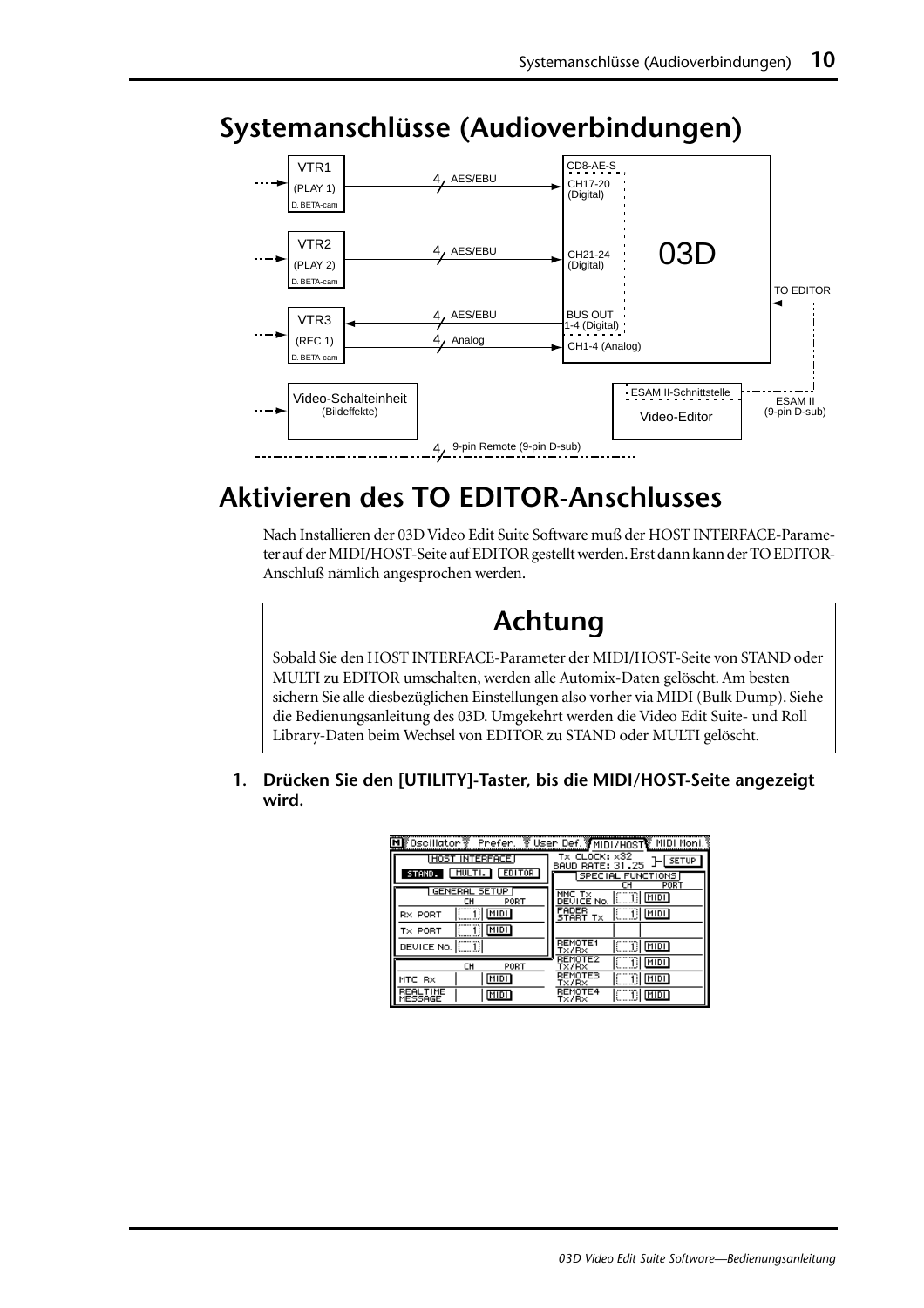# Systemanschlüsse (Audioverbindungen)

VTR1 (PLAY 1) D. BETA-cam — 4 AES/EBU → CD8-AE-S CH17-20 (Digital)

VTR2 (PLAY 2) D. BETA-cam — 4 AES/EBU → CH21-24 (Digital)

VTR3 (REC 1) D. BETA-cam — 4 AES/EBU ← BUS OUT 1-4 (Digital); 4 Analog → CH1-4 (Analog)

03D — TO EDITOR

Video-Schalteinheit (Bildeffekte)

ESAM II-Schnittstelle Video-Editor — ESAM II (9-pin D-sub)

4 9-pin Remote (9-pin D-sub)

# Aktivieren des TO EDITOR-Anschlusses

Nach Installieren der 03D Video Edit Suite Software muß der HOST INTERFACE-Parameter auf der MIDI/HOST-Seite auf EDITOR gestellt werden. Erst dann kann der TO EDITOR-Anschluß nämlich angesprochen werden.

## Achtung

Sobald Sie den HOST INTERFACE-Parameter der MIDI/HOST-Seite von STAND oder MULTI zu EDITOR umschalten, werden alle Automix-Daten gelöscht. Am besten sichern Sie alle diesbezüglichen Einstellungen also vorher via MIDI (Bulk Dump). Siehe die Bedienungsanleitung des 03D. Umgekehrt werden die Video Edit Suite- und Roll Library-Daten beim Wechsel von EDITOR zu STAND oder MULTI gelöscht.

1. **Drücken Sie den [UTILITY]-Taster, bis die MIDI/HOST-Seite angezeigt wird.**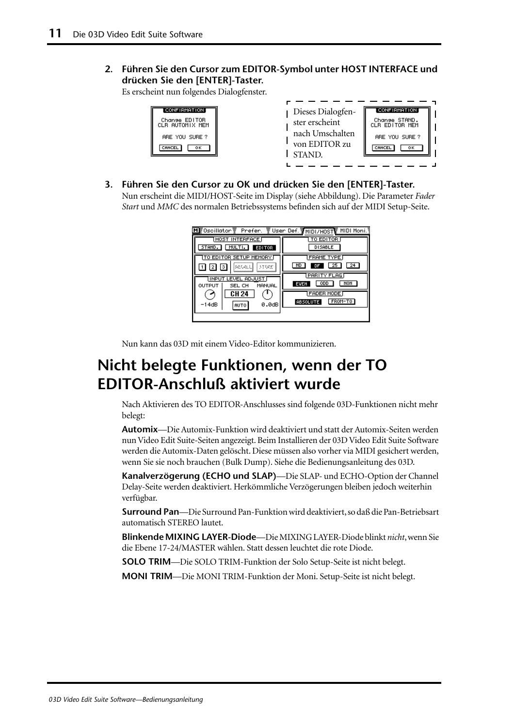2. **Führen Sie den Cursor zum EDITOR-Symbol unter HOST INTERFACE und drücken Sie den [ENTER]-Taster.**
   Es erscheint nun folgendes Dialogfenster.

   Dieses Dialogfenster erscheint nach Umschalten von EDITOR zu STAND.

3. **Führen Sie den Cursor zu OK und drücken Sie den [ENTER]-Taster.**
   Nun erscheint die MIDI/HOST-Seite im Display (siehe Abbildung). Die Parameter *Fader Start* und *MMC* des normalen Betriebssystems befinden sich auf der MIDI Setup-Seite.

   Nun kann das 03D mit einem Video-Editor kommunizieren.

# Nicht belegte Funktionen, wenn der TO EDITOR-Anschluß aktiviert wurde

Nach Aktivieren des TO EDITOR-Anschlusses sind folgende 03D-Funktionen nicht mehr belegt:

**Automix**—Die Automix-Funktion wird deaktiviert und statt der Automix-Seiten werden nun Video Edit Suite-Seiten angezeigt. Beim Installieren der 03D Video Edit Suite Software werden die Automix-Daten gelöscht. Diese müssen also vorher via MIDI gesichert werden, wenn Sie sie noch brauchen (Bulk Dump). Siehe die Bedienungsanleitung des 03D.

**Kanalverzögerung (ECHO und SLAP)**—Die SLAP- und ECHO-Option der Channel Delay-Seite werden deaktiviert. Herkömmliche Verzögerungen bleiben jedoch weiterhin verfügbar.

**Surround Pan**—Die Surround Pan-Funktion wird deaktiviert, so daß die Pan-Betriebsart automatisch STEREO lautet.

**Blinkende MIXING LAYER-Diode**—Die MIXING LAYER-Diode blinkt *nicht*, wenn Sie die Ebene 17-24/MASTER wählen. Statt dessen leuchtet die rote Diode.

**SOLO TRIM**—Die SOLO TRIM-Funktion der Solo Setup-Seite ist nicht belegt.

**MONI TRIM**—Die MONI TRIM-Funktion der Moni. Setup-Seite ist nicht belegt.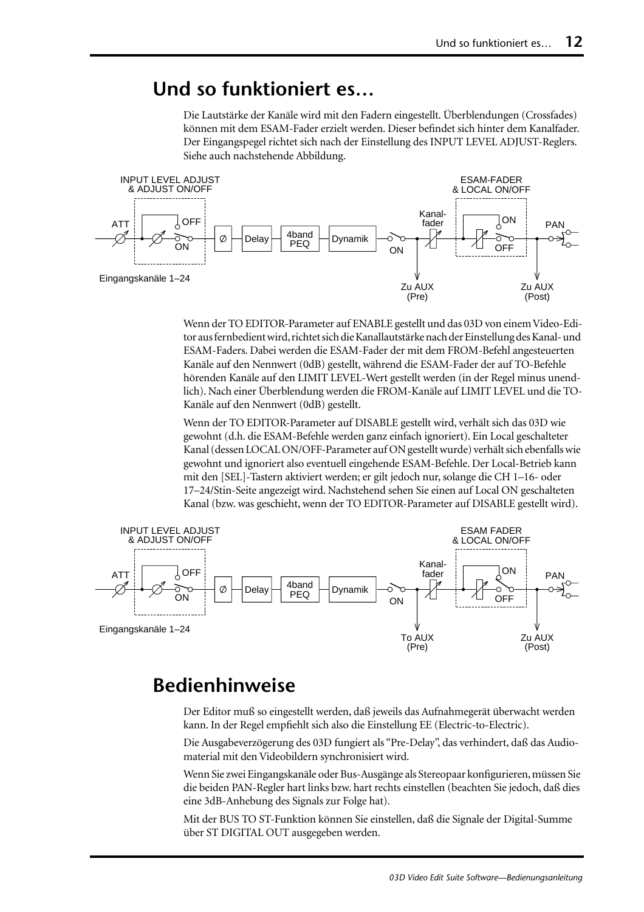# Und so funktioniert es…

Die Lautstärke der Kanäle wird mit den Fadern eingestellt. Überblendungen (Crossfades) können mit dem ESAM-Fader erzielt werden. Dieser befindet sich hinter dem Kanalfader. Der Eingangspegel richtet sich nach der Einstellung des INPUT LEVEL ADJUST-Reglers. Siehe auch nachstehende Abbildung.

Wenn der TO EDITOR-Parameter auf ENABLE gestellt und das 03D von einem Video-Editor aus fernbedient wird, richtet sich die Kanallautstärke nach der Einstellung des Kanal- und ESAM-Faders. Dabei werden die ESAM-Fader der mit dem FROM-Befehl angesteuerten Kanäle auf den Nennwert (0dB) gestellt, während die ESAM-Fader der auf TO-Befehle hörenden Kanäle auf den LIMIT LEVEL-Wert gestellt werden (in der Regel minus unendlich). Nach einer Überblendung werden die FROM-Kanäle auf LIMIT LEVEL und die TO-Kanäle auf den Nennwert (0dB) gestellt.

Wenn der TO EDITOR-Parameter auf DISABLE gestellt wird, verhält sich das 03D wie gewohnt (d.h. die ESAM-Befehle werden ganz einfach ignoriert). Ein Local geschalteter Kanal (dessen LOCAL ON/OFF-Parameter auf ON gestellt wurde) verhält sich ebenfalls wie gewohnt und ignoriert also eventuell eingehende ESAM-Befehle. Der Local-Betrieb kann mit den [SEL]-Tastern aktiviert werden; er gilt jedoch nur, solange die CH 1–16- oder 17–24/Stin-Seite angezeigt wird. Nachstehend sehen Sie einen auf Local ON geschalteten Kanal (bzw. was geschieht, wenn der TO EDITOR-Parameter auf DISABLE gestellt wird).

# Bedienhinweise

Der Editor muß so eingestellt werden, daß jeweils das Aufnahmegerät überwacht werden kann. In der Regel empfiehlt sich also die Einstellung EE (Electric-to-Electric).

Die Ausgabeverzögerung des 03D fungiert als “Pre-Delay”, das verhindert, daß das Audiomaterial mit den Videobildern synchronisiert wird.

Wenn Sie zwei Eingangskanäle oder Bus-Ausgänge als Stereopaar konfigurieren, müssen Sie die beiden PAN-Regler hart links bzw. hart rechts einstellen (beachten Sie jedoch, daß dies eine 3dB-Anhebung des Signals zur Folge hat).

Mit der BUS TO ST-Funktion können Sie einstellen, daß die Signale der Digital-Summe über ST DIGITAL OUT ausgegeben werden.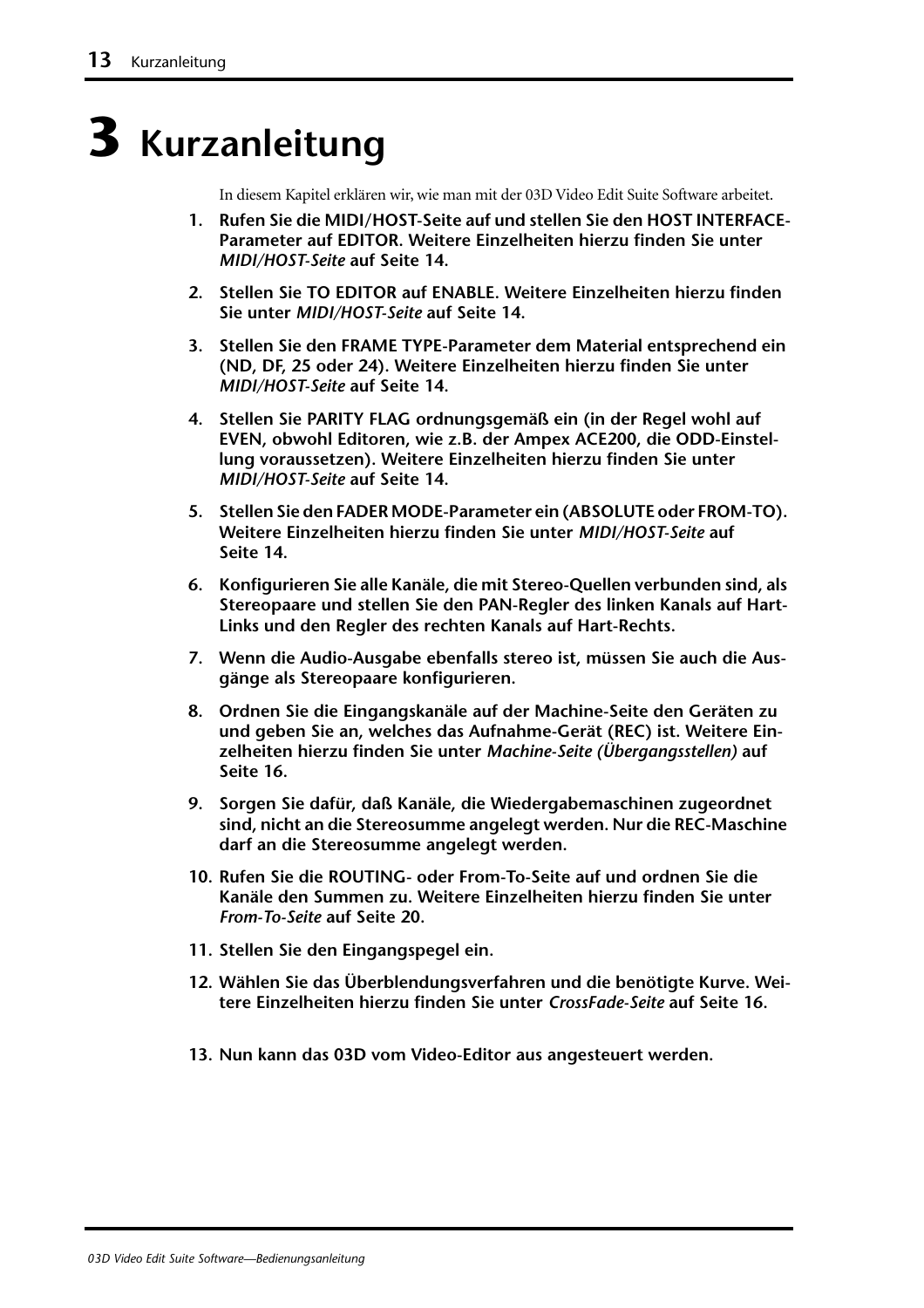# 3 Kurzanleitung

In diesem Kapitel erklären wir, wie man mit der 03D Video Edit Suite Software arbeitet.

1. **Rufen Sie die MIDI/HOST-Seite auf und stellen Sie den HOST INTERFACE-Parameter auf EDITOR. Weitere Einzelheiten hierzu finden Sie unter *MIDI/HOST-Seite* auf Seite 14.**

2. **Stellen Sie TO EDITOR auf ENABLE. Weitere Einzelheiten hierzu finden Sie unter *MIDI/HOST-Seite* auf Seite 14.**

3. **Stellen Sie den FRAME TYPE-Parameter dem Material entsprechend ein (ND, DF, 25 oder 24). Weitere Einzelheiten hierzu finden Sie unter *MIDI/HOST-Seite* auf Seite 14.**

4. **Stellen Sie PARITY FLAG ordnungsgemäß ein (in der Regel wohl auf EVEN, obwohl Editoren, wie z.B. der Ampex ACE200, die ODD-Einstellung voraussetzen). Weitere Einzelheiten hierzu finden Sie unter *MIDI/HOST-Seite* auf Seite 14.**

5. **Stellen Sie den FADER MODE-Parameter ein (ABSOLUTE oder FROM-TO). Weitere Einzelheiten hierzu finden Sie unter *MIDI/HOST-Seite* auf Seite 14.**

6. **Konfigurieren Sie alle Kanäle, die mit Stereo-Quellen verbunden sind, als Stereopaare und stellen Sie den PAN-Regler des linken Kanals auf Hart-Links und den Regler des rechten Kanals auf Hart-Rechts.**

7. **Wenn die Audio-Ausgabe ebenfalls stereo ist, müssen Sie auch die Ausgänge als Stereopaare konfigurieren.**

8. **Ordnen Sie die Eingangskanäle auf der Machine-Seite den Geräten zu und geben Sie an, welches das Aufnahme-Gerät (REC) ist. Weitere Einzelheiten hierzu finden Sie unter *Machine-Seite (Übergangsstellen)* auf Seite 16.**

9. **Sorgen Sie dafür, daß Kanäle, die Wiedergabemaschinen zugeordnet sind, nicht an die Stereosumme angelegt werden. Nur die REC-Maschine darf an die Stereosumme angelegt werden.**

10. **Rufen Sie die ROUTING- oder From-To-Seite auf und ordnen Sie die Kanäle den Summen zu. Weitere Einzelheiten hierzu finden Sie unter *From-To-Seite* auf Seite 20.**

11. **Stellen Sie den Eingangspegel ein.**

12. **Wählen Sie das Überblendungsverfahren und die benötigte Kurve. Weitere Einzelheiten hierzu finden Sie unter *CrossFade-Seite* auf Seite 16.**

13. **Nun kann das 03D vom Video-Editor aus angesteuert werden.**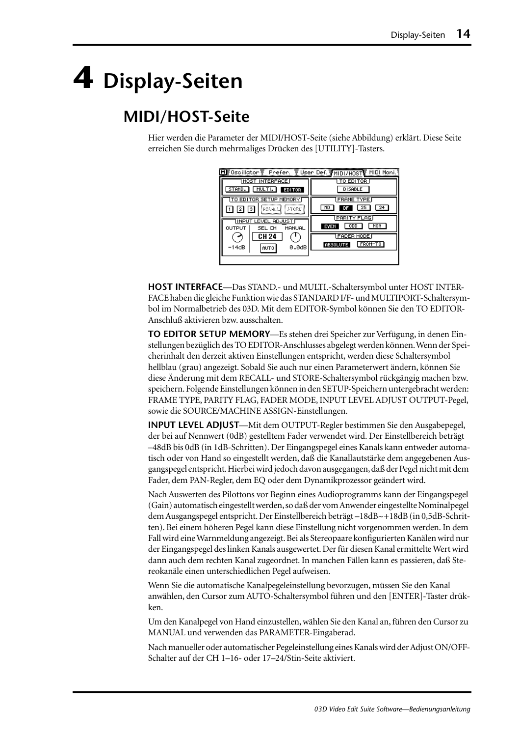# 4 Display-Seiten

## MIDI/HOST-Seite

Hier werden die Parameter der MIDI/HOST-Seite (siehe Abbildung) erklärt. Diese Seite erreichen Sie durch mehrmaliges Drücken des [UTILITY]-Tasters.

**HOST INTERFACE**—Das STAND.- und MULTI.-Schaltersymbol unter HOST INTERFACE haben die gleiche Funktion wie das STANDARD I/F- und MULTIPORT-Schaltersymbol im Normalbetrieb des 03D. Mit dem EDITOR-Symbol können Sie den TO EDITOR-Anschluß aktivieren bzw. ausschalten.

**TO EDITOR SETUP MEMORY**—Es stehen drei Speicher zur Verfügung, in denen Einstellungen bezüglich des TO EDITOR-Anschlusses abgelegt werden können. Wenn der Speicherinhalt den derzeit aktiven Einstellungen entspricht, werden diese Schaltersymbol hellblau (grau) angezeigt. Sobald Sie auch nur einen Parameterwert ändern, können Sie diese Änderung mit dem RECALL- und STORE-Schaltersymbol rückgängig machen bzw. speichern. Folgende Einstellungen können in den SETUP-Speichern untergebracht werden: FRAME TYPE, PARITY FLAG, FADER MODE, INPUT LEVEL ADJUST OUTPUT-Pegel, sowie die SOURCE/MACHINE ASSIGN-Einstellungen.

**INPUT LEVEL ADJUST**—Mit dem OUTPUT-Regler bestimmen Sie den Ausgabepegel, der bei auf Nennwert (0dB) gestelltem Fader verwendet wird. Der Einstellbereich beträgt –48dB bis 0dB (in 1dB-Schritten). Der Eingangspegel eines Kanals kann entweder automatisch oder von Hand so eingestellt werden, daß die Kanallautstärke dem angegebenen Ausgangspegel entspricht. Hierbei wird jedoch davon ausgegangen, daß der Pegel nicht mit dem Fader, dem PAN-Regler, dem EQ oder dem Dynamikprozessor geändert wird.

Nach Auswerten des Pilottons vor Beginn eines Audioprogramms kann der Eingangspegel (Gain) automatisch eingestellt werden, so daß der vom Anwender eingestellte Nominalpegel dem Ausgangspegel entspricht. Der Einstellbereich beträgt –18dB~+18dB (in 0,5dB-Schritten). Bei einem höheren Pegel kann diese Einstellung nicht vorgenommen werden. In dem Fall wird eine Warnmeldung angezeigt. Bei als Stereopaare konfigurierten Kanälen wird nur der Eingangspegel des linken Kanals ausgewertet. Der für diesen Kanal ermittelte Wert wird dann auch dem rechten Kanal zugeordnet. In manchen Fällen kann es passieren, daß Stereokanäle einen unterschiedlichen Pegel aufweisen.

Wenn Sie die automatische Kanalpegeleinstellung bevorzugen, müssen Sie den Kanal anwählen, den Cursor zum AUTO-Schaltersymbol führen und den [ENTER]-Taster drücken.

Um den Kanalpegel von Hand einzustellen, wählen Sie den Kanal an, führen den Cursor zu MANUAL und verwenden das PARAMETER-Eingaberad.

Nach manueller oder automatischer Pegeleinstellung eines Kanals wird der Adjust ON/OFF-Schalter auf der CH 1–16- oder 17–24/Stin-Seite aktiviert.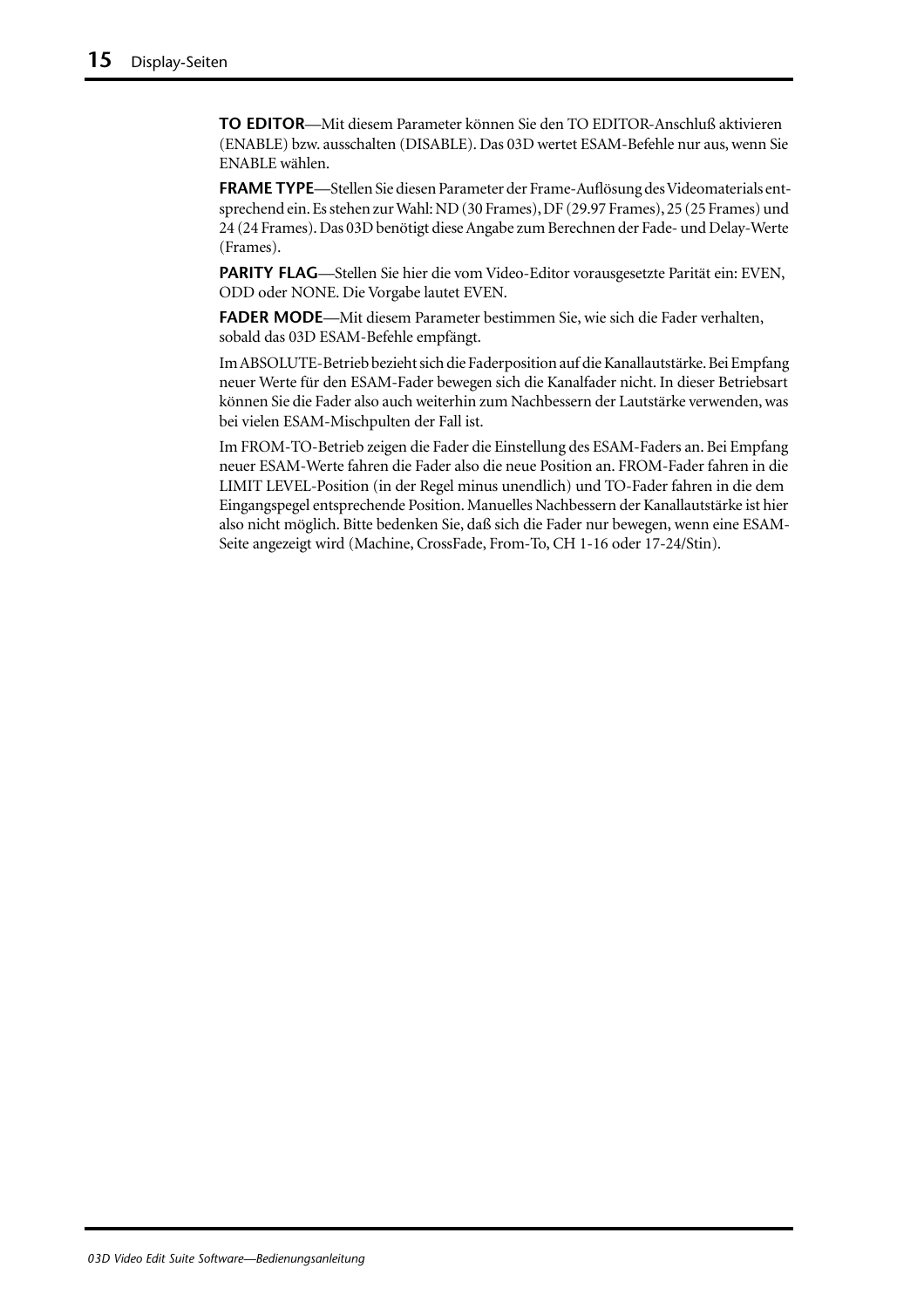**TO EDITOR**—Mit diesem Parameter können Sie den TO EDITOR-Anschluß aktivieren (ENABLE) bzw. ausschalten (DISABLE). Das 03D wertet ESAM-Befehle nur aus, wenn Sie ENABLE wählen.

**FRAME TYPE**—Stellen Sie diesen Parameter der Frame-Auflösung des Videomaterials entsprechend ein. Es stehen zur Wahl: ND (30 Frames), DF (29.97 Frames), 25 (25 Frames) und 24 (24 Frames). Das 03D benötigt diese Angabe zum Berechnen der Fade- und Delay-Werte (Frames).

**PARITY FLAG**—Stellen Sie hier die vom Video-Editor vorausgesetzte Parität ein: EVEN, ODD oder NONE. Die Vorgabe lautet EVEN.

**FADER MODE**—Mit diesem Parameter bestimmen Sie, wie sich die Fader verhalten, sobald das 03D ESAM-Befehle empfängt.

Im ABSOLUTE-Betrieb bezieht sich die Faderposition auf die Kanallautstärke. Bei Empfang neuer Werte für den ESAM-Fader bewegen sich die Kanalfader nicht. In dieser Betriebsart können Sie die Fader also auch weiterhin zum Nachbessern der Lautstärke verwenden, was bei vielen ESAM-Mischpulten der Fall ist.

Im FROM-TO-Betrieb zeigen die Fader die Einstellung des ESAM-Faders an. Bei Empfang neuer ESAM-Werte fahren die Fader also die neue Position an. FROM-Fader fahren in die LIMIT LEVEL-Position (in der Regel minus unendlich) und TO-Fader fahren in die dem Eingangspegel entsprechende Position. Manuelles Nachbessern der Kanallautstärke ist hier also nicht möglich. Bitte bedenken Sie, daß sich die Fader nur bewegen, wenn eine ESAM-Seite angezeigt wird (Machine, CrossFade, From-To, CH 1-16 oder 17-24/Stin).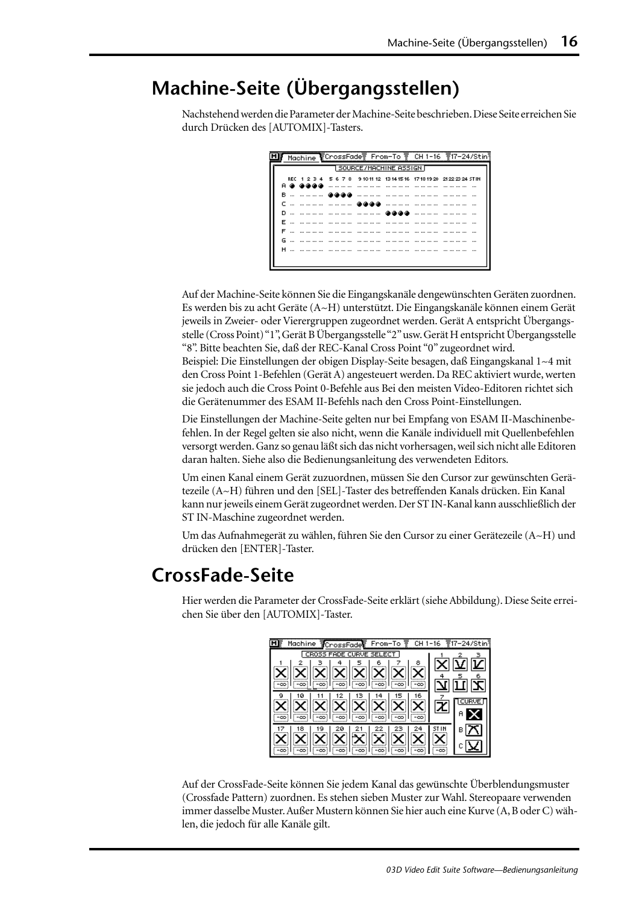# Machine-Seite (Übergangsstellen)

Nachstehend werden die Parameter der Machine-Seite beschrieben. Diese Seite erreichen Sie durch Drücken des [AUTOMIX]-Tasters.

Auf der Machine-Seite können Sie die Eingangskanäle dengewünschten Geräten zuordnen. Es werden bis zu acht Geräte (A~H) unterstützt. Die Eingangskanäle können einem Gerät jeweils in Zweier- oder Vierergruppen zugeordnet werden. Gerät A entspricht Übergangsstelle (Cross Point) "1", Gerät B Übergangsstelle "2" usw. Gerät H entspricht Übergangsstelle "8". Bitte beachten Sie, daß der REC-Kanal Cross Point "0" zugeordnet wird.
Beispiel: Die Einstellungen der obigen Display-Seite besagen, daß Eingangskanal 1~4 mit den Cross Point 1-Befehlen (Gerät A) angesteuert werden. Da REC aktiviert wurde, werten sie jedoch auch die Cross Point 0-Befehle aus Bei den meisten Video-Editoren richtet sich die Gerätenummer des ESAM II-Befehls nach den Cross Point-Einstellungen.

Die Einstellungen der Machine-Seite gelten nur bei Empfang von ESAM II-Maschinenbefehlen. In der Regel gelten sie also nicht, wenn die Kanäle individuell mit Quellenbefehlen versorgt werden. Ganz so genau läßt sich das nicht vorhersagen, weil sich nicht alle Editoren daran halten. Siehe also die Bedienungsanleitung des verwendeten Editors.

Um einen Kanal einem Gerät zuzuordnen, müssen Sie den Cursor zur gewünschten Gerätezeile (A~H) führen und den [SEL]-Taster des betreffenden Kanals drücken. Ein Kanal kann nur jeweils einem Gerät zugeordnet werden. Der ST IN-Kanal kann ausschließlich der ST IN-Maschine zugeordnet werden.

Um das Aufnahmegerät zu wählen, führen Sie den Cursor zu einer Gerätezeile (A~H) und drücken den [ENTER]-Taster.

# CrossFade-Seite

Hier werden die Parameter der CrossFade-Seite erklärt (siehe Abbildung). Diese Seite erreichen Sie über den [AUTOMIX]-Taster.

Auf der CrossFade-Seite können Sie jedem Kanal das gewünschte Überblendungsmuster (Crossfade Pattern) zuordnen. Es stehen sieben Muster zur Wahl. Stereopaare verwenden immer dasselbe Muster. Außer Mustern können Sie hier auch eine Kurve (A, B oder C) wählen, die jedoch für alle Kanäle gilt.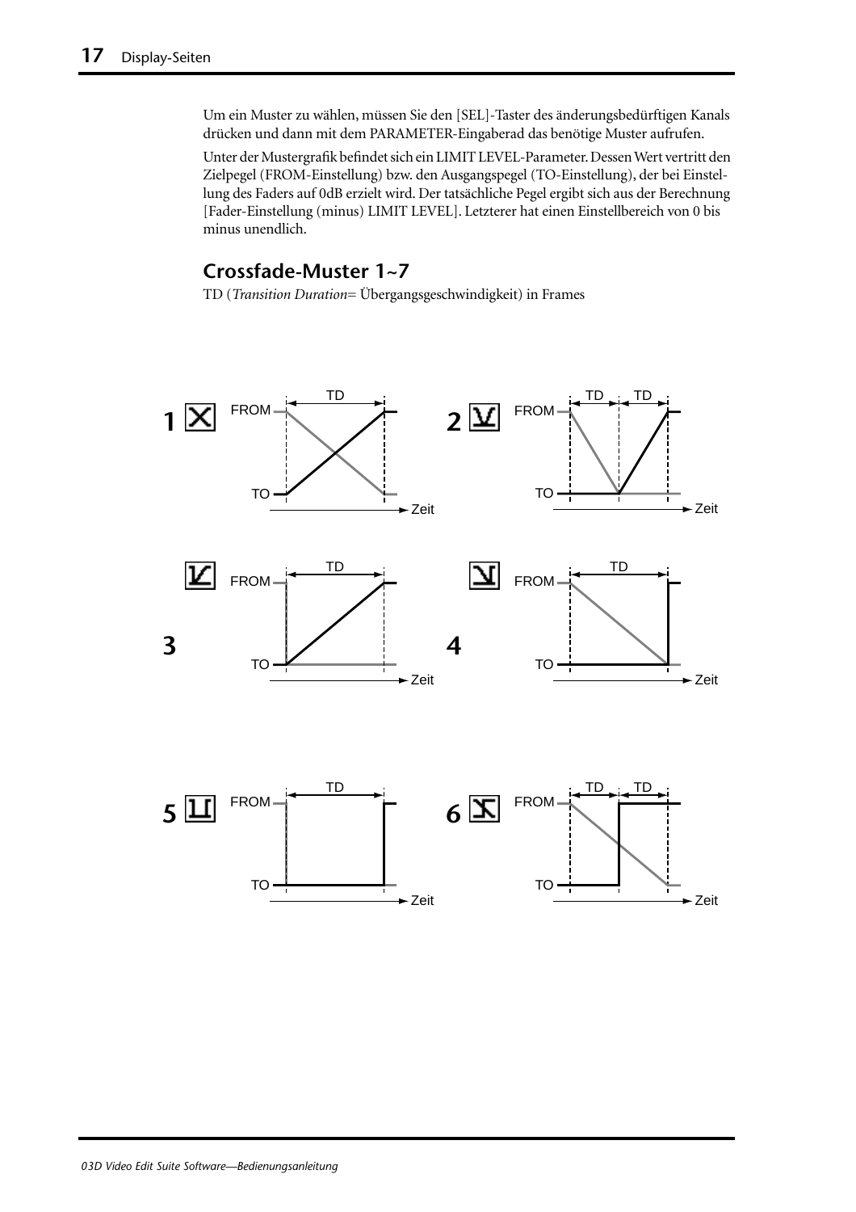Um ein Muster zu wählen, müssen Sie den [SEL]-Taster des änderungsbedürftigen Kanals drücken und dann mit dem PARAMETER-Eingaberad das benötige Muster aufrufen.

Unter der Mustergrafik befindet sich ein LIMIT LEVEL-Parameter. Dessen Wert vertritt den Zielpegel (FROM-Einstellung) bzw. den Ausgangspegel (TO-Einstellung), der bei Einstellung des Faders auf 0dB erzielt wird. Der tatsächliche Pegel ergibt sich aus der Berechnung [Fader-Einstellung (minus) LIMIT LEVEL]. Letzterer hat einen Einstellbereich von 0 bis minus unendlich.

## Crossfade-Muster 1~7

TD (*Transition Duration*= Übergangsgeschwindigkeit) in Frames

1 FROM TD TO Zeit

2 FROM TD TD TO Zeit

3 FROM TD TO Zeit

4 FROM TD TO Zeit

5 FROM TD TO Zeit

6 FROM TD TD TO Zeit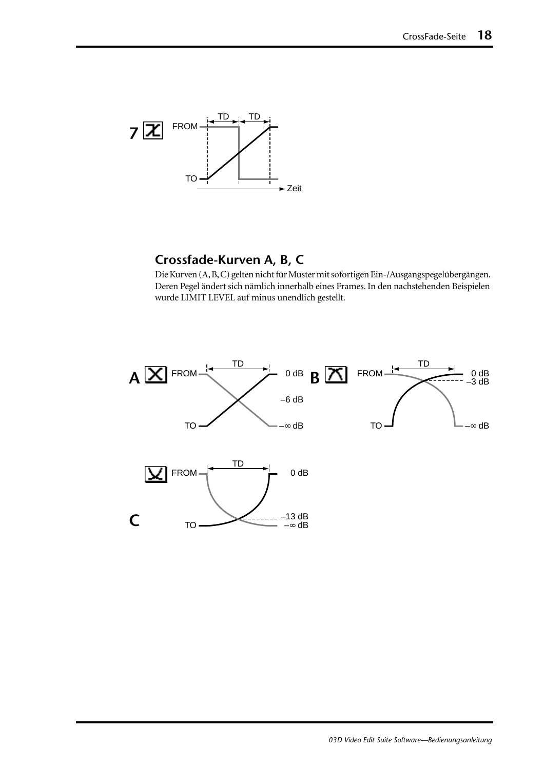**7**

FROM

TD TD

TO

Zeit

## Crossfade-Kurven A, B, C

Die Kurven (A, B, C) gelten nicht für Muster mit sofortigen Ein-/Ausgangspegelübergängen. Deren Pegel ändert sich nämlich innerhalb eines Frames. In den nachstehenden Beispielen wurde LIMIT LEVEL auf minus unendlich gestellt.

**A**

FROM TD 0 dB

–6 dB

TO –∞ dB

**B**

FROM TD 0 dB –3 dB

TO –∞ dB

**C**

FROM TD 0 dB

TO –13 dB –∞ dB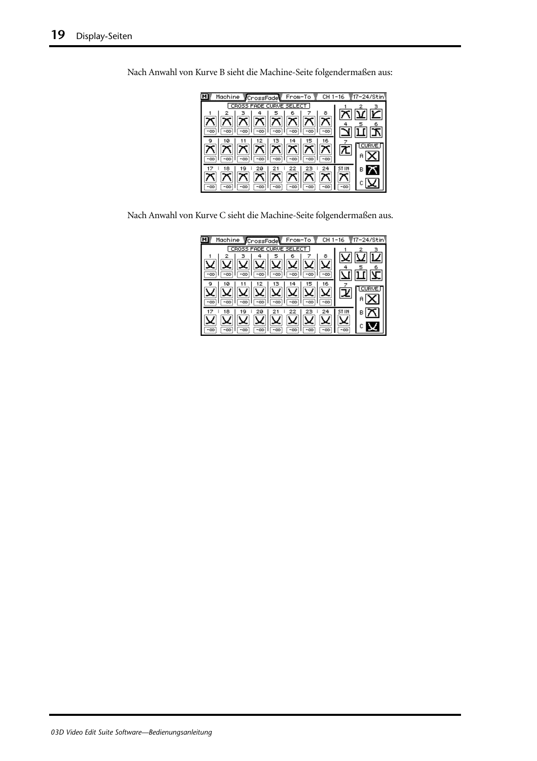Nach Anwahl von Kurve B sieht die Machine-Seite folgendermaßen aus:

Nach Anwahl von Kurve C sieht die Machine-Seite folgendermaßen aus.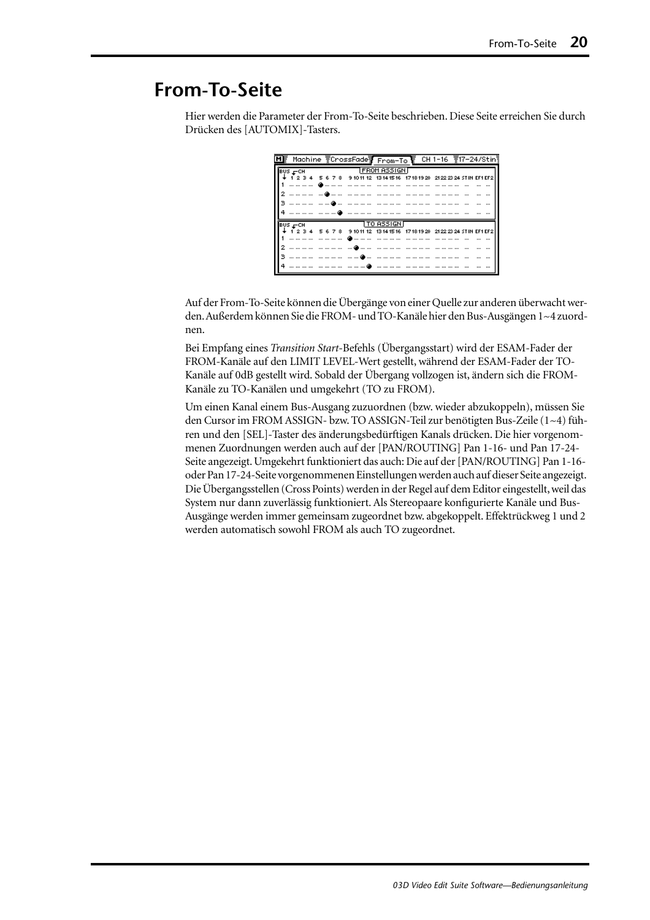# From-To-Seite

Hier werden die Parameter der From-To-Seite beschrieben. Diese Seite erreichen Sie durch Drücken des [AUTOMIX]-Tasters.

Auf der From-To-Seite können die Übergänge von einer Quelle zur anderen überwacht werden. Außerdem können Sie die FROM- und TO-Kanäle hier den Bus-Ausgängen 1~4 zuordnen.

Bei Empfang eines *Transition Start*-Befehls (Übergangsstart) wird der ESAM-Fader der FROM-Kanäle auf den LIMIT LEVEL-Wert gestellt, während der ESAM-Fader der TO-Kanäle auf 0dB gestellt wird. Sobald der Übergang vollzogen ist, ändern sich die FROM-Kanäle zu TO-Kanälen und umgekehrt (TO zu FROM).

Um einen Kanal einem Bus-Ausgang zuzuordnen (bzw. wieder abzukoppeln), müssen Sie den Cursor im FROM ASSIGN- bzw. TO ASSIGN-Teil zur benötigten Bus-Zeile (1~4) führen und den [SEL]-Taster des änderungsbedürftigen Kanals drücken. Die hier vorgenommenen Zuordnungen werden auch auf der [PAN/ROUTING] Pan 1-16- und Pan 17-24-Seite angezeigt. Umgekehrt funktioniert das auch: Die auf der [PAN/ROUTING] Pan 1-16- oder Pan 17-24-Seite vorgenommenen Einstellungen werden auch auf dieser Seite angezeigt. Die Übergangsstellen (Cross Points) werden in der Regel auf dem Editor eingestellt, weil das System nur dann zuverlässig funktioniert. Als Stereopaare konfigurierte Kanäle und Bus-Ausgänge werden immer gemeinsam zugeordnet bzw. abgekoppelt. Effektrückweg 1 und 2 werden automatisch sowohl FROM als auch TO zugeordnet.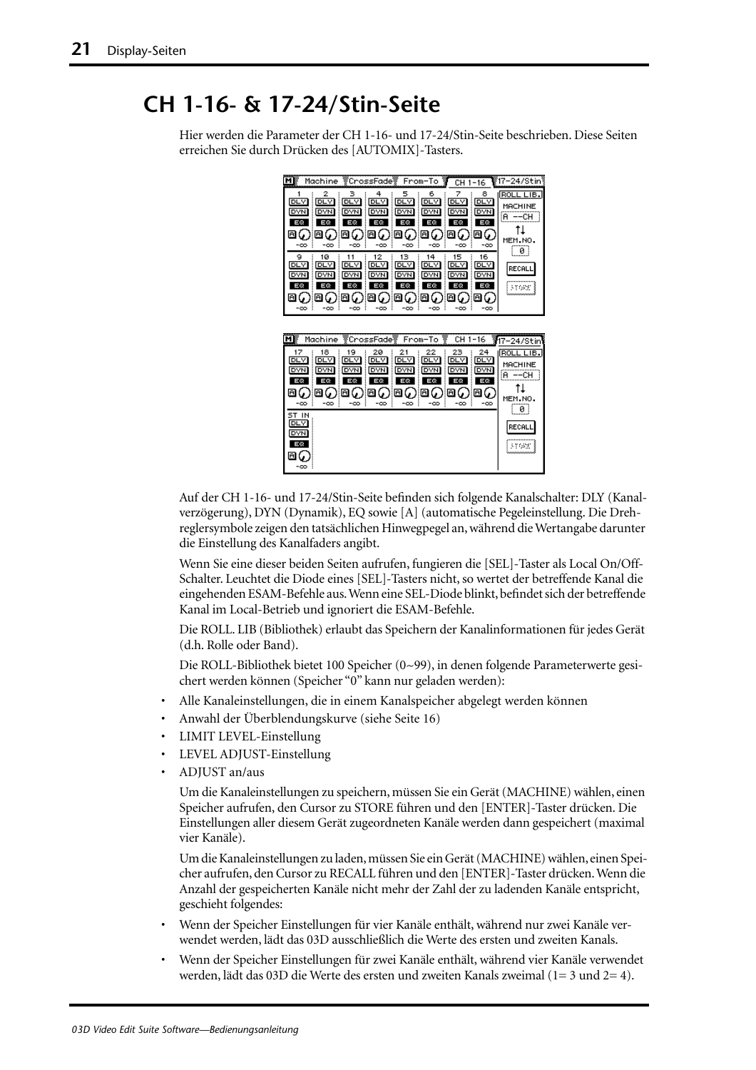# CH 1-16- & 17-24/Stin-Seite

Hier werden die Parameter der CH 1-16- und 17-24/Stin-Seite beschrieben. Diese Seiten erreichen Sie durch Drücken des [AUTOMIX]-Tasters.

Auf der CH 1-16- und 17-24/Stin-Seite befinden sich folgende Kanalschalter: DLY (Kanalverzögerung), DYN (Dynamik), EQ sowie [A] (automatische Pegeleinstellung. Die Drehreglersymbole zeigen den tatsächlichen Hinwegpegel an, während die Wertangabe darunter die Einstellung des Kanalfaders angibt.

Wenn Sie eine dieser beiden Seiten aufrufen, fungieren die [SEL]-Taster als Local On/Off-Schalter. Leuchtet die Diode eines [SEL]-Tasters nicht, so wertet der betreffende Kanal die eingehenden ESAM-Befehle aus. Wenn eine SEL-Diode blinkt, befindet sich der betreffende Kanal im Local-Betrieb und ignoriert die ESAM-Befehle.

Die ROLL. LIB (Bibliothek) erlaubt das Speichern der Kanalinformationen für jedes Gerät (d.h. Rolle oder Band).

Die ROLL-Bibliothek bietet 100 Speicher (0~99), in denen folgende Parameterwerte gesichert werden können (Speicher "0" kann nur geladen werden):

- Alle Kanaleinstellungen, die in einem Kanalspeicher abgelegt werden können
- Anwahl der Überblendungskurve (siehe Seite 16)
- LIMIT LEVEL-Einstellung
- LEVEL ADJUST-Einstellung
- ADJUST an/aus

Um die Kanaleinstellungen zu speichern, müssen Sie ein Gerät (MACHINE) wählen, einen Speicher aufrufen, den Cursor zu STORE führen und den [ENTER]-Taster drücken. Die Einstellungen aller diesem Gerät zugeordneten Kanäle werden dann gespeichert (maximal vier Kanäle).

Um die Kanaleinstellungen zu laden, müssen Sie ein Gerät (MACHINE) wählen, einen Speicher aufrufen, den Cursor zu RECALL führen und den [ENTER]-Taster drücken. Wenn die Anzahl der gespeicherten Kanäle nicht mehr der Zahl der zu ladenden Kanäle entspricht, geschieht folgendes:

- Wenn der Speicher Einstellungen für vier Kanäle enthält, während nur zwei Kanäle verwendet werden, lädt das 03D ausschließlich die Werte des ersten und zweiten Kanals.
- Wenn der Speicher Einstellungen für zwei Kanäle enthält, während vier Kanäle verwendet werden, lädt das 03D die Werte des ersten und zweiten Kanals zweimal (1= 3 und 2= 4).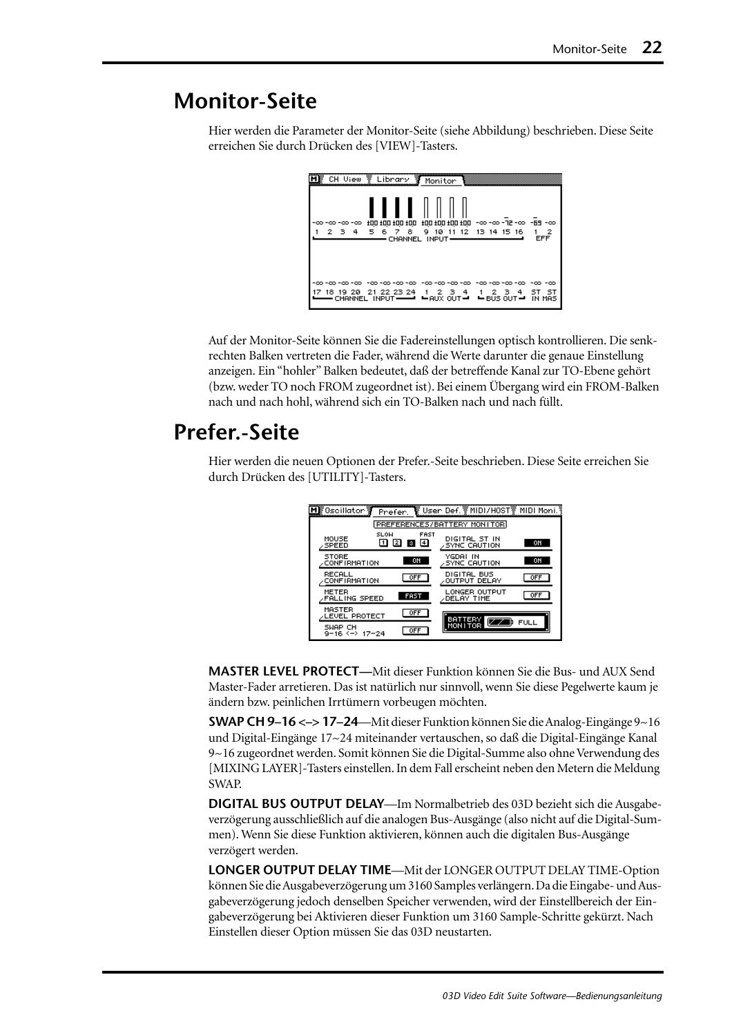# Monitor-Seite

Hier werden die Parameter der Monitor-Seite (siehe Abbildung) beschrieben. Diese Seite erreichen Sie durch Drücken des [VIEW]-Tasters.

Auf der Monitor-Seite können Sie die Fadereinstellungen optisch kontrollieren. Die senkrechten Balken vertreten die Fader, während die Werte darunter die genaue Einstellung anzeigen. Ein "hohler" Balken bedeutet, daß der betreffende Kanal zur TO-Ebene gehört (bzw. weder TO noch FROM zugeordnet ist). Bei einem Übergang wird ein FROM-Balken nach und nach hohl, während sich ein TO-Balken nach und nach füllt.

# Prefer.-Seite

Hier werden die neuen Optionen der Prefer.-Seite beschrieben. Diese Seite erreichen Sie durch Drücken des [UTILITY]-Tasters.

**MASTER LEVEL PROTECT—**Mit dieser Funktion können Sie die Bus- und AUX Send Master-Fader arretieren. Das ist natürlich nur sinnvoll, wenn Sie diese Pegelwerte kaum je ändern bzw. peinlichen Irrtümern vorbeugen möchten.

**SWAP CH 9–16 <–> 17–24**—Mit dieser Funktion können Sie die Analog-Eingänge 9~16 und Digital-Eingänge 17~24 miteinander vertauschen, so daß die Digital-Eingänge Kanal 9~16 zugeordnet werden. Somit können Sie die Digital-Summe also ohne Verwendung des [MIXING LAYER]-Tasters einstellen. In dem Fall erscheint neben den Metern die Meldung SWAP.

**DIGITAL BUS OUTPUT DELAY**—Im Normalbetrieb des 03D bezieht sich die Ausgabeverzögerung ausschließlich auf die analogen Bus-Ausgänge (also nicht auf die Digital-Summen). Wenn Sie diese Funktion aktivieren, können auch die digitalen Bus-Ausgänge verzögert werden.

**LONGER OUTPUT DELAY TIME**—Mit der LONGER OUTPUT DELAY TIME-Option können Sie die Ausgabeverzögerung um 3160 Samples verlängern. Da die Eingabe- und Ausgabeverzögerung jedoch denselben Speicher verwenden, wird der Einstellbereich der Eingabeverzögerung bei Aktivieren dieser Funktion um 3160 Sample-Schritte gekürzt. Nach Einstellen dieser Option müssen Sie das 03D neustarten.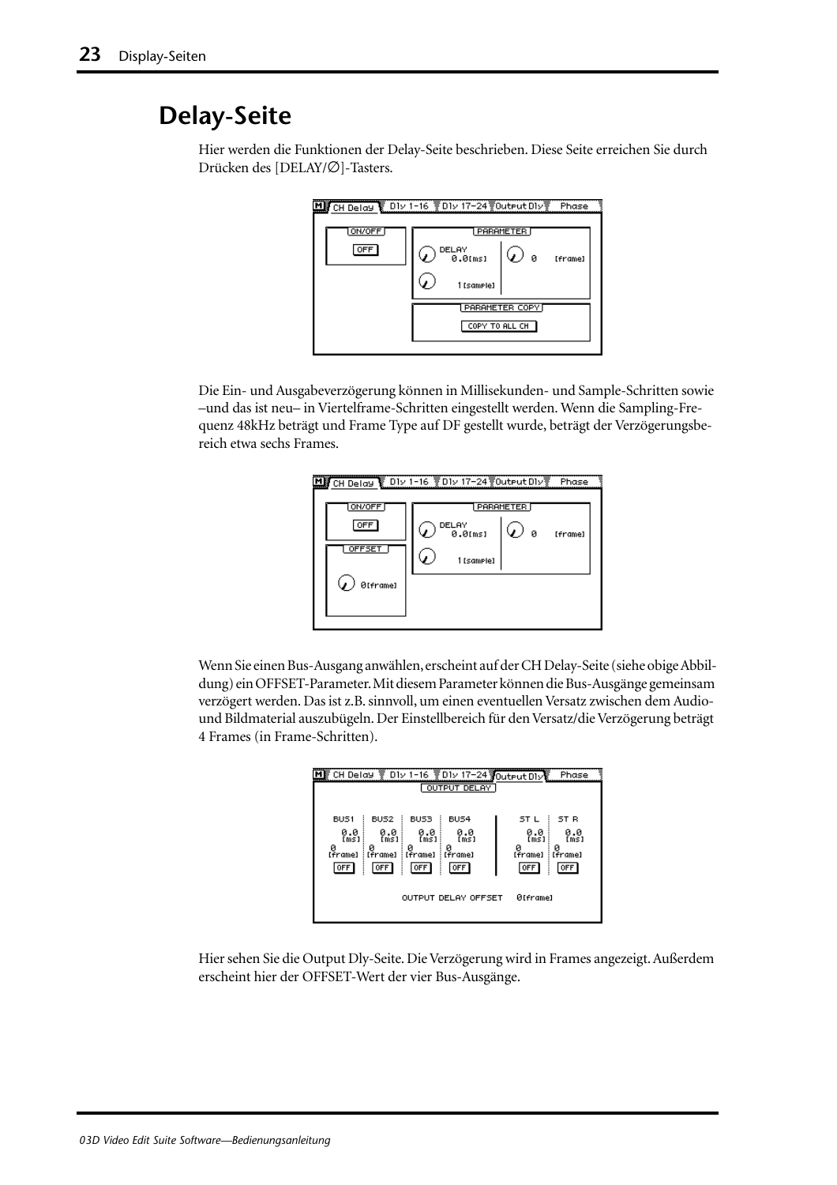# Delay-Seite

Hier werden die Funktionen der Delay-Seite beschrieben. Diese Seite erreichen Sie durch Drücken des [DELAY/∅]-Tasters.

Die Ein- und Ausgabeverzögerung können in Millisekunden- und Sample-Schritten sowie –und das ist neu– in Viertelframe-Schritten eingestellt werden. Wenn die Sampling-Frequenz 48kHz beträgt und Frame Type auf DF gestellt wurde, beträgt der Verzögerungsbereich etwa sechs Frames.

Wenn Sie einen Bus-Ausgang anwählen, erscheint auf der CH Delay-Seite (siehe obige Abbildung) ein OFFSET-Parameter. Mit diesem Parameter können die Bus-Ausgänge gemeinsam verzögert werden. Das ist z.B. sinnvoll, um einen eventuellen Versatz zwischen dem Audio- und Bildmaterial auszubügeln. Der Einstellbereich für den Versatz/die Verzögerung beträgt 4 Frames (in Frame-Schritten).

Hier sehen Sie die Output Dly-Seite. Die Verzögerung wird in Frames angezeigt. Außerdem erscheint hier der OFFSET-Wert der vier Bus-Ausgänge.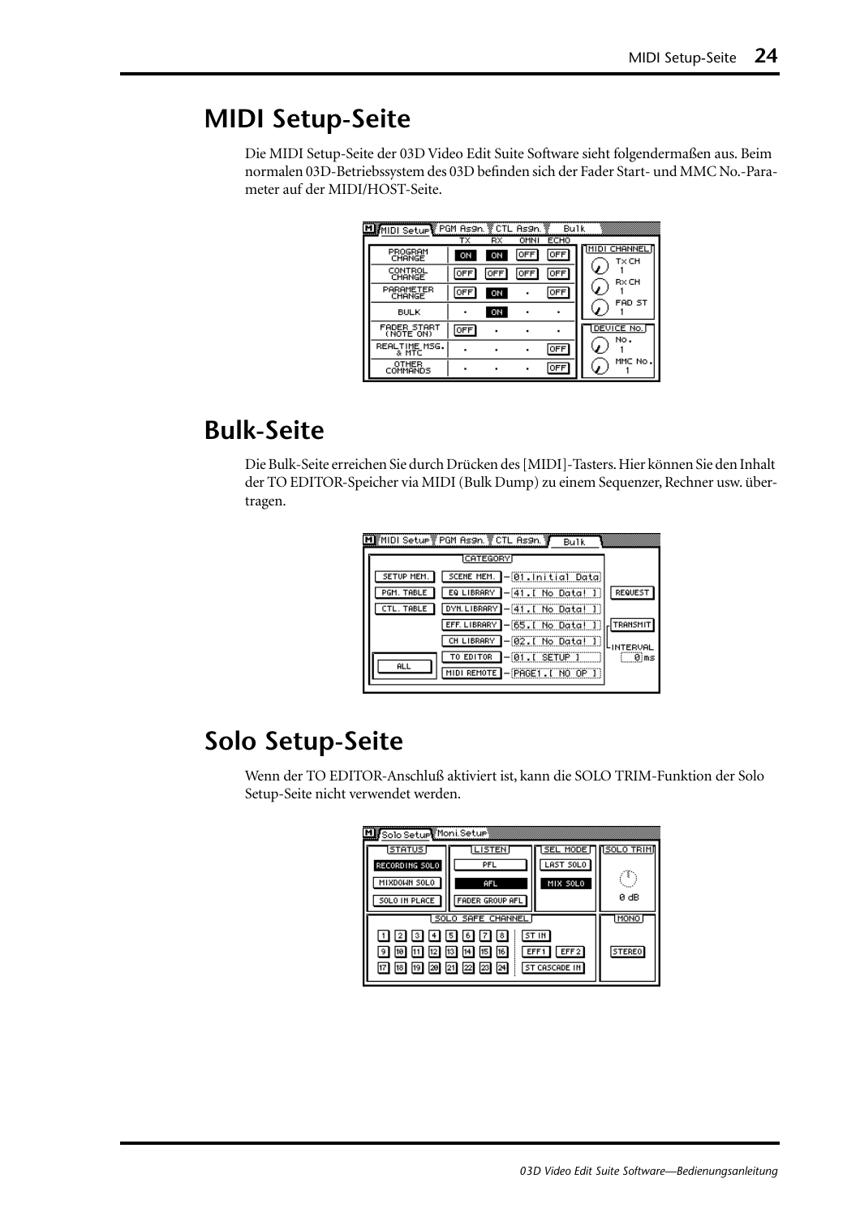# MIDI Setup-Seite

Die MIDI Setup-Seite der 03D Video Edit Suite Software sieht folgendermaßen aus. Beim normalen 03D-Betriebssystem des 03D befinden sich der Fader Start- und MMC No.-Parameter auf der MIDI/HOST-Seite.

# Bulk-Seite

Die Bulk-Seite erreichen Sie durch Drücken des [MIDI]-Tasters. Hier können Sie den Inhalt der TO EDITOR-Speicher via MIDI (Bulk Dump) zu einem Sequenzer, Rechner usw. übertragen.

# Solo Setup-Seite

Wenn der TO EDITOR-Anschluß aktiviert ist, kann die SOLO TRIM-Funktion der Solo Setup-Seite nicht verwendet werden.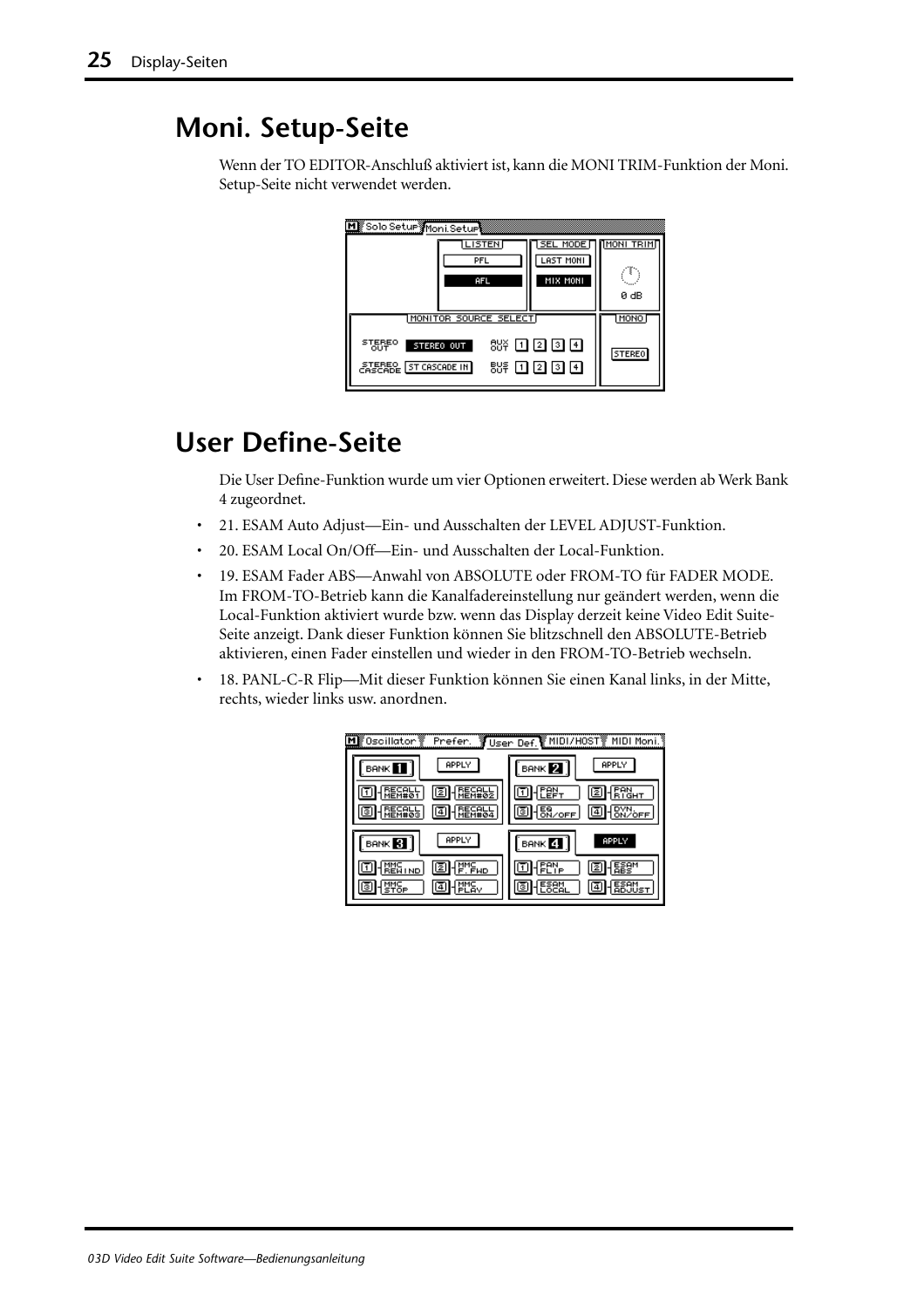# Moni. Setup-Seite

Wenn der TO EDITOR-Anschluß aktiviert ist, kann die MONI TRIM-Funktion der Moni. Setup-Seite nicht verwendet werden.

# User Define-Seite

Die User Define-Funktion wurde um vier Optionen erweitert. Diese werden ab Werk Bank 4 zugeordnet.

- 21. ESAM Auto Adjust—Ein- und Ausschalten der LEVEL ADJUST-Funktion.
- 20. ESAM Local On/Off—Ein- und Ausschalten der Local-Funktion.
- 19. ESAM Fader ABS—Anwahl von ABSOLUTE oder FROM-TO für FADER MODE. Im FROM-TO-Betrieb kann die Kanalfadereinstellung nur geändert werden, wenn die Local-Funktion aktiviert wurde bzw. wenn das Display derzeit keine Video Edit Suite-Seite anzeigt. Dank dieser Funktion können Sie blitzschnell den ABSOLUTE-Betrieb aktivieren, einen Fader einstellen und wieder in den FROM-TO-Betrieb wechseln.
- 18. PANL-C-R Flip—Mit dieser Funktion können Sie einen Kanal links, in der Mitte, rechts, wieder links usw. anordnen.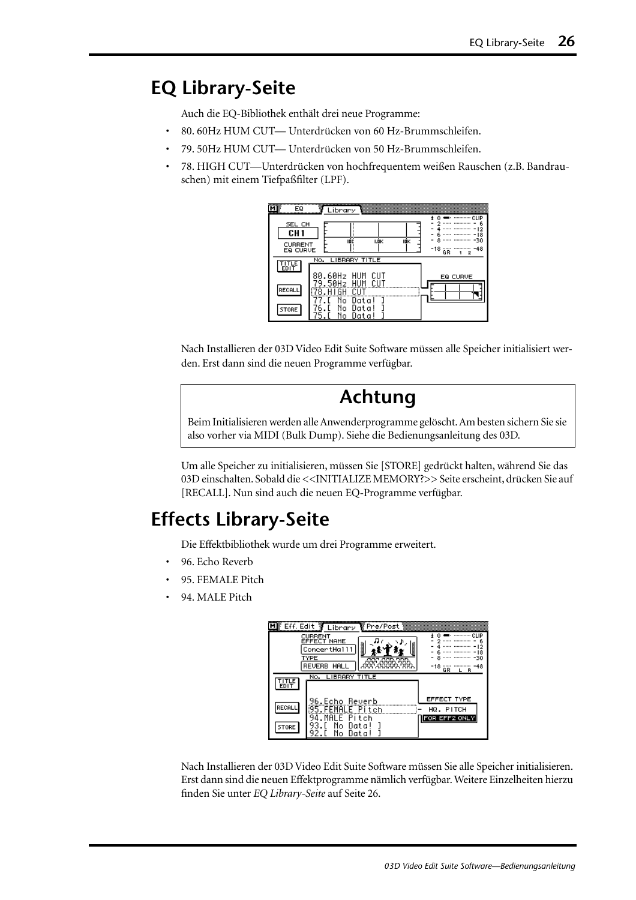# EQ Library-Seite

Auch die EQ-Bibliothek enthält drei neue Programme:

- 80. 60Hz HUM CUT— Unterdrücken von 60 Hz-Brummschleifen.
- 79. 50Hz HUM CUT— Unterdrücken von 50 Hz-Brummschleifen.
- 78. HIGH CUT—Unterdrücken von hochfrequentem weißen Rauschen (z.B. Bandrauschen) mit einem Tiefpaßfilter (LPF).

Nach Installieren der 03D Video Edit Suite Software müssen alle Speicher initialisiert werden. Erst dann sind die neuen Programme verfügbar.

> **Achtung**
>
> Beim Initialisieren werden alle Anwenderprogramme gelöscht. Am besten sichern Sie sie also vorher via MIDI (Bulk Dump). Siehe die Bedienungsanleitung des 03D.

Um alle Speicher zu initialisieren, müssen Sie [STORE] gedrückt halten, während Sie das 03D einschalten. Sobald die <<INITIALIZE MEMORY?>> Seite erscheint, drücken Sie auf [RECALL]. Nun sind auch die neuen EQ-Programme verfügbar.

# Effects Library-Seite

Die Effektbibliothek wurde um drei Programme erweitert.

- 96. Echo Reverb
- 95. FEMALE Pitch
- 94. MALE Pitch

Nach Installieren der 03D Video Edit Suite Software müssen Sie alle Speicher initialisieren. Erst dann sind die neuen Effektprogramme nämlich verfügbar. Weitere Einzelheiten hierzu finden Sie unter *EQ Library-Seite* auf Seite 26.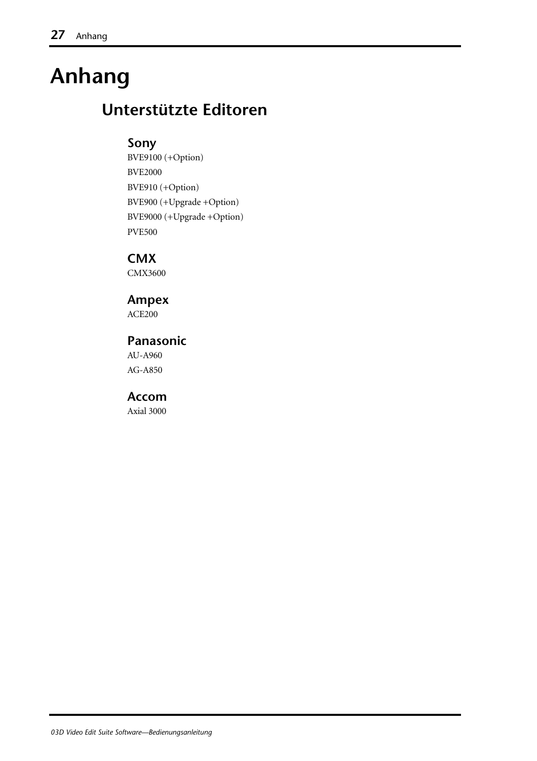# Anhang

## Unterstützte Editoren

### Sony

BVE9100 (+Option)

BVE2000

BVE910 (+Option)

BVE900 (+Upgrade +Option)

BVE9000 (+Upgrade +Option)

PVE500

### CMX

CMX3600

### Ampex

ACE200

### Panasonic

AU-A960

AG-A850

### Accom

Axial 3000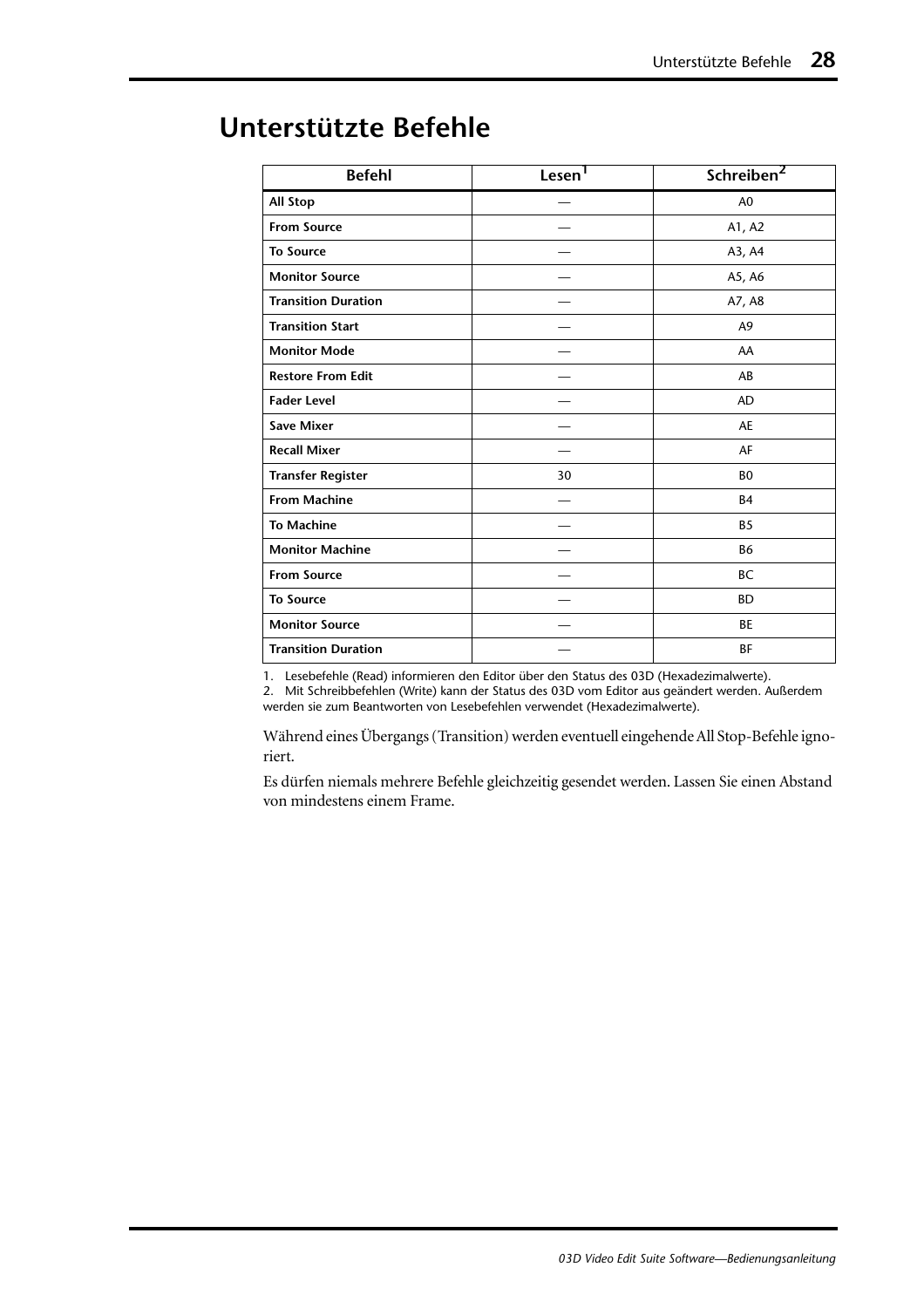# Unterstützte Befehle

| Befehl | Lesen[1] | Schreiben[2] |
|---|---|---|
| **All Stop** | — | A0 |
| **From Source** | — | A1, A2 |
| **To Source** | — | A3, A4 |
| **Monitor Source** | — | A5, A6 |
| **Transition Duration** | — | A7, A8 |
| **Transition Start** | — | A9 |
| **Monitor Mode** | — | AA |
| **Restore From Edit** | — | AB |
| **Fader Level** | — | AD |
| **Save Mixer** | — | AE |
| **Recall Mixer** | — | AF |
| **Transfer Register** | 30 | B0 |
| **From Machine** | — | B4 |
| **To Machine** | — | B5 |
| **Monitor Machine** | — | B6 |
| **From Source** | — | BC |
| **To Source** | — | BD |
| **Monitor Source** | — | BE |
| **Transition Duration** | — | BF |

1. Lesebefehle (Read) informieren den Editor über den Status des 03D (Hexadezimalwerte).
2. Mit Schreibbefehlen (Write) kann der Status des 03D vom Editor aus geändert werden. Außerdem werden sie zum Beantworten von Lesebefehlen verwendet (Hexadezimalwerte).

Während eines Übergangs (Transition) werden eventuell eingehende All Stop-Befehle ignoriert.

Es dürfen niemals mehrere Befehle gleichzeitig gesendet werden. Lassen Sie einen Abstand von mindestens einem Frame.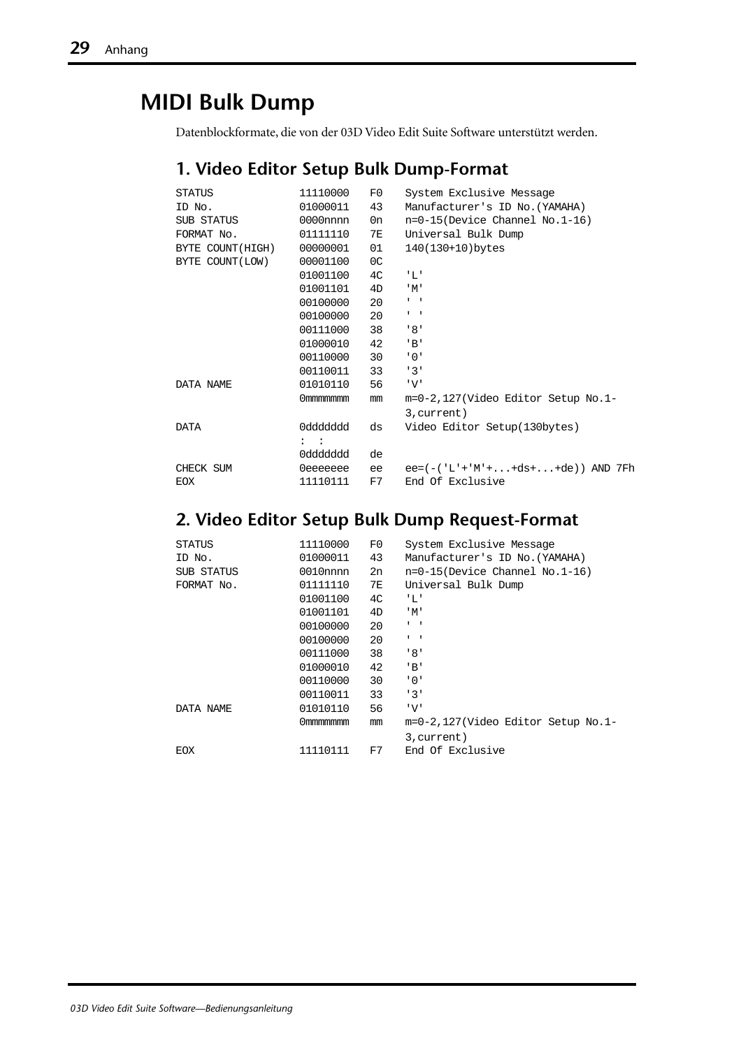# MIDI Bulk Dump

Datenblockformate, die von der 03D Video Edit Suite Software unterstützt werden.

## 1. Video Editor Setup Bulk Dump-Format

```
STATUS            11110000   F0    System Exclusive Message
ID No.            01000011   43    Manufacturer's ID No.(YAMAHA)
SUB STATUS        0000nnnn   0n    n=0-15(Device Channel No.1-16)
FORMAT No.        01111110   7E    Universal Bulk Dump
BYTE COUNT(HIGH)  00000001   01    140(130+10)bytes
BYTE COUNT(LOW)   00001100   0C
                  01001100   4C    'L'
                  01001101   4D    'M'
                  00100000   20    ' '
                  00100000   20    ' '
                  00111000   38    '8'
                  01000010   42    'B'
                  00110000   30    '0'
                  00110011   33    '3'
DATA NAME         01010110   56    'V'
                  0mmmmmmm   mm    m=0-2,127(Video Editor Setup No.1-
                                   3,current)
DATA              0ddddddd   ds    Video Editor Setup(130bytes)
                  :  :
                  0ddddddd   de
CHECK SUM         0eeeeeee   ee    ee=(-('L'+'M'+...+ds+...+de)) AND 7Fh
EOX               11110111   F7    End Of Exclusive
```

## 2. Video Editor Setup Bulk Dump Request-Format

```
STATUS            11110000   F0    System Exclusive Message
ID No.            01000011   43    Manufacturer's ID No.(YAMAHA)
SUB STATUS        0010nnnn   2n    n=0-15(Device Channel No.1-16)
FORMAT No.        01111110   7E    Universal Bulk Dump
                  01001100   4C    'L'
                  01001101   4D    'M'
                  00100000   20    ' '
                  00100000   20    ' '
                  00111000   38    '8'
                  01000010   42    'B'
                  00110000   30    '0'
                  00110011   33    '3'
DATA NAME         01010110   56    'V'
                  0mmmmmmm   mm    m=0-2,127(Video Editor Setup No.1-
                                   3,current)
EOX               11110111   F7    End Of Exclusive
```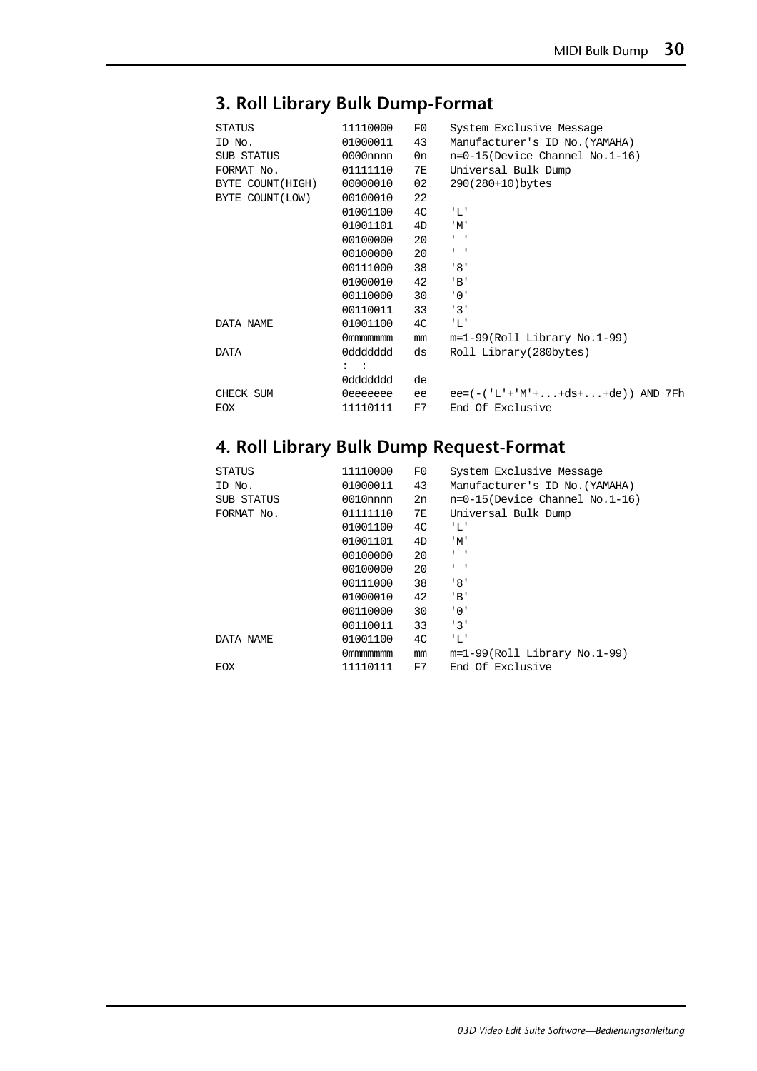## 3. Roll Library Bulk Dump-Format

| | | | |
|---|---|---|---|
| STATUS | 11110000 | F0 | System Exclusive Message |
| ID No. | 01000011 | 43 | Manufacturer's ID No.(YAMAHA) |
| SUB STATUS | 0000nnnn | 0n | n=0-15(Device Channel No.1-16) |
| FORMAT No. | 01111110 | 7E | Universal Bulk Dump |
| BYTE COUNT(HIGH) | 00000010 | 02 | 290(280+10)bytes |
| BYTE COUNT(LOW) | 00100010 | 22 | |
| | 01001100 | 4C | 'L' |
| | 01001101 | 4D | 'M' |
| | 00100000 | 20 | ' ' |
| | 00100000 | 20 | ' ' |
| | 00111000 | 38 | '8' |
| | 01000010 | 42 | 'B' |
| | 00110000 | 30 | '0' |
| | 00110011 | 33 | '3' |
| DATA NAME | 01001100 | 4C | 'L' |
| | 0mmmmmmm | mm | m=1-99(Roll Library No.1-99) |
| DATA | 0ddddddd | ds | Roll Library(280bytes) |
| | : : | | |
| | 0ddddddd | de | |
| CHECK SUM | 0eeeeeee | ee | ee=(-('L'+'M'+...+ds+...+de)) AND 7Fh |
| EOX | 11110111 | F7 | End Of Exclusive |

## 4. Roll Library Bulk Dump Request-Format

| | | | |
|---|---|---|---|
| STATUS | 11110000 | F0 | System Exclusive Message |
| ID No. | 01000011 | 43 | Manufacturer's ID No.(YAMAHA) |
| SUB STATUS | 0010nnnn | 2n | n=0-15(Device Channel No.1-16) |
| FORMAT No. | 01111110 | 7E | Universal Bulk Dump |
| | 01001100 | 4C | 'L' |
| | 01001101 | 4D | 'M' |
| | 00100000 | 20 | ' ' |
| | 00100000 | 20 | ' ' |
| | 00111000 | 38 | '8' |
| | 01000010 | 42 | 'B' |
| | 00110000 | 30 | '0' |
| | 00110011 | 33 | '3' |
| DATA NAME | 01001100 | 4C | 'L' |
| | 0mmmmmmm | mm | m=1-99(Roll Library No.1-99) |
| EOX | 11110111 | F7 | End Of Exclusive |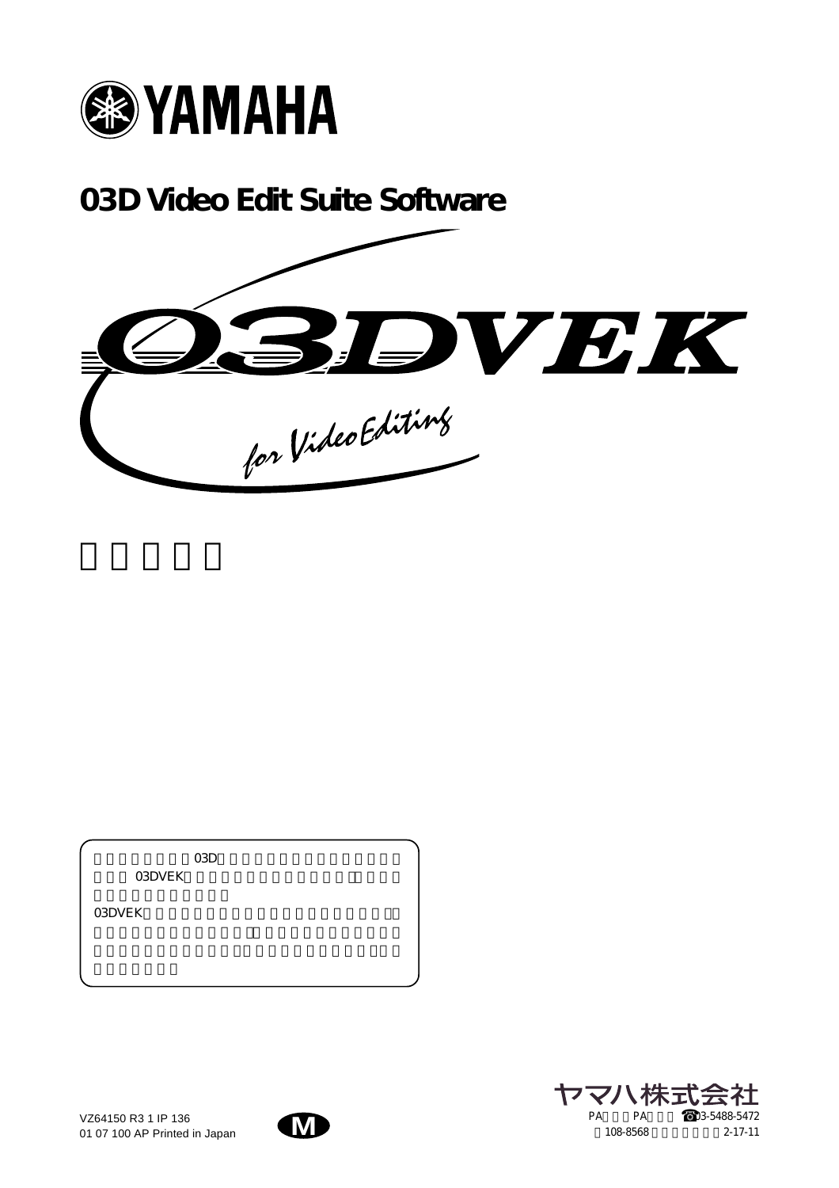YAMAHA

# 03D Video Edit Suite Software

03DVEK

for Video Editing

03D
03DVEK

03DVEK

VZ64150 R3 1 IP 136
01 07 100 AP Printed in Japan

M

ヤマハ株式会社
PA PA 03-5488-5472
108-8568 2-17-11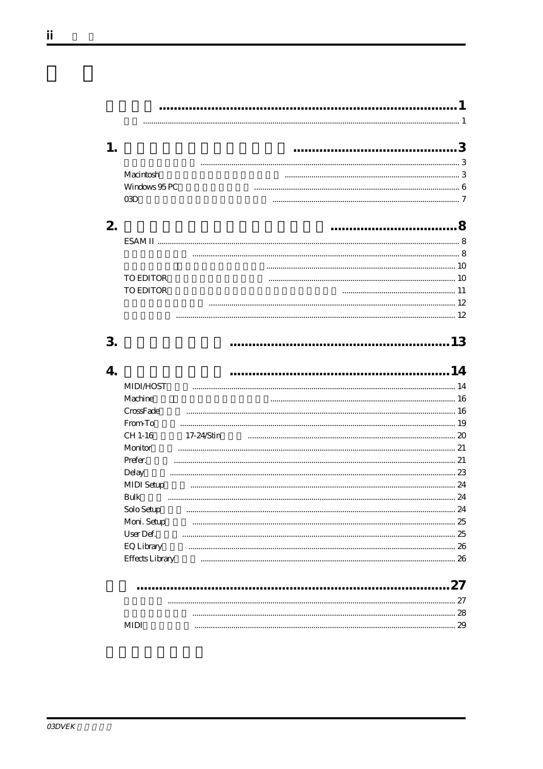# 目次

| | |
|---|---|
| **................................................................................** | **1** |
| ........................................................................................................ | 1 |
| **1. ...........................................** | **3** |
| ........................................................................................................ | 3 |
| Macintosh .................................................................................. | 3 |
| Windows 95 PC ........................................................................... | 6 |
| 03D ............................................................................................ | 7 |
| **2. ..................................** | **8** |
| ESAM II ........................................................................................... | 8 |
| ........................................................................................................ | 8 |
| ........................................................................................................ | 10 |
| TO EDITOR ................................................................................... | 10 |
| TO EDITOR ................................................................................... | 11 |
| ........................................................................................................ | 12 |
| ........................................................................................................ | 12 |
| **3. ..........................................................** | **13** |
| **4. ..........................................................** | **14** |
| MIDI/HOST .................................................................................... | 14 |
| Machine ......................................................................................... | 16 |
| CrossFade ...................................................................................... | 16 |
| From-To ......................................................................................... | 19 |
| CH 1-16 17-24/Stin ........................................................................ | 20 |
| Monitor ........................................................................................... | 21 |
| Prefer. ............................................................................................ | 21 |
| Delay ............................................................................................... | 23 |
| MIDI Setup ..................................................................................... | 24 |
| Bulk ................................................................................................ | 24 |
| Solo Setup ...................................................................................... | 24 |
| Moni. Setup ..................................................................................... | 25 |
| User Def. ......................................................................................... | 25 |
| EQ Library ....................................................................................... | 26 |
| Effects Library ................................................................................. | 26 |
| **.........................................................................** | **27** |
| ........................................................................................................ | 27 |
| ........................................................................................................ | 28 |
| MIDI ................................................................................................ | 29 |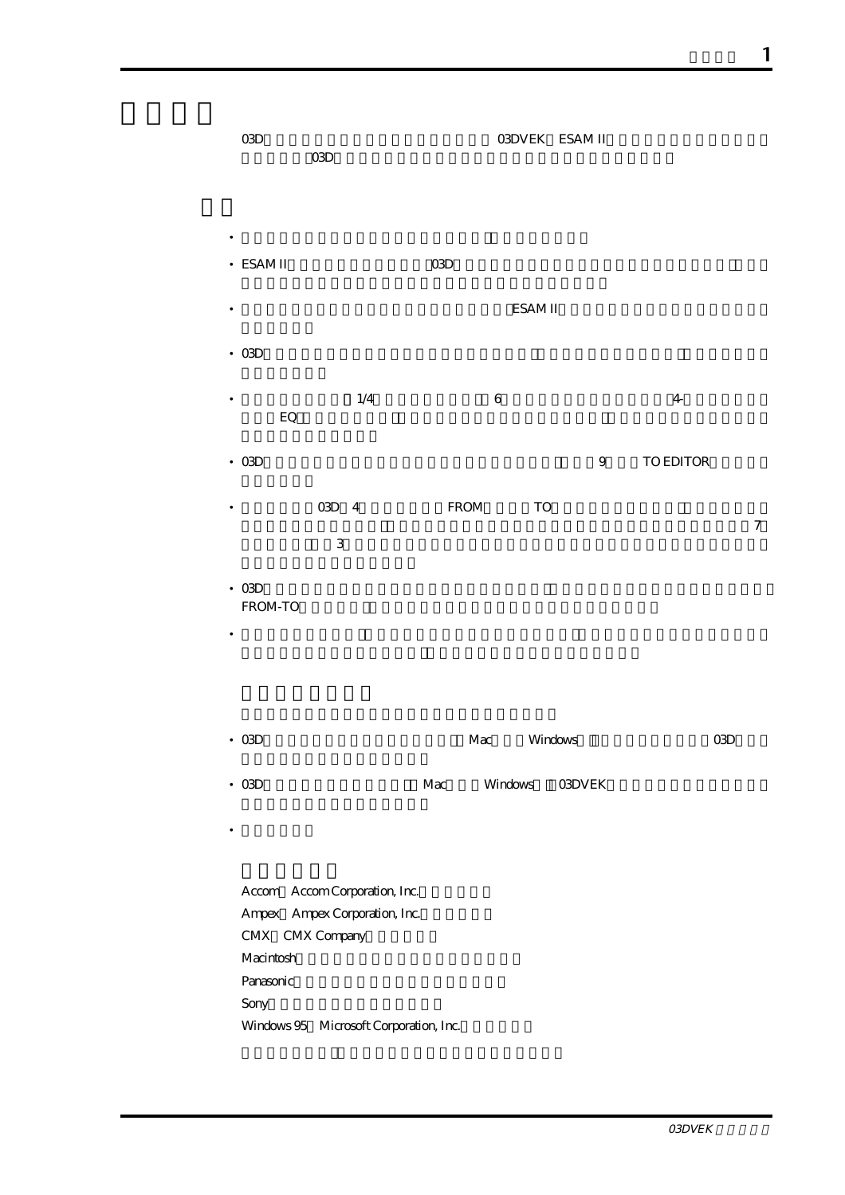03D 03DVEK ESAM II
03D

- ESAM II 03D
- ESAM II
- 03D
- 1/4 6 4- EQ
- 03D 9 TO EDITOR
- 03D 4 FROM TO 7 3
- 03D FROM-TO

- 03D Mac Windows 03D
- 03D Mac Windows 03DVEK

Accom Accom Corporation, Inc.
Ampex Ampex Corporation, Inc.
CMX CMX Company
Macintosh
Panasonic
Sony
Windows 95 Microsoft Corporation, Inc.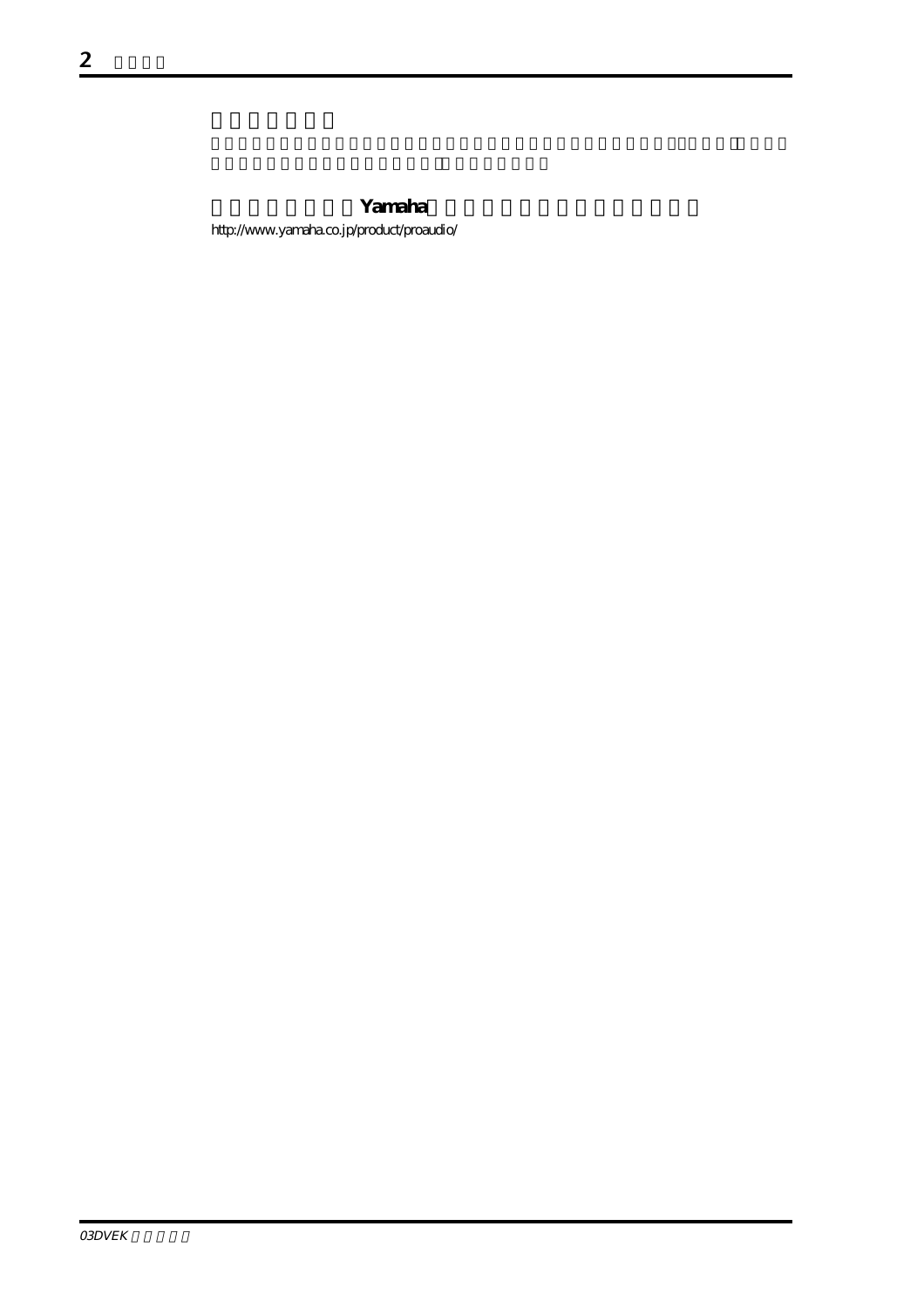**Yamaha**

http://www.yamaha.co.jp/product/proaudio/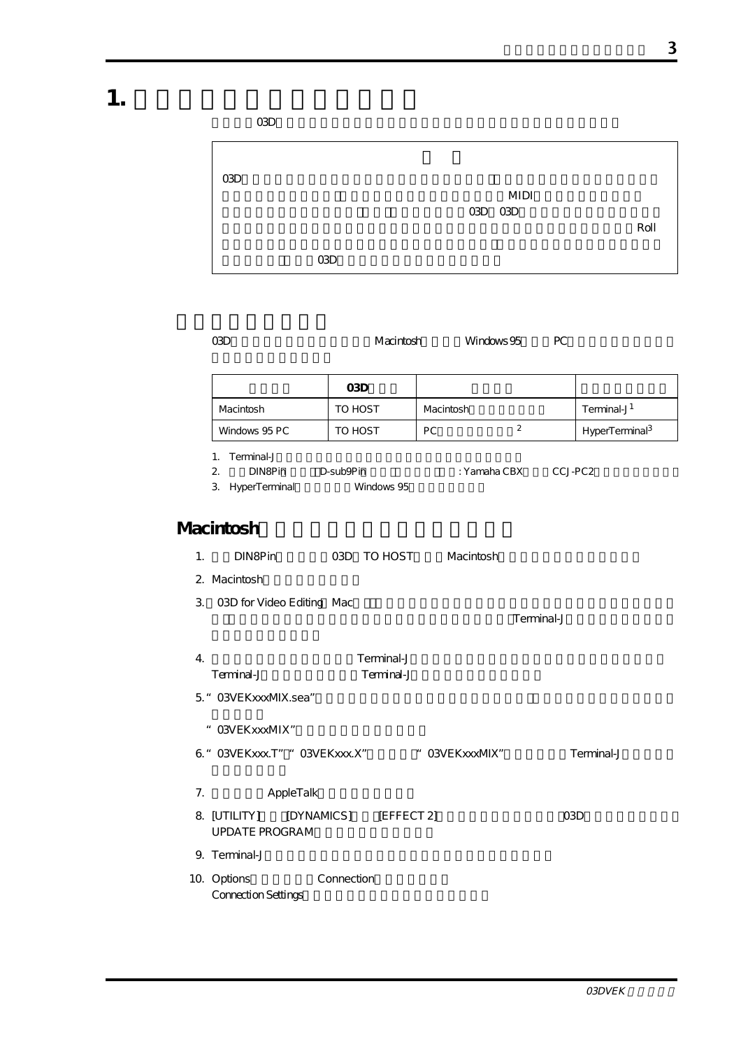# 1.

03D

03D

MIDI

03D 03D

Roll

03D

03D Macintosh Windows 95 PC

| | 03D | | |
|---|---|---|---|
| Macintosh | TO HOST | Macintosh | Terminal-J[1] |
| Windows 95 PC | TO HOST | PC [2] | HyperTerminal[3] |

1. Terminal-J
2. DIN8Pin D-sub9Pin : Yamaha CBX CCJ-PC2
3. HyperTerminal Windows 95

## Macintosh

1. DIN8Pin 03D TO HOST Macintosh
2. Macintosh
3. 03D for Video Editing Mac Terminal-J
4. Terminal-J Terminal-J Terminal-J
5. "03VEKxxxMIX.sea" "03VEKxxxMIX"
6. "03VEKxxx.T" "03VEKxxx.X" "03VEKxxxMIX" Terminal-J
7. AppleTalk
8. [UTILITY] [DYNAMICS] [EFFECT 2] 03D UPDATE PROGRAM
9. Terminal-J
10. Options Connection Connection Settings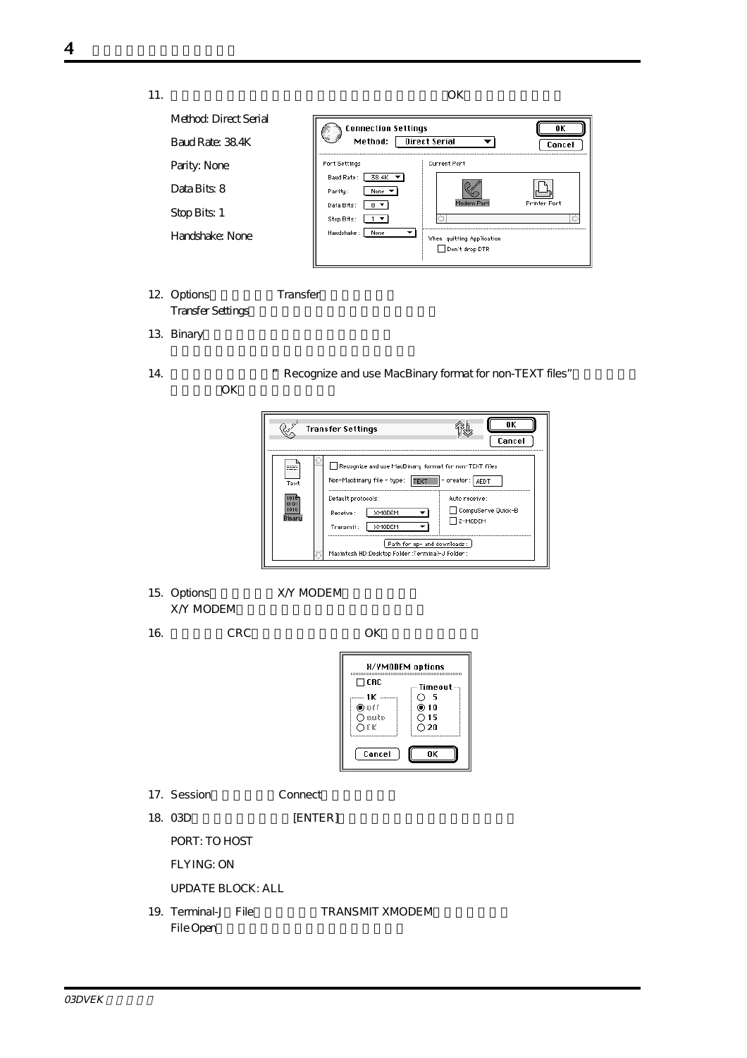11. OK

Method: Direct Serial

Baud Rate: 38.4K

Parity: None

Data Bits: 8

Stop Bits: 1

Handshake: None

12. Options Transfer
Transfer Settings

13. Binary

14. " Recognize and use MacBinary format for non-TEXT files"
OK

15. Options X/Y MODEM
X/Y MODEM

16. CRC OK

17. Session Connect

18. 03D [ENTER]

PORT: TO HOST

FLYING: ON

UPDATE BLOCK: ALL

19. Terminal-J File TRANSMIT XMODEM
File Open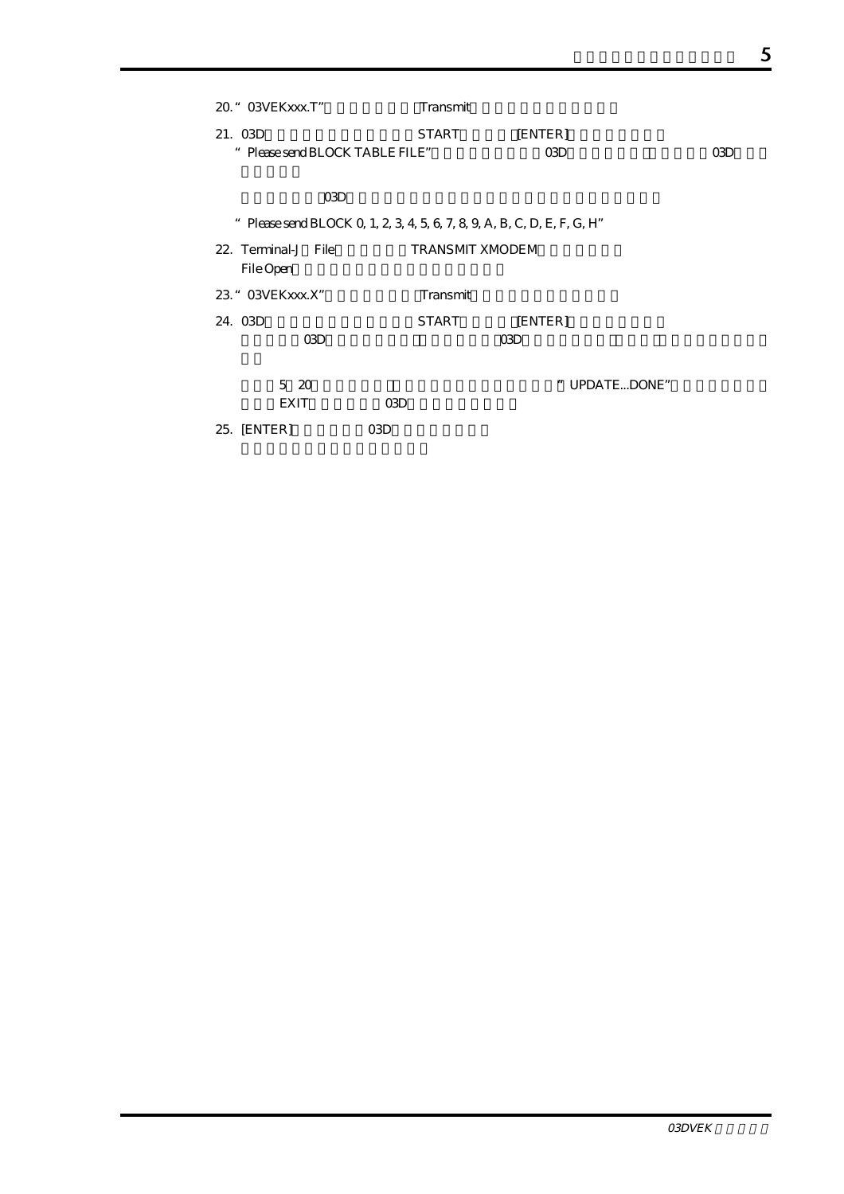20. “03VEKxxx.T” Transmit

21. 03D START [ENTER]
“Please send BLOCK TABLE FILE” 03D 03D

03D

“Please send BLOCK 0, 1, 2, 3, 4, 5, 6, 7, 8, 9, A, B, C, D, E, F, G, H”

22. Terminal-J File TRANSMIT XMODEM
File Open

23. “03VEKxxx.X” Transmit

24. 03D START [ENTER]
03D 03D

5 20 “UPDATE...DONE”
EXIT 03D

25. [ENTER] 03D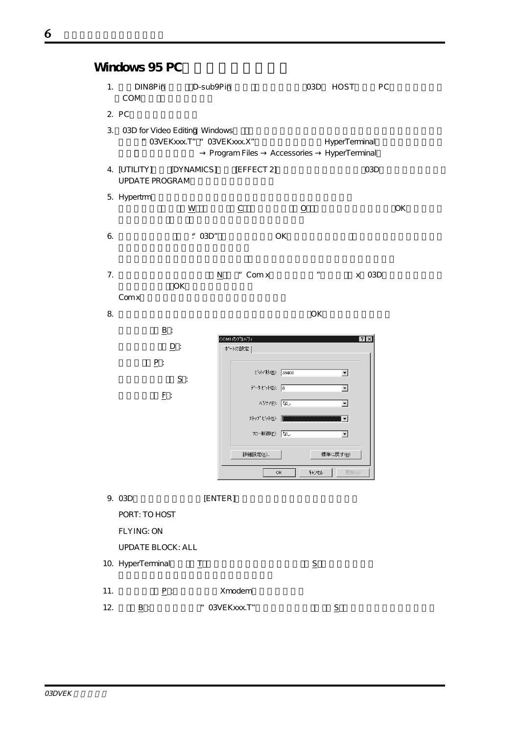## Windows 95 PC

1. DIN8Pin D-sub9Pin 03D HOST PC COM
2. PC
3. 03D for Video Editing Windows "03VEKxxx.T" "03VEKxxx.X" HyperTerminal → Program Files → Accessories → HyperTerminal
4. [UTILITY] [DYNAMICS] [EFFECT 2] 03D UPDATE PROGRAM
5. Hypertrm W C O OK
6. "03D" OK
7. N "Com x " x 03D OK Com x
8. OK

B:
D:
P:
S:
F:

COM1のプロパティ
ポートの設定
ビット/秒(B): 38400
データビット(D): 8
パリティ(P): なし
ストップビット(S):
フロー制御(F): なし
詳細設定(A)...
標準に戻す(R)
OK キャンセル 更新(A)

9. 03D [ENTER]

   PORT: TO HOST

   FLYING: ON

   UPDATE BLOCK: ALL

10. HyperTerminal T S
11. P: Xmodem
12. B: "03VEKxxx.T" S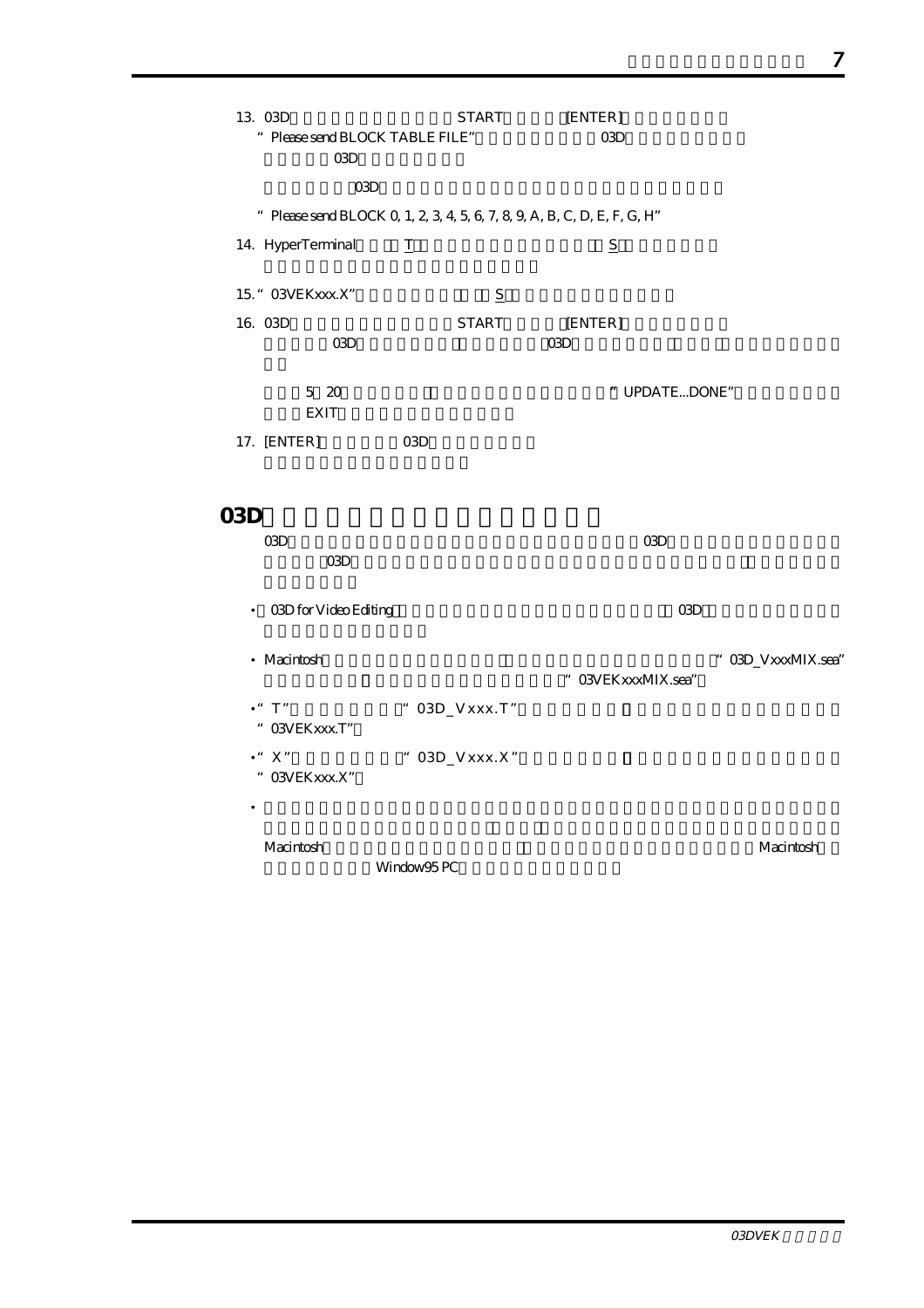13. 03D START [ENTER]
“ Please send BLOCK TABLE FILE” 03D
03D

03D

“ Please send BLOCK 0, 1, 2, 3, 4, 5, 6, 7, 8, 9, A, B, C, D, E, F, G, H”

14. HyperTerminal T S

15. “ 03VEKxxx.X” S

16. 03D START [ENTER]
03D 03D

5 20 “ UPDATE...DONE”
EXIT

17. [ENTER] 03D

## 03D

03D 03D
03D

- 03D for Video Editing 03D
- Macintosh “ 03D_VxxxMIX.sea” “ 03VEKxxxMIX.sea”
- “ T” “ 03D_Vxxx.T” “ 03VEKxxx.T”
- “ X” “ 03D_Vxxx.X” “ 03VEKxxx.X”
- Macintosh Macintosh Window95 PC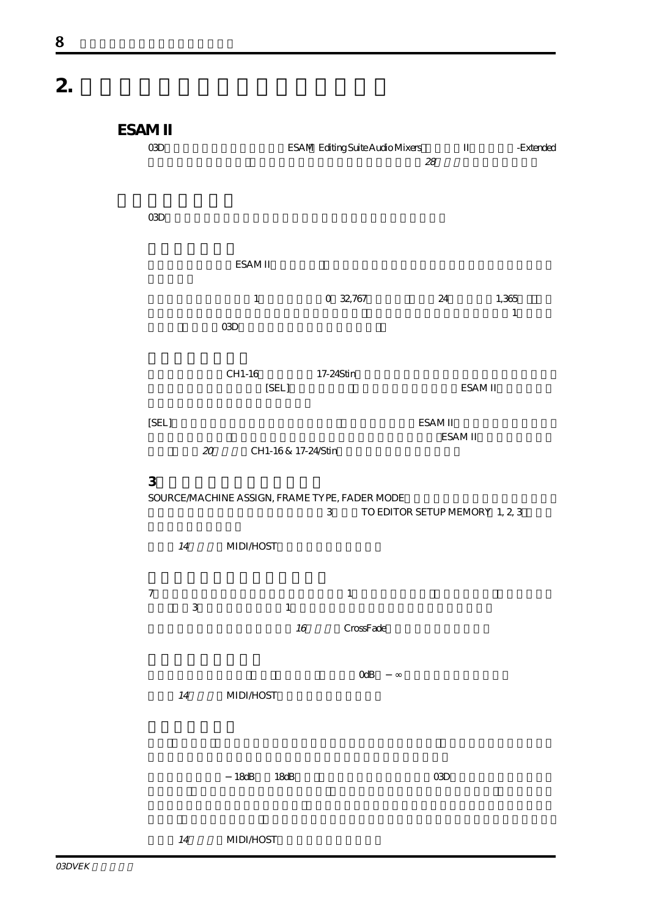# 2.

## ESAM II

03D ESAM Editing Suite Audio Mixers II -Extended

28

03D

ESAM II

1 0 32,767 24 1,365

1

03D

CH1-16 17-24Stin

[SEL] ESAM II

[SEL] ESAM II

ESAM II

20 CH1-16 & 17-24/Stin

### 3

SOURCE/MACHINE ASSIGN, FRAME TYPE, FADER MODE

3 TO EDITOR SETUP MEMORY 1, 2, 3

14 MIDI/HOST

7 1

3 1

16 CrossFade

0dB −∞

14 MIDI/HOST

−18dB 18dB 03D

14 MIDI/HOST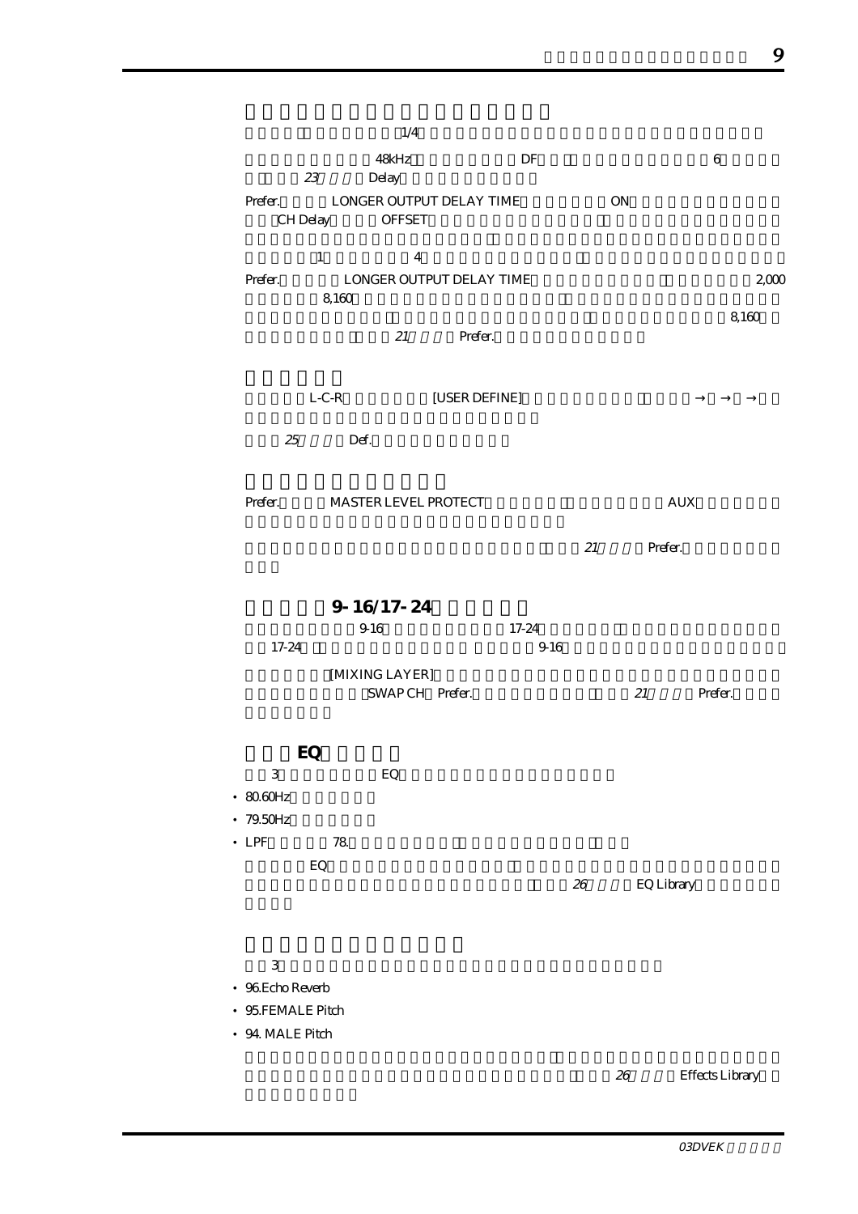1/4

48kHz DF 6

23 Delay

Prefer. LONGER OUTPUT DELAY TIME ON

CH Delay OFFSET

1 4

Prefer. LONGER OUTPUT DELAY TIME 2,000

8,160

8,160

21 Prefer.

L-C-R [USER DEFINE] → → →

25 Def.

Prefer. MASTER LEVEL PROTECT AUX

21 Prefer.

## 9-16/17-24

9-16 17-24

17-24 9-16

[MIXING LAYER]

SWAP CH Prefer. 21 Prefer.

## EQ

3 EQ

- 80.60Hz
- 79.50Hz
- LPF 78.

EQ

26 EQ Library

3

- 96.Echo Reverb
- 95.FEMALE Pitch
- 94. MALE Pitch

26 Effects Library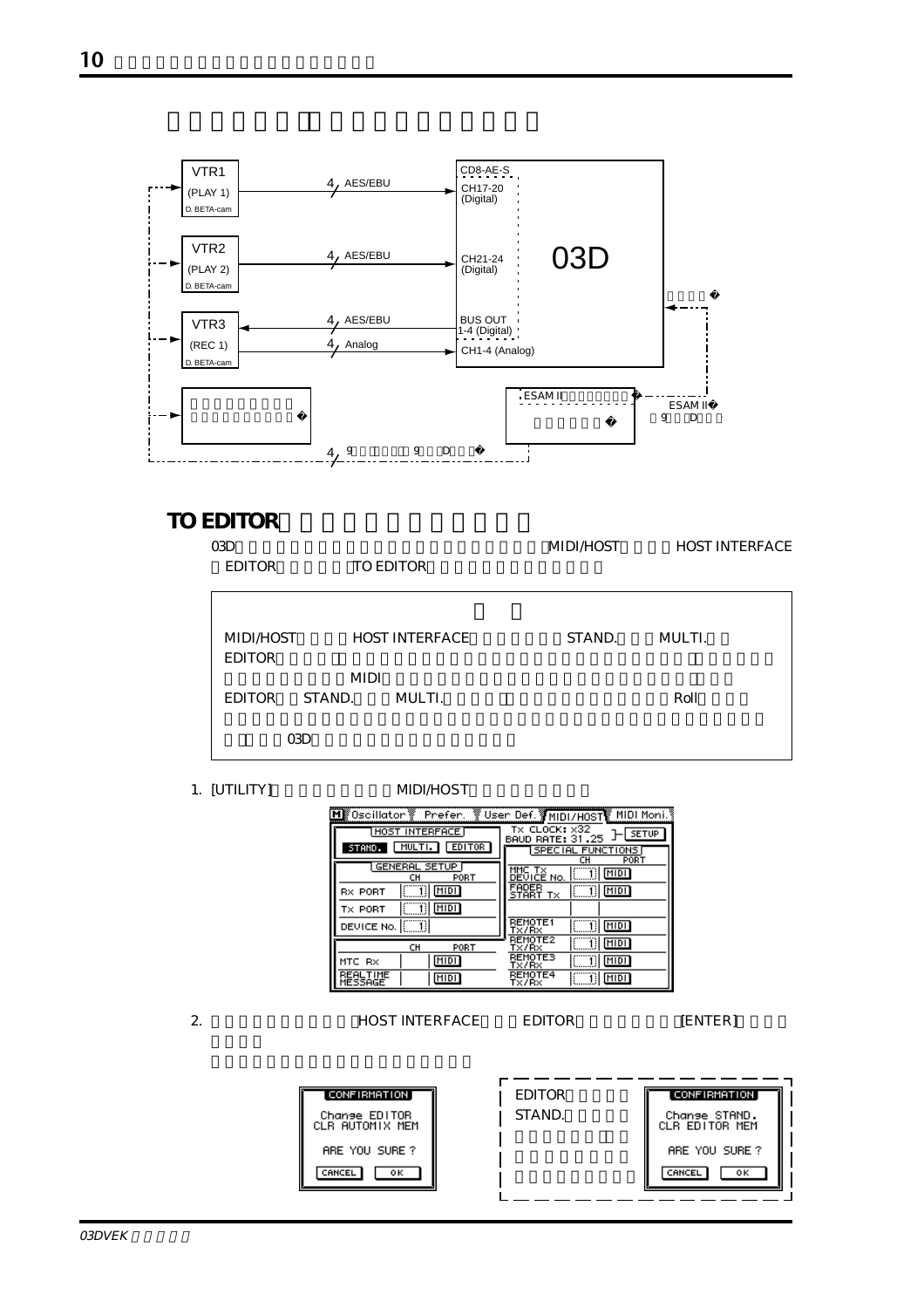VTR1 (PLAY 1) D. BETA-cam — 4 AES/EBU → CD8-AE-S CH17-20 (Digital)

VTR2 (PLAY 2) D. BETA-cam — 4 AES/EBU → CH21-24 (Digital)

VTR3 (REC 1) D. BETA-cam — 4 AES/EBU ← BUS OUT 1-4 (Digital); 4 Analog → CH1-4 (Analog)

03D

ESAM II

ESAM II 9 D

4 9 9 D

## TO EDITOR

03D MIDI/HOST HOST INTERFACE EDITOR TO EDITOR

MIDI/HOST HOST INTERFACE STAND. MULTI. EDITOR MIDI EDITOR STAND. MULTI. Roll 03D

1. [UTILITY] MIDI/HOST

```
M Oscillator  Prefer.  User Def.  MIDI/HOST  MIDI Moni.
HOST INTERFACE                 Tx CLOCK: x32
STAND.  MULTI.  EDITOR         BAUD RATE: 31.25   SETUP
GENERAL SETUP                  SPECIAL FUNCTIONS
          CH   PORT                          CH   PORT
Rx PORT    1   MIDI            MMC Tx DEVICE No.  1  MIDI
Tx PORT    1   MIDI            FADER START Tx     1  MIDI
DEVICE No. 1
          CH   PORT            REMOTE1 Tx/Rx      1  MIDI
MTC Rx         MIDI            REMOTE2 Tx/Rx      1  MIDI
REALTIME MESSAGE MIDI          REMOTE3 Tx/Rx      1  MIDI
                               REMOTE4 Tx/Rx      1  MIDI
```

2. HOST INTERFACE EDITOR [ENTER]

```
CONFIRMATION
Change EDITOR
CLR AUTOMIX MEM
ARE YOU SURE ?
CANCEL   OK
```

EDITOR STAND.

```
CONFIRMATION
Change STAND.
CLR EDITOR MEM
ARE YOU SURE ?
CANCEL   OK
```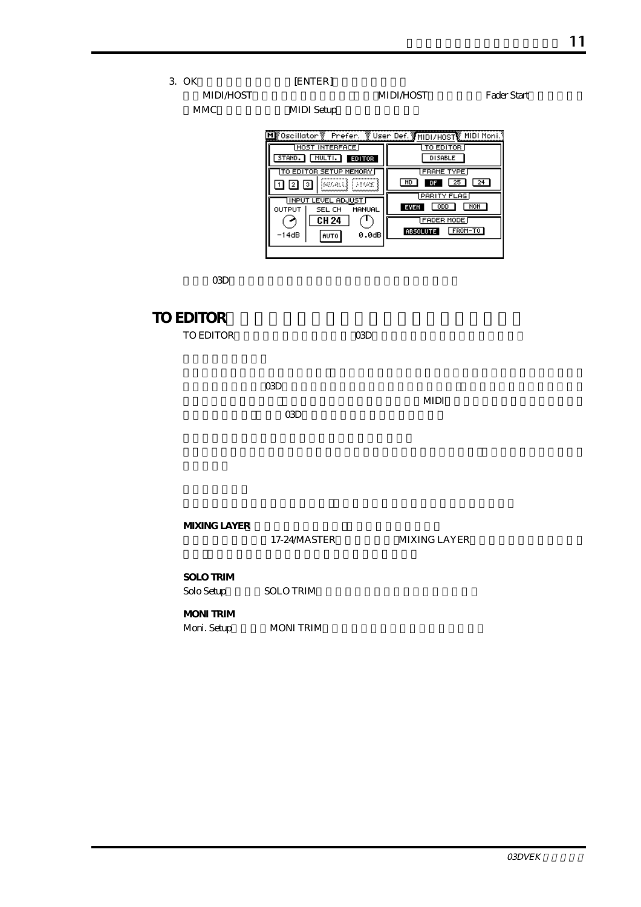3. OK [ENTER]

MIDI/HOST MIDI/HOST Fader Start

MMC MIDI Setup

03D

## TO EDITOR

TO EDITOR 03D

03D

MIDI

03D

**MIXING LAYER**

17-24/MASTER MIXING LAYER

**SOLO TRIM**

Solo Setup SOLO TRIM

**MONI TRIM**

Moni. Setup MONI TRIM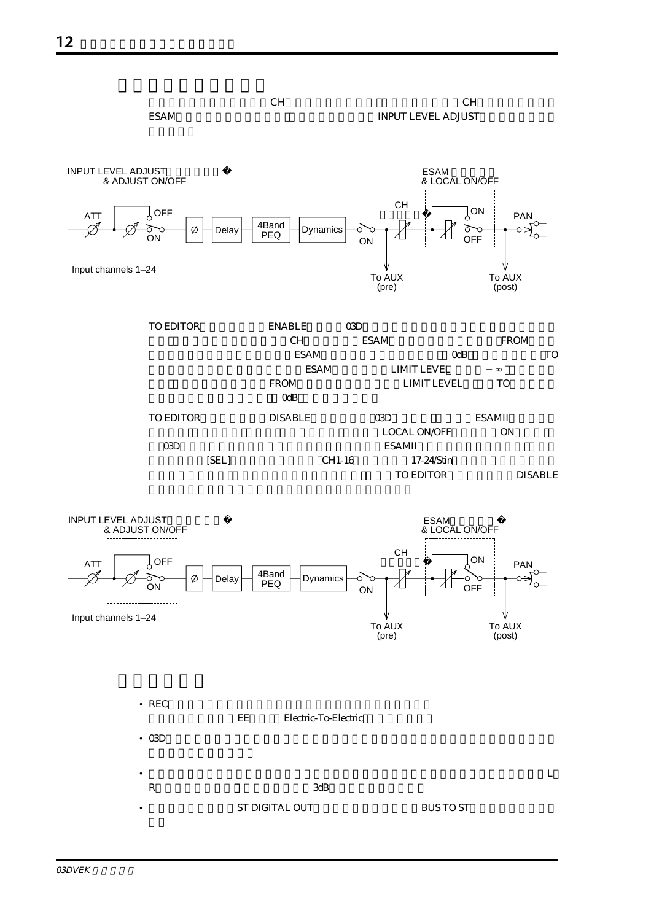CH　　　　　　　　　　CH
ESAM　　　　　　　　　INPUT LEVEL ADJUST

INPUT LEVEL ADJUST
& ADJUST ON/OFF

ESAM
& LOCAL ON/OFF

CH

ATT OFF ON Ø Delay 4Band PEQ Dynamics ON ON OFF PAN

Input channels 1–24

To AUX (pre)　To AUX (post)

TO EDITOR　ENABLE　03D
CH　ESAM　FROM
ESAM　0dB　TO
ESAM　LIMIT LEVEL　－∞
FROM　LIMIT LEVEL　TO
0dB

TO EDITOR　DISABLE　03D　ESAMII
LOCAL ON/OFF　ON
03D　ESAMII
[SEL]　CH1-16　17-24/Stin
TO EDITOR　DISABLE

INPUT LEVEL ADJUST
& ADJUST ON/OFF

ESAM
& LOCAL ON/OFF

CH

ATT OFF ON Ø Delay 4Band PEQ Dynamics ON ON OFF PAN

Input channels 1–24

To AUX (pre)　To AUX (post)

- REC
  EE　Electric-To-Electric
- 03D
- L
  R　3dB
- ST DIGITAL OUT　BUS TO ST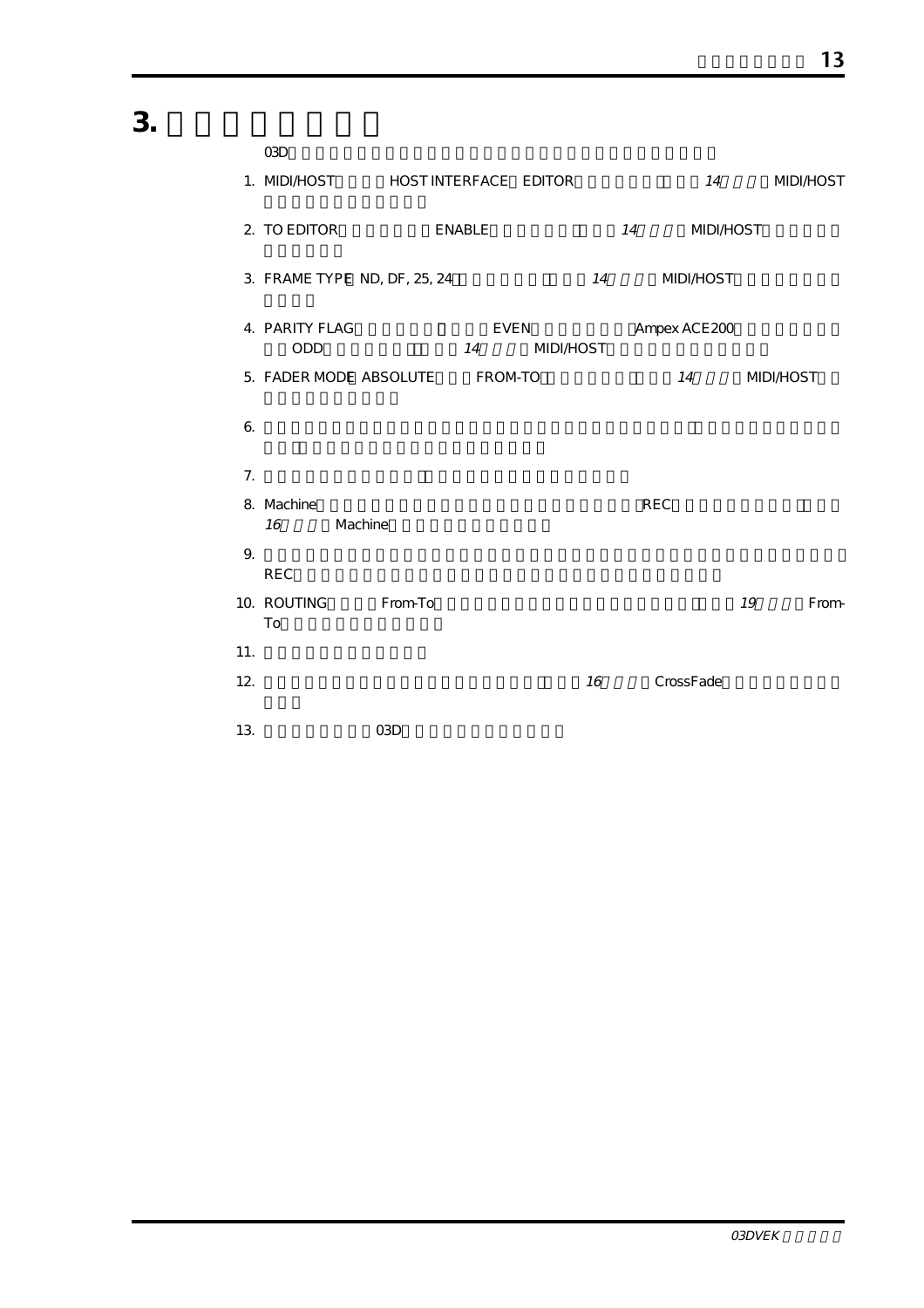# 3.

03D

1. MIDI/HOST HOST INTERFACE EDITOR 14 MIDI/HOST

2. TO EDITOR ENABLE 14 MIDI/HOST

3. FRAME TYPE ND, DF, 25, 24 14 MIDI/HOST

4. PARITY FLAG EVEN Ampex ACE200 ODD 14 MIDI/HOST

5. FADER MODE ABSOLUTE FROM-TO 14 MIDI/HOST

6.

7.

8. Machine REC *16* Machine

9. REC

10. ROUTING From-To *19* From-To

11.

12. *16* CrossFade

13. 03D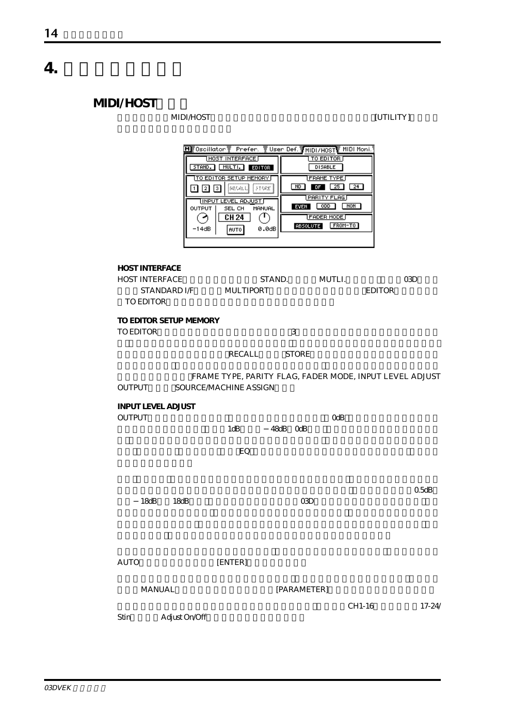# 4.

## MIDI/HOST

MIDI/HOST [UTILITY]

### HOST INTERFACE

HOST INTERFACE STAND. MUTLI. 03D STANDARD I/F MULTIPORT EDITOR TO EDITOR

### TO EDITOR SETUP MEMORY

TO EDITOR 3

RECALL STORE

FRAME TYPE, PARITY FLAG, FADER MODE, INPUT LEVEL ADJUST OUTPUT SOURCE/MACHINE ASSIGN

### INPUT LEVEL ADJUST

OUTPUT 0dB 1dB −48dB 0dB

EQ

0.5dB −18dB 18dB 03D

AUTO [ENTER]

MANUAL [PARAMETER]

CH1-16 17-24/ Stin Adjust On/Off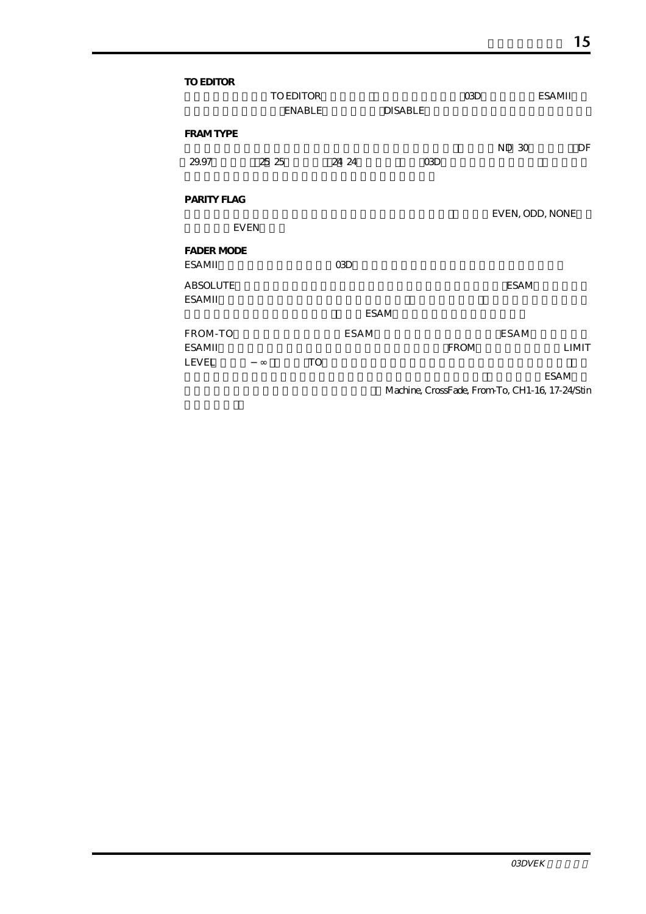**TO EDITOR**

TO EDITOR 03D ESAMII
ENABLE DISABLE

**FRAM TYPE**

ND 30 DF
29.97 25 25 24 24 03D

**PARITY FLAG**

EVEN, ODD, NONE
EVEN

**FADER MODE**

ESAMII 03D

ABSOLUTE ESAM
ESAMII
ESAM

FROM-TO ESAM ESAM
ESAMII FROM LIMIT
LEVEL −∞ TO
ESAM
Machine, CrossFade, From-To, CH1-16, 17-24/Stin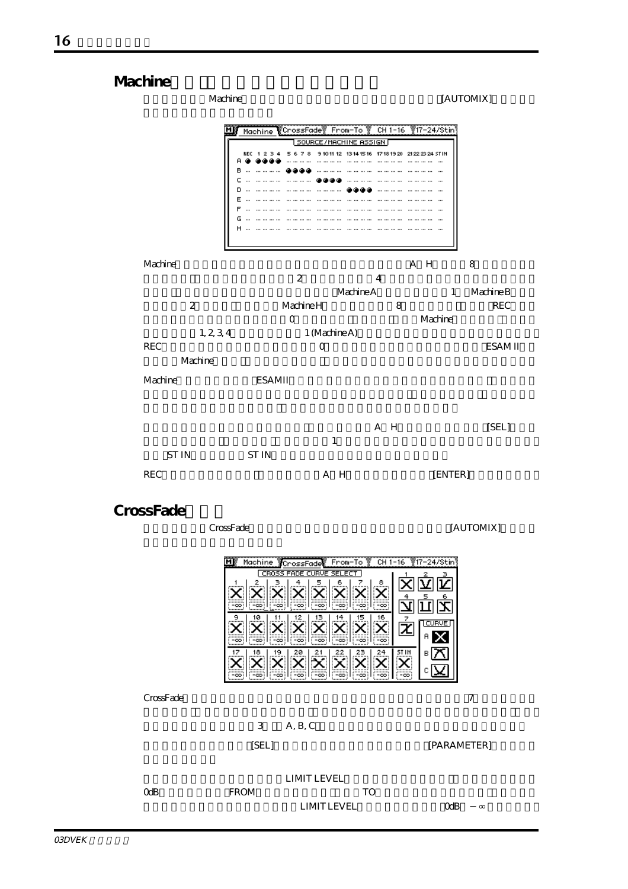## Machine

Machine [AUTOMIX]

Machine A H 8
2 4
Machine A 1 Machine B
2 Machine H 8 REC
0 Machine
1, 2, 3, 4 1 (Machine A)
REC 0 ESAM II
Machine

Machine ESAMII

A H [SEL]
1
ST IN ST IN

REC A H [ENTER]

## CrossFade

CrossFade [AUTOMIX]

CrossFade 7
3 A, B, C

[SEL] [PARAMETER]

LIMIT LEVEL
0dB FROM TO
LIMIT LEVEL 0dB −∞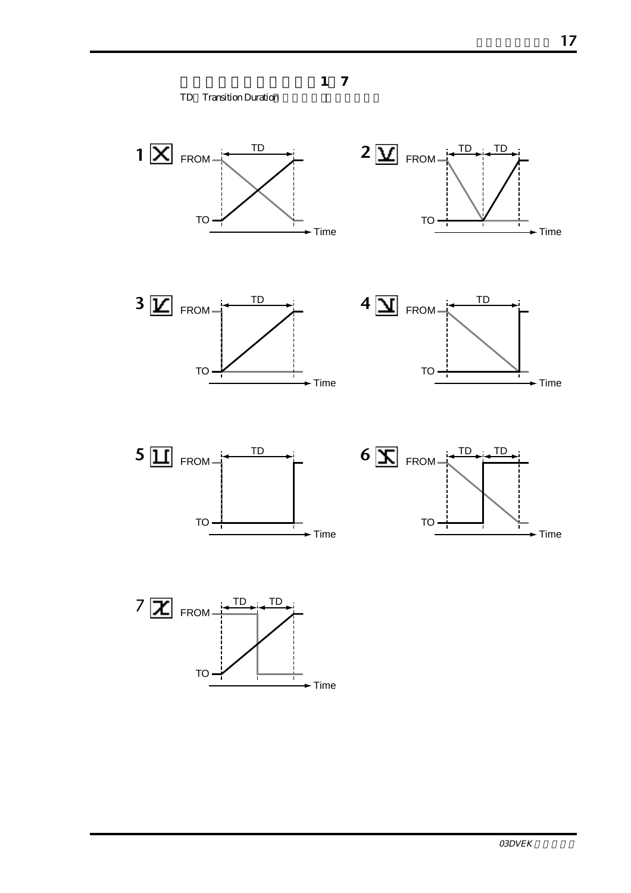1 7

TD Transition Duration

1 FROM TD TO Time

2 FROM TD TD TO Time

3 FROM TD TO Time

4 FROM TD TO Time

5 FROM TD TO Time

6 FROM TD TD TO Time

7 FROM TD TD TO Time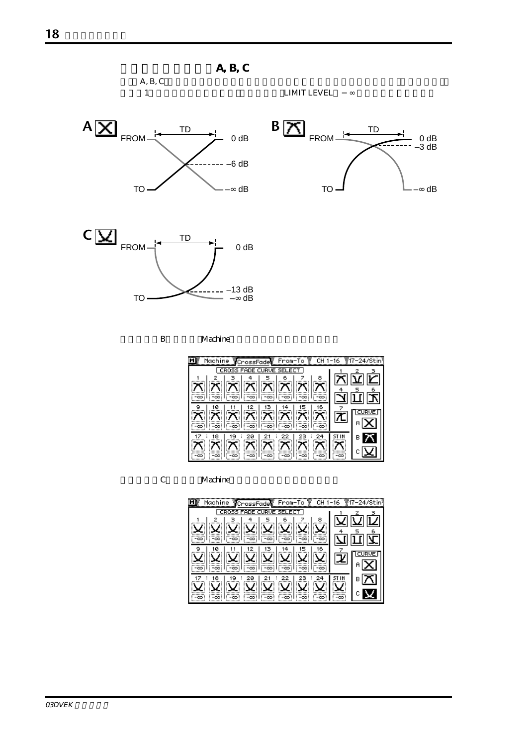### A, B, C

A, B, C

1 LIMIT LEVEL − ∞

B Machine

C Machine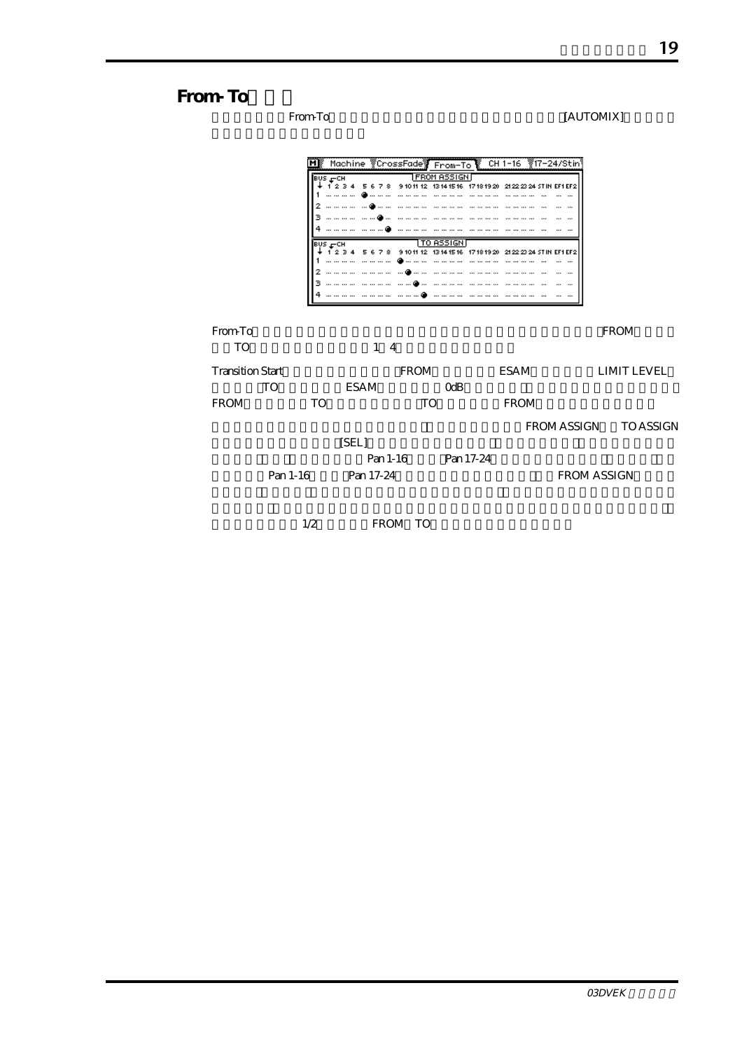## From-To

From-To [AUTOMIX]

From-To FROM TO 1 4

Transition Start FROM ESAM LIMIT LEVEL TO ESAM 0dB FROM TO TO FROM

FROM ASSIGN TO ASSIGN [SEL] Pan 1-16 Pan 17-24 Pan 1-16 Pan 17-24 FROM ASSIGN

1/2 FROM TO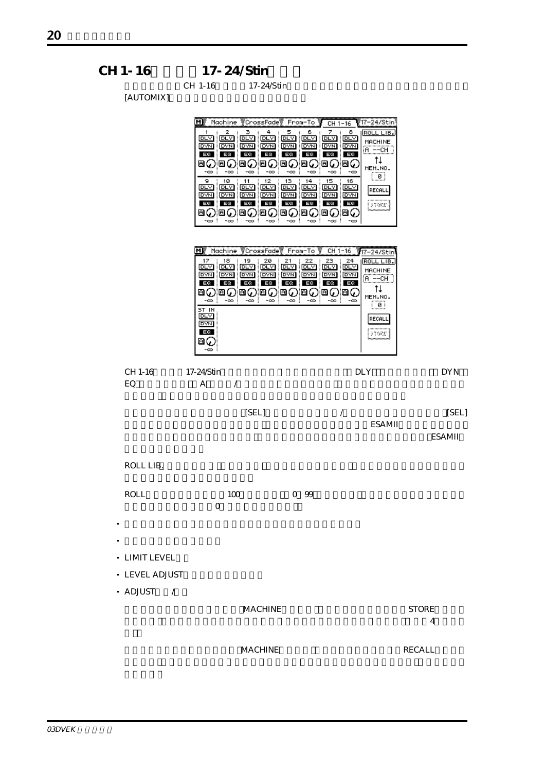## CH 1-16 17-24/Stin

CH 1-16 17-24/Stin
[AUTOMIX]

CH 1-16 17-24/Stin DLY DYN
EQ A /

[SEL] / [SEL]
ESAMII
ESAMII

ROLL LIB.

ROLL 100 0 99
0

- 
- 
- LIMIT LEVEL
- LEVEL ADJUST
- ADJUST /

MACHINE STORE
4

MACHINE RECALL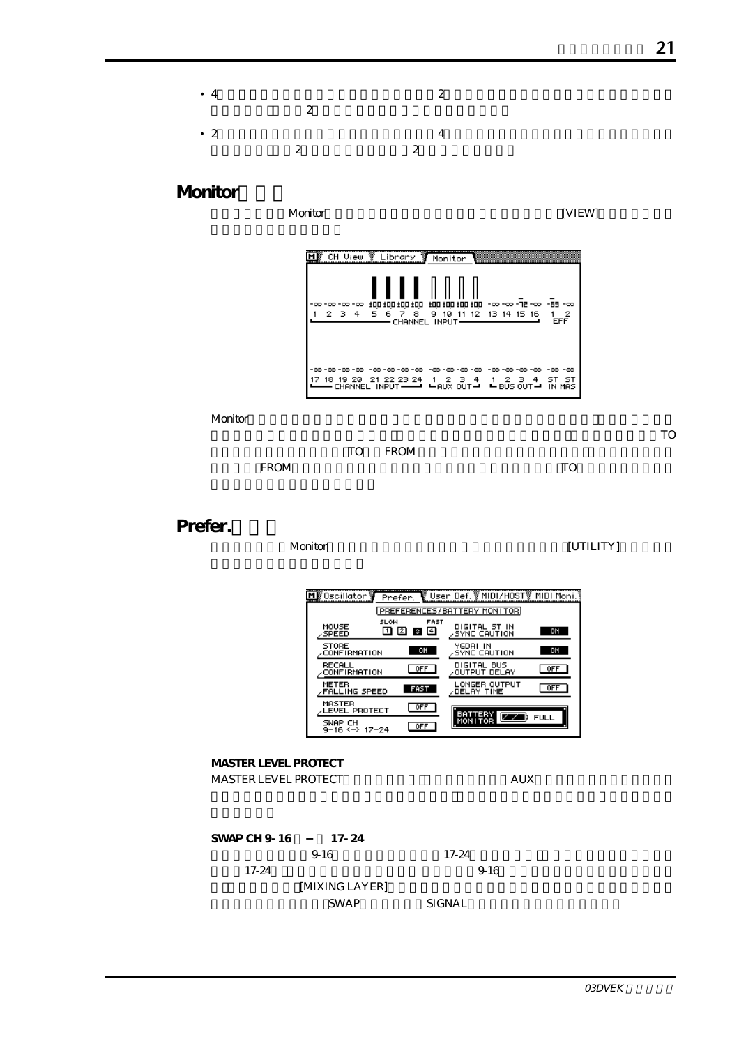・4　　　　　　　　　　　　　　　　　　2
　　　　2

・2　　　　　　　　　　　　　　　　　　4
　　　　2　　　　　　　2

## Monitor

Monitor　　　　　　　　　　　　　　　　　　　　　　[VIEW]

Monitor

TO

TO　FROM

FROM　　　　　　　　　　　　　　　　　　　　　　TO

## Prefer.

Monitor　　　　　　　　　　　　　　　　　　　　[UTILITY]

**MASTER LEVEL PROTECT**

MASTER LEVEL PROTECT　　　　　　　　　　　AUX

**SWAP CH 9-16　–　17-24**

9-16　　　　　　　　17-24

17-24　　　　　　　　　　　　　　9-16

[MIXING LAYER]

SWAP　　　　　SIGNAL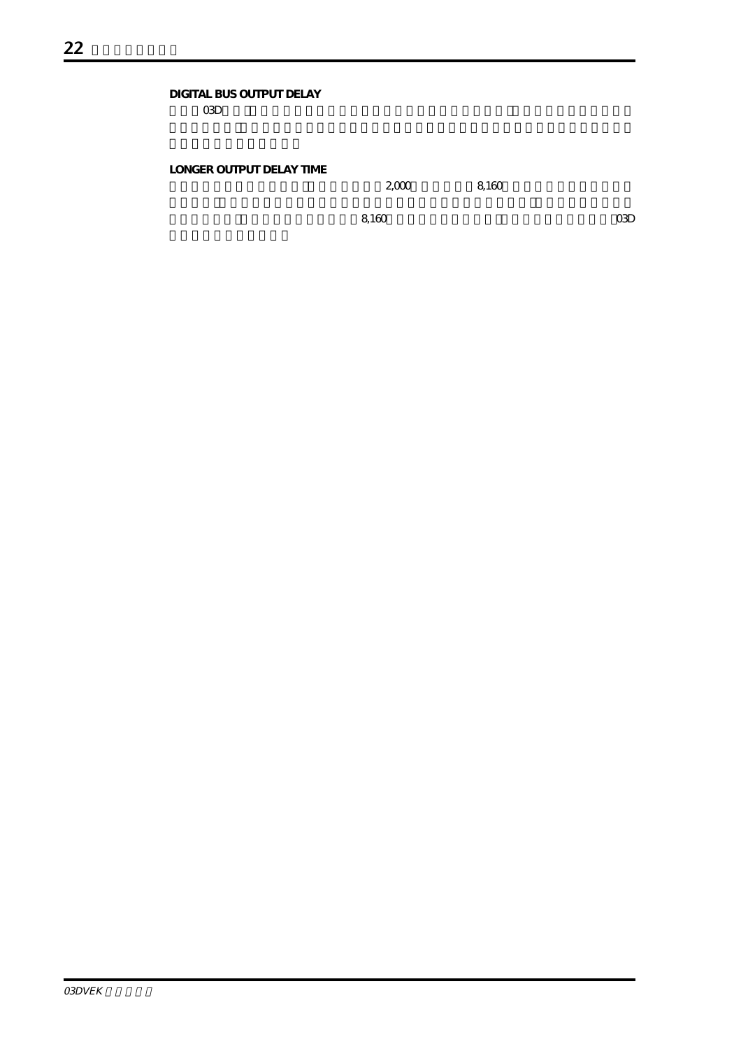**DIGITAL BUS OUTPUT DELAY**

03D

**LONGER OUTPUT DELAY TIME**

2,000 8,160

8,160 03D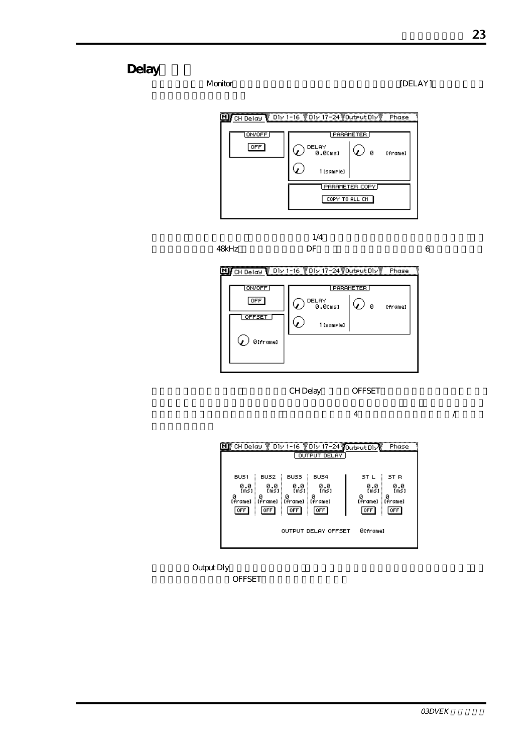## Delay

Monitor [DELAY]

1/4
48kHz DF 6

CH Delay OFFSET
4 /

Output Dly
OFFSET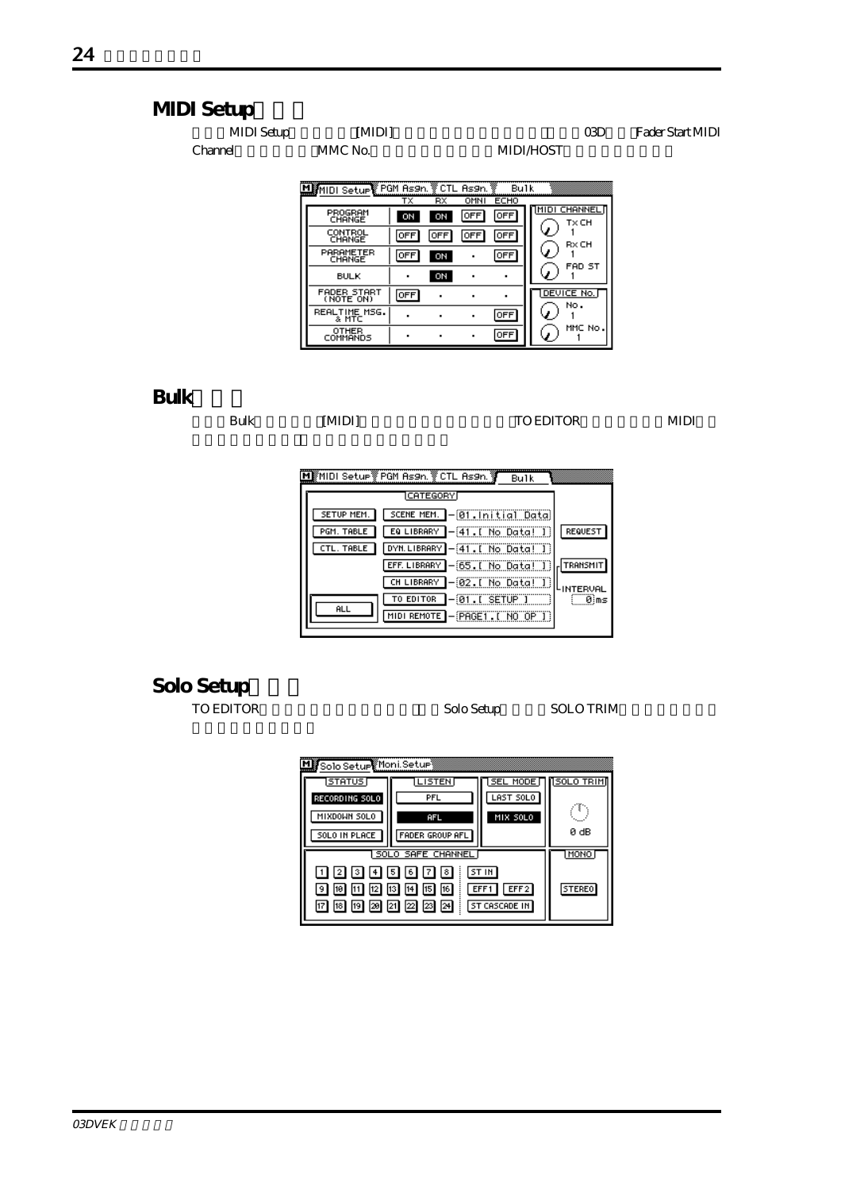## MIDI Setup

MIDI Setup [MIDI] 03D Fader Start MIDI Channel MMC No. MIDI/HOST

## Bulk

Bulk [MIDI] TO EDITOR MIDI

## Solo Setup

TO EDITOR Solo Setup SOLO TRIM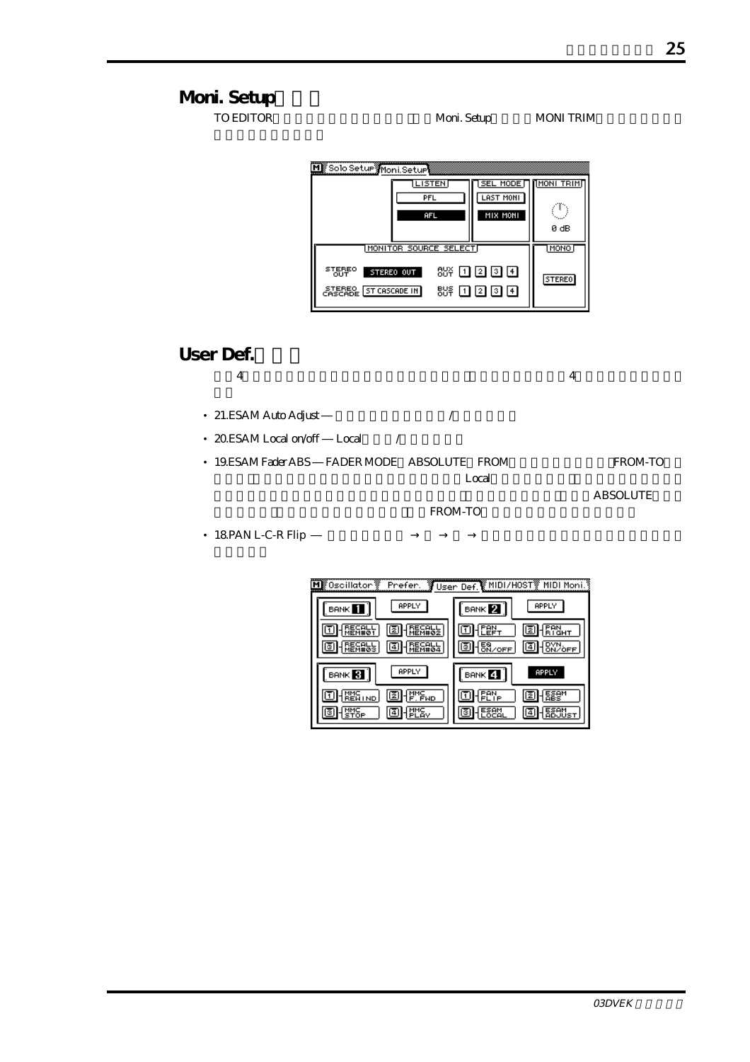## Moni. Setup

TO EDITOR Moni. Setup MONI TRIM

## User Def.

4 4

- 21.ESAM Auto Adjust — /
- 20.ESAM Local on/off — Local /
- 19.ESAM Fader ABS — FADER MODE ABSOLUTE FROM FROM-TO Local ABSOLUTE FROM-TO
- 18.PAN L-C-R Flip — → →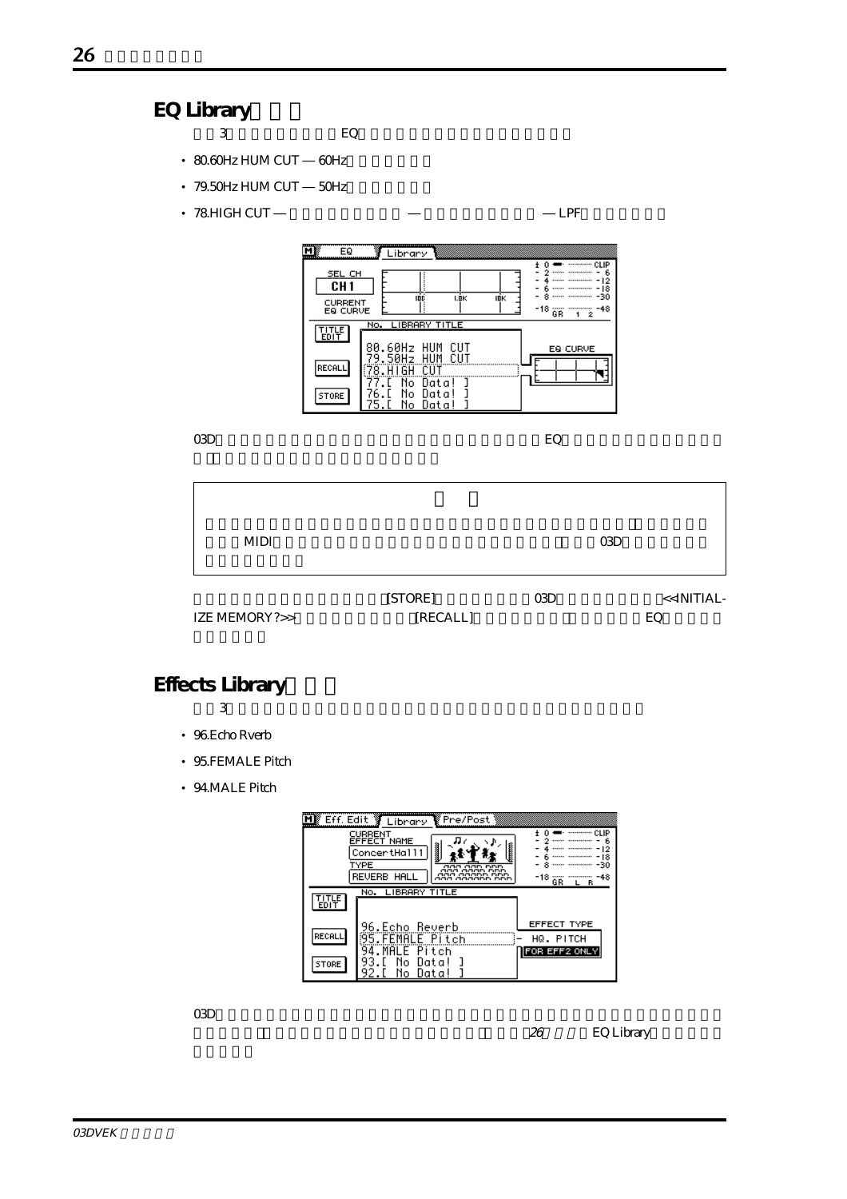## EQ Library

3 EQ

- 80.60Hz HUM CUT — 60Hz
- 79.50Hz HUM CUT — 50Hz
- 78.HIGH CUT — — — LPF

03D EQ

MIDI 03D

[STORE] 03D <<INITIAL-IZE MEMORY?>> [RECALL] EQ

## Effects Library

3

- 96.Echo Rverb
- 95.FEMALE Pitch
- 94.MALE Pitch

03D

26 EQ Library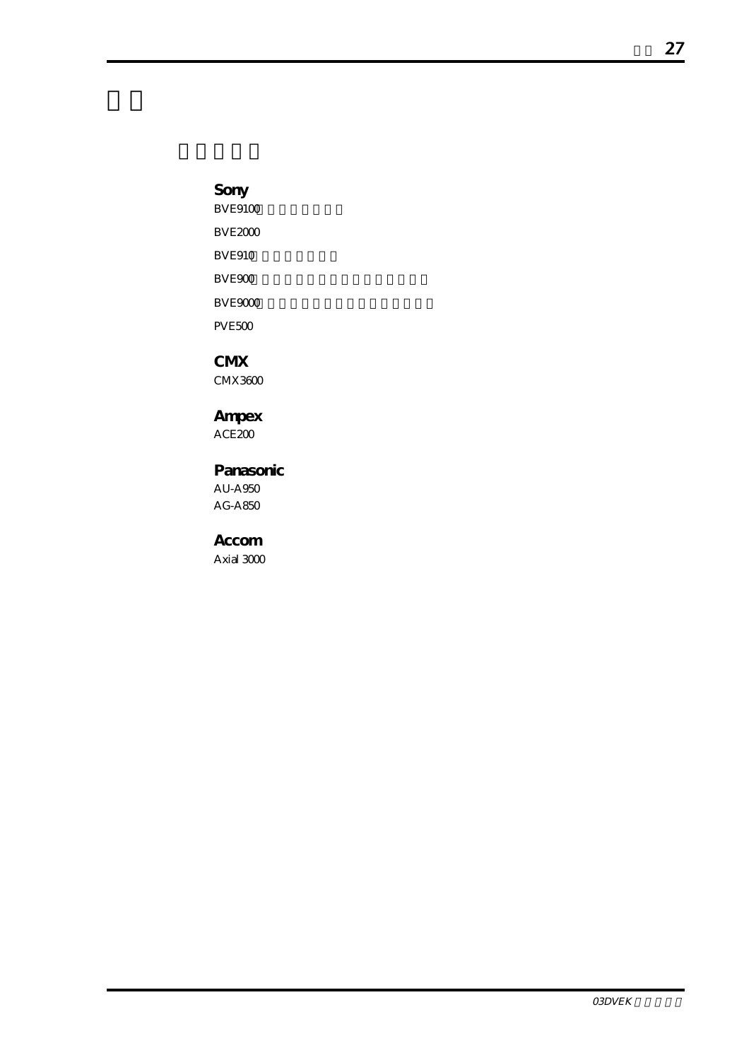# 付録

## 対応機種

### Sony

BVE9100

BVE2000

BVE910

BVE900

BVE9000

PVE500

### CMX

CMX3600

### Ampex

ACE200

### Panasonic

AU-A950
AG-A850

### Accom

Axial 3000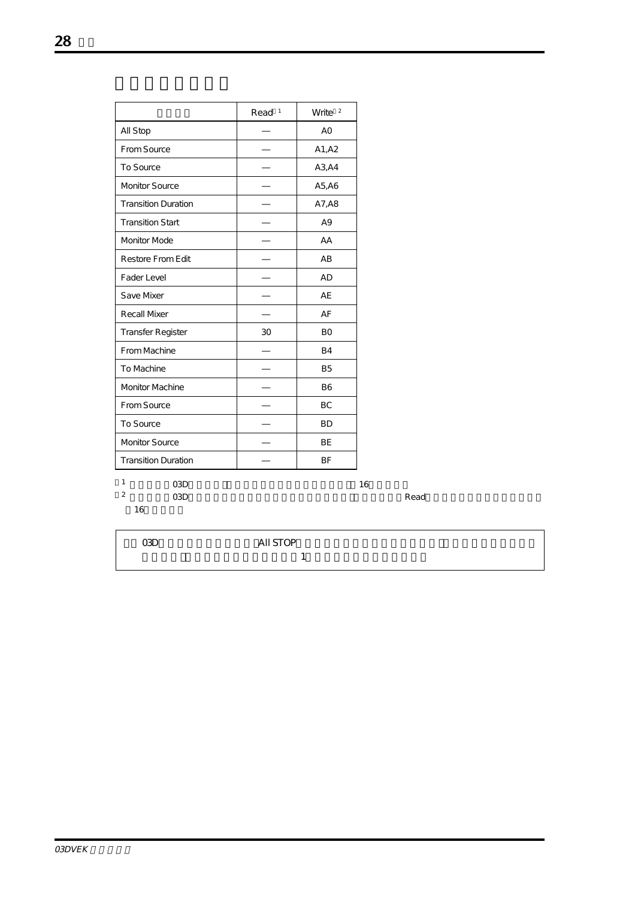|  | Read 1 | Write 2 |
| --- | --- | --- |
| All Stop | — | A0 |
| From Source | — | A1,A2 |
| To Source | — | A3,A4 |
| Monitor Source | — | A5,A6 |
| Transition Duration | — | A7,A8 |
| Transition Start | — | A9 |
| Monitor Mode | — | AA |
| Restore From Edit | — | AB |
| Fader Level | — | AD |
| Save Mixer | — | AE |
| Recall Mixer | — | AF |
| Transfer Register | 30 | B0 |
| From Machine | — | B4 |
| To Machine | — | B5 |
| Monitor Machine | — | B6 |
| From Source | — | BC |
| To Source | — | BD |
| Monitor Source | — | BE |
| Transition Duration | — | BF |

[1] 03D 16

[2] 03D Read 16

03D All STOP 1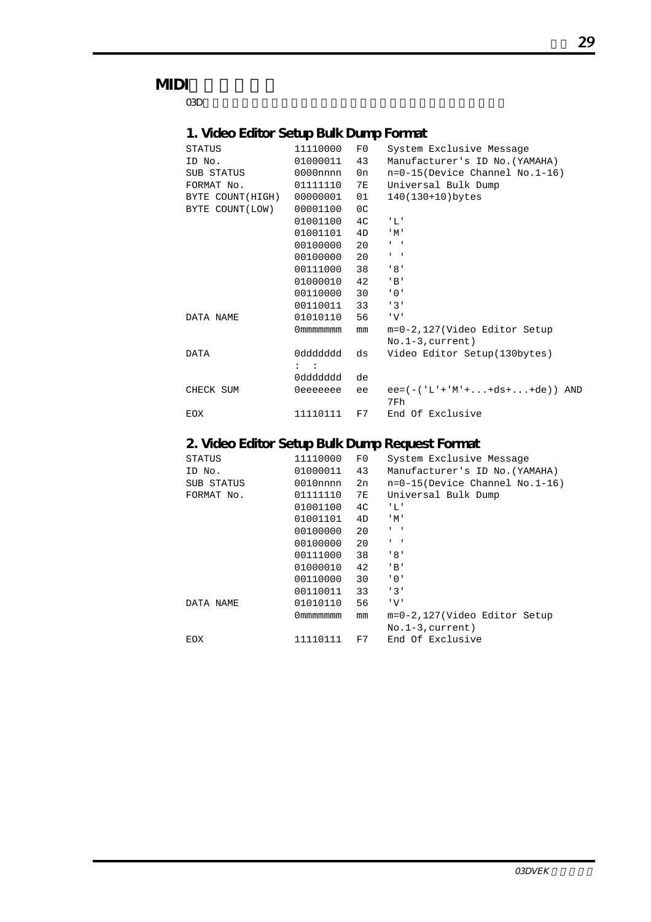## MIDI

03D

### 1. Video Editor Setup Bulk Dump Format

| | | | |
|---|---|---|---|
| STATUS | 11110000 | F0 | System Exclusive Message |
| ID No. | 01000011 | 43 | Manufacturer's ID No.(YAMAHA) |
| SUB STATUS | 0000nnnn | 0n | n=0-15(Device Channel No.1-16) |
| FORMAT No. | 01111110 | 7E | Universal Bulk Dump |
| BYTE COUNT(HIGH) | 00000001 | 01 | 140(130+10)bytes |
| BYTE COUNT(LOW) | 00001100 | 0C | |
| | 01001100 | 4C | 'L' |
| | 01001101 | 4D | 'M' |
| | 00100000 | 20 | ' ' |
| | 00100000 | 20 | ' ' |
| | 00111000 | 38 | '8' |
| | 01000010 | 42 | 'B' |
| | 00110000 | 30 | '0' |
| | 00110011 | 33 | '3' |
| DATA NAME | 01010110 | 56 | 'V' |
| | 0mmmmmmm | mm | m=0-2,127(Video Editor Setup No.1-3,current) |
| DATA | 0ddddddd | ds | Video Editor Setup(130bytes) |
| | : : | | |
| | 0ddddddd | de | |
| CHECK SUM | 0eeeeeee | ee | ee=(-('L'+'M'+...+ds+...+de)) AND 7Fh |
| EOX | 11110111 | F7 | End Of Exclusive |

### 2. Video Editor Setup Bulk Dump Request Format

| | | | |
|---|---|---|---|
| STATUS | 11110000 | F0 | System Exclusive Message |
| ID No. | 01000011 | 43 | Manufacturer's ID No.(YAMAHA) |
| SUB STATUS | 0010nnnn | 2n | n=0-15(Device Channel No.1-16) |
| FORMAT No. | 01111110 | 7E | Universal Bulk Dump |
| | 01001100 | 4C | 'L' |
| | 01001101 | 4D | 'M' |
| | 00100000 | 20 | ' ' |
| | 00100000 | 20 | ' ' |
| | 00111000 | 38 | '8' |
| | 01000010 | 42 | 'B' |
| | 00110000 | 30 | '0' |
| | 00110011 | 33 | '3' |
| DATA NAME | 01010110 | 56 | 'V' |
| | 0mmmmmmm | mm | m=0-2,127(Video Editor Setup No.1-3,current) |
| EOX | 11110111 | F7 | End Of Exclusive |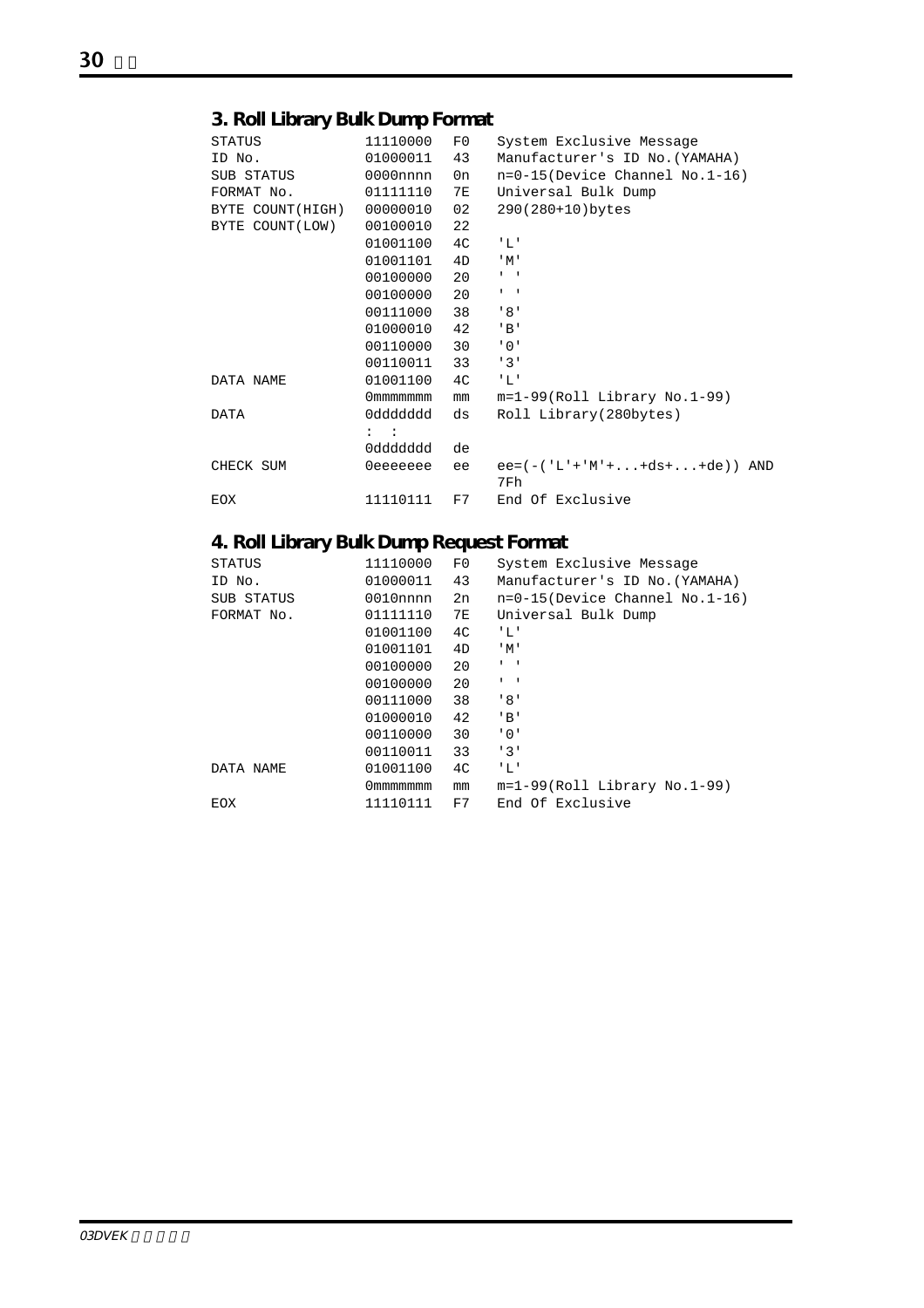### 3. Roll Library Bulk Dump Format

| | | | |
|---|---|---|---|
| STATUS | 11110000 | F0 | System Exclusive Message |
| ID No. | 01000011 | 43 | Manufacturer's ID No.(YAMAHA) |
| SUB STATUS | 0000nnnn | 0n | n=0-15(Device Channel No.1-16) |
| FORMAT No. | 01111110 | 7E | Universal Bulk Dump |
| BYTE COUNT(HIGH) | 00000010 | 02 | 290(280+10)bytes |
| BYTE COUNT(LOW) | 00100010 | 22 | |
| | 01001100 | 4C | 'L' |
| | 01001101 | 4D | 'M' |
| | 00100000 | 20 | ' ' |
| | 00100000 | 20 | ' ' |
| | 00111000 | 38 | '8' |
| | 01000010 | 42 | 'B' |
| | 00110000 | 30 | '0' |
| | 00110011 | 33 | '3' |
| DATA NAME | 01001100 | 4C | 'L' |
| | 0mmmmmmm | mm | m=1-99(Roll Library No.1-99) |
| DATA | 0ddddddd | ds | Roll Library(280bytes) |
| | : : | | |
| | 0ddddddd | de | |
| CHECK SUM | 0eeeeeee | ee | ee=(-('L'+'M'+...+ds+...+de)) AND 7Fh |
| EOX | 11110111 | F7 | End Of Exclusive |

### 4. Roll Library Bulk Dump Request Format

| | | | |
|---|---|---|---|
| STATUS | 11110000 | F0 | System Exclusive Message |
| ID No. | 01000011 | 43 | Manufacturer's ID No.(YAMAHA) |
| SUB STATUS | 0010nnnn | 2n | n=0-15(Device Channel No.1-16) |
| FORMAT No. | 01111110 | 7E | Universal Bulk Dump |
| | 01001100 | 4C | 'L' |
| | 01001101 | 4D | 'M' |
| | 00100000 | 20 | ' ' |
| | 00100000 | 20 | ' ' |
| | 00111000 | 38 | '8' |
| | 01000010 | 42 | 'B' |
| | 00110000 | 30 | '0' |
| | 00110011 | 33 | '3' |
| DATA NAME | 01001100 | 4C | 'L' |
| | 0mmmmmmm | mm | m=1-99(Roll Library No.1-99) |
| EOX | 11110111 | F7 | End Of Exclusive |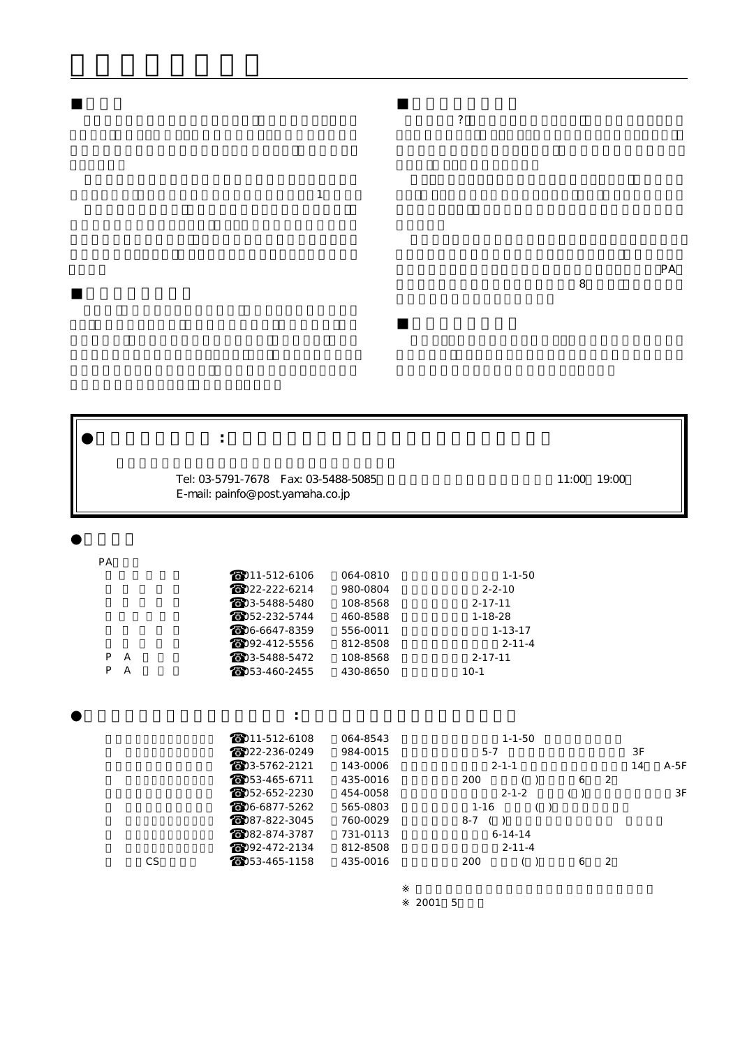■

?

1

PA

8

■

■

■

● :

Tel: 03-5791-7678 Fax: 03-5488-5085 11:00 19:00
E-mail: painfo@post.yamaha.co.jp

●

PA

| | | | |
|---|---|---|---|
| | ☎011-512-6106 | 064-0810 | 1-1-50 |
| | ☎022-222-6214 | 980-0804 | 2-2-10 |
| | ☎03-5488-5480 | 108-8568 | 2-17-11 |
| | ☎052-232-5744 | 460-8588 | 1-18-28 |
| | ☎06-6647-8359 | 556-0011 | 1-13-17 |
| | ☎092-412-5556 | 812-8508 | 2-11-4 |
| PA | ☎03-5488-5472 | 108-8568 | 2-17-11 |
| PA | ☎053-460-2455 | 430-8650 | 10-1 |

● :

| | | | |
|---|---|---|---|
| | ☎011-512-6108 | 064-8543 | 1-1-50 |
| | ☎022-236-0249 | 984-0015 | 5-7 3F |
| | ☎03-5762-2121 | 143-0006 | 2-1-1 14 A-5F |
| | ☎053-465-6711 | 435-0016 | 200 ( ) 6 2 |
| | ☎052-652-2230 | 454-0058 | 2-1-2 ( ) 3F |
| | ☎06-6877-5262 | 565-0803 | 1-16 ( ) |
| | ☎087-822-3045 | 760-0029 | 8-7 ( ) |
| | ☎082-874-3787 | 731-0113 | 6-14-14 |
| | ☎092-472-2134 | 812-8508 | 2-11-4 |
| CS | ☎053-465-1158 | 435-0016 | 200 ( ) 6 2 |

※

※ 2001 5